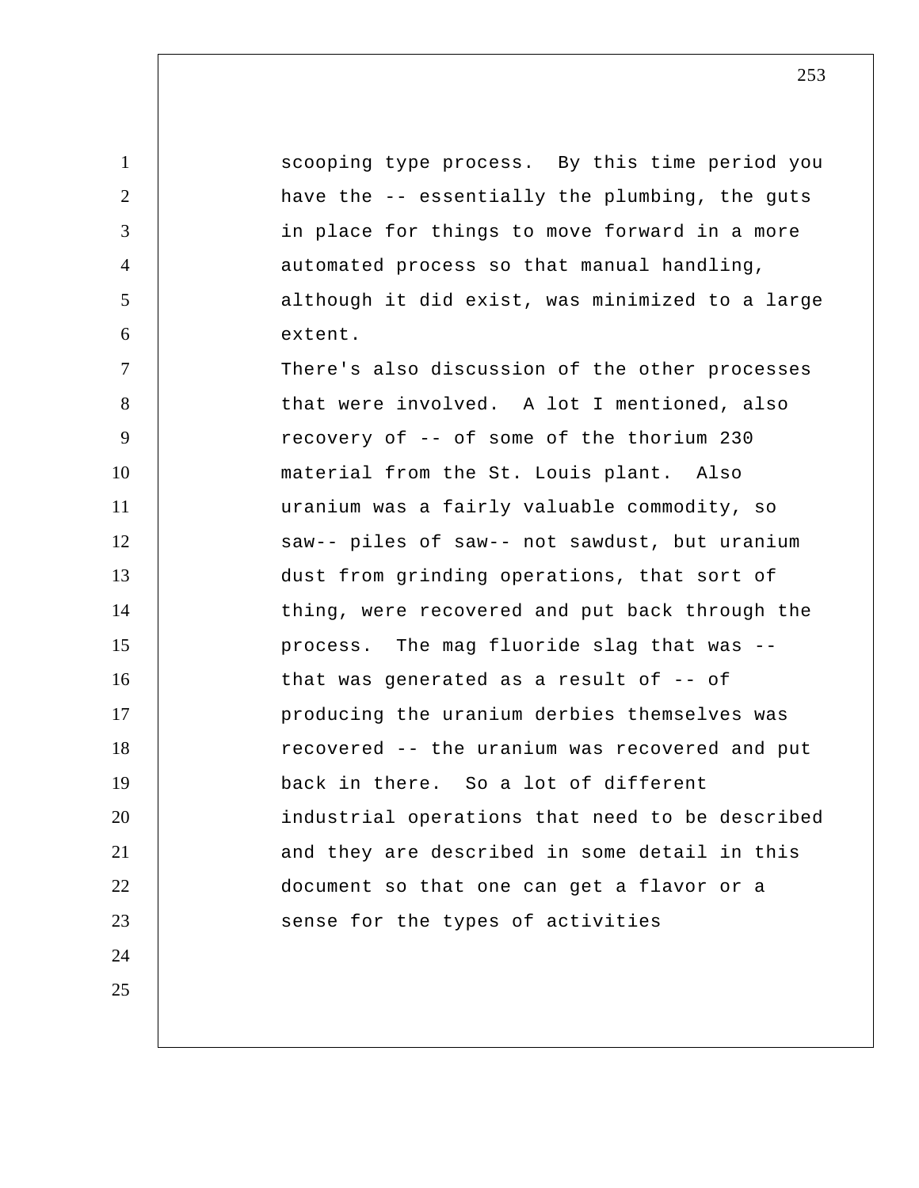scooping type process. By this time period you have the -- essentially the plumbing, the guts in place for things to move forward in a more automated process so that manual handling, although it did exist, was minimized to a large extent.

There's also discussion of the other processes that were involved. A lot I mentioned, also recovery of -- of some of the thorium 230 material from the St. Louis plant. Also uranium was a fairly valuable commodity, so saw-- piles of saw-- not sawdust, but uranium dust from grinding operations, that sort of thing, were recovered and put back through the process. The mag fluoride slag that was -- that was generated as a result of -- of producing the uranium derbies themselves was recovered -- the uranium was recovered and put back in there. So a lot of different industrial operations that need to be described and they are described in some detail in this document so that one can get a flavor or a sense for the types of activities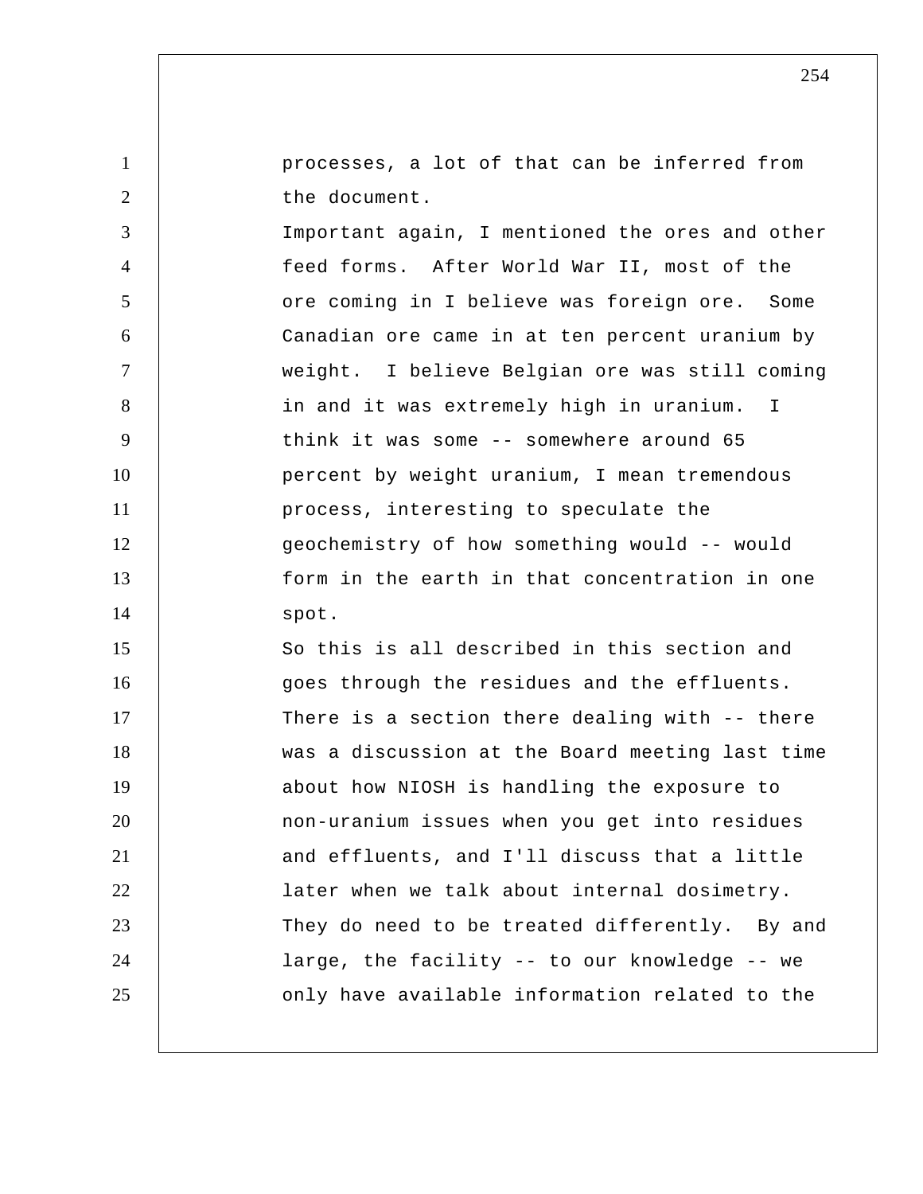processes, a lot of that can be inferred from the document.

Important again, I mentioned the ores and other feed forms. After World War II, most of the ore coming in I believe was foreign ore. Some Canadian ore came in at ten percent uranium by weight. I believe Belgian ore was still coming in and it was extremely high in uranium. I think it was some -- somewhere around 65 percent by weight uranium, I mean tremendous process, interesting to speculate the geochemistry of how something would -- would form in the earth in that concentration in one spot.

So this is all described in this section and goes through the residues and the effluents. There is a section there dealing with -- there was a discussion at the Board meeting last time about how NIOSH is handling the exposure to non-uranium issues when you get into residues and effluents, and I'll discuss that a little later when we talk about internal dosimetry. They do need to be treated differently. By and large, the facility -- to our knowledge -- we only have available information related to the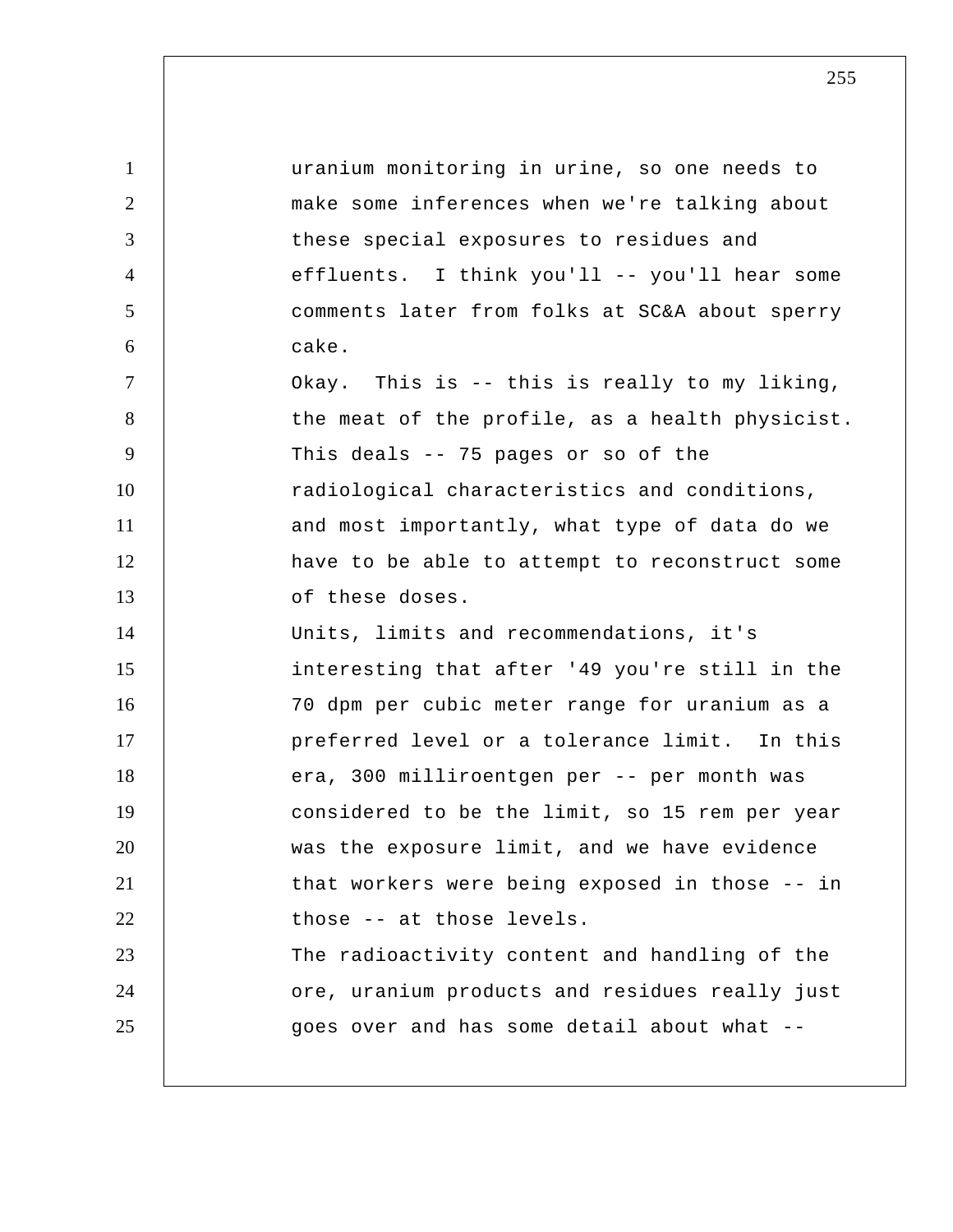uranium monitoring in urine, so one needs to make some inferences when we're talking about these special exposures to residues and effluents. I think you'll -- you'll hear some comments later from folks at SC&A about sperry cake.

Okay. This is -- this is really to my liking, the meat of the profile, as a health physicist. This deals -- 75 pages or so of the radiological characteristics and conditions, and most importantly, what type of data do we have to be able to attempt to reconstruct some of these doses.

Units, limits and recommendations, it's interesting that after '49 you're still in the 70 dpm per cubic meter range for uranium as a preferred level or a tolerance limit. In this era, 300 milliroentgen per -- per month was considered to be the limit, so 15 rem per year was the exposure limit, and we have evidence that workers were being exposed in those -- in those -- at those levels.

The radioactivity content and handling of the ore, uranium products and residues really just goes over and has some detail about what --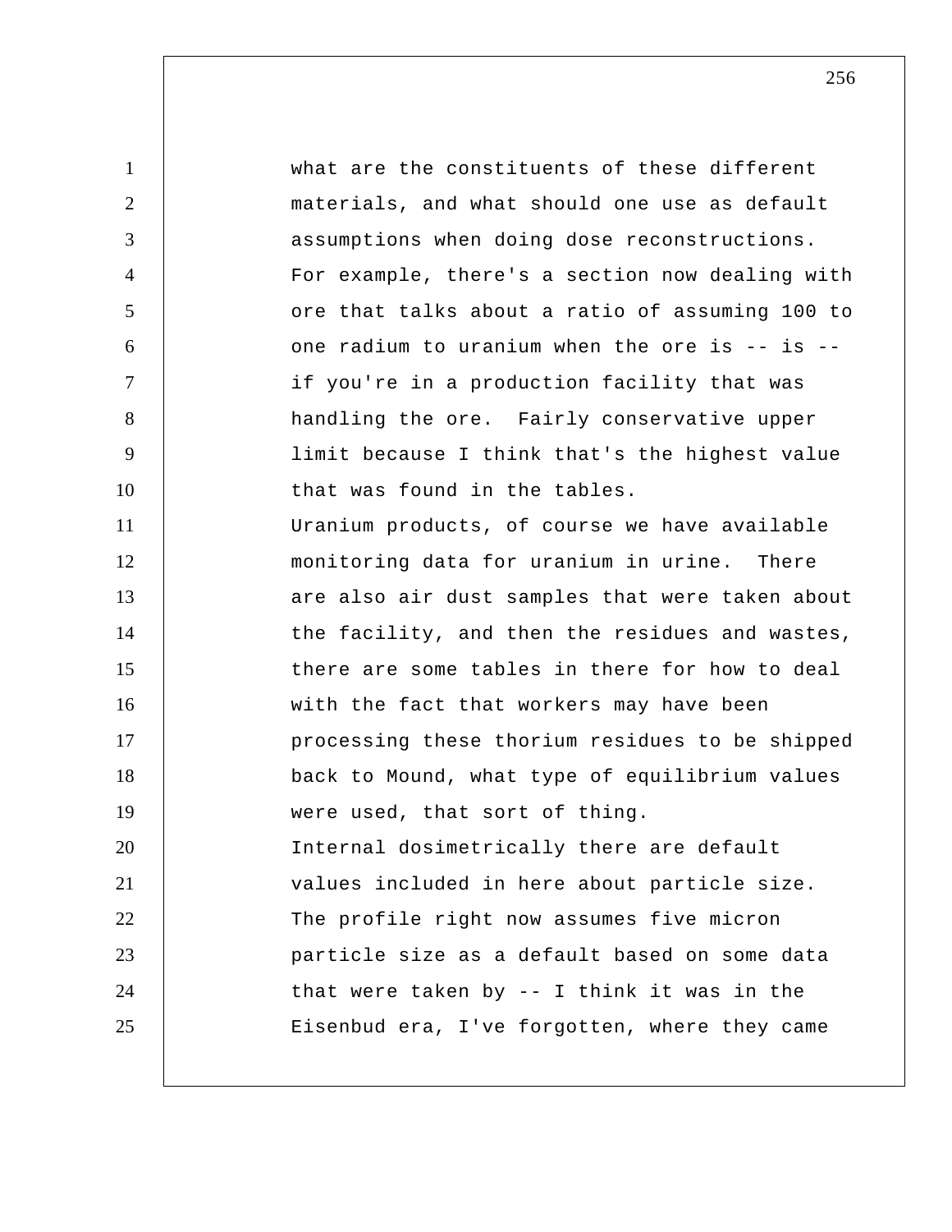what are the constituents of these different materials, and what should one use as default assumptions when doing dose reconstructions. For example, there's a section now dealing with ore that talks about a ratio of assuming 100 to one radium to uranium when the ore is -- is -- if you're in a production facility that was handling the ore. Fairly conservative upper limit because I think that's the highest value that was found in the tables.

Uranium products, of course we have available monitoring data for uranium in urine. There are also air dust samples that were taken about the facility, and then the residues and wastes, there are some tables in there for how to deal with the fact that workers may have been processing these thorium residues to be shipped back to Mound, what type of equilibrium values were used, that sort of thing.

Internal dosimetrically there are default values included in here about particle size. The profile right now assumes five micron particle size as a default based on some data that were taken by -- I think it was in the Eisenbud era, I've forgotten, where they came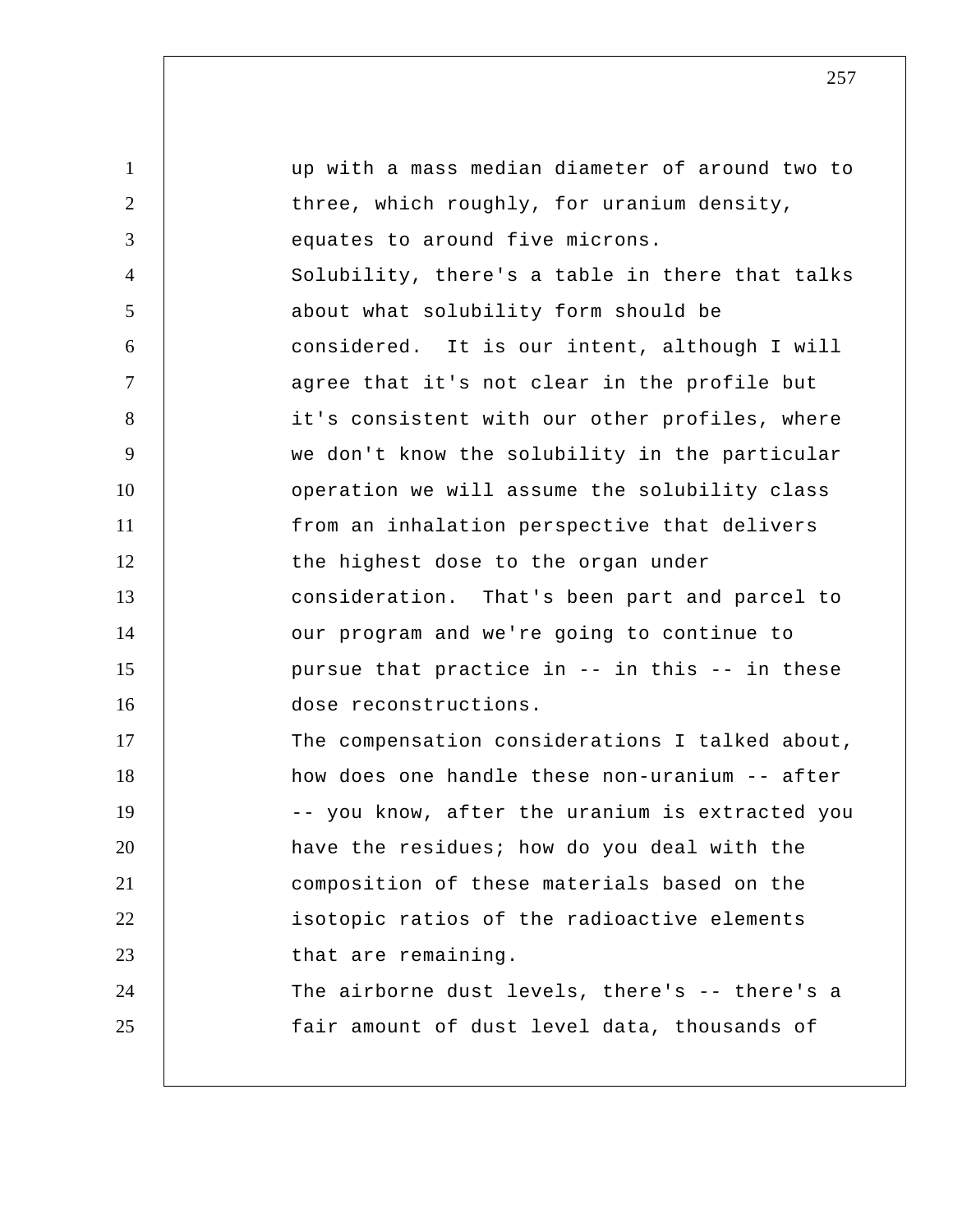up with a mass median diameter of around two to three, which roughly, for uranium density, equates to around five microns.

Solubility, there's a table in there that talks about what solubility form should be considered. It is our intent, although I will agree that it's not clear in the profile but it's consistent with our other profiles, where we don't know the solubility in the particular operation we will assume the solubility class from an inhalation perspective that delivers the highest dose to the organ under consideration. That's been part and parcel to our program and we're going to continue to pursue that practice in -- in this -- in these dose reconstructions.

The compensation considerations I talked about, how does one handle these non-uranium -- after -- you know, after the uranium is extracted you have the residues; how do you deal with the composition of these materials based on the isotopic ratios of the radioactive elements that are remaining.

The airborne dust levels, there's -- there's a fair amount of dust level data, thousands of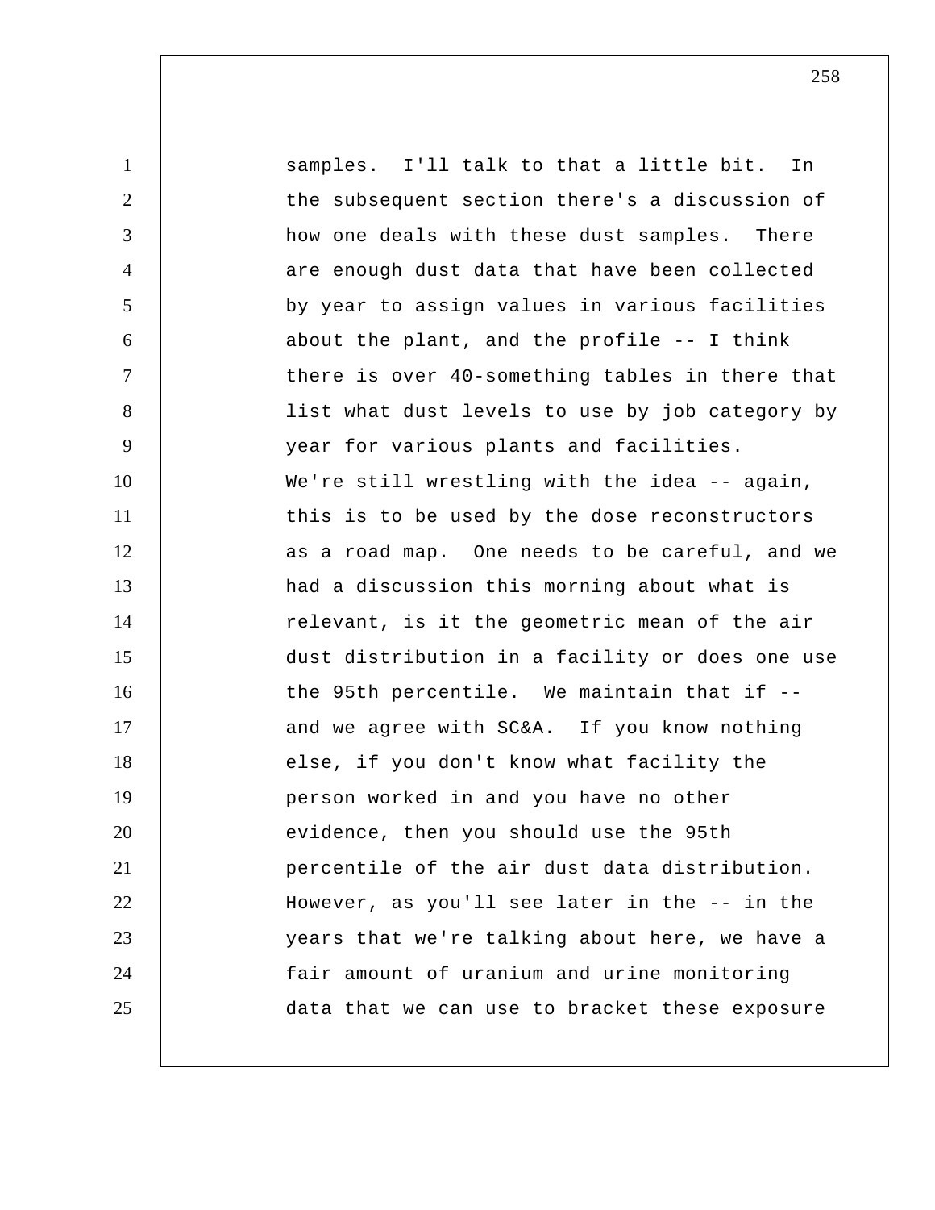samples. I'll talk to that a little bit. In the subsequent section there's a discussion of how one deals with these dust samples. There are enough dust data that have been collected by year to assign values in various facilities about the plant, and the profile -- I think there is over 40-something tables in there that list what dust levels to use by job category by year for various plants and facilities.

We're still wrestling with the idea -- again, this is to be used by the dose reconstructors as a road map. One needs to be careful, and we had a discussion this morning about what is relevant, is it the geometric mean of the air dust distribution in a facility or does one use the 95th percentile. We maintain that if -- and we agree with SC&A. If you know nothing else, if you don't know what facility the person worked in and you have no other evidence, then you should use the 95th percentile of the air dust data distribution. However, as you'll see later in the -- in the years that we're talking about here, we have a fair amount of uranium and urine monitoring data that we can use to bracket these exposure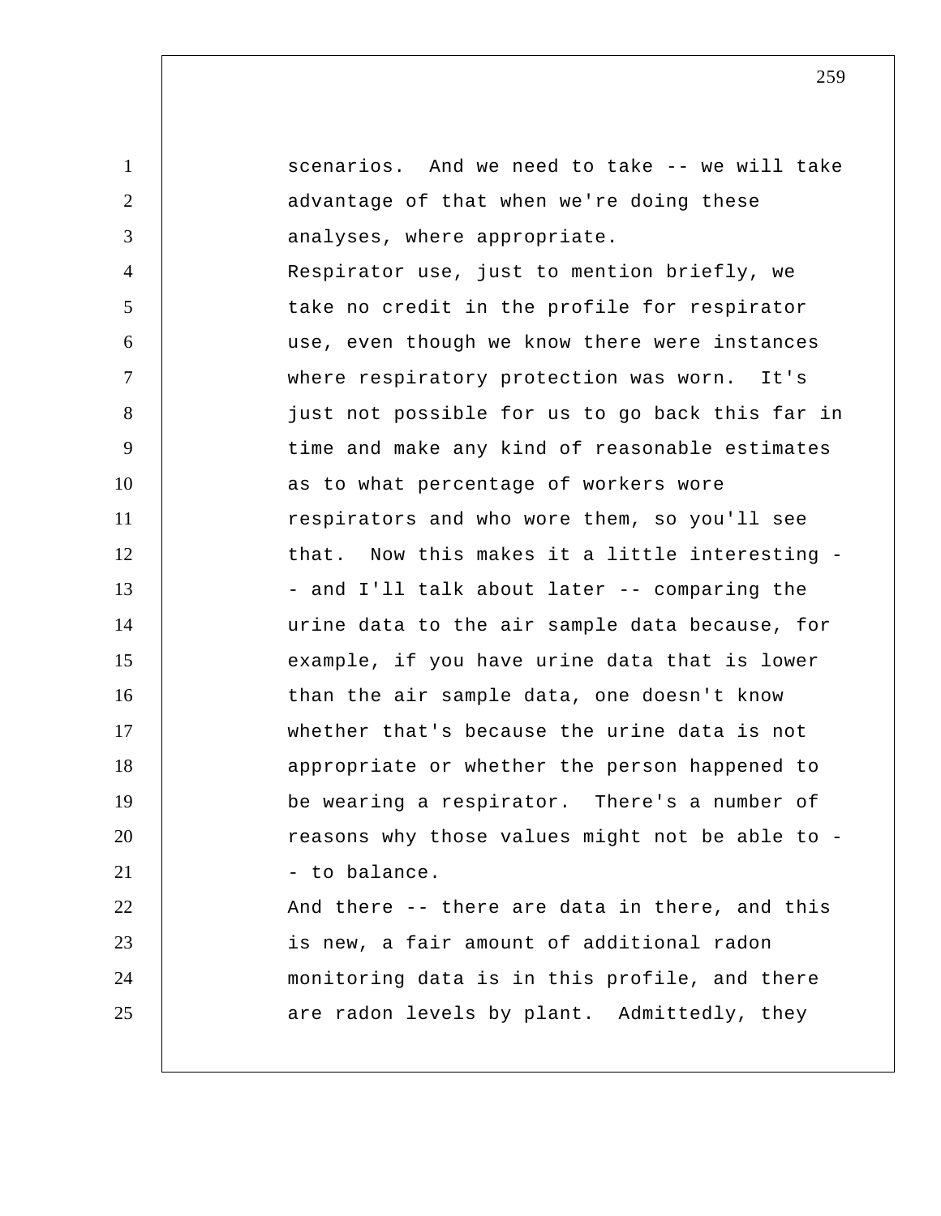scenarios. And we need to take -- we will take advantage of that when we're doing these analyses, where appropriate.

Respirator use, just to mention briefly, we take no credit in the profile for respirator use, even though we know there were instances where respiratory protection was worn. It's just not possible for us to go back this far in time and make any kind of reasonable estimates as to what percentage of workers wore respirators and who wore them, so you'll see that. Now this makes it a little interesting -- and I'll talk about later -- comparing the urine data to the air sample data because, for example, if you have urine data that is lower than the air sample data, one doesn't know whether that's because the urine data is not appropriate or whether the person happened to be wearing a respirator. There's a number of reasons why those values might not be able to -- to balance.

And there -- there are data in there, and this is new, a fair amount of additional radon monitoring data is in this profile, and there are radon levels by plant. Admittedly, they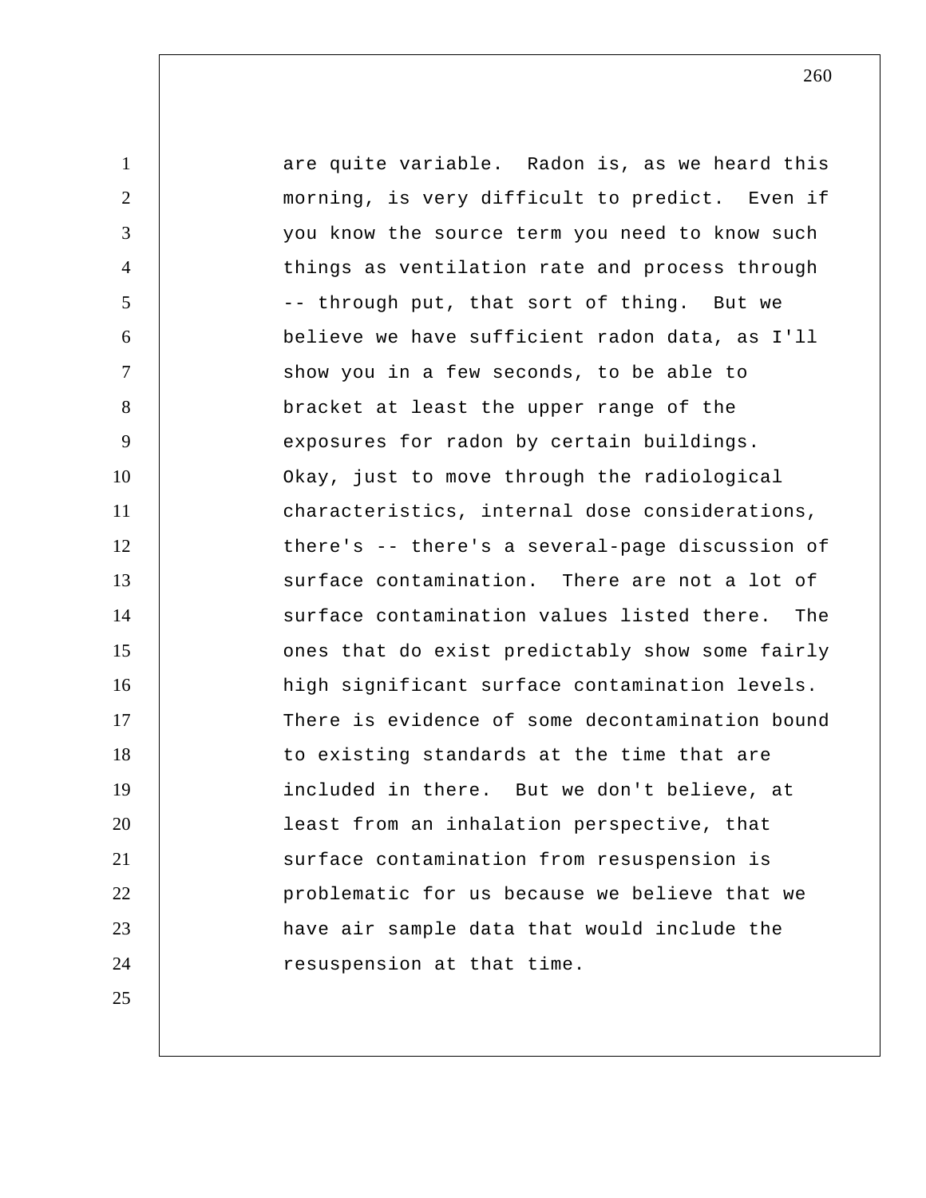are quite variable. Radon is, as we heard this morning, is very difficult to predict. Even if you know the source term you need to know such things as ventilation rate and process through -- through put, that sort of thing. But we believe we have sufficient radon data, as I'll show you in a few seconds, to be able to bracket at least the upper range of the exposures for radon by certain buildings.

Okay, just to move through the radiological characteristics, internal dose considerations, there's -- there's a several-page discussion of surface contamination. There are not a lot of surface contamination values listed there. The ones that do exist predictably show some fairly high significant surface contamination levels. There is evidence of some decontamination bound to existing standards at the time that are included in there. But we don't believe, at least from an inhalation perspective, that surface contamination from resuspension is problematic for us because we believe that we have air sample data that would include the resuspension at that time.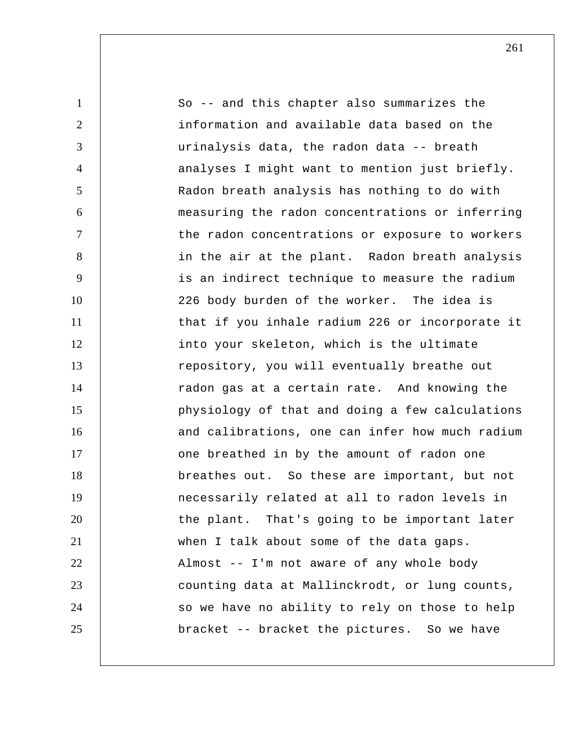So -- and this chapter also summarizes the information and available data based on the urinalysis data, the radon data -- breath analyses I might want to mention just briefly. Radon breath analysis has nothing to do with measuring the radon concentrations or inferring the radon concentrations or exposure to workers in the air at the plant. Radon breath analysis is an indirect technique to measure the radium 226 body burden of the worker. The idea is that if you inhale radium 226 or incorporate it into your skeleton, which is the ultimate repository, you will eventually breathe out radon gas at a certain rate. And knowing the physiology of that and doing a few calculations and calibrations, one can infer how much radium one breathed in by the amount of radon one breathes out. So these are important, but not necessarily related at all to radon levels in the plant. That's going to be important later when I talk about some of the data gaps. Almost -- I'm not aware of any whole body counting data at Mallinckrodt, or lung counts, so we have no ability to rely on those to help bracket -- bracket the pictures. So we have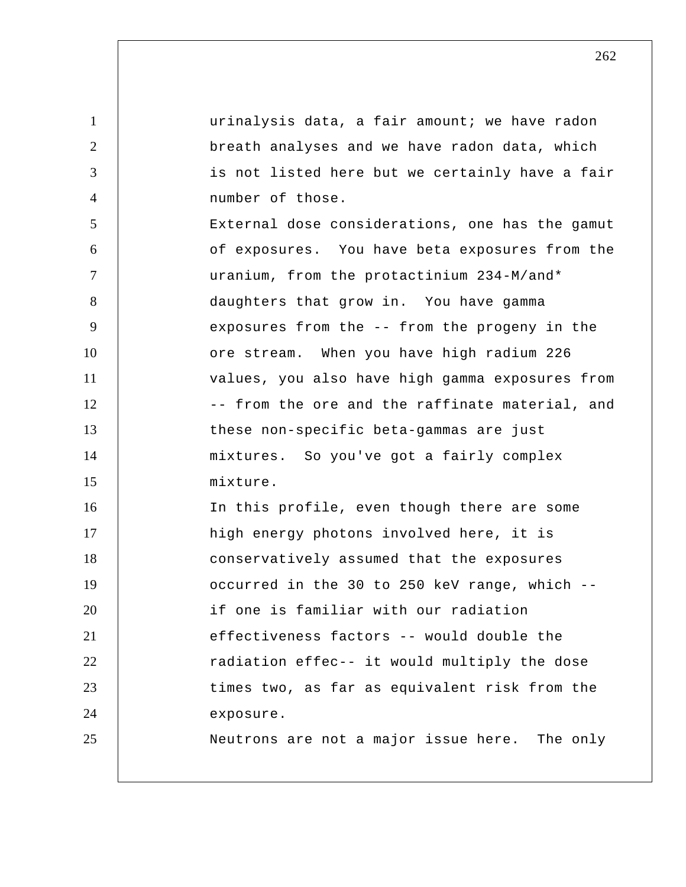urinalysis data, a fair amount; we have radon breath analyses and we have radon data, which is not listed here but we certainly have a fair number of those.

External dose considerations, one has the gamut of exposures. You have beta exposures from the uranium, from the protactinium 234-M/and* daughters that grow in. You have gamma exposures from the -- from the progeny in the ore stream. When you have high radium 226 values, you also have high gamma exposures from -- from the ore and the raffinate material, and these non-specific beta-gammas are just mixtures. So you've got a fairly complex mixture.

In this profile, even though there are some high energy photons involved here, it is conservatively assumed that the exposures occurred in the 30 to 250 keV range, which -- if one is familiar with our radiation effectiveness factors -- would double the radiation effec-- it would multiply the dose times two, as far as equivalent risk from the exposure.

Neutrons are not a major issue here. The only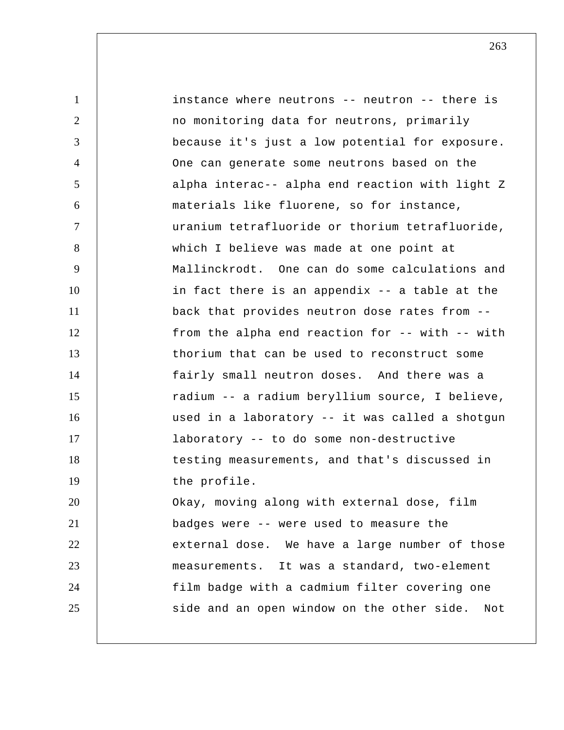instance where neutrons -- neutron -- there is no monitoring data for neutrons, primarily because it's just a low potential for exposure. One can generate some neutrons based on the alpha interac-- alpha end reaction with light Z materials like fluorene, so for instance, uranium tetrafluoride or thorium tetrafluoride, which I believe was made at one point at Mallinckrodt. One can do some calculations and in fact there is an appendix -- a table at the back that provides neutron dose rates from -- from the alpha end reaction for -- with -- with thorium that can be used to reconstruct some fairly small neutron doses. And there was a radium -- a radium beryllium source, I believe, used in a laboratory -- it was called a shotgun laboratory -- to do some non-destructive testing measurements, and that's discussed in the profile.

Okay, moving along with external dose, film badges were -- were used to measure the external dose. We have a large number of those measurements. It was a standard, two-element film badge with a cadmium filter covering one side and an open window on the other side. Not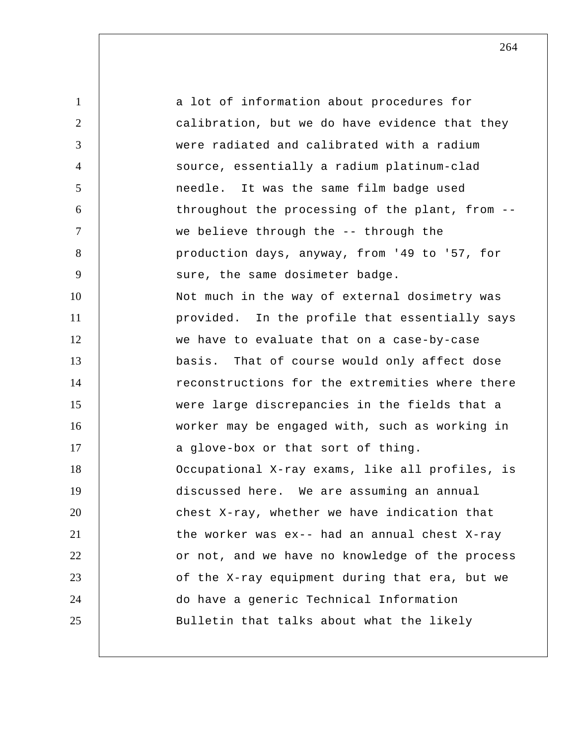a lot of information about procedures for calibration, but we do have evidence that they were radiated and calibrated with a radium source, essentially a radium platinum-clad needle. It was the same film badge used throughout the processing of the plant, from -- we believe through the -- through the production days, anyway, from '49 to '57, for sure, the same dosimeter badge.

Not much in the way of external dosimetry was provided. In the profile that essentially says we have to evaluate that on a case-by-case basis. That of course would only affect dose reconstructions for the extremities where there were large discrepancies in the fields that a worker may be engaged with, such as working in a glove-box or that sort of thing.

Occupational X-ray exams, like all profiles, is discussed here. We are assuming an annual chest X-ray, whether we have indication that the worker was ex-- had an annual chest X-ray or not, and we have no knowledge of the process of the X-ray equipment during that era, but we do have a generic Technical Information Bulletin that talks about what the likely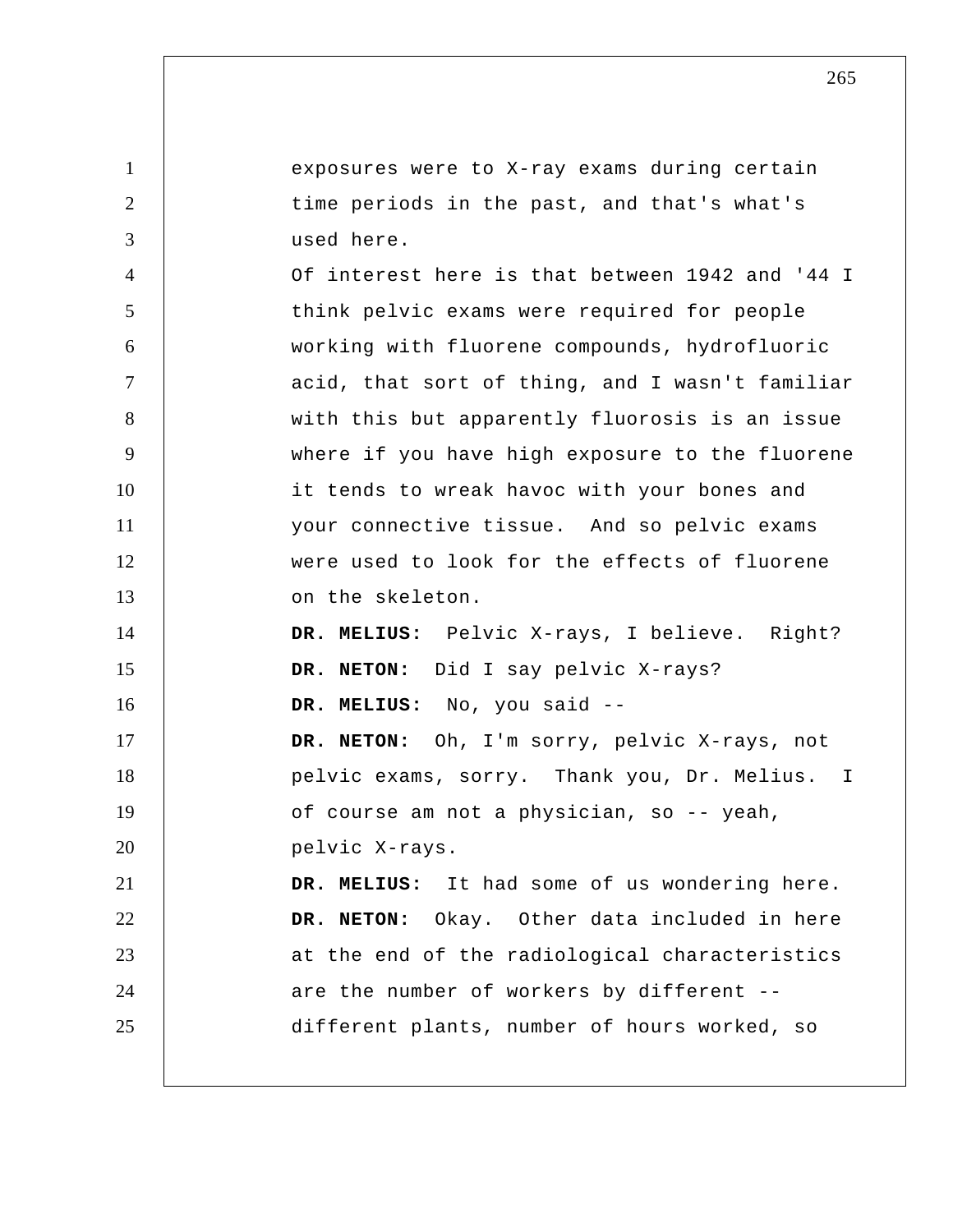exposures were to X-ray exams during certain time periods in the past, and that's what's used here.

Of interest here is that between 1942 and '44 I think pelvic exams were required for people working with fluorene compounds, hydrofluoric acid, that sort of thing, and I wasn't familiar with this but apparently fluorosis is an issue where if you have high exposure to the fluorene it tends to wreak havoc with your bones and your connective tissue. And so pelvic exams were used to look for the effects of fluorene on the skeleton.

**DR. MELIUS:** Pelvic X-rays, I believe. Right?

**DR. NETON:** Did I say pelvic X-rays?

**DR. MELIUS:** No, you said --

**DR. NETON:** Oh, I'm sorry, pelvic X-rays, not pelvic exams, sorry. Thank you, Dr. Melius. I of course am not a physician, so -- yeah, pelvic X-rays.

**DR. MELIUS:** It had some of us wondering here.

**DR. NETON:** Okay. Other data included in here at the end of the radiological characteristics are the number of workers by different -- different plants, number of hours worked, so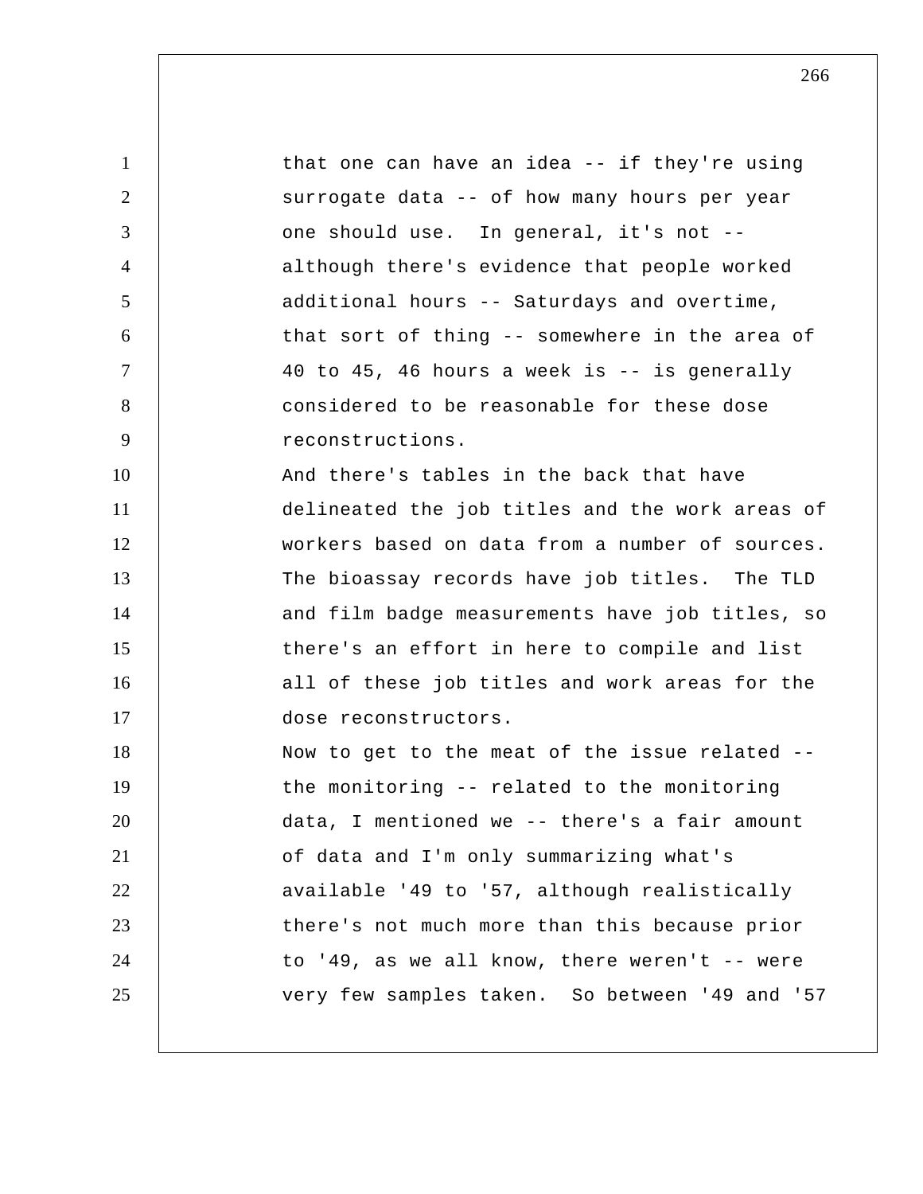that one can have an idea -- if they're using surrogate data -- of how many hours per year one should use. In general, it's not -- although there's evidence that people worked additional hours -- Saturdays and overtime, that sort of thing -- somewhere in the area of 40 to 45, 46 hours a week is -- is generally considered to be reasonable for these dose reconstructions.

And there's tables in the back that have delineated the job titles and the work areas of workers based on data from a number of sources. The bioassay records have job titles. The TLD and film badge measurements have job titles, so there's an effort in here to compile and list all of these job titles and work areas for the dose reconstructors.

Now to get to the meat of the issue related -- the monitoring -- related to the monitoring data, I mentioned we -- there's a fair amount of data and I'm only summarizing what's available '49 to '57, although realistically there's not much more than this because prior to '49, as we all know, there weren't -- were very few samples taken. So between '49 and '57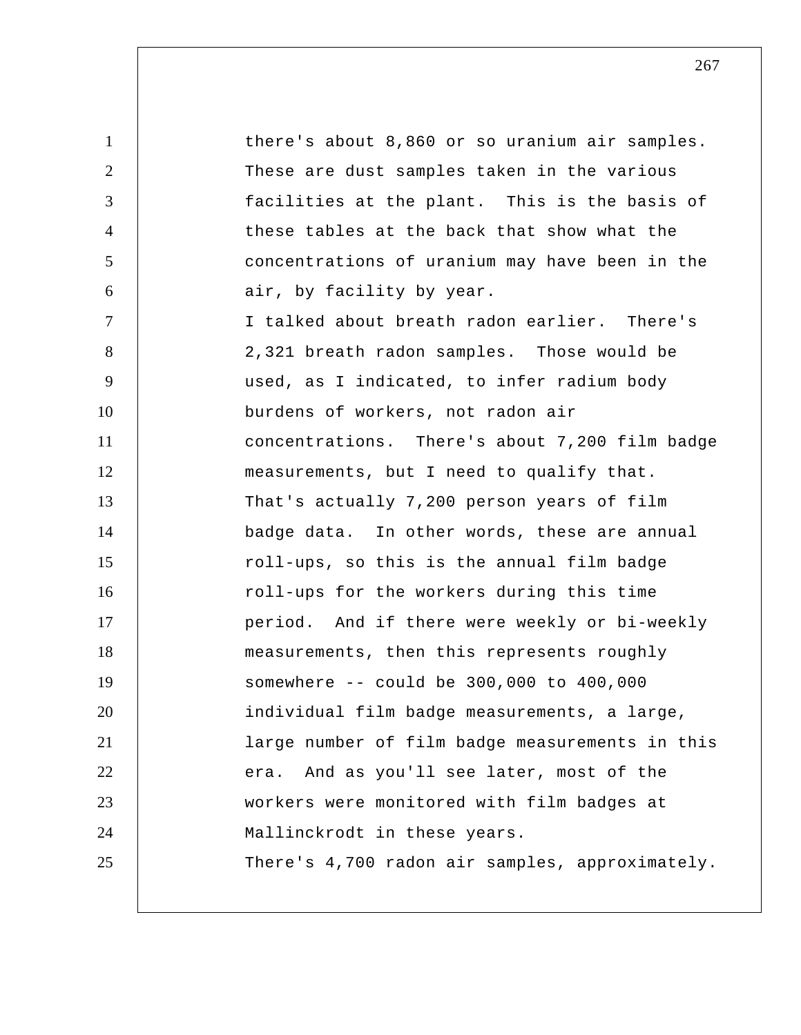there's about 8,860 or so uranium air samples. These are dust samples taken in the various facilities at the plant. This is the basis of these tables at the back that show what the concentrations of uranium may have been in the air, by facility by year.

I talked about breath radon earlier. There's 2,321 breath radon samples. Those would be used, as I indicated, to infer radium body burdens of workers, not radon air concentrations. There's about 7,200 film badge measurements, but I need to qualify that. That's actually 7,200 person years of film badge data. In other words, these are annual roll-ups, so this is the annual film badge roll-ups for the workers during this time period. And if there were weekly or bi-weekly measurements, then this represents roughly somewhere -- could be 300,000 to 400,000 individual film badge measurements, a large, large number of film badge measurements in this era. And as you'll see later, most of the workers were monitored with film badges at Mallinckrodt in these years.

There's 4,700 radon air samples, approximately.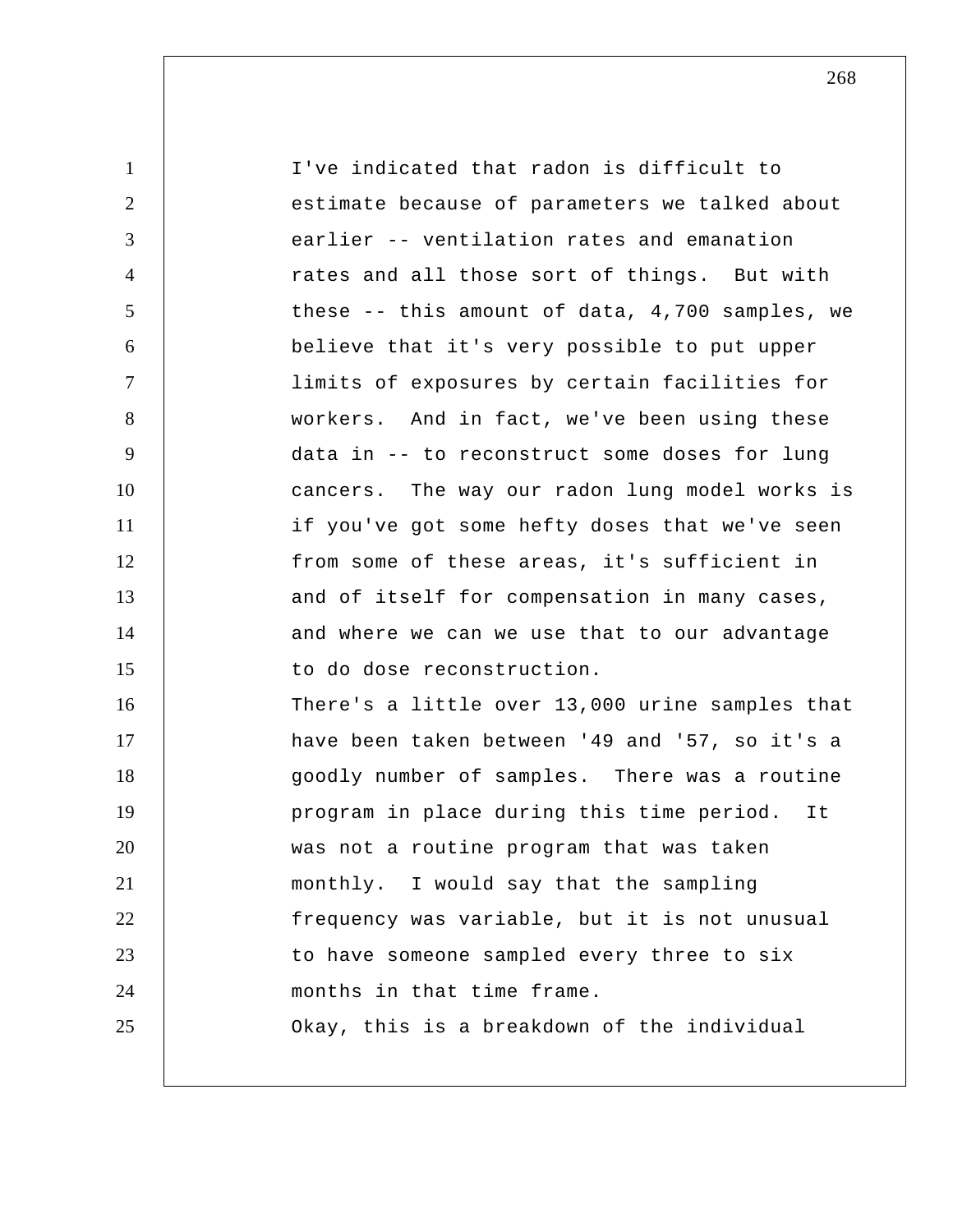I've indicated that radon is difficult to estimate because of parameters we talked about earlier -- ventilation rates and emanation rates and all those sort of things. But with these -- this amount of data, 4,700 samples, we believe that it's very possible to put upper limits of exposures by certain facilities for workers. And in fact, we've been using these data in -- to reconstruct some doses for lung cancers. The way our radon lung model works is if you've got some hefty doses that we've seen from some of these areas, it's sufficient in and of itself for compensation in many cases, and where we can we use that to our advantage to do dose reconstruction.

There's a little over 13,000 urine samples that have been taken between '49 and '57, so it's a goodly number of samples. There was a routine program in place during this time period. It was not a routine program that was taken monthly. I would say that the sampling frequency was variable, but it is not unusual to have someone sampled every three to six months in that time frame.

Okay, this is a breakdown of the individual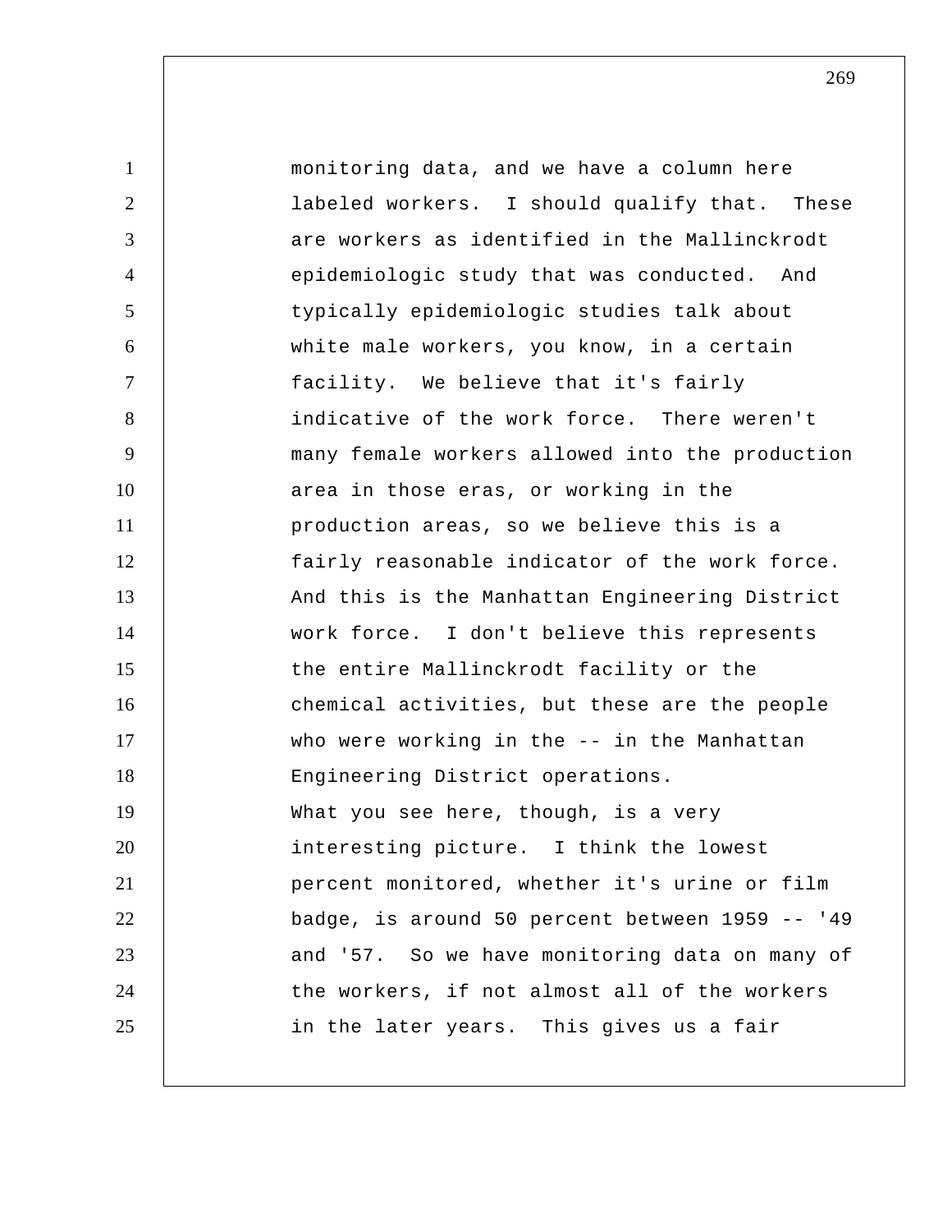monitoring data, and we have a column here labeled workers. I should qualify that. These are workers as identified in the Mallinckrodt epidemiologic study that was conducted. And typically epidemiologic studies talk about white male workers, you know, in a certain facility. We believe that it's fairly indicative of the work force. There weren't many female workers allowed into the production area in those eras, or working in the production areas, so we believe this is a fairly reasonable indicator of the work force. And this is the Manhattan Engineering District work force. I don't believe this represents the entire Mallinckrodt facility or the chemical activities, but these are the people who were working in the -- in the Manhattan Engineering District operations.

What you see here, though, is a very interesting picture. I think the lowest percent monitored, whether it's urine or film badge, is around 50 percent between 1959 -- '49 and '57. So we have monitoring data on many of the workers, if not almost all of the workers in the later years. This gives us a fair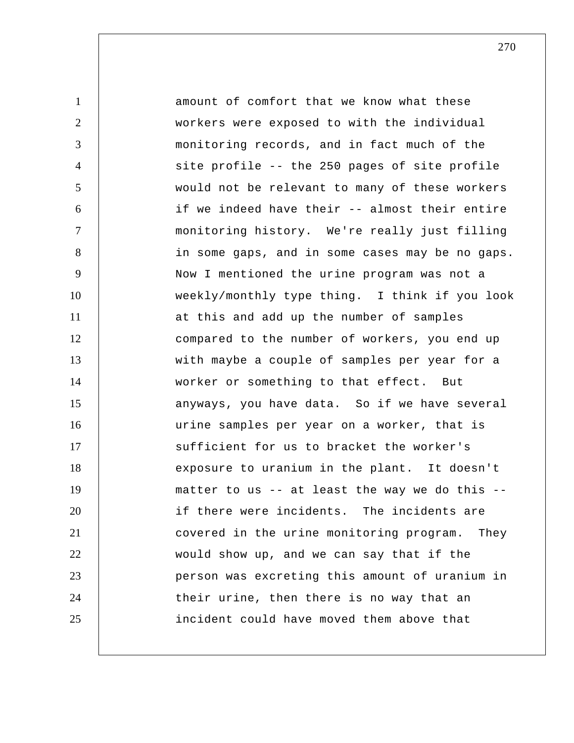amount of comfort that we know what these workers were exposed to with the individual monitoring records, and in fact much of the site profile -- the 250 pages of site profile would not be relevant to many of these workers if we indeed have their -- almost their entire monitoring history. We're really just filling in some gaps, and in some cases may be no gaps. Now I mentioned the urine program was not a weekly/monthly type thing. I think if you look at this and add up the number of samples compared to the number of workers, you end up with maybe a couple of samples per year for a worker or something to that effect. But anyways, you have data. So if we have several urine samples per year on a worker, that is sufficient for us to bracket the worker's exposure to uranium in the plant. It doesn't matter to us -- at least the way we do this -- if there were incidents. The incidents are covered in the urine monitoring program. They would show up, and we can say that if the person was excreting this amount of uranium in their urine, then there is no way that an incident could have moved them above that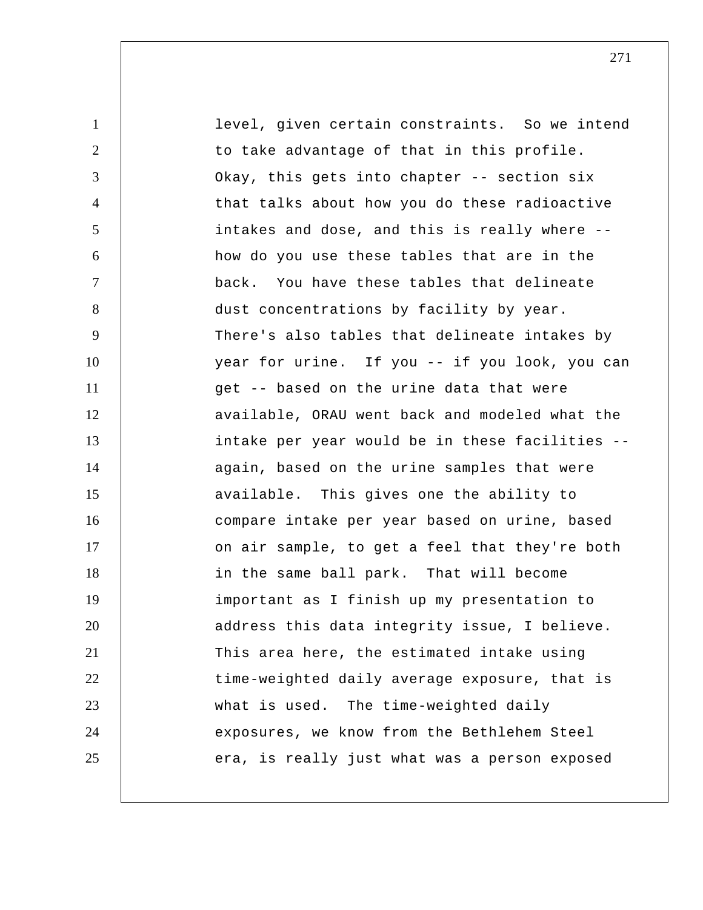level, given certain constraints. So we intend to take advantage of that in this profile. Okay, this gets into chapter -- section six that talks about how you do these radioactive intakes and dose, and this is really where -- how do you use these tables that are in the back. You have these tables that delineate dust concentrations by facility by year. There's also tables that delineate intakes by year for urine. If you -- if you look, you can get -- based on the urine data that were available, ORAU went back and modeled what the intake per year would be in these facilities -- again, based on the urine samples that were available. This gives one the ability to compare intake per year based on urine, based on air sample, to get a feel that they're both in the same ball park. That will become important as I finish up my presentation to address this data integrity issue, I believe. This area here, the estimated intake using time-weighted daily average exposure, that is what is used. The time-weighted daily exposures, we know from the Bethlehem Steel era, is really just what was a person exposed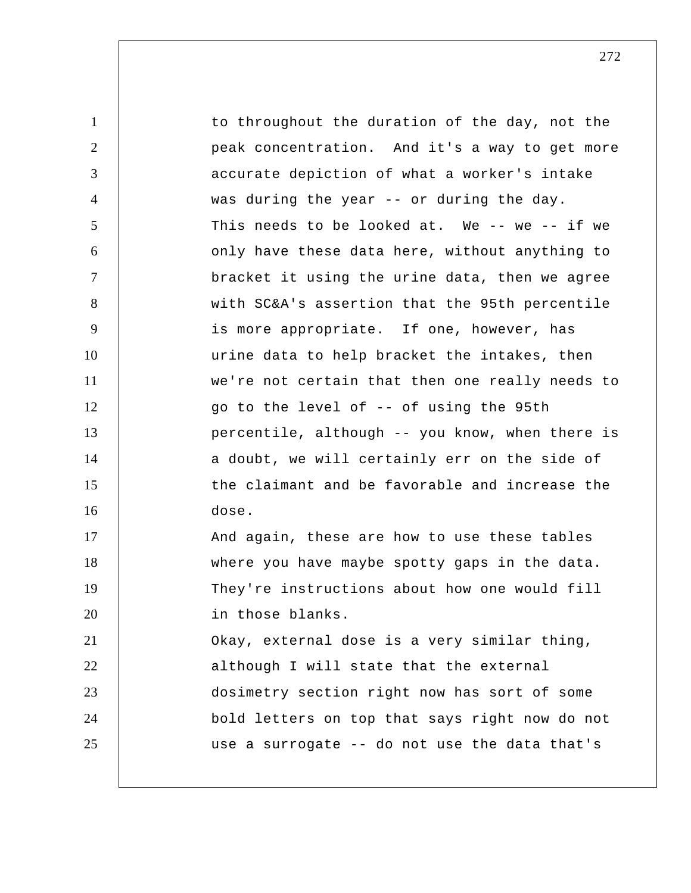to throughout the duration of the day, not the peak concentration. And it's a way to get more accurate depiction of what a worker's intake was during the year -- or during the day.

This needs to be looked at. We -- we -- if we only have these data here, without anything to bracket it using the urine data, then we agree with SC&A's assertion that the 95th percentile is more appropriate. If one, however, has urine data to help bracket the intakes, then we're not certain that then one really needs to go to the level of -- of using the 95th percentile, although -- you know, when there is a doubt, we will certainly err on the side of the claimant and be favorable and increase the dose.

And again, these are how to use these tables where you have maybe spotty gaps in the data. They're instructions about how one would fill in those blanks.

Okay, external dose is a very similar thing, although I will state that the external dosimetry section right now has sort of some bold letters on top that says right now do not use a surrogate -- do not use the data that's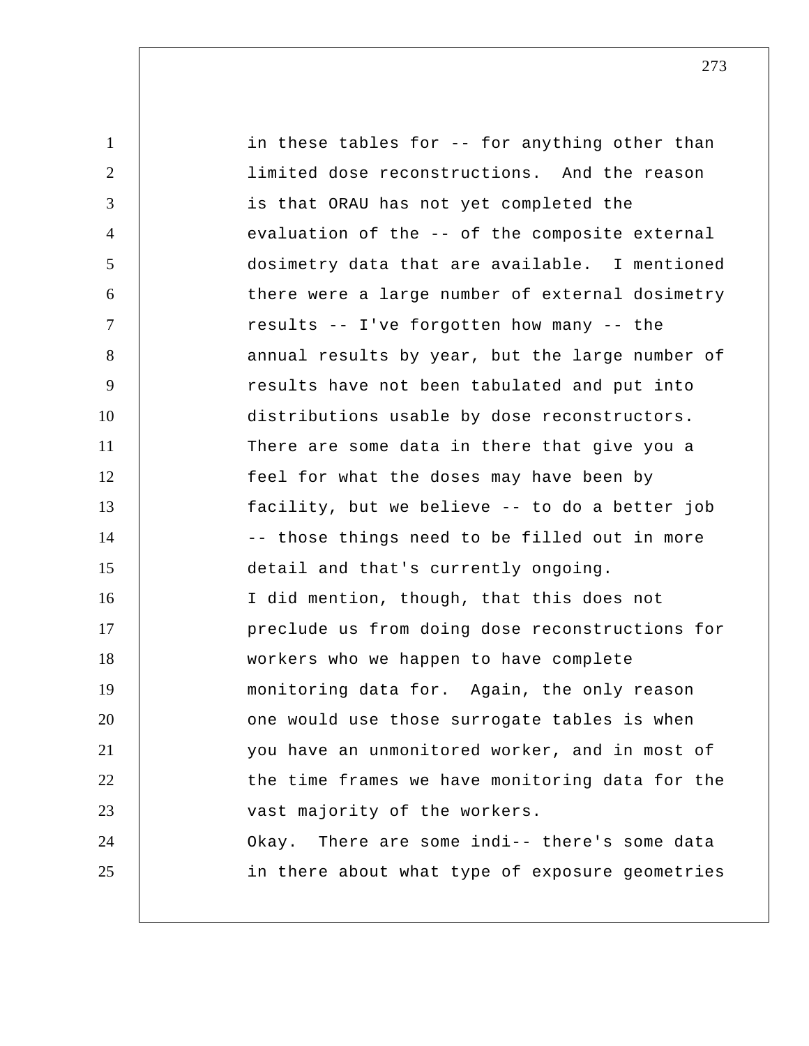in these tables for -- for anything other than limited dose reconstructions. And the reason is that ORAU has not yet completed the evaluation of the -- of the composite external dosimetry data that are available. I mentioned there were a large number of external dosimetry results -- I've forgotten how many -- the annual results by year, but the large number of results have not been tabulated and put into distributions usable by dose reconstructors. There are some data in there that give you a feel for what the doses may have been by facility, but we believe -- to do a better job -- those things need to be filled out in more detail and that's currently ongoing.

I did mention, though, that this does not preclude us from doing dose reconstructions for workers who we happen to have complete monitoring data for. Again, the only reason one would use those surrogate tables is when you have an unmonitored worker, and in most of the time frames we have monitoring data for the vast majority of the workers.

Okay. There are some indi-- there's some data in there about what type of exposure geometries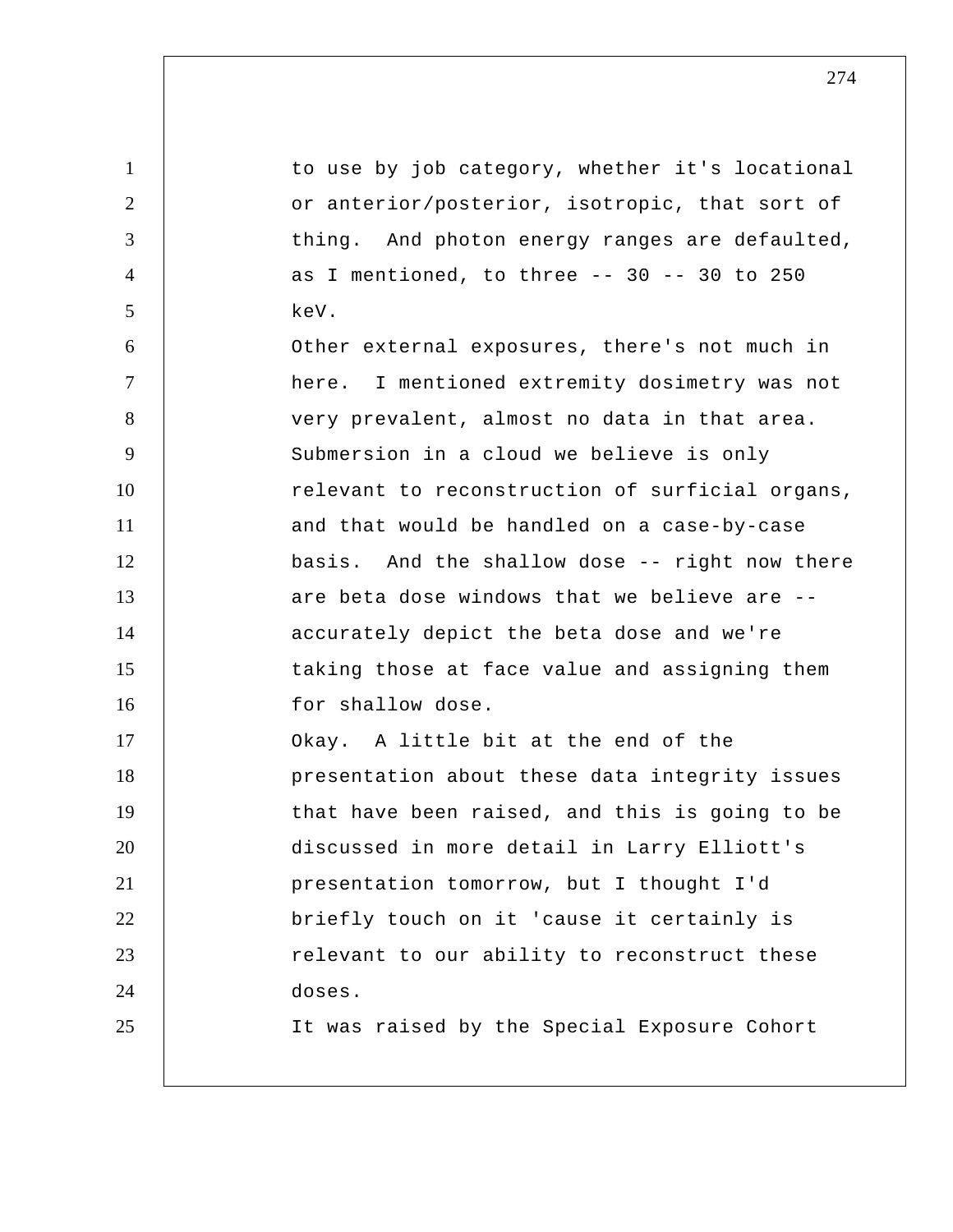to use by job category, whether it's locational or anterior/posterior, isotropic, that sort of thing. And photon energy ranges are defaulted, as I mentioned, to three -- 30 -- 30 to 250 keV.

Other external exposures, there's not much in here. I mentioned extremity dosimetry was not very prevalent, almost no data in that area. Submersion in a cloud we believe is only relevant to reconstruction of surficial organs, and that would be handled on a case-by-case basis. And the shallow dose -- right now there are beta dose windows that we believe are -- accurately depict the beta dose and we're taking those at face value and assigning them for shallow dose.

Okay. A little bit at the end of the presentation about these data integrity issues that have been raised, and this is going to be discussed in more detail in Larry Elliott's presentation tomorrow, but I thought I'd briefly touch on it 'cause it certainly is relevant to our ability to reconstruct these doses.

It was raised by the Special Exposure Cohort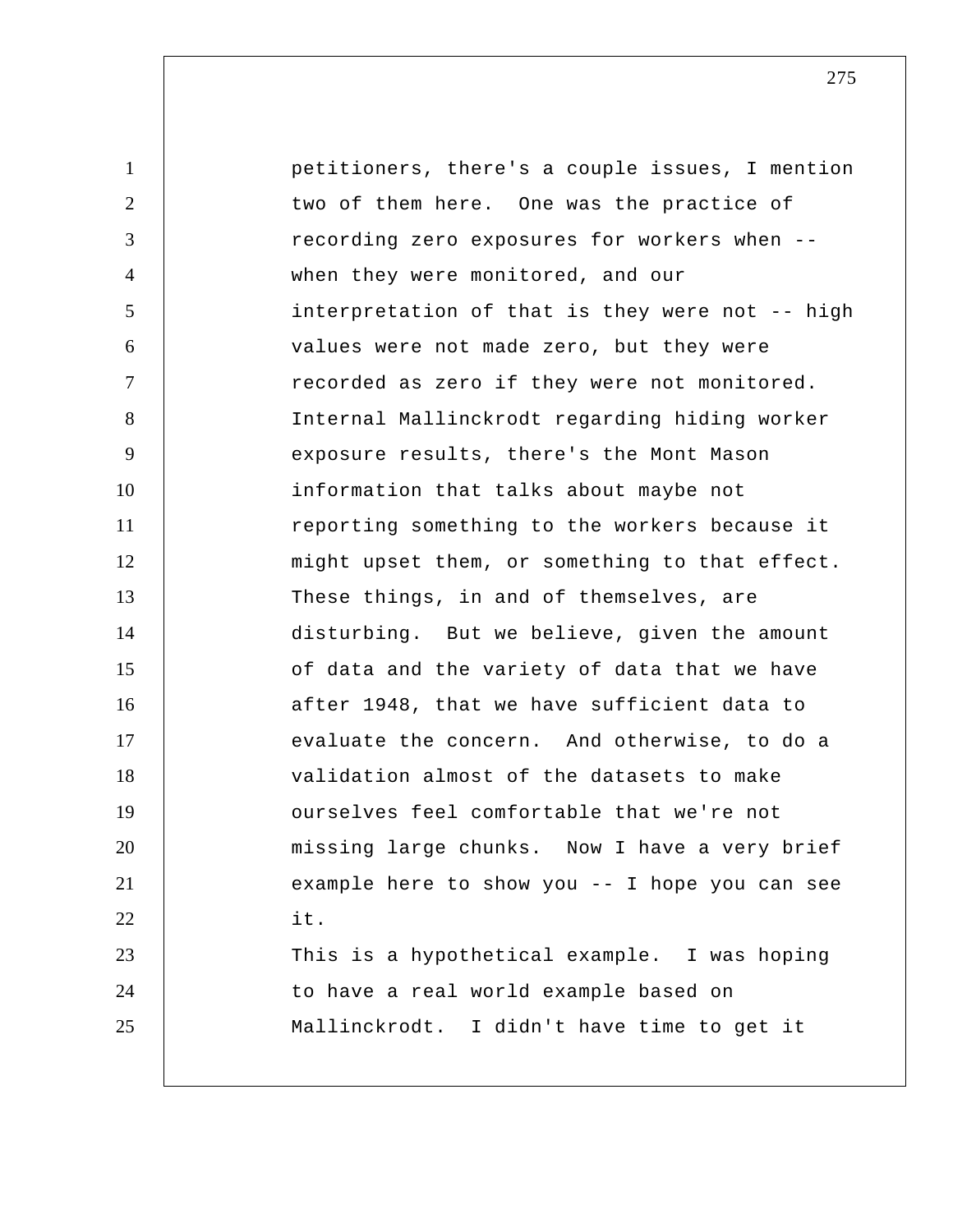petitioners, there's a couple issues, I mention two of them here. One was the practice of recording zero exposures for workers when -- when they were monitored, and our interpretation of that is they were not -- high values were not made zero, but they were recorded as zero if they were not monitored. Internal Mallinckrodt regarding hiding worker exposure results, there's the Mont Mason information that talks about maybe not reporting something to the workers because it might upset them, or something to that effect. These things, in and of themselves, are disturbing. But we believe, given the amount of data and the variety of data that we have after 1948, that we have sufficient data to evaluate the concern. And otherwise, to do a validation almost of the datasets to make ourselves feel comfortable that we're not missing large chunks. Now I have a very brief example here to show you -- I hope you can see it.

This is a hypothetical example. I was hoping to have a real world example based on Mallinckrodt. I didn't have time to get it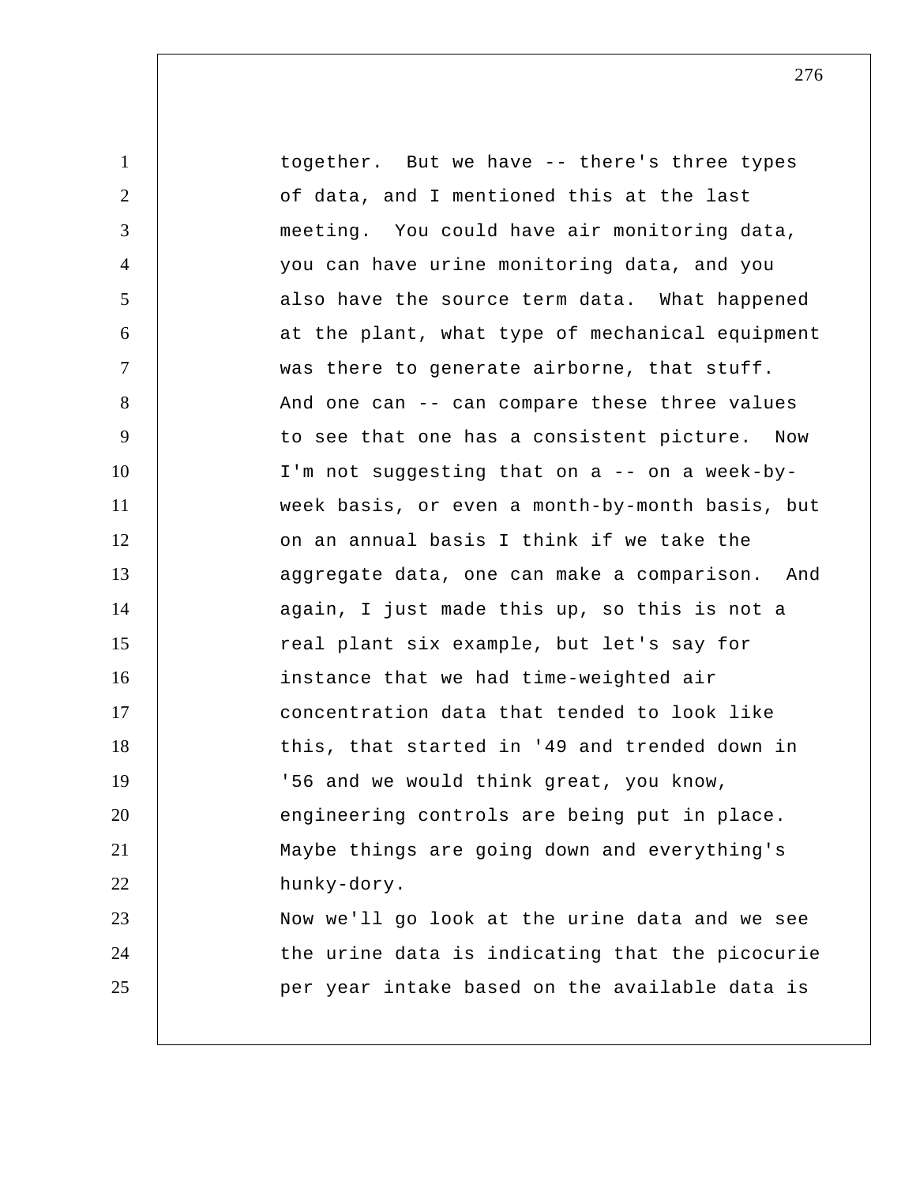together. But we have -- there's three types of data, and I mentioned this at the last meeting. You could have air monitoring data, you can have urine monitoring data, and you also have the source term data. What happened at the plant, what type of mechanical equipment was there to generate airborne, that stuff. And one can -- can compare these three values to see that one has a consistent picture. Now I'm not suggesting that on a -- on a week-by-week basis, or even a month-by-month basis, but on an annual basis I think if we take the aggregate data, one can make a comparison. And again, I just made this up, so this is not a real plant six example, but let's say for instance that we had time-weighted air concentration data that tended to look like this, that started in '49 and trended down in '56 and we would think great, you know, engineering controls are being put in place. Maybe things are going down and everything's hunky-dory.

Now we'll go look at the urine data and we see the urine data is indicating that the picocurie per year intake based on the available data is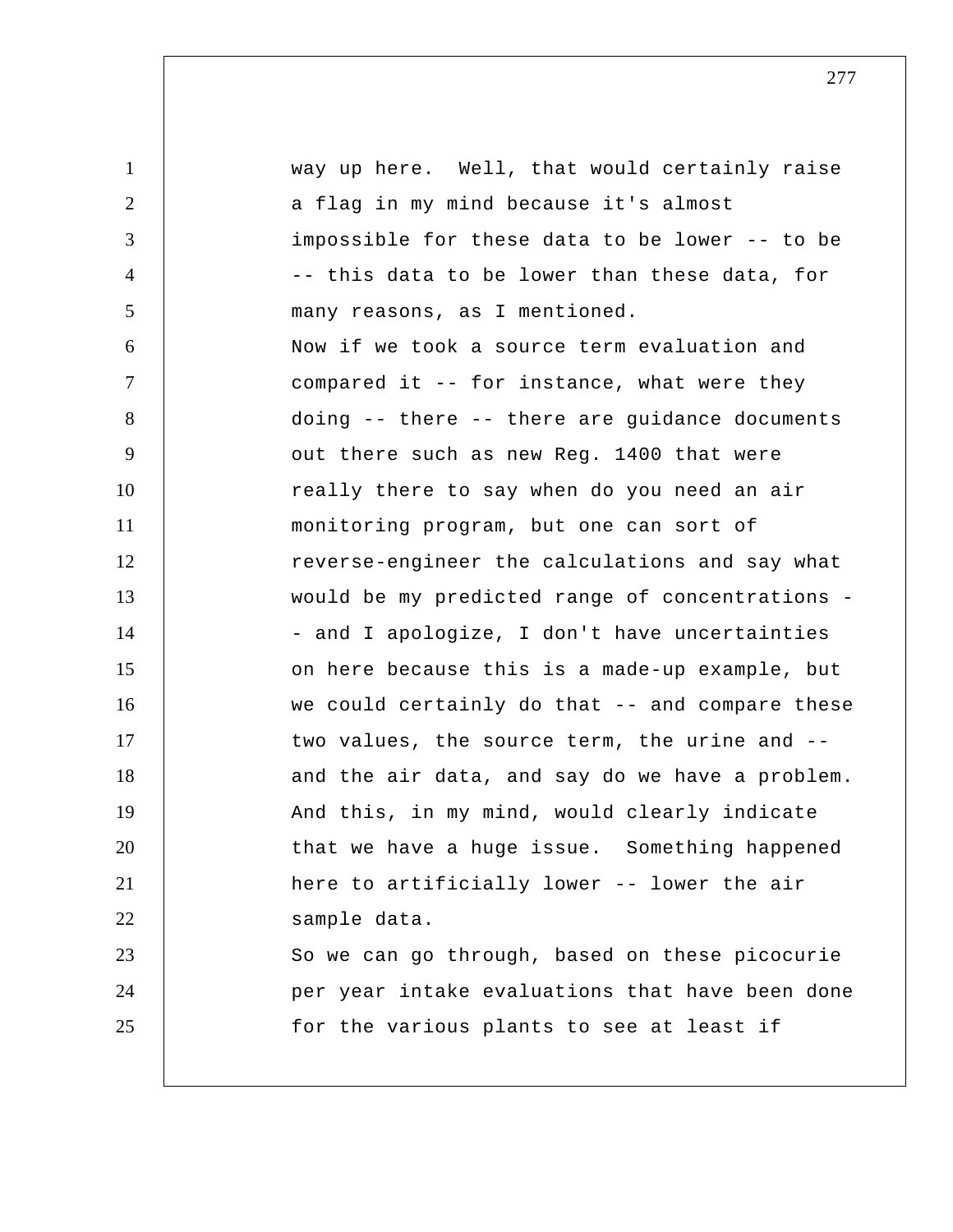way up here. Well, that would certainly raise a flag in my mind because it's almost impossible for these data to be lower -- to be -- this data to be lower than these data, for many reasons, as I mentioned.

Now if we took a source term evaluation and compared it -- for instance, what were they doing -- there -- there are guidance documents out there such as new Reg. 1400 that were really there to say when do you need an air monitoring program, but one can sort of reverse-engineer the calculations and say what would be my predicted range of concentrations -- and I apologize, I don't have uncertainties on here because this is a made-up example, but we could certainly do that -- and compare these two values, the source term, the urine and -- and the air data, and say do we have a problem. And this, in my mind, would clearly indicate that we have a huge issue. Something happened here to artificially lower -- lower the air sample data.

So we can go through, based on these picocurie per year intake evaluations that have been done for the various plants to see at least if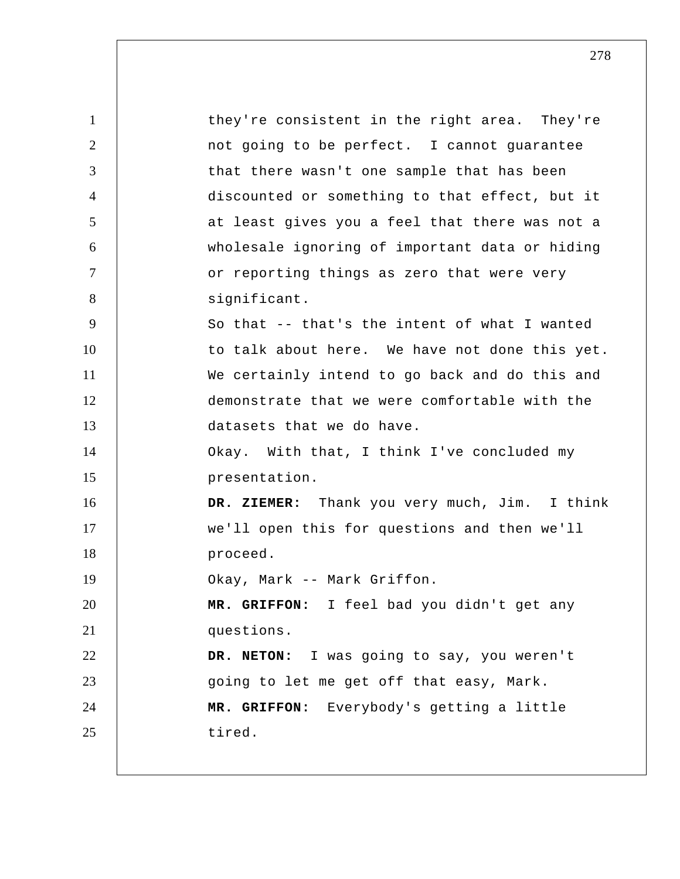they're consistent in the right area. They're not going to be perfect. I cannot guarantee that there wasn't one sample that has been discounted or something to that effect, but it at least gives you a feel that there was not a wholesale ignoring of important data or hiding or reporting things as zero that were very significant.

So that -- that's the intent of what I wanted to talk about here. We have not done this yet. We certainly intend to go back and do this and demonstrate that we were comfortable with the datasets that we do have.

Okay. With that, I think I've concluded my presentation.

**DR. ZIEMER:** Thank you very much, Jim. I think we'll open this for questions and then we'll proceed.

Okay, Mark -- Mark Griffon.

**MR. GRIFFON:** I feel bad you didn't get any questions.

**DR. NETON:** I was going to say, you weren't going to let me get off that easy, Mark.

**MR. GRIFFON:** Everybody's getting a little tired.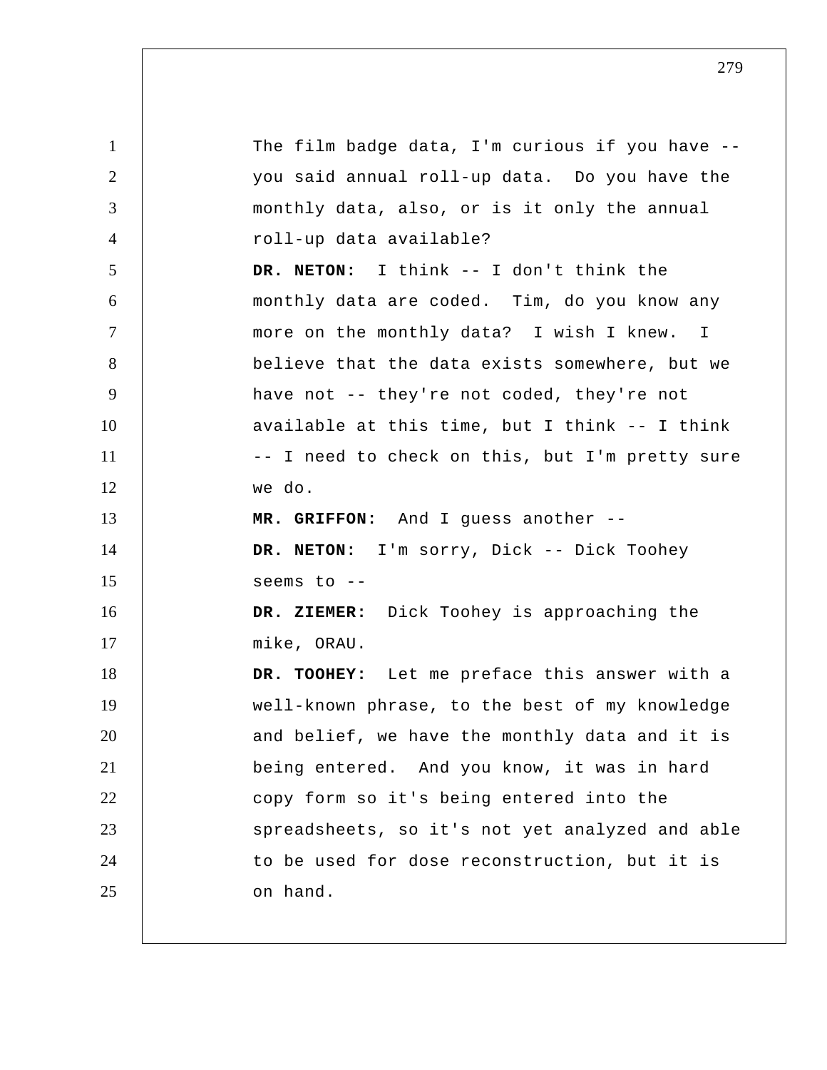The film badge data, I'm curious if you have -- you said annual roll-up data. Do you have the monthly data, also, or is it only the annual roll-up data available?

**DR. NETON:** I think -- I don't think the monthly data are coded. Tim, do you know any more on the monthly data? I wish I knew. I believe that the data exists somewhere, but we have not -- they're not coded, they're not available at this time, but I think -- I think -- I need to check on this, but I'm pretty sure we do.

**MR. GRIFFON:** And I guess another --

**DR. NETON:** I'm sorry, Dick -- Dick Toohey seems to --

**DR. ZIEMER:** Dick Toohey is approaching the mike, ORAU.

**DR. TOOHEY:** Let me preface this answer with a well-known phrase, to the best of my knowledge and belief, we have the monthly data and it is being entered. And you know, it was in hard copy form so it's being entered into the spreadsheets, so it's not yet analyzed and able to be used for dose reconstruction, but it is on hand.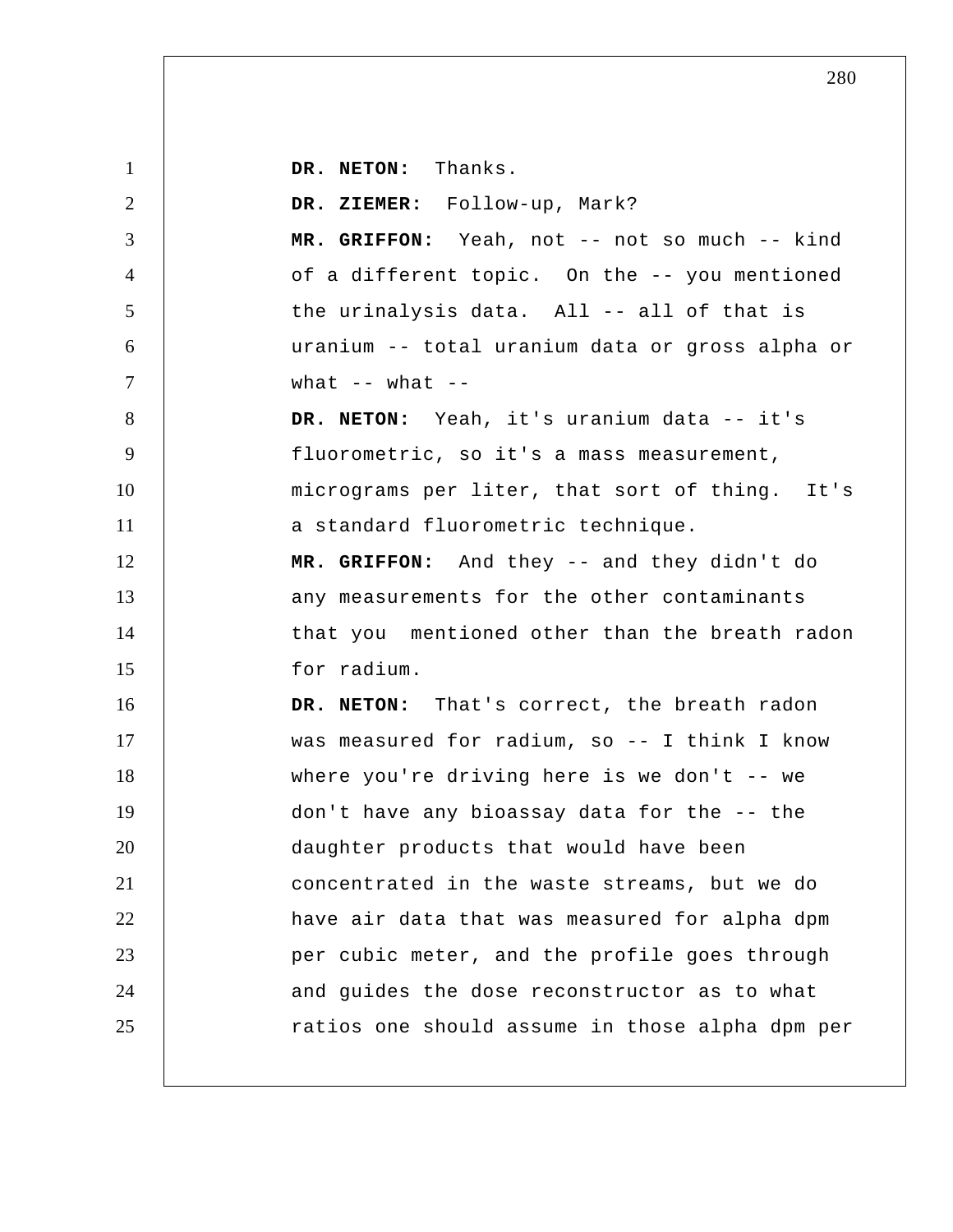**DR. NETON:** Thanks.

**DR. ZIEMER:** Follow-up, Mark?

**MR. GRIFFON:** Yeah, not -- not so much -- kind of a different topic. On the -- you mentioned the urinalysis data. All -- all of that is uranium -- total uranium data or gross alpha or what -- what --

**DR. NETON:** Yeah, it's uranium data -- it's fluorometric, so it's a mass measurement, micrograms per liter, that sort of thing. It's a standard fluorometric technique.

**MR. GRIFFON:** And they -- and they didn't do any measurements for the other contaminants that you mentioned other than the breath radon for radium.

**DR. NETON:** That's correct, the breath radon was measured for radium, so -- I think I know where you're driving here is we don't -- we don't have any bioassay data for the -- the daughter products that would have been concentrated in the waste streams, but we do have air data that was measured for alpha dpm per cubic meter, and the profile goes through and guides the dose reconstructor as to what ratios one should assume in those alpha dpm per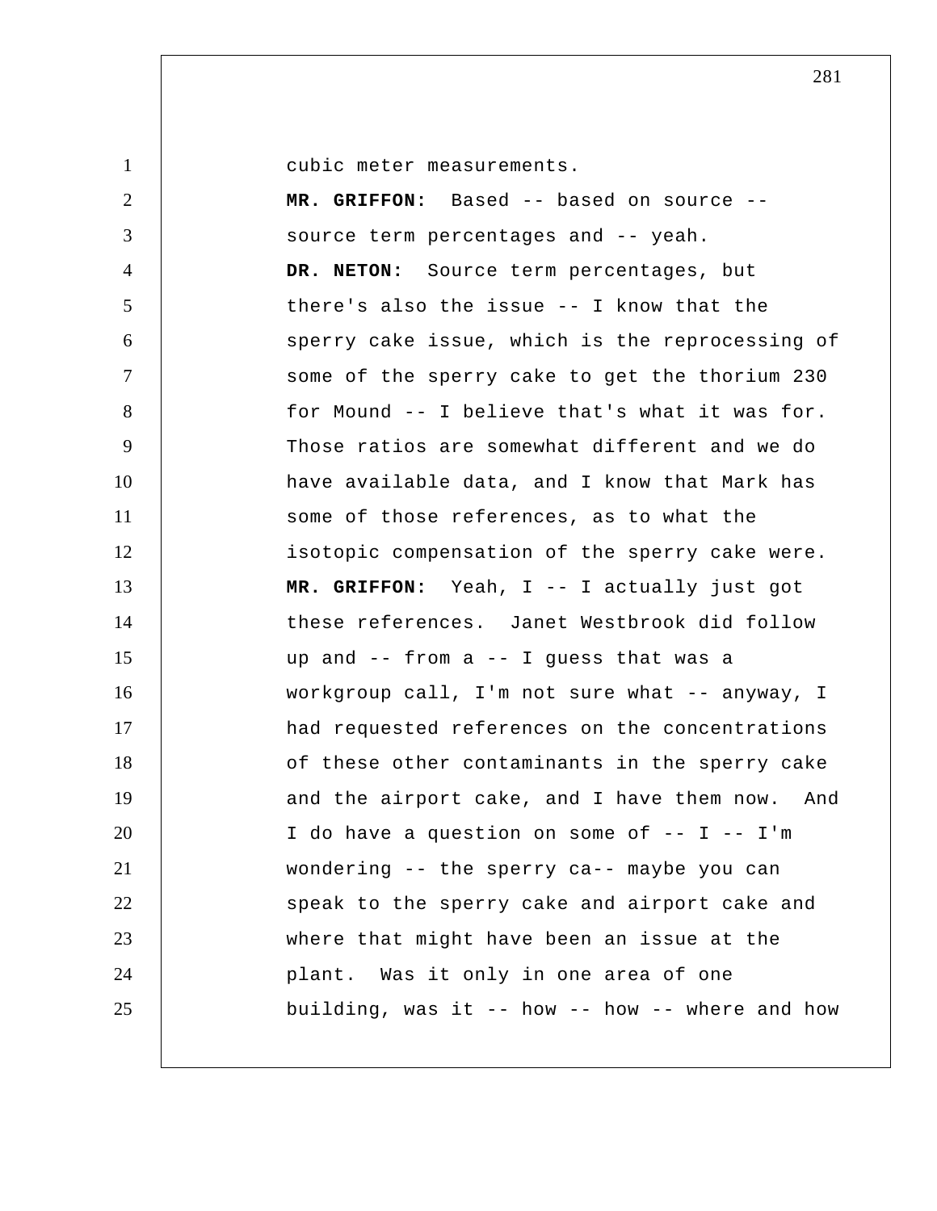cubic meter measurements.

**MR. GRIFFON:** Based -- based on source -- source term percentages and -- yeah.

**DR. NETON:** Source term percentages, but there's also the issue -- I know that the sperry cake issue, which is the reprocessing of some of the sperry cake to get the thorium 230 for Mound -- I believe that's what it was for. Those ratios are somewhat different and we do have available data, and I know that Mark has some of those references, as to what the isotopic compensation of the sperry cake were.

**MR. GRIFFON:** Yeah, I -- I actually just got these references. Janet Westbrook did follow up and -- from a -- I guess that was a workgroup call, I'm not sure what -- anyway, I had requested references on the concentrations of these other contaminants in the sperry cake and the airport cake, and I have them now. And I do have a question on some of -- I -- I'm wondering -- the sperry ca-- maybe you can speak to the sperry cake and airport cake and where that might have been an issue at the plant. Was it only in one area of one building, was it -- how -- how -- where and how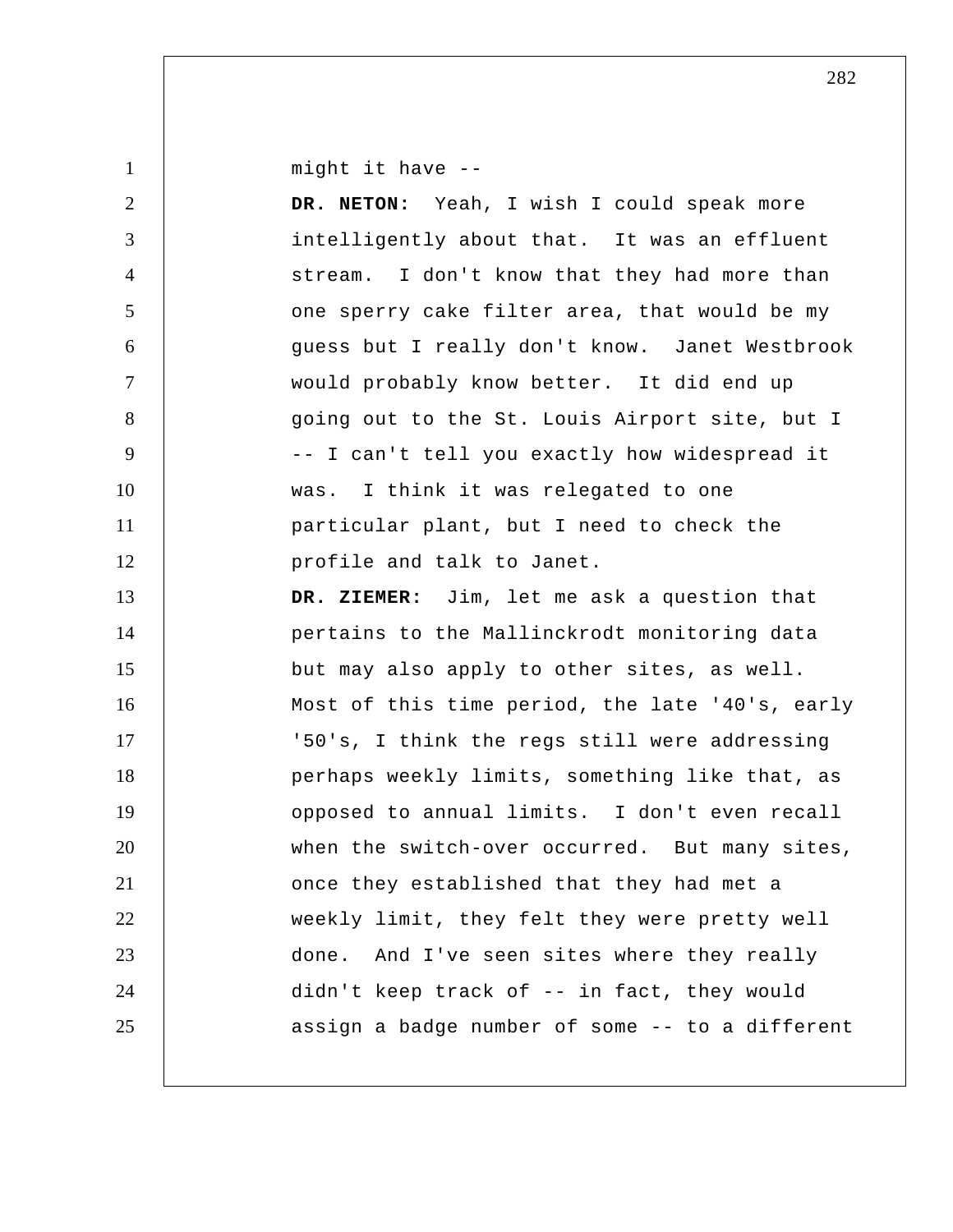might it have --

**DR. NETON:** Yeah, I wish I could speak more intelligently about that. It was an effluent stream. I don't know that they had more than one sperry cake filter area, that would be my guess but I really don't know. Janet Westbrook would probably know better. It did end up going out to the St. Louis Airport site, but I -- I can't tell you exactly how widespread it was. I think it was relegated to one particular plant, but I need to check the profile and talk to Janet.

**DR. ZIEMER:** Jim, let me ask a question that pertains to the Mallinckrodt monitoring data but may also apply to other sites, as well. Most of this time period, the late '40's, early '50's, I think the regs still were addressing perhaps weekly limits, something like that, as opposed to annual limits. I don't even recall when the switch-over occurred. But many sites, once they established that they had met a weekly limit, they felt they were pretty well done. And I've seen sites where they really didn't keep track of -- in fact, they would assign a badge number of some -- to a different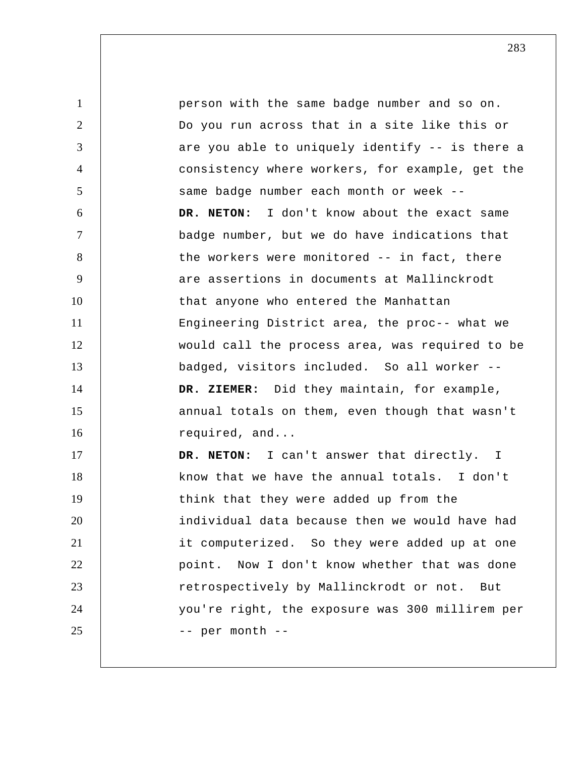person with the same badge number and so on. Do you run across that in a site like this or are you able to uniquely identify -- is there a consistency where workers, for example, get the same badge number each month or week --

**DR. NETON:** I don't know about the exact same badge number, but we do have indications that the workers were monitored -- in fact, there are assertions in documents at Mallinckrodt that anyone who entered the Manhattan Engineering District area, the proc-- what we would call the process area, was required to be badged, visitors included. So all worker --

**DR. ZIEMER:** Did they maintain, for example, annual totals on them, even though that wasn't required, and...

**DR. NETON:** I can't answer that directly. I know that we have the annual totals. I don't think that they were added up from the individual data because then we would have had it computerized. So they were added up at one point. Now I don't know whether that was done retrospectively by Mallinckrodt or not. But you're right, the exposure was 300 millirem per -- per month --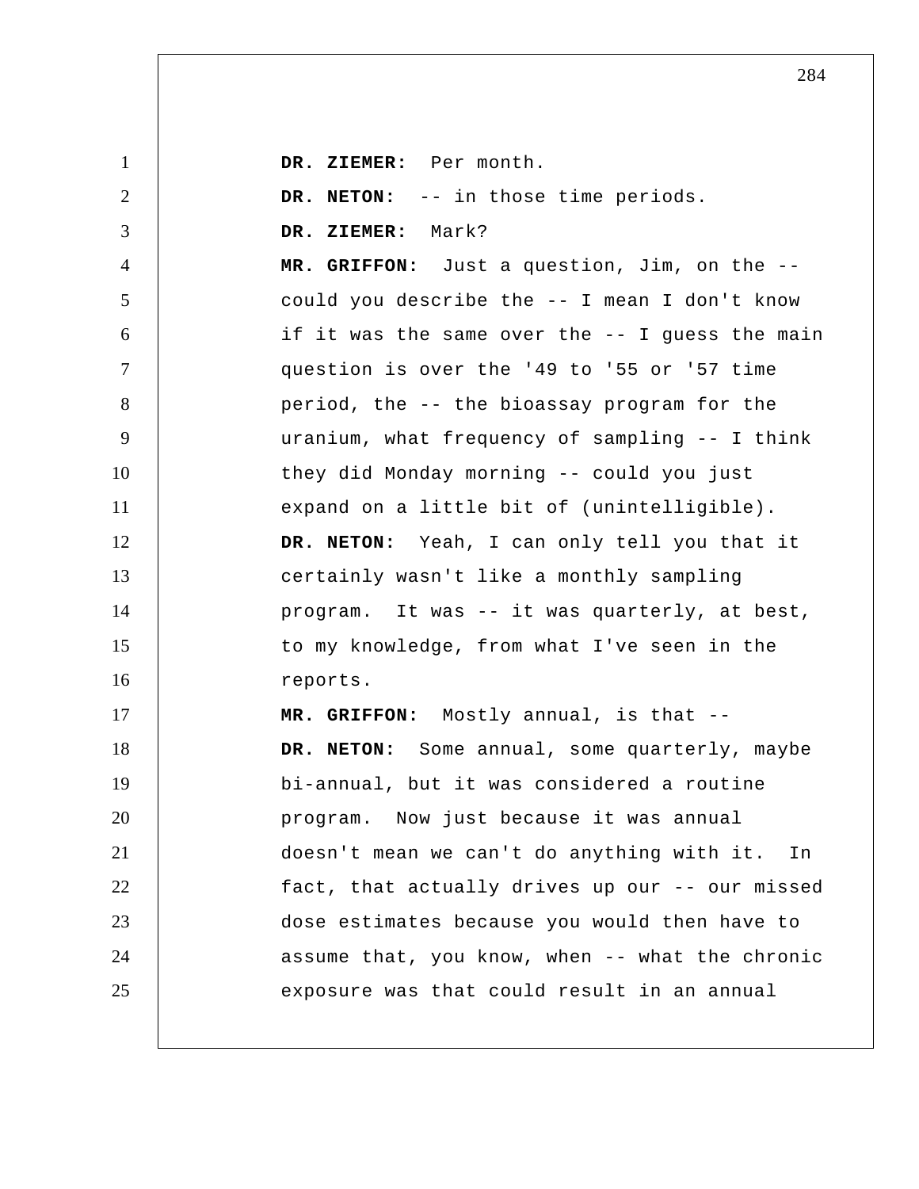**DR. ZIEMER:** Per month.

**DR. NETON:** -- in those time periods.

**DR. ZIEMER:** Mark?

**MR. GRIFFON:** Just a question, Jim, on the -- could you describe the -- I mean I don't know if it was the same over the -- I guess the main question is over the '49 to '55 or '57 time period, the -- the bioassay program for the uranium, what frequency of sampling -- I think they did Monday morning -- could you just expand on a little bit of (unintelligible).

**DR. NETON:** Yeah, I can only tell you that it certainly wasn't like a monthly sampling program. It was -- it was quarterly, at best, to my knowledge, from what I've seen in the reports.

**MR. GRIFFON:** Mostly annual, is that --

**DR. NETON:** Some annual, some quarterly, maybe bi-annual, but it was considered a routine program. Now just because it was annual doesn't mean we can't do anything with it. In fact, that actually drives up our -- our missed dose estimates because you would then have to assume that, you know, when -- what the chronic exposure was that could result in an annual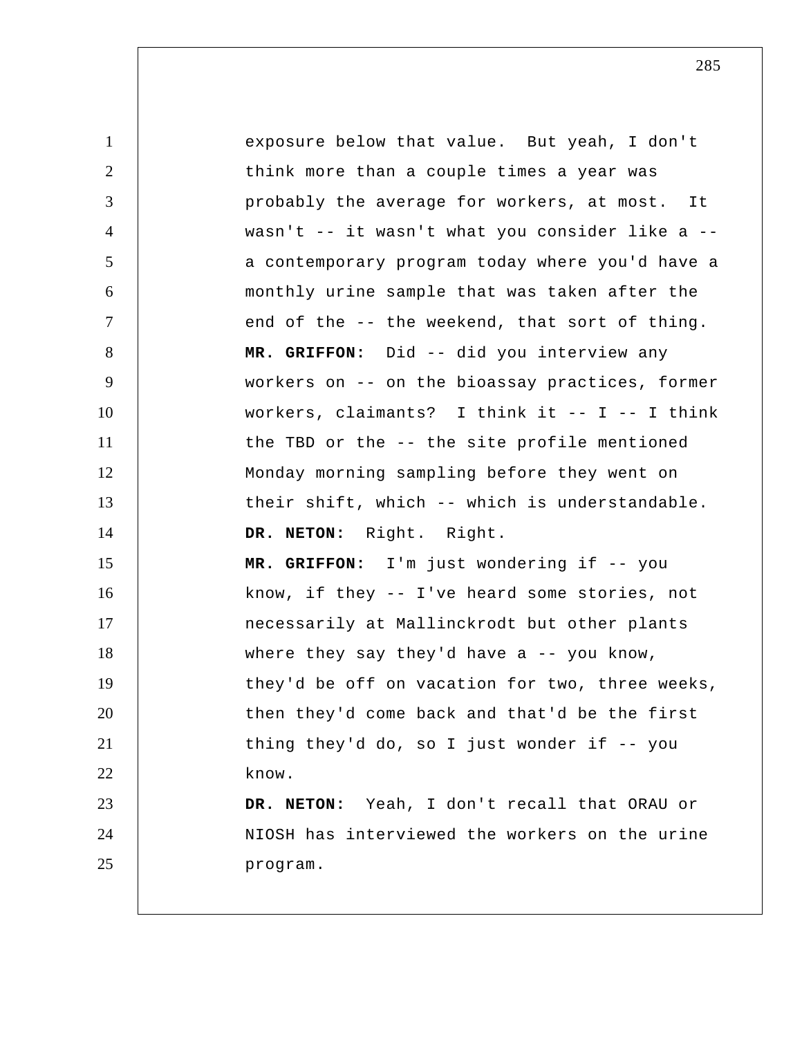exposure below that value. But yeah, I don't think more than a couple times a year was probably the average for workers, at most. It wasn't -- it wasn't what you consider like a -- a contemporary program today where you'd have a monthly urine sample that was taken after the end of the -- the weekend, that sort of thing.

**MR. GRIFFON:** Did -- did you interview any workers on -- on the bioassay practices, former workers, claimants? I think it -- I -- I think the TBD or the -- the site profile mentioned Monday morning sampling before they went on their shift, which -- which is understandable.

**DR. NETON:** Right. Right.

**MR. GRIFFON:** I'm just wondering if -- you know, if they -- I've heard some stories, not necessarily at Mallinckrodt but other plants where they say they'd have a -- you know, they'd be off on vacation for two, three weeks, then they'd come back and that'd be the first thing they'd do, so I just wonder if -- you know.

**DR. NETON:** Yeah, I don't recall that ORAU or NIOSH has interviewed the workers on the urine program.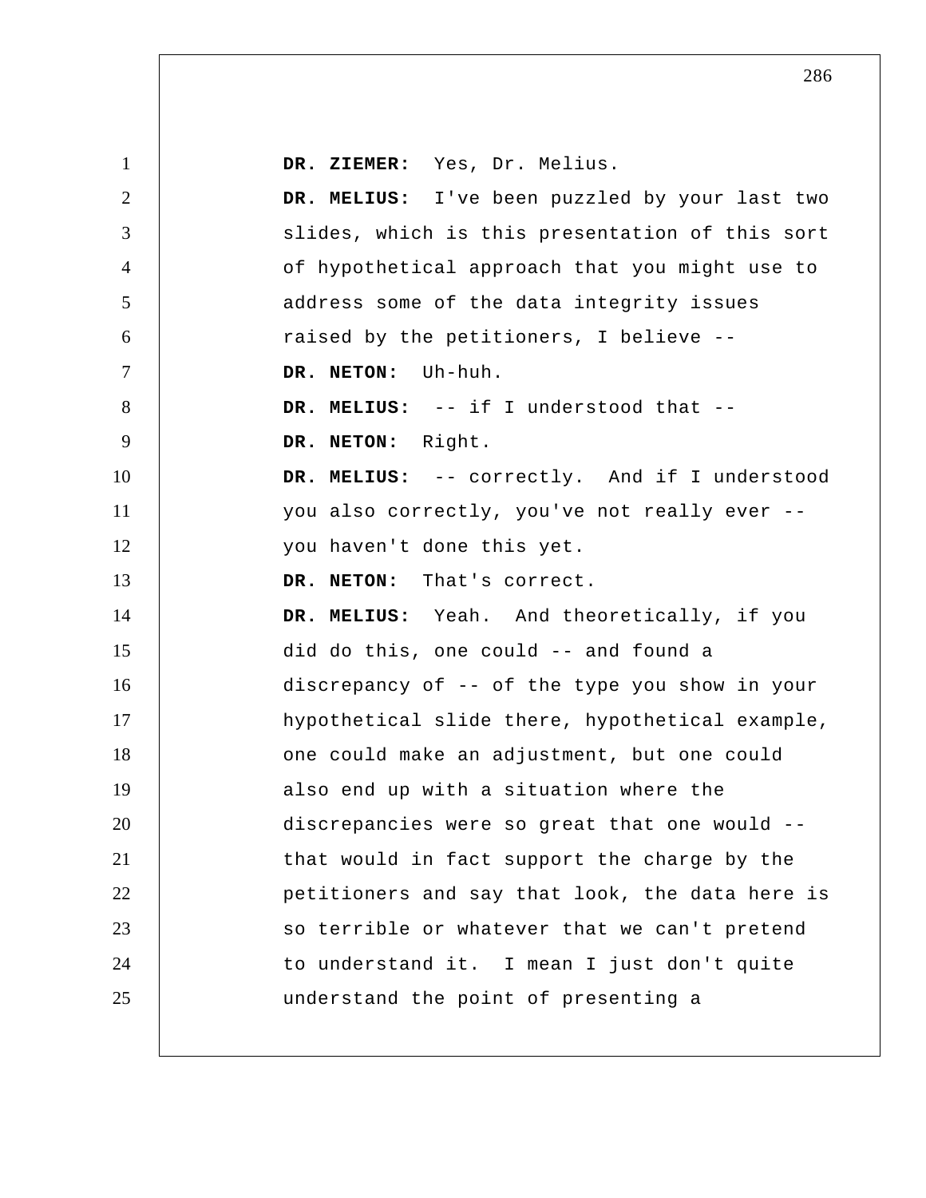**DR. ZIEMER:** Yes, Dr. Melius.

**DR. MELIUS:** I've been puzzled by your last two slides, which is this presentation of this sort of hypothetical approach that you might use to address some of the data integrity issues raised by the petitioners, I believe --

**DR. NETON:** Uh-huh.

**DR. MELIUS:** -- if I understood that --

**DR. NETON:** Right.

**DR. MELIUS:** -- correctly. And if I understood you also correctly, you've not really ever -- you haven't done this yet.

**DR. NETON:** That's correct.

**DR. MELIUS:** Yeah. And theoretically, if you did do this, one could -- and found a discrepancy of -- of the type you show in your hypothetical slide there, hypothetical example, one could make an adjustment, but one could also end up with a situation where the discrepancies were so great that one would -- that would in fact support the charge by the petitioners and say that look, the data here is so terrible or whatever that we can't pretend to understand it. I mean I just don't quite understand the point of presenting a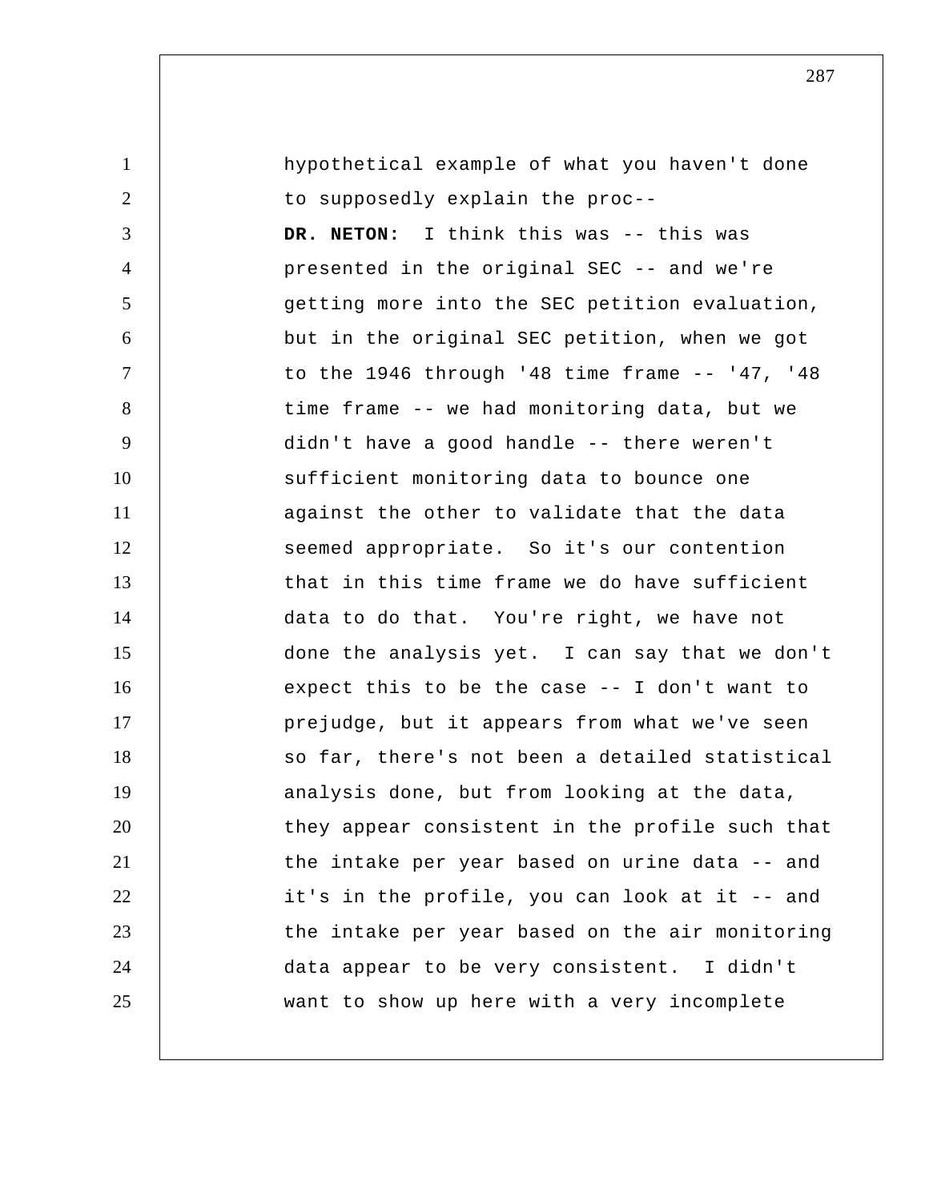hypothetical example of what you haven't done to supposedly explain the proc--

**DR. NETON:** I think this was -- this was presented in the original SEC -- and we're getting more into the SEC petition evaluation, but in the original SEC petition, when we got to the 1946 through '48 time frame -- '47, '48 time frame -- we had monitoring data, but we didn't have a good handle -- there weren't sufficient monitoring data to bounce one against the other to validate that the data seemed appropriate. So it's our contention that in this time frame we do have sufficient data to do that. You're right, we have not done the analysis yet. I can say that we don't expect this to be the case -- I don't want to prejudge, but it appears from what we've seen so far, there's not been a detailed statistical analysis done, but from looking at the data, they appear consistent in the profile such that the intake per year based on urine data -- and it's in the profile, you can look at it -- and the intake per year based on the air monitoring data appear to be very consistent. I didn't want to show up here with a very incomplete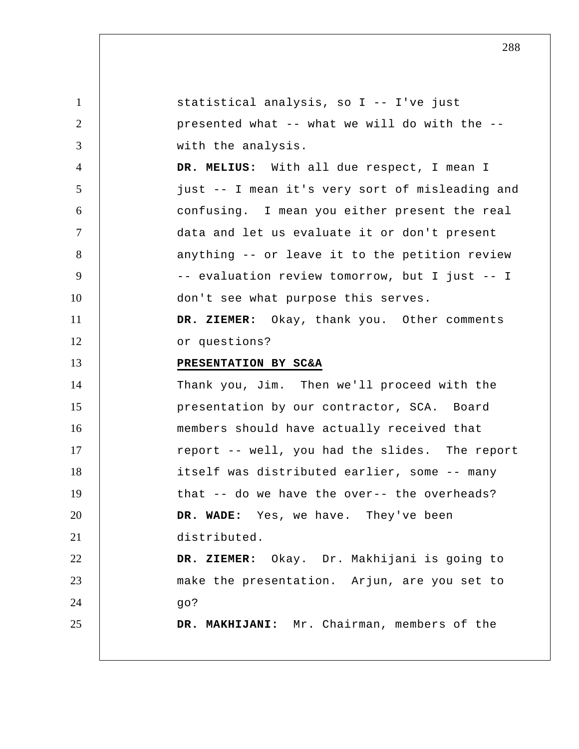statistical analysis, so I -- I've just presented what -- what we will do with the -- with the analysis.

**DR. MELIUS:** With all due respect, I mean I just -- I mean it's very sort of misleading and confusing. I mean you either present the real data and let us evaluate it or don't present anything -- or leave it to the petition review -- evaluation review tomorrow, but I just -- I don't see what purpose this serves.

**DR. ZIEMER:** Okay, thank you. Other comments or questions?

## PRESENTATION BY SC&A

Thank you, Jim. Then we'll proceed with the presentation by our contractor, SCA. Board members should have actually received that report -- well, you had the slides. The report itself was distributed earlier, some -- many that -- do we have the over-- the overheads?

**DR. WADE:** Yes, we have. They've been distributed.

**DR. ZIEMER:** Okay. Dr. Makhijani is going to make the presentation. Arjun, are you set to go?

**DR. MAKHIJANI:** Mr. Chairman, members of the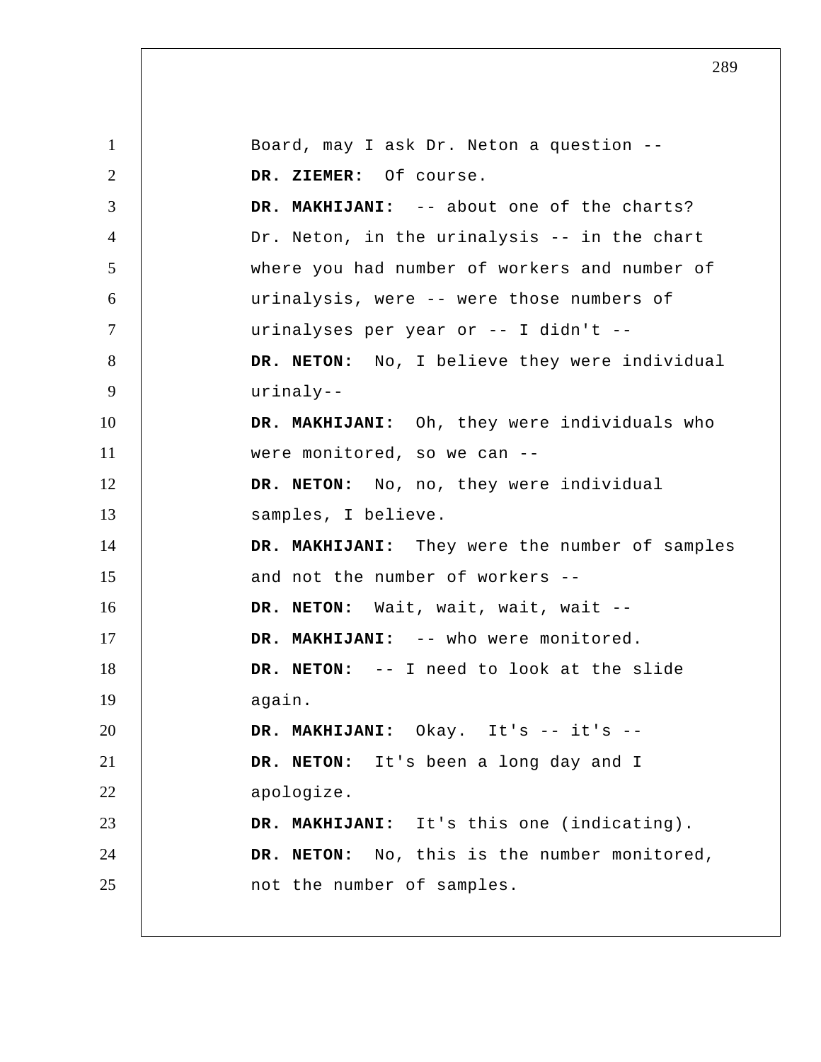Board, may I ask Dr. Neton a question --

**DR. ZIEMER:** Of course.

**DR. MAKHIJANI:** -- about one of the charts? Dr. Neton, in the urinalysis -- in the chart where you had number of workers and number of urinalysis, were -- were those numbers of urinalyses per year or -- I didn't --

**DR. NETON:** No, I believe they were individual urinaly--

**DR. MAKHIJANI:** Oh, they were individuals who were monitored, so we can --

**DR. NETON:** No, no, they were individual samples, I believe.

**DR. MAKHIJANI:** They were the number of samples and not the number of workers --

**DR. NETON:** Wait, wait, wait, wait --

**DR. MAKHIJANI:** -- who were monitored.

**DR. NETON:** -- I need to look at the slide again.

**DR. MAKHIJANI:** Okay. It's -- it's --

**DR. NETON:** It's been a long day and I apologize.

**DR. MAKHIJANI:** It's this one (indicating).

**DR. NETON:** No, this is the number monitored, not the number of samples.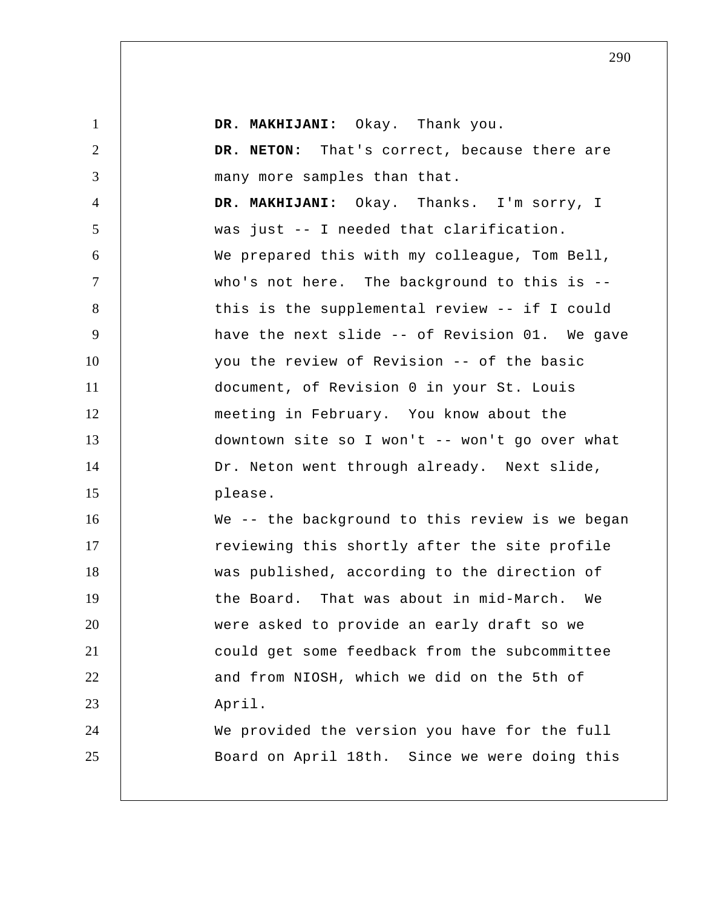**DR. MAKHIJANI:** Okay. Thank you.

**DR. NETON:** That's correct, because there are many more samples than that.

**DR. MAKHIJANI:** Okay. Thanks. I'm sorry, I was just -- I needed that clarification.

We prepared this with my colleague, Tom Bell, who's not here. The background to this is -- this is the supplemental review -- if I could have the next slide -- of Revision 01. We gave you the review of Revision -- of the basic document, of Revision 0 in your St. Louis meeting in February. You know about the downtown site so I won't -- won't go over what Dr. Neton went through already. Next slide, please.

We -- the background to this review is we began reviewing this shortly after the site profile was published, according to the direction of the Board. That was about in mid-March. We were asked to provide an early draft so we could get some feedback from the subcommittee and from NIOSH, which we did on the 5th of April.

We provided the version you have for the full Board on April 18th. Since we were doing this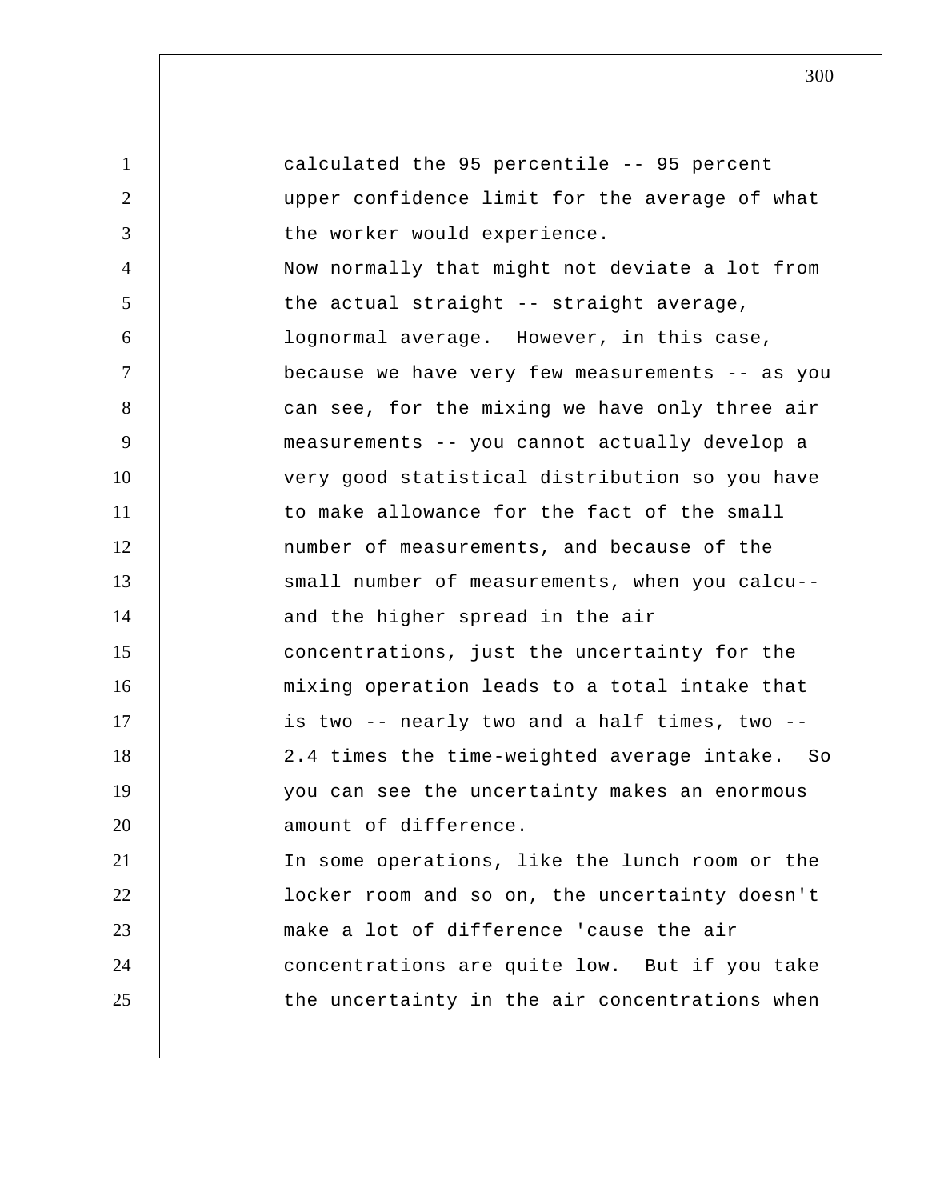calculated the 95 percentile -- 95 percent upper confidence limit for the average of what the worker would experience.

Now normally that might not deviate a lot from the actual straight -- straight average, lognormal average. However, in this case, because we have very few measurements -- as you can see, for the mixing we have only three air measurements -- you cannot actually develop a very good statistical distribution so you have to make allowance for the fact of the small number of measurements, and because of the small number of measurements, when you calcu-- and the higher spread in the air concentrations, just the uncertainty for the mixing operation leads to a total intake that is two -- nearly two and a half times, two -- 2.4 times the time-weighted average intake. So you can see the uncertainty makes an enormous amount of difference.

In some operations, like the lunch room or the locker room and so on, the uncertainty doesn't make a lot of difference 'cause the air concentrations are quite low. But if you take the uncertainty in the air concentrations when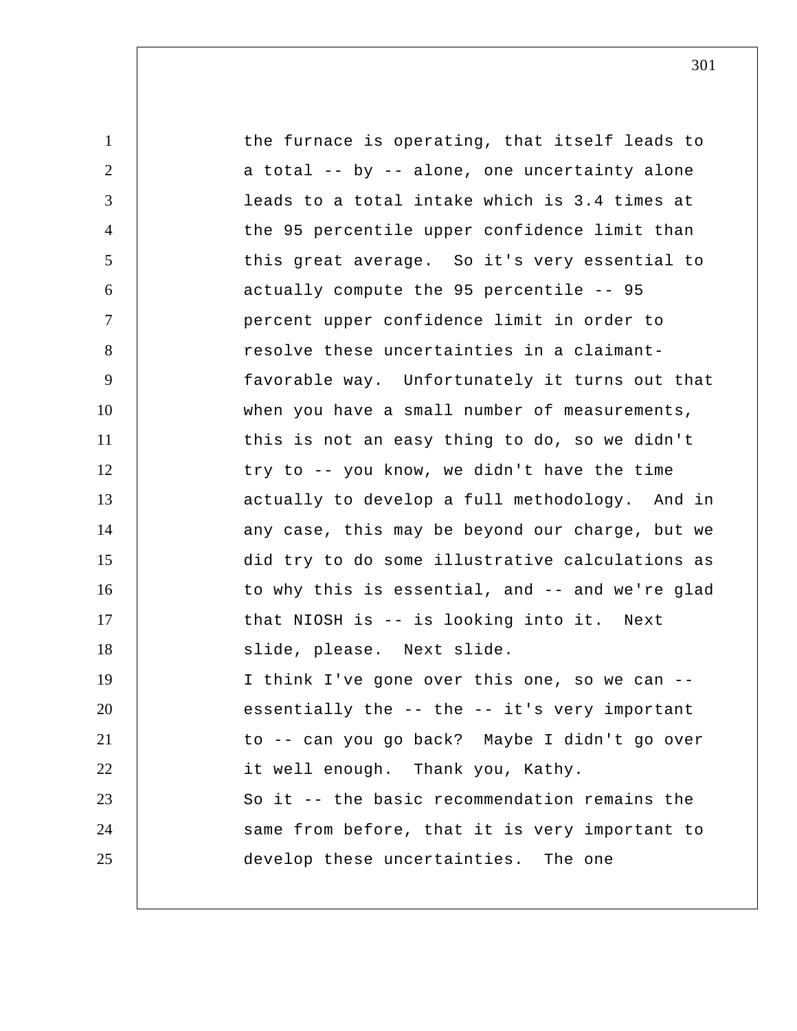the furnace is operating, that itself leads to a total -- by -- alone, one uncertainty alone leads to a total intake which is 3.4 times at the 95 percentile upper confidence limit than this great average. So it's very essential to actually compute the 95 percentile -- 95 percent upper confidence limit in order to resolve these uncertainties in a claimant-favorable way. Unfortunately it turns out that when you have a small number of measurements, this is not an easy thing to do, so we didn't try to -- you know, we didn't have the time actually to develop a full methodology. And in any case, this may be beyond our charge, but we did try to do some illustrative calculations as to why this is essential, and -- and we're glad that NIOSH is -- is looking into it. Next slide, please. Next slide.

I think I've gone over this one, so we can -- essentially the -- the -- it's very important to -- can you go back? Maybe I didn't go over it well enough. Thank you, Kathy.

So it -- the basic recommendation remains the same from before, that it is very important to develop these uncertainties. The one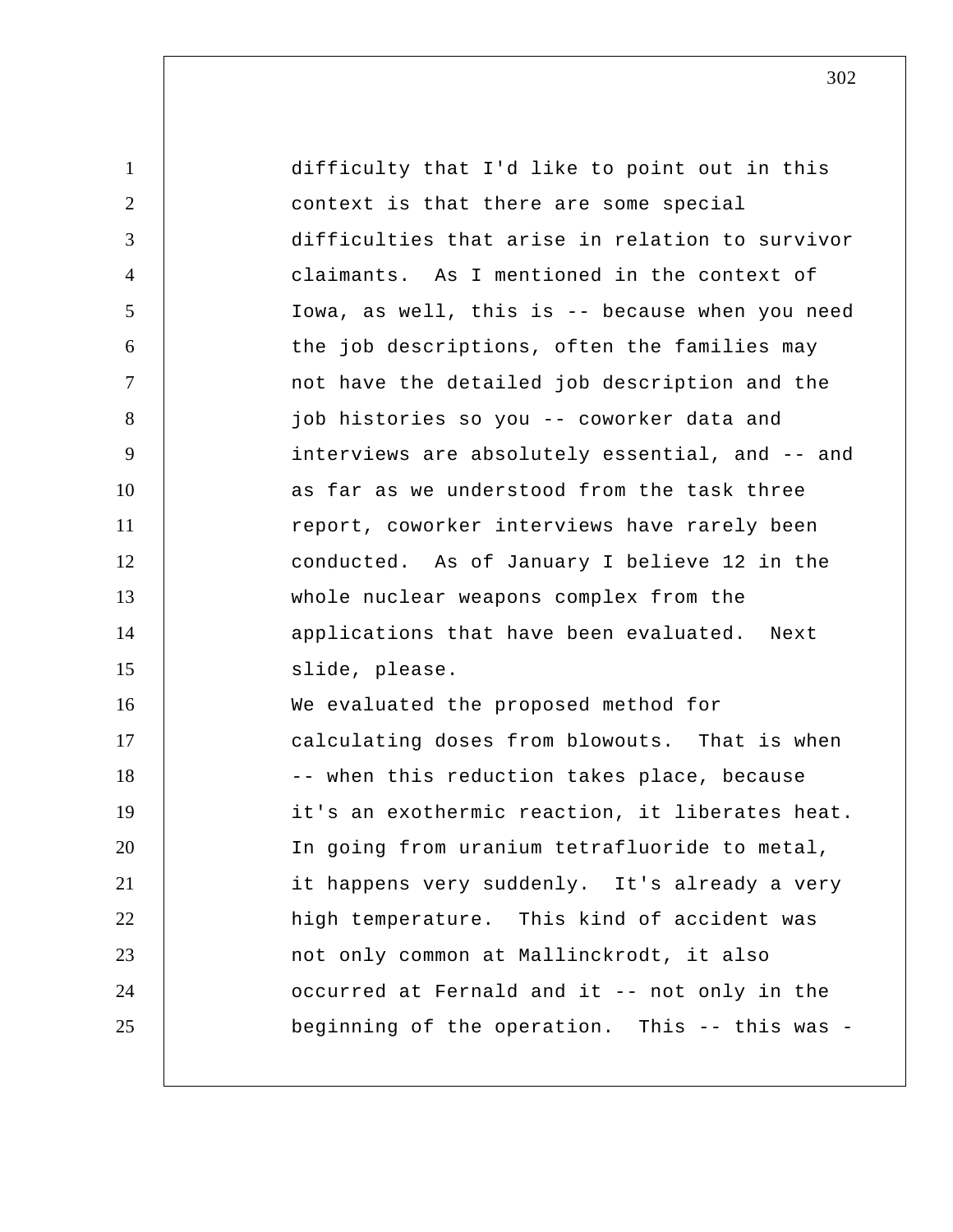difficulty that I'd like to point out in this context is that there are some special difficulties that arise in relation to survivor claimants. As I mentioned in the context of Iowa, as well, this is -- because when you need the job descriptions, often the families may not have the detailed job description and the job histories so you -- coworker data and interviews are absolutely essential, and -- and as far as we understood from the task three report, coworker interviews have rarely been conducted. As of January I believe 12 in the whole nuclear weapons complex from the applications that have been evaluated. Next slide, please.

We evaluated the proposed method for calculating doses from blowouts. That is when -- when this reduction takes place, because it's an exothermic reaction, it liberates heat. In going from uranium tetrafluoride to metal, it happens very suddenly. It's already a very high temperature. This kind of accident was not only common at Mallinckrodt, it also occurred at Fernald and it -- not only in the beginning of the operation. This -- this was -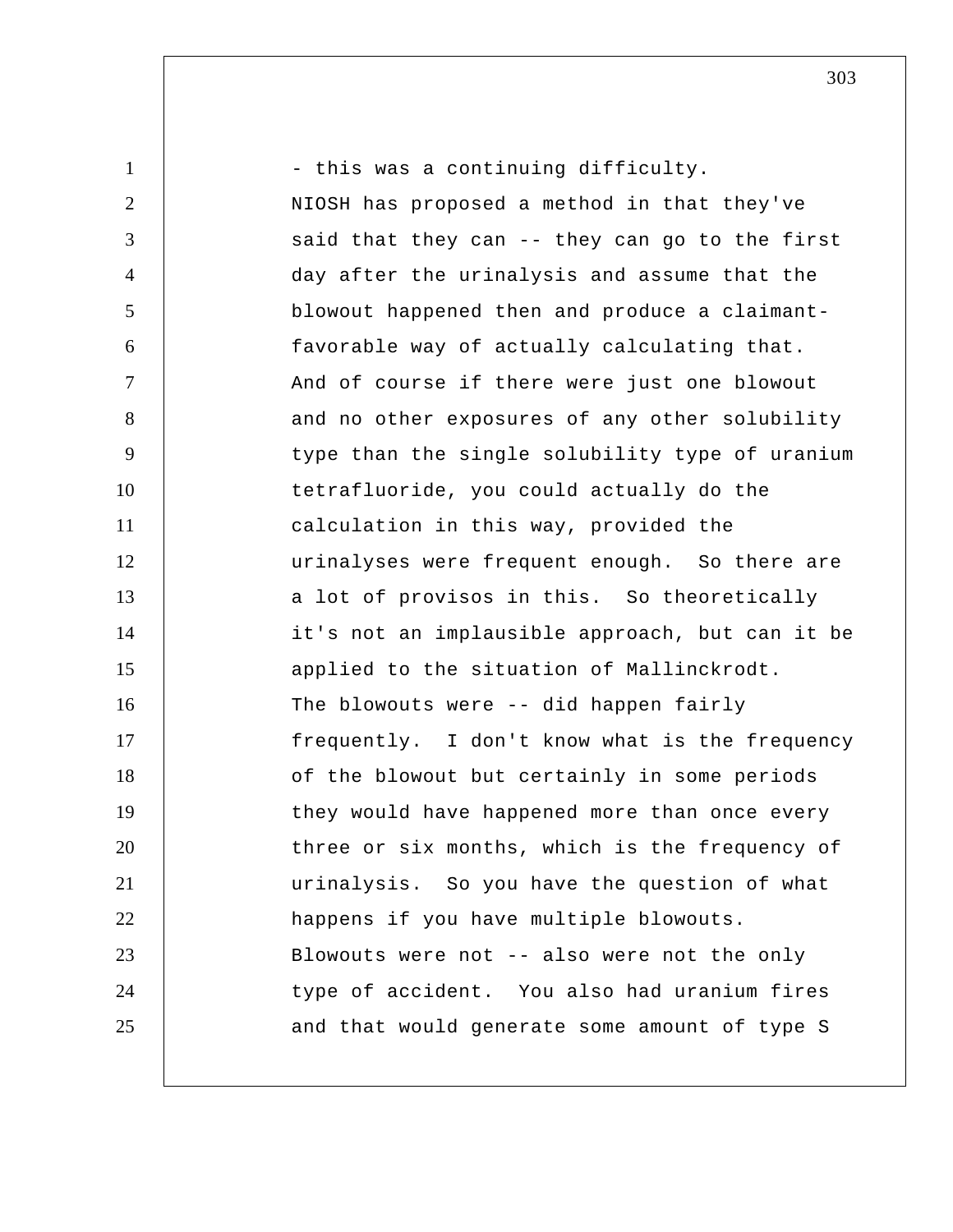- this was a continuing difficulty. NIOSH has proposed a method in that they've said that they can -- they can go to the first day after the urinalysis and assume that the blowout happened then and produce a claimant-favorable way of actually calculating that. And of course if there were just one blowout and no other exposures of any other solubility type than the single solubility type of uranium tetrafluoride, you could actually do the calculation in this way, provided the urinalyses were frequent enough. So there are a lot of provisos in this. So theoretically it's not an implausible approach, but can it be applied to the situation of Mallinckrodt. The blowouts were -- did happen fairly frequently. I don't know what is the frequency of the blowout but certainly in some periods they would have happened more than once every three or six months, which is the frequency of urinalysis. So you have the question of what happens if you have multiple blowouts. Blowouts were not -- also were not the only type of accident. You also had uranium fires and that would generate some amount of type S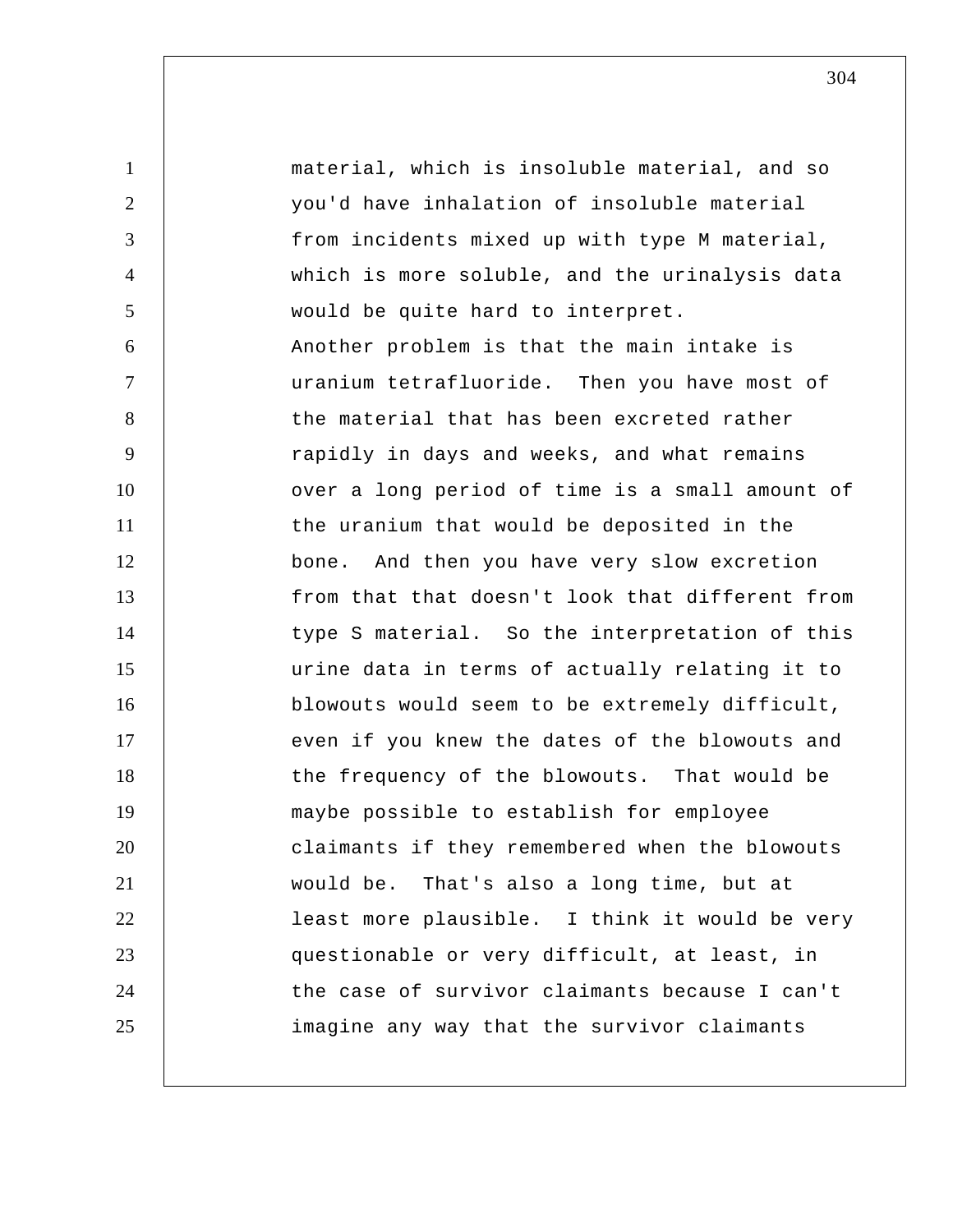material, which is insoluble material, and so you'd have inhalation of insoluble material from incidents mixed up with type M material, which is more soluble, and the urinalysis data would be quite hard to interpret.

Another problem is that the main intake is uranium tetrafluoride. Then you have most of the material that has been excreted rather rapidly in days and weeks, and what remains over a long period of time is a small amount of the uranium that would be deposited in the bone. And then you have very slow excretion from that that doesn't look that different from type S material. So the interpretation of this urine data in terms of actually relating it to blowouts would seem to be extremely difficult, even if you knew the dates of the blowouts and the frequency of the blowouts. That would be maybe possible to establish for employee claimants if they remembered when the blowouts would be. That's also a long time, but at least more plausible. I think it would be very questionable or very difficult, at least, in the case of survivor claimants because I can't imagine any way that the survivor claimants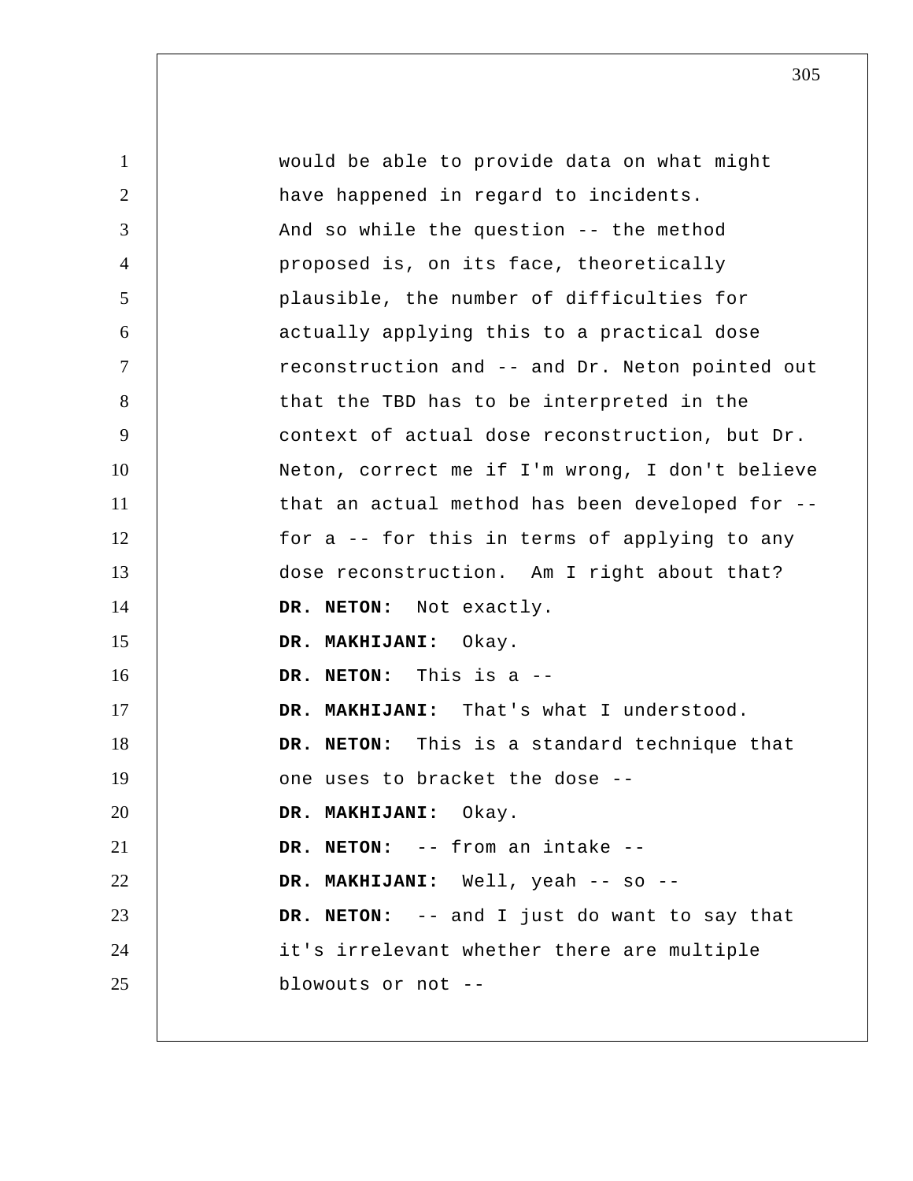would be able to provide data on what might have happened in regard to incidents.

And so while the question -- the method proposed is, on its face, theoretically plausible, the number of difficulties for actually applying this to a practical dose reconstruction and -- and Dr. Neton pointed out that the TBD has to be interpreted in the context of actual dose reconstruction, but Dr. Neton, correct me if I'm wrong, I don't believe that an actual method has been developed for -- for a -- for this in terms of applying to any dose reconstruction. Am I right about that?

**DR. NETON:** Not exactly.

**DR. MAKHIJANI:** Okay.

**DR. NETON:** This is a --

**DR. MAKHIJANI:** That's what I understood.

**DR. NETON:** This is a standard technique that one uses to bracket the dose --

**DR. MAKHIJANI:** Okay.

**DR. NETON:** -- from an intake --

**DR. MAKHIJANI:** Well, yeah -- so --

**DR. NETON:** -- and I just do want to say that it's irrelevant whether there are multiple blowouts or not --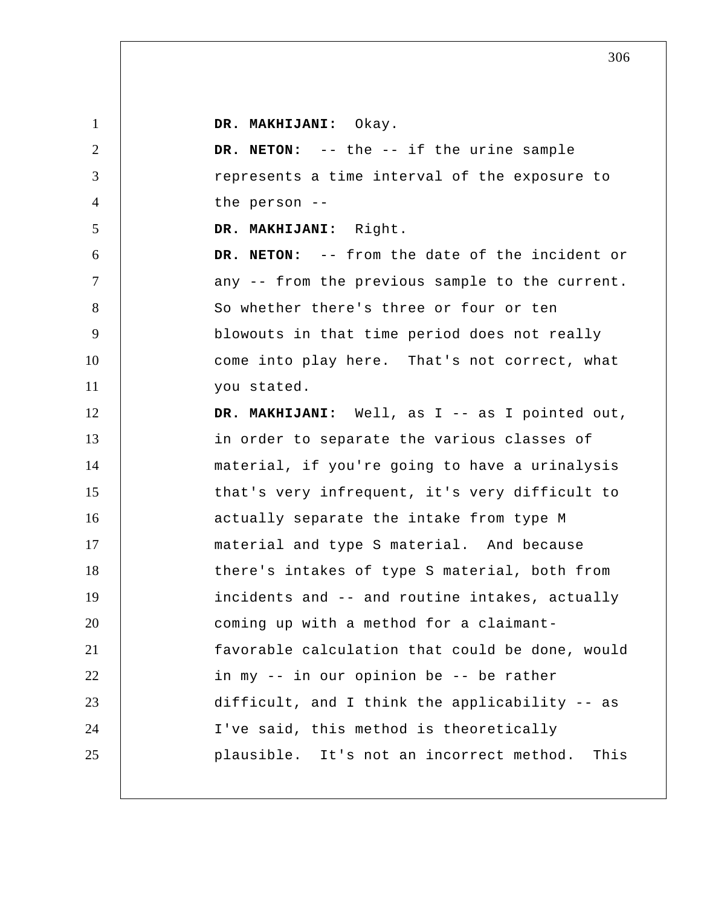**DR. MAKHIJANI:** Okay.

**DR. NETON:** -- the -- if the urine sample represents a time interval of the exposure to the person --

**DR. MAKHIJANI:** Right.

**DR. NETON:** -- from the date of the incident or any -- from the previous sample to the current. So whether there's three or four or ten blowouts in that time period does not really come into play here. That's not correct, what you stated.

**DR. MAKHIJANI:** Well, as I -- as I pointed out, in order to separate the various classes of material, if you're going to have a urinalysis that's very infrequent, it's very difficult to actually separate the intake from type M material and type S material. And because there's intakes of type S material, both from incidents and -- and routine intakes, actually coming up with a method for a claimant-favorable calculation that could be done, would in my -- in our opinion be -- be rather difficult, and I think the applicability -- as I've said, this method is theoretically plausible. It's not an incorrect method. This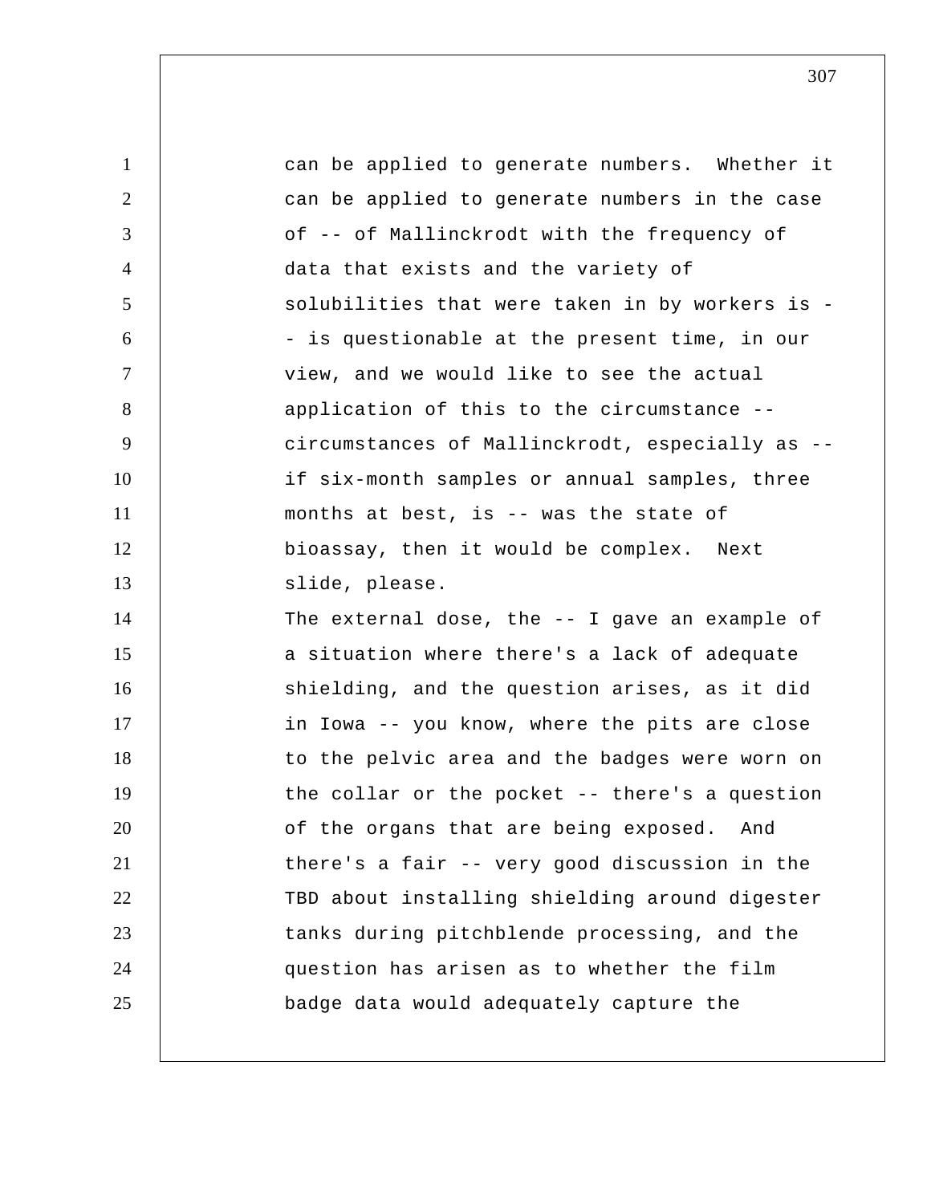can be applied to generate numbers. Whether it can be applied to generate numbers in the case of -- of Mallinckrodt with the frequency of data that exists and the variety of solubilities that were taken in by workers is -- is questionable at the present time, in our view, and we would like to see the actual application of this to the circumstance -- circumstances of Mallinckrodt, especially as -- if six-month samples or annual samples, three months at best, is -- was the state of bioassay, then it would be complex. Next slide, please.

The external dose, the -- I gave an example of a situation where there's a lack of adequate shielding, and the question arises, as it did in Iowa -- you know, where the pits are close to the pelvic area and the badges were worn on the collar or the pocket -- there's a question of the organs that are being exposed. And there's a fair -- very good discussion in the TBD about installing shielding around digester tanks during pitchblende processing, and the question has arisen as to whether the film badge data would adequately capture the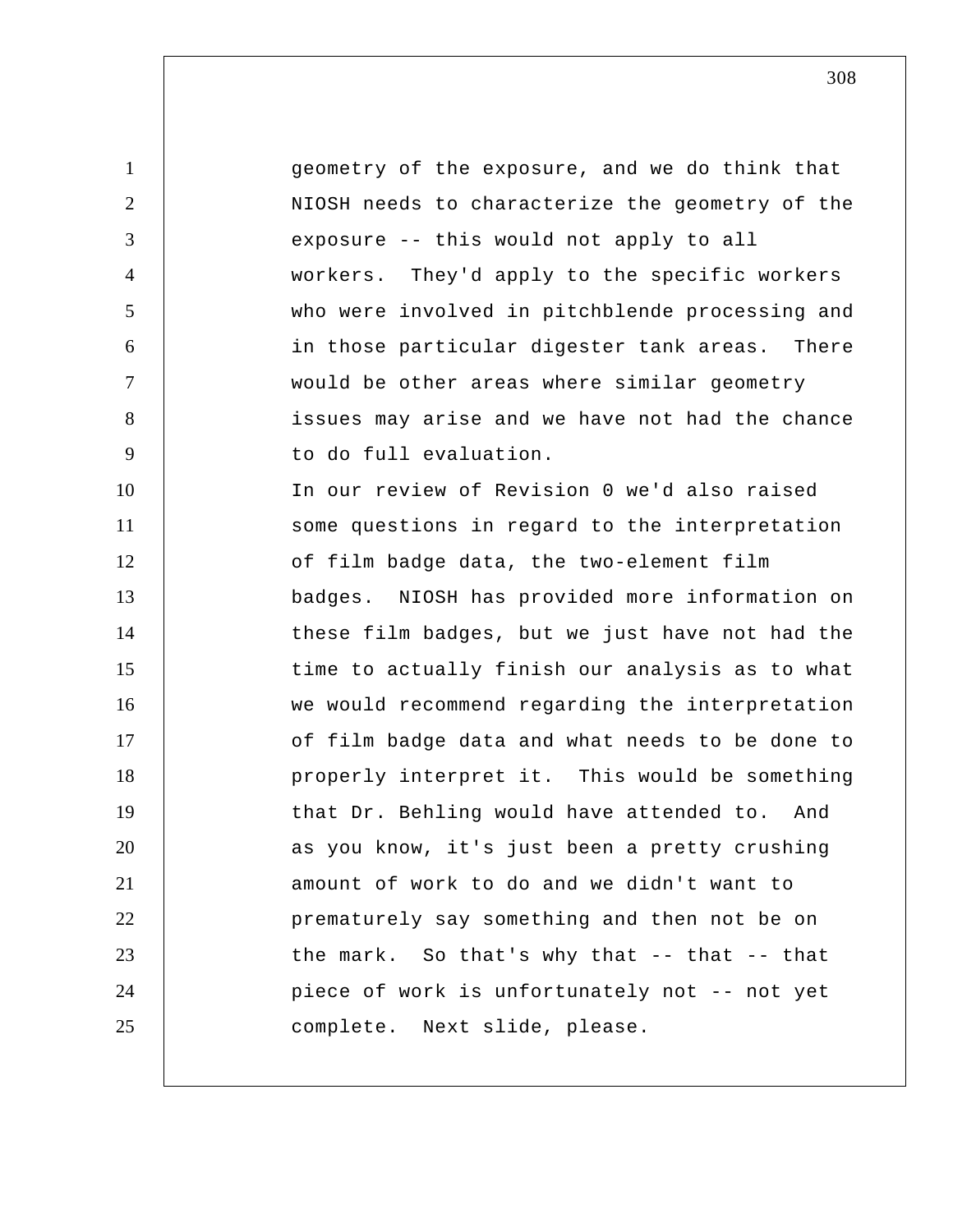geometry of the exposure, and we do think that NIOSH needs to characterize the geometry of the exposure -- this would not apply to all workers. They'd apply to the specific workers who were involved in pitchblende processing and in those particular digester tank areas. There would be other areas where similar geometry issues may arise and we have not had the chance to do full evaluation.

In our review of Revision 0 we'd also raised some questions in regard to the interpretation of film badge data, the two-element film badges. NIOSH has provided more information on these film badges, but we just have not had the time to actually finish our analysis as to what we would recommend regarding the interpretation of film badge data and what needs to be done to properly interpret it. This would be something that Dr. Behling would have attended to. And as you know, it's just been a pretty crushing amount of work to do and we didn't want to prematurely say something and then not be on the mark. So that's why that -- that -- that piece of work is unfortunately not -- not yet complete. Next slide, please.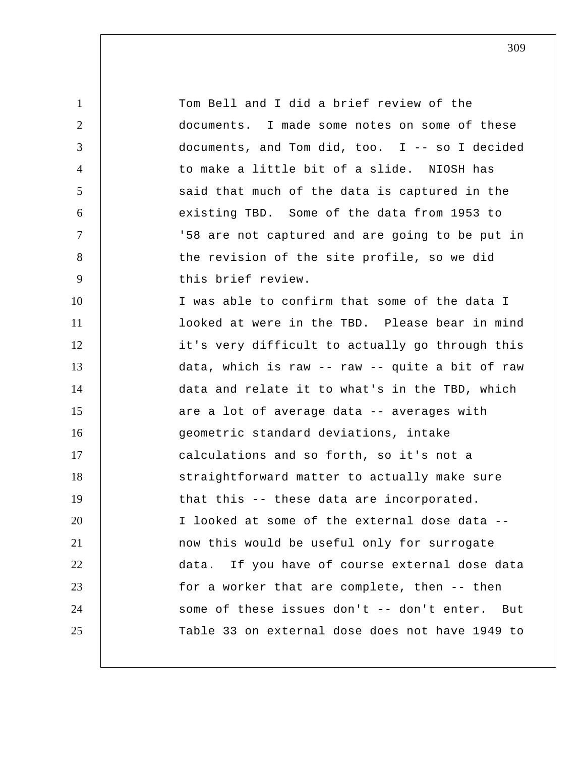Tom Bell and I did a brief review of the documents. I made some notes on some of these documents, and Tom did, too. I -- so I decided to make a little bit of a slide. NIOSH has said that much of the data is captured in the existing TBD. Some of the data from 1953 to '58 are not captured and are going to be put in the revision of the site profile, so we did this brief review.

I was able to confirm that some of the data I looked at were in the TBD. Please bear in mind it's very difficult to actually go through this data, which is raw -- raw -- quite a bit of raw data and relate it to what's in the TBD, which are a lot of average data -- averages with geometric standard deviations, intake calculations and so forth, so it's not a straightforward matter to actually make sure that this -- these data are incorporated.

I looked at some of the external dose data -- now this would be useful only for surrogate data. If you have of course external dose data for a worker that are complete, then -- then some of these issues don't -- don't enter. But Table 33 on external dose does not have 1949 to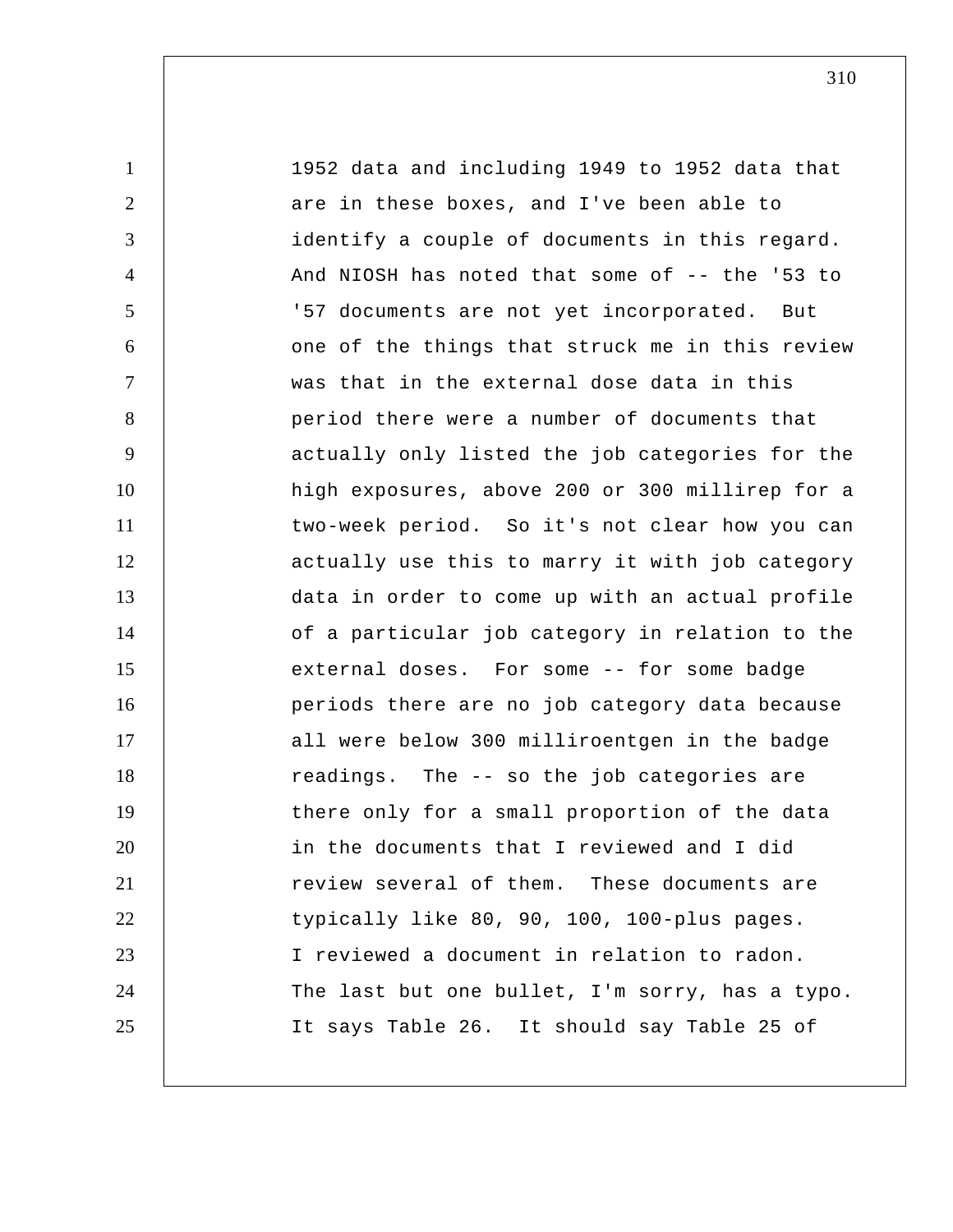1952 data and including 1949 to 1952 data that are in these boxes, and I've been able to identify a couple of documents in this regard. And NIOSH has noted that some of -- the '53 to '57 documents are not yet incorporated. But one of the things that struck me in this review was that in the external dose data in this period there were a number of documents that actually only listed the job categories for the high exposures, above 200 or 300 millirep for a two-week period. So it's not clear how you can actually use this to marry it with job category data in order to come up with an actual profile of a particular job category in relation to the external doses. For some -- for some badge periods there are no job category data because all were below 300 milliroentgen in the badge readings. The -- so the job categories are there only for a small proportion of the data in the documents that I reviewed and I did review several of them. These documents are typically like 80, 90, 100, 100-plus pages. I reviewed a document in relation to radon. The last but one bullet, I'm sorry, has a typo. It says Table 26. It should say Table 25 of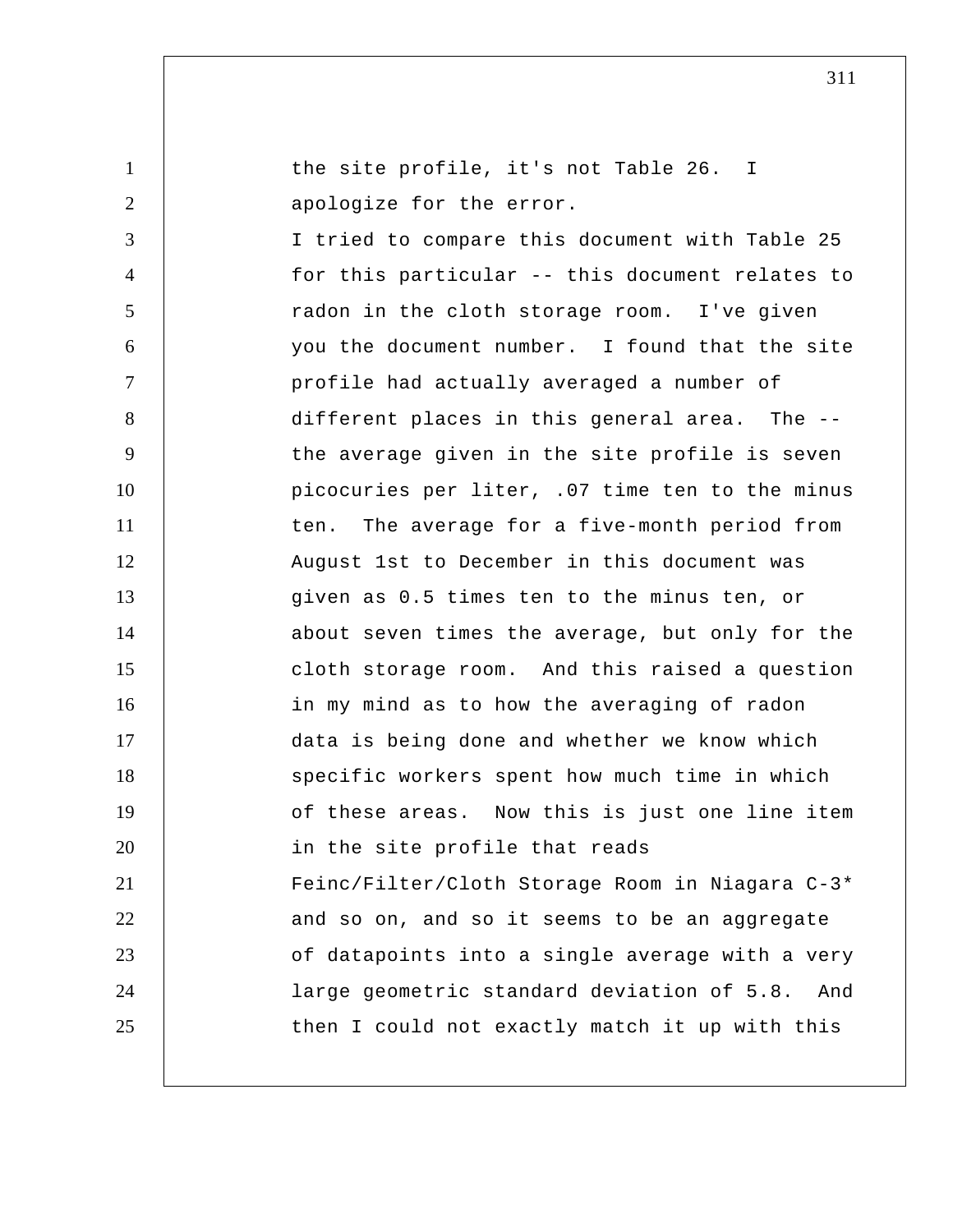the site profile, it's not Table 26. I apologize for the error.

I tried to compare this document with Table 25 for this particular -- this document relates to radon in the cloth storage room. I've given you the document number. I found that the site profile had actually averaged a number of different places in this general area. The -- the average given in the site profile is seven picocuries per liter, .07 time ten to the minus ten. The average for a five-month period from August 1st to December in this document was given as 0.5 times ten to the minus ten, or about seven times the average, but only for the cloth storage room. And this raised a question in my mind as to how the averaging of radon data is being done and whether we know which specific workers spent how much time in which of these areas. Now this is just one line item in the site profile that reads Feinc/Filter/Cloth Storage Room in Niagara C-3* and so on, and so it seems to be an aggregate of datapoints into a single average with a very large geometric standard deviation of 5.8. And then I could not exactly match it up with this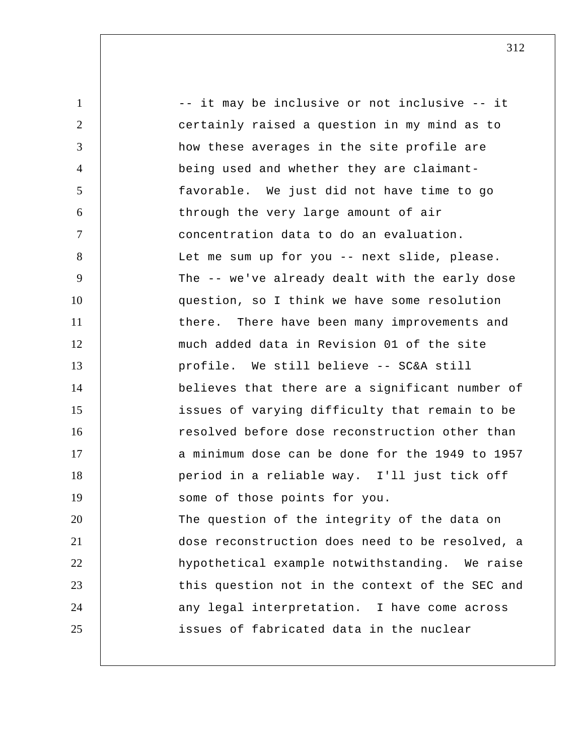-- it may be inclusive or not inclusive -- it certainly raised a question in my mind as to how these averages in the site profile are being used and whether they are claimant-favorable. We just did not have time to go through the very large amount of air concentration data to do an evaluation.

Let me sum up for you -- next slide, please. The -- we've already dealt with the early dose question, so I think we have some resolution there. There have been many improvements and much added data in Revision 01 of the site profile. We still believe -- SC&A still believes that there are a significant number of issues of varying difficulty that remain to be resolved before dose reconstruction other than a minimum dose can be done for the 1949 to 1957 period in a reliable way. I'll just tick off some of those points for you.

The question of the integrity of the data on dose reconstruction does need to be resolved, a hypothetical example notwithstanding. We raise this question not in the context of the SEC and any legal interpretation. I have come across issues of fabricated data in the nuclear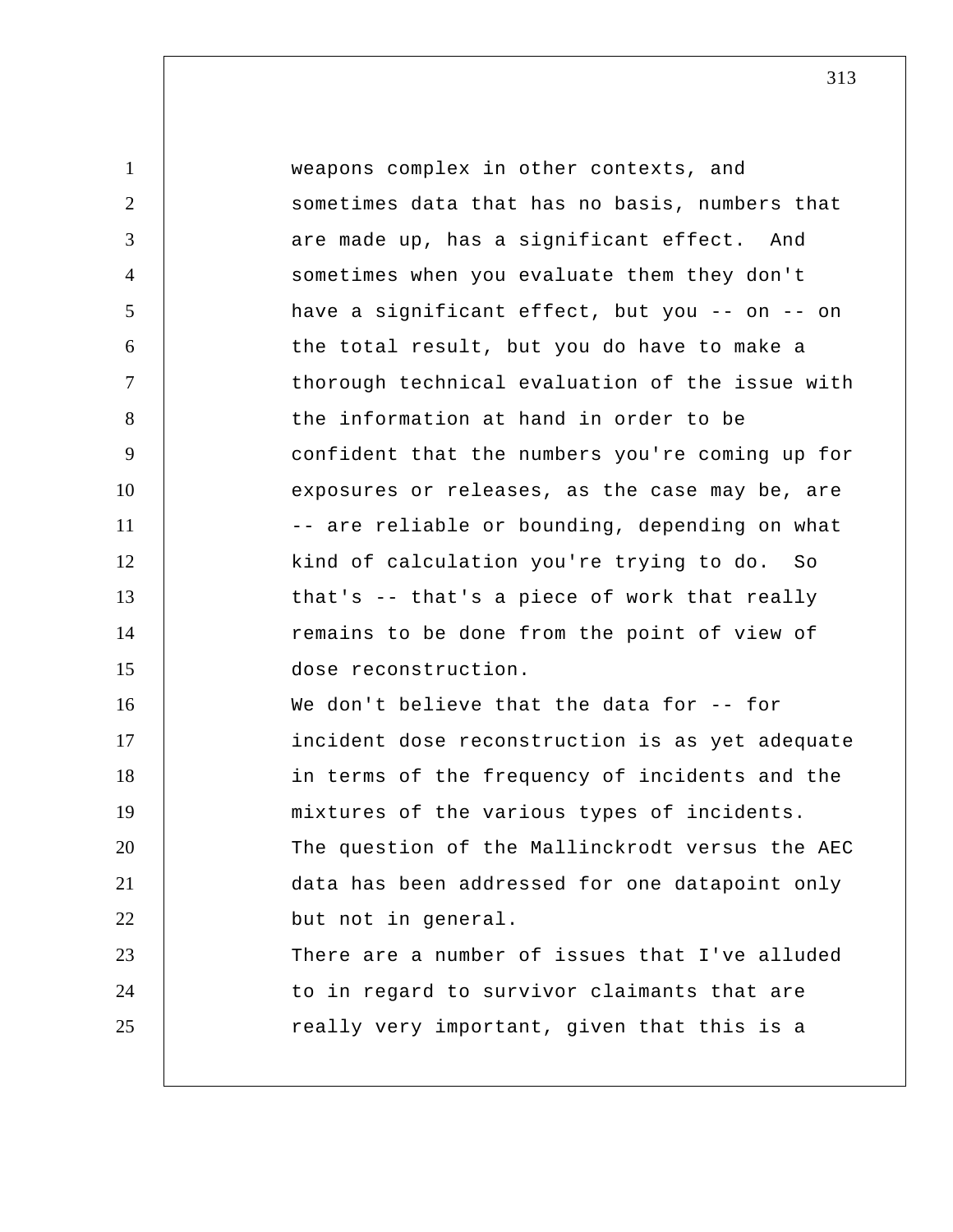weapons complex in other contexts, and sometimes data that has no basis, numbers that are made up, has a significant effect. And sometimes when you evaluate them they don't have a significant effect, but you -- on -- on the total result, but you do have to make a thorough technical evaluation of the issue with the information at hand in order to be confident that the numbers you're coming up for exposures or releases, as the case may be, are -- are reliable or bounding, depending on what kind of calculation you're trying to do. So that's -- that's a piece of work that really remains to be done from the point of view of dose reconstruction.

We don't believe that the data for -- for incident dose reconstruction is as yet adequate in terms of the frequency of incidents and the mixtures of the various types of incidents.

The question of the Mallinckrodt versus the AEC data has been addressed for one datapoint only but not in general.

There are a number of issues that I've alluded to in regard to survivor claimants that are really very important, given that this is a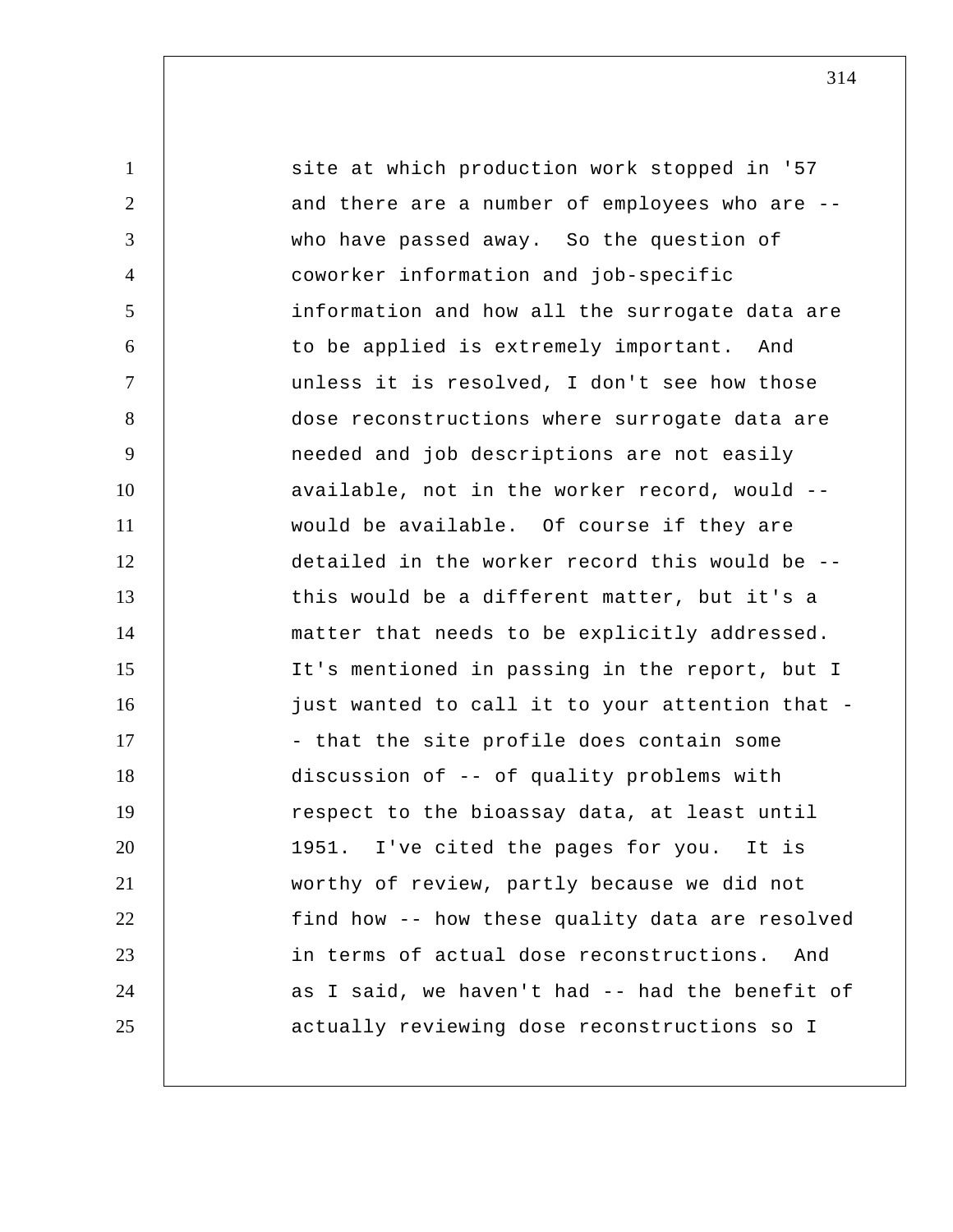site at which production work stopped in '57 and there are a number of employees who are -- who have passed away. So the question of coworker information and job-specific information and how all the surrogate data are to be applied is extremely important. And unless it is resolved, I don't see how those dose reconstructions where surrogate data are needed and job descriptions are not easily available, not in the worker record, would -- would be available. Of course if they are detailed in the worker record this would be -- this would be a different matter, but it's a matter that needs to be explicitly addressed. It's mentioned in passing in the report, but I just wanted to call it to your attention that -- that the site profile does contain some discussion of -- of quality problems with respect to the bioassay data, at least until 1951. I've cited the pages for you. It is worthy of review, partly because we did not find how -- how these quality data are resolved in terms of actual dose reconstructions. And as I said, we haven't had -- had the benefit of actually reviewing dose reconstructions so I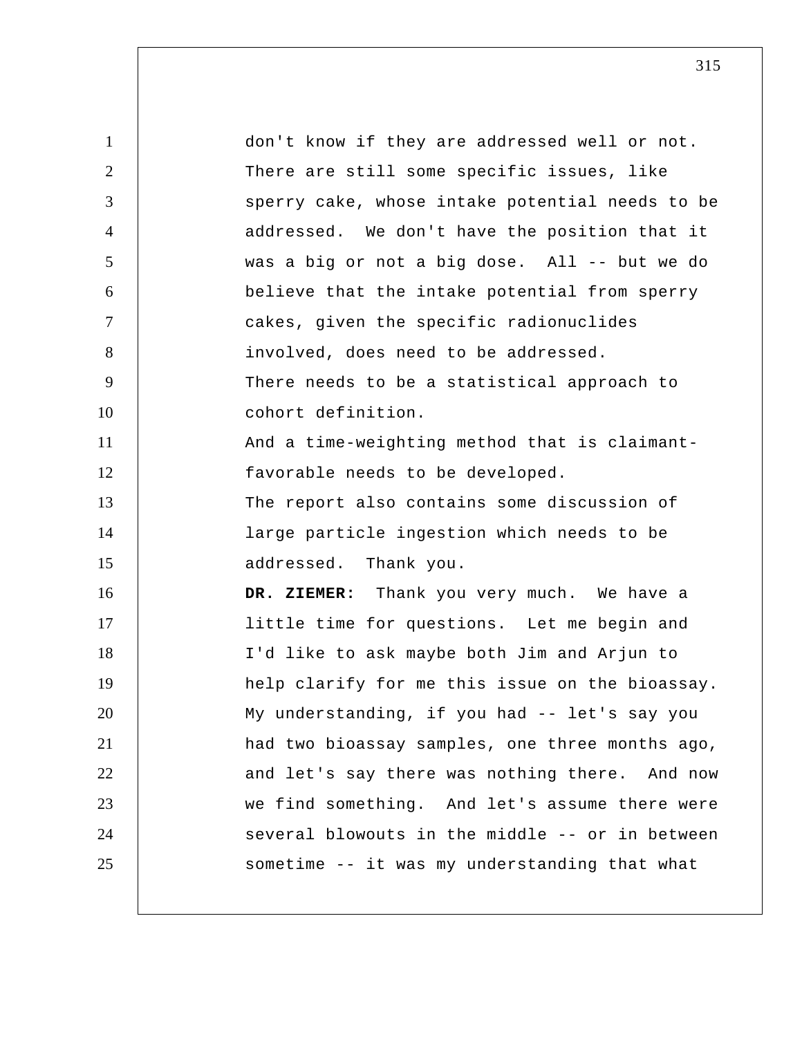don't know if they are addressed well or not.

There are still some specific issues, like sperry cake, whose intake potential needs to be addressed. We don't have the position that it was a big or not a big dose. All -- but we do believe that the intake potential from sperry cakes, given the specific radionuclides involved, does need to be addressed.

There needs to be a statistical approach to cohort definition.

And a time-weighting method that is claimant-favorable needs to be developed.

The report also contains some discussion of large particle ingestion which needs to be addressed. Thank you.

**DR. ZIEMER:** Thank you very much. We have a little time for questions. Let me begin and I'd like to ask maybe both Jim and Arjun to help clarify for me this issue on the bioassay. My understanding, if you had -- let's say you had two bioassay samples, one three months ago, and let's say there was nothing there. And now we find something. And let's assume there were several blowouts in the middle -- or in between sometime -- it was my understanding that what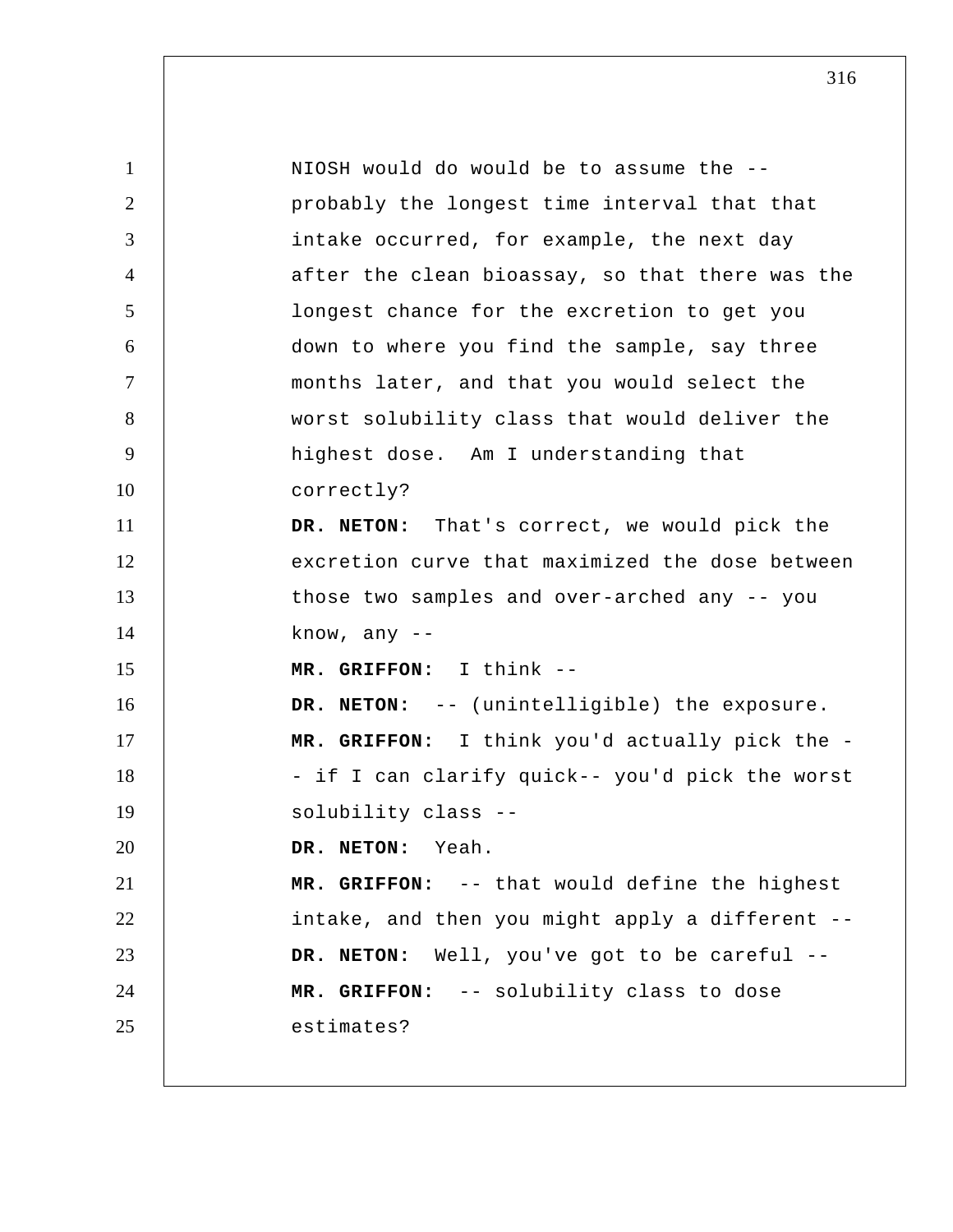NIOSH would do would be to assume the -- probably the longest time interval that that intake occurred, for example, the next day after the clean bioassay, so that there was the longest chance for the excretion to get you down to where you find the sample, say three months later, and that you would select the worst solubility class that would deliver the highest dose. Am I understanding that correctly?

**DR. NETON:** That's correct, we would pick the excretion curve that maximized the dose between those two samples and over-arched any -- you know, any --

**MR. GRIFFON:** I think --

**DR. NETON:** -- (unintelligible) the exposure.

**MR. GRIFFON:** I think you'd actually pick the -- if I can clarify quick-- you'd pick the worst solubility class --

**DR. NETON:** Yeah.

**MR. GRIFFON:** -- that would define the highest intake, and then you might apply a different --

**DR. NETON:** Well, you've got to be careful --

**MR. GRIFFON:** -- solubility class to dose estimates?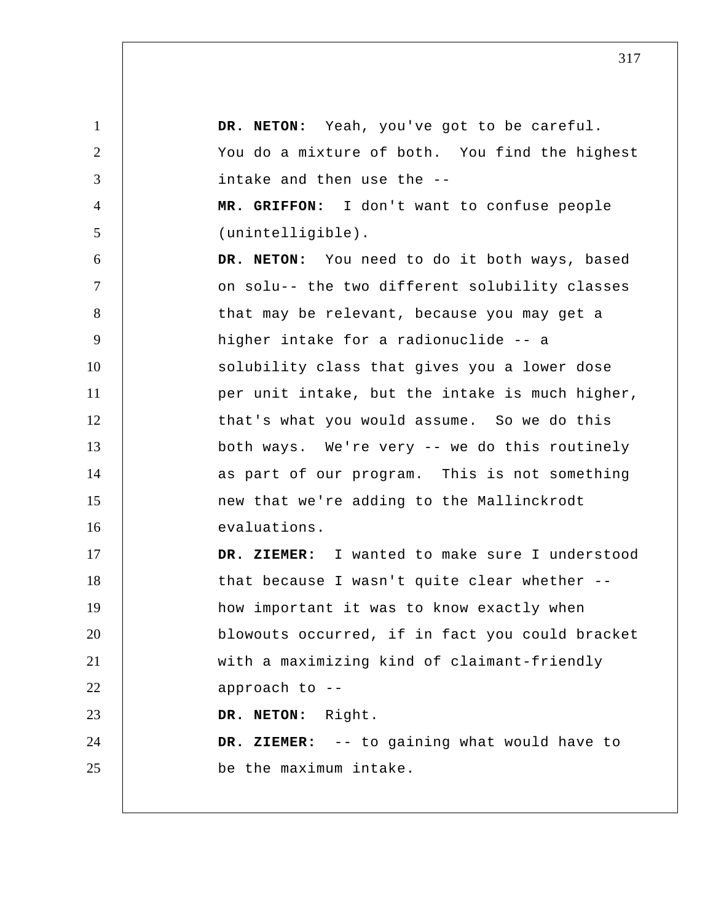**DR. NETON:** Yeah, you've got to be careful. You do a mixture of both. You find the highest intake and then use the --

**MR. GRIFFON:** I don't want to confuse people (unintelligible).

**DR. NETON:** You need to do it both ways, based on solu-- the two different solubility classes that may be relevant, because you may get a higher intake for a radionuclide -- a solubility class that gives you a lower dose per unit intake, but the intake is much higher, that's what you would assume. So we do this both ways. We're very -- we do this routinely as part of our program. This is not something new that we're adding to the Mallinckrodt evaluations.

**DR. ZIEMER:** I wanted to make sure I understood that because I wasn't quite clear whether -- how important it was to know exactly when blowouts occurred, if in fact you could bracket with a maximizing kind of claimant-friendly approach to --

**DR. NETON:** Right.

**DR. ZIEMER:** -- to gaining what would have to be the maximum intake.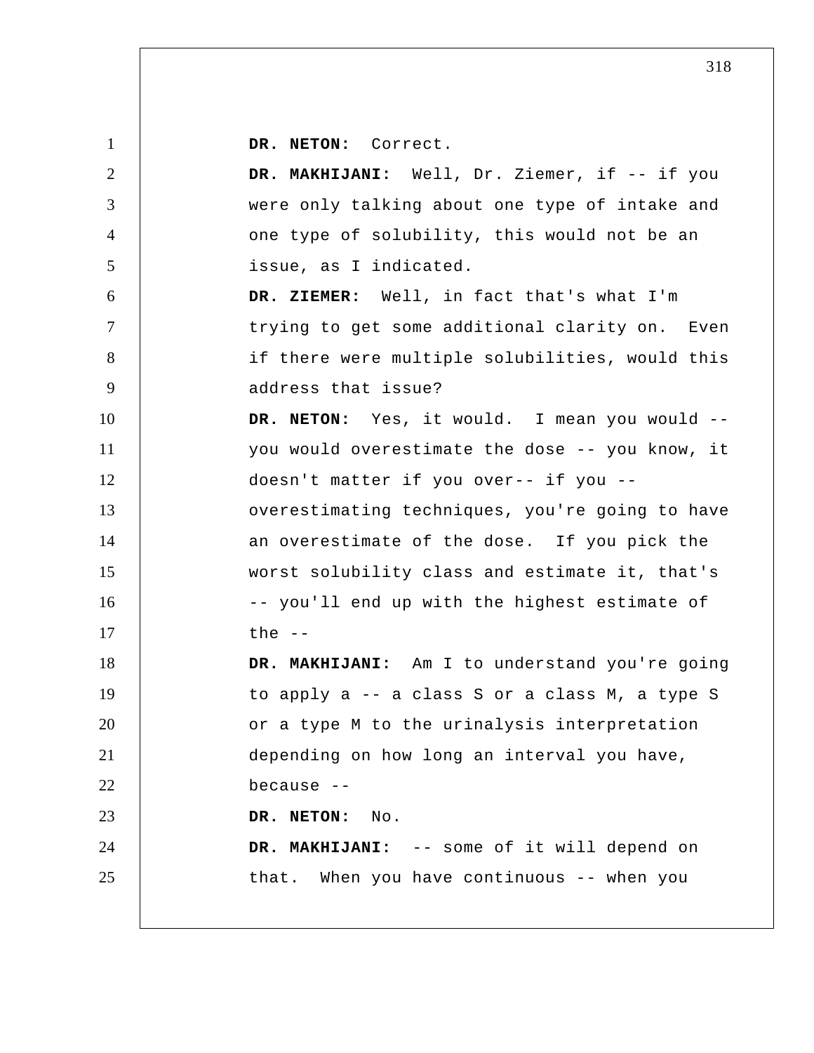**DR. NETON:** Correct.

**DR. MAKHIJANI:** Well, Dr. Ziemer, if -- if you were only talking about one type of intake and one type of solubility, this would not be an issue, as I indicated.

**DR. ZIEMER:** Well, in fact that's what I'm trying to get some additional clarity on. Even if there were multiple solubilities, would this address that issue?

**DR. NETON:** Yes, it would. I mean you would -- you would overestimate the dose -- you know, it doesn't matter if you over-- if you -- overestimating techniques, you're going to have an overestimate of the dose. If you pick the worst solubility class and estimate it, that's -- you'll end up with the highest estimate of the --

**DR. MAKHIJANI:** Am I to understand you're going to apply a -- a class S or a class M, a type S or a type M to the urinalysis interpretation depending on how long an interval you have, because --

**DR. NETON:** No.

**DR. MAKHIJANI:** -- some of it will depend on that. When you have continuous -- when you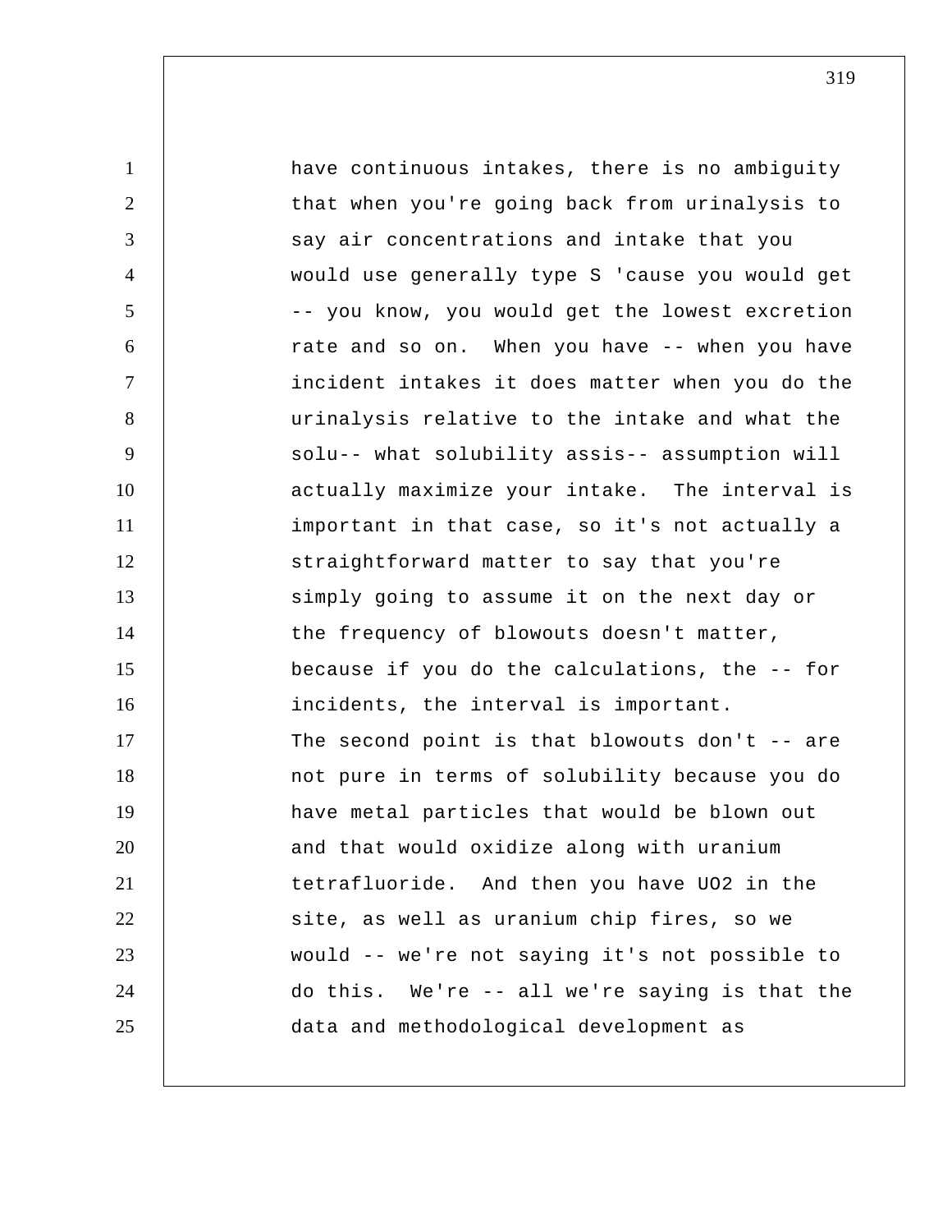have continuous intakes, there is no ambiguity that when you're going back from urinalysis to say air concentrations and intake that you would use generally type S 'cause you would get -- you know, you would get the lowest excretion rate and so on. When you have -- when you have incident intakes it does matter when you do the urinalysis relative to the intake and what the solu-- what solubility assis-- assumption will actually maximize your intake. The interval is important in that case, so it's not actually a straightforward matter to say that you're simply going to assume it on the next day or the frequency of blowouts doesn't matter, because if you do the calculations, the -- for incidents, the interval is important.

The second point is that blowouts don't -- are not pure in terms of solubility because you do have metal particles that would be blown out and that would oxidize along with uranium tetrafluoride. And then you have $UO_2$ in the site, as well as uranium chip fires, so we would -- we're not saying it's not possible to do this. We're -- all we're saying is that the data and methodological development as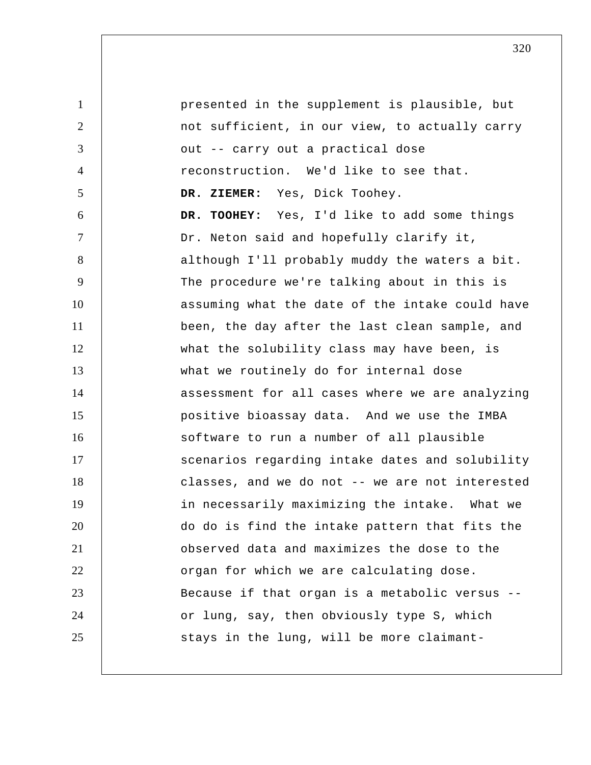presented in the supplement is plausible, but not sufficient, in our view, to actually carry out -- carry out a practical dose reconstruction. We'd like to see that.

**DR. ZIEMER:** Yes, Dick Toohey.

**DR. TOOHEY:** Yes, I'd like to add some things Dr. Neton said and hopefully clarify it, although I'll probably muddy the waters a bit. The procedure we're talking about in this is assuming what the date of the intake could have been, the day after the last clean sample, and what the solubility class may have been, is what we routinely do for internal dose assessment for all cases where we are analyzing positive bioassay data. And we use the IMBA software to run a number of all plausible scenarios regarding intake dates and solubility classes, and we do not -- we are not interested in necessarily maximizing the intake. What we do do is find the intake pattern that fits the observed data and maximizes the dose to the organ for which we are calculating dose. Because if that organ is a metabolic versus -- or lung, say, then obviously type S, which stays in the lung, will be more claimant-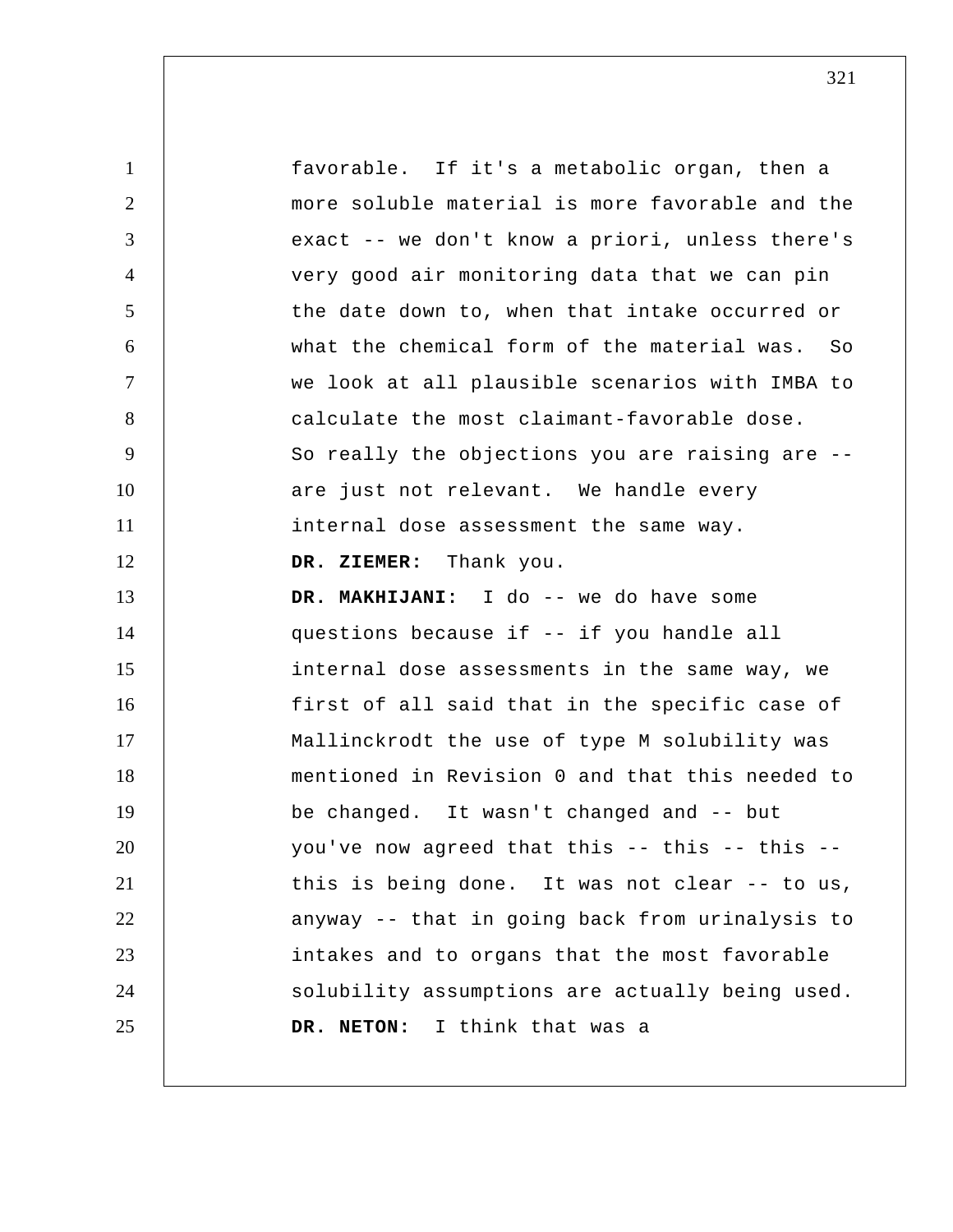favorable. If it's a metabolic organ, then a more soluble material is more favorable and the exact -- we don't know a priori, unless there's very good air monitoring data that we can pin the date down to, when that intake occurred or what the chemical form of the material was. So we look at all plausible scenarios with IMBA to calculate the most claimant-favorable dose. So really the objections you are raising are -- are just not relevant. We handle every internal dose assessment the same way.

**DR. ZIEMER:** Thank you.

**DR. MAKHIJANI:** I do -- we do have some questions because if -- if you handle all internal dose assessments in the same way, we first of all said that in the specific case of Mallinckrodt the use of type M solubility was mentioned in Revision 0 and that this needed to be changed. It wasn't changed and -- but you've now agreed that this -- this -- this -- this is being done. It was not clear -- to us, anyway -- that in going back from urinalysis to intakes and to organs that the most favorable solubility assumptions are actually being used.

**DR. NETON:** I think that was a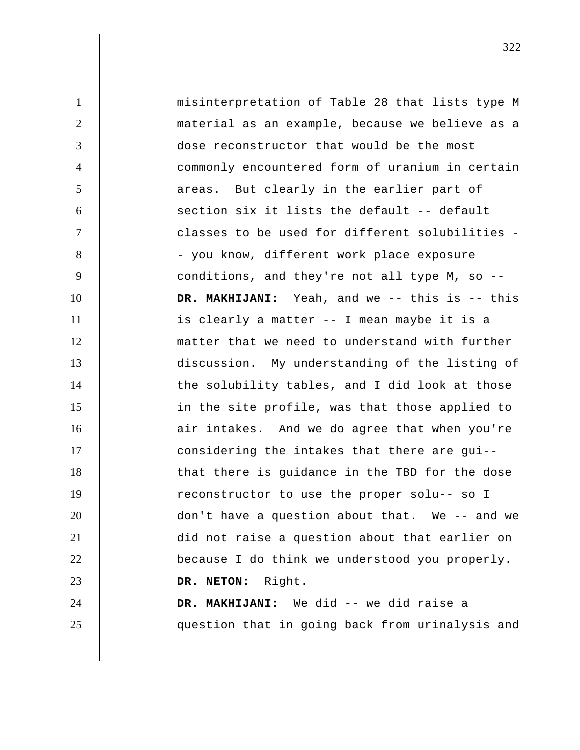misinterpretation of Table 28 that lists type M material as an example, because we believe as a dose reconstructor that would be the most commonly encountered form of uranium in certain areas. But clearly in the earlier part of section six it lists the default -- default classes to be used for different solubilities -- you know, different work place exposure conditions, and they're not all type M, so --

**DR. MAKHIJANI:** Yeah, and we -- this is -- this is clearly a matter -- I mean maybe it is a matter that we need to understand with further discussion. My understanding of the listing of the solubility tables, and I did look at those in the site profile, was that those applied to air intakes. And we do agree that when you're considering the intakes that there are gui-- that there is guidance in the TBD for the dose reconstructor to use the proper solu-- so I don't have a question about that. We -- and we did not raise a question about that earlier on because I do think we understood you properly.

**DR. NETON:** Right.

**DR. MAKHIJANI:** We did -- we did raise a question that in going back from urinalysis and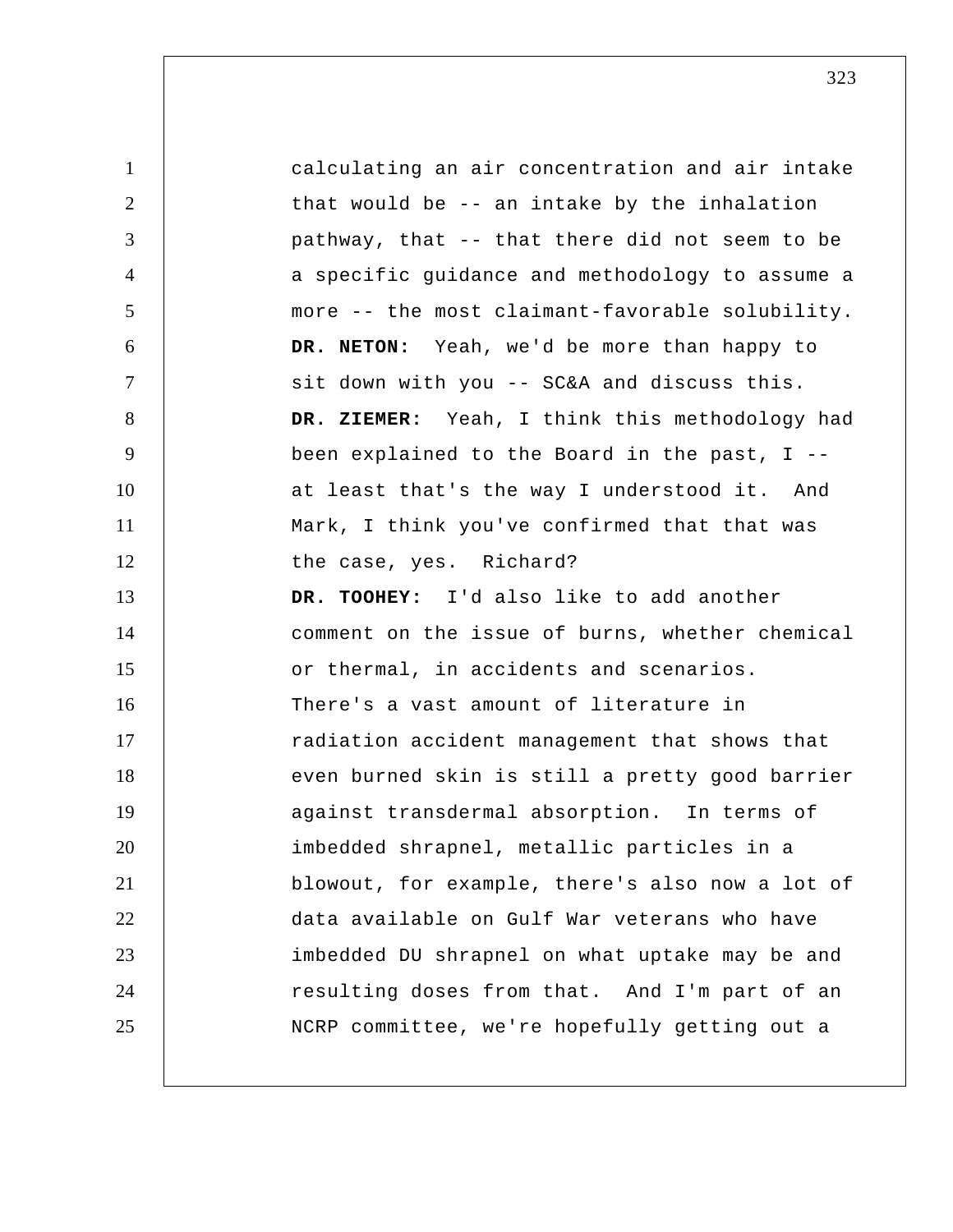calculating an air concentration and air intake that would be -- an intake by the inhalation pathway, that -- that there did not seem to be a specific guidance and methodology to assume a more -- the most claimant-favorable solubility.

**DR. NETON:** Yeah, we'd be more than happy to sit down with you -- SC&A and discuss this.

**DR. ZIEMER:** Yeah, I think this methodology had been explained to the Board in the past, I -- at least that's the way I understood it. And Mark, I think you've confirmed that that was the case, yes. Richard?

**DR. TOOHEY:** I'd also like to add another comment on the issue of burns, whether chemical or thermal, in accidents and scenarios. There's a vast amount of literature in radiation accident management that shows that even burned skin is still a pretty good barrier against transdermal absorption. In terms of imbedded shrapnel, metallic particles in a blowout, for example, there's also now a lot of data available on Gulf War veterans who have imbedded DU shrapnel on what uptake may be and resulting doses from that. And I'm part of an NCRP committee, we're hopefully getting out a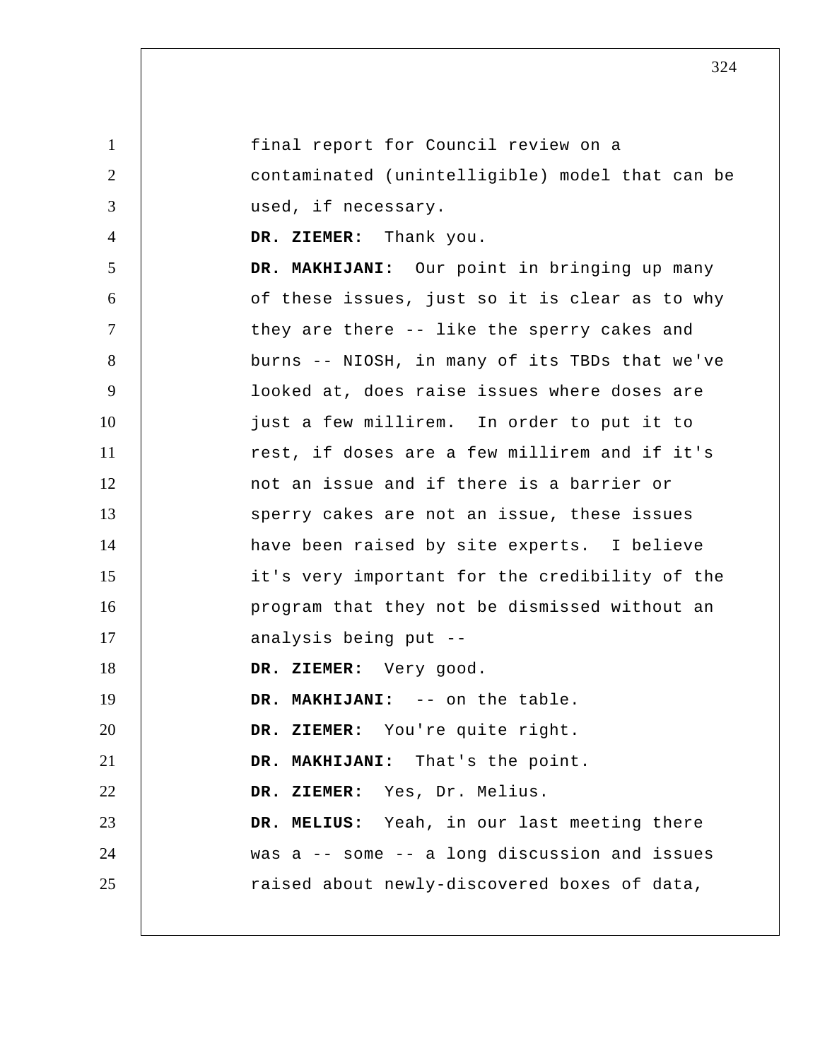final report for Council review on a contaminated (unintelligible) model that can be used, if necessary.

**DR. ZIEMER:** Thank you.

**DR. MAKHIJANI:** Our point in bringing up many of these issues, just so it is clear as to why they are there -- like the sperry cakes and burns -- NIOSH, in many of its TBDs that we've looked at, does raise issues where doses are just a few millirem. In order to put it to rest, if doses are a few millirem and if it's not an issue and if there is a barrier or sperry cakes are not an issue, these issues have been raised by site experts. I believe it's very important for the credibility of the program that they not be dismissed without an analysis being put --

**DR. ZIEMER:** Very good.

**DR. MAKHIJANI:** -- on the table.

**DR. ZIEMER:** You're quite right.

**DR. MAKHIJANI:** That's the point.

**DR. ZIEMER:** Yes, Dr. Melius.

**DR. MELIUS:** Yeah, in our last meeting there was a -- some -- a long discussion and issues raised about newly-discovered boxes of data,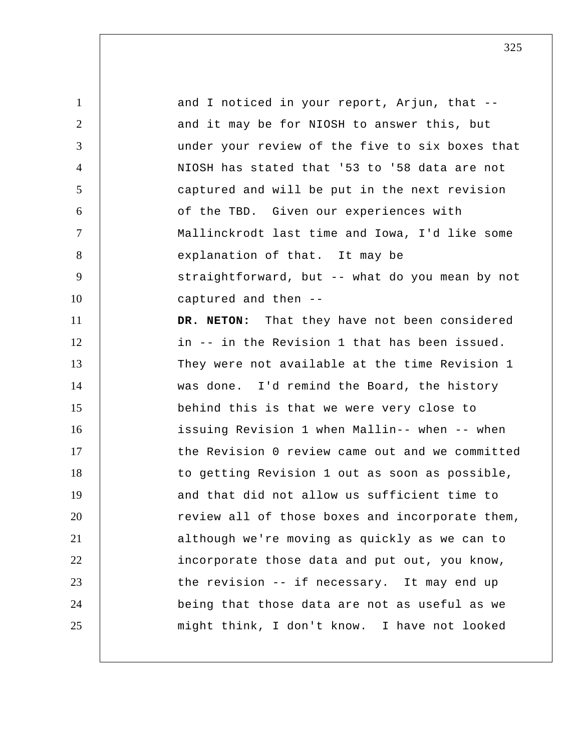and I noticed in your report, Arjun, that -- and it may be for NIOSH to answer this, but under your review of the five to six boxes that NIOSH has stated that '53 to '58 data are not captured and will be put in the next revision of the TBD. Given our experiences with Mallinckrodt last time and Iowa, I'd like some explanation of that. It may be straightforward, but -- what do you mean by not captured and then --

**DR. NETON:** That they have not been considered in -- in the Revision 1 that has been issued. They were not available at the time Revision 1 was done. I'd remind the Board, the history behind this is that we were very close to issuing Revision 1 when Mallin-- when -- when the Revision 0 review came out and we committed to getting Revision 1 out as soon as possible, and that did not allow us sufficient time to review all of those boxes and incorporate them, although we're moving as quickly as we can to incorporate those data and put out, you know, the revision -- if necessary. It may end up being that those data are not as useful as we might think, I don't know. I have not looked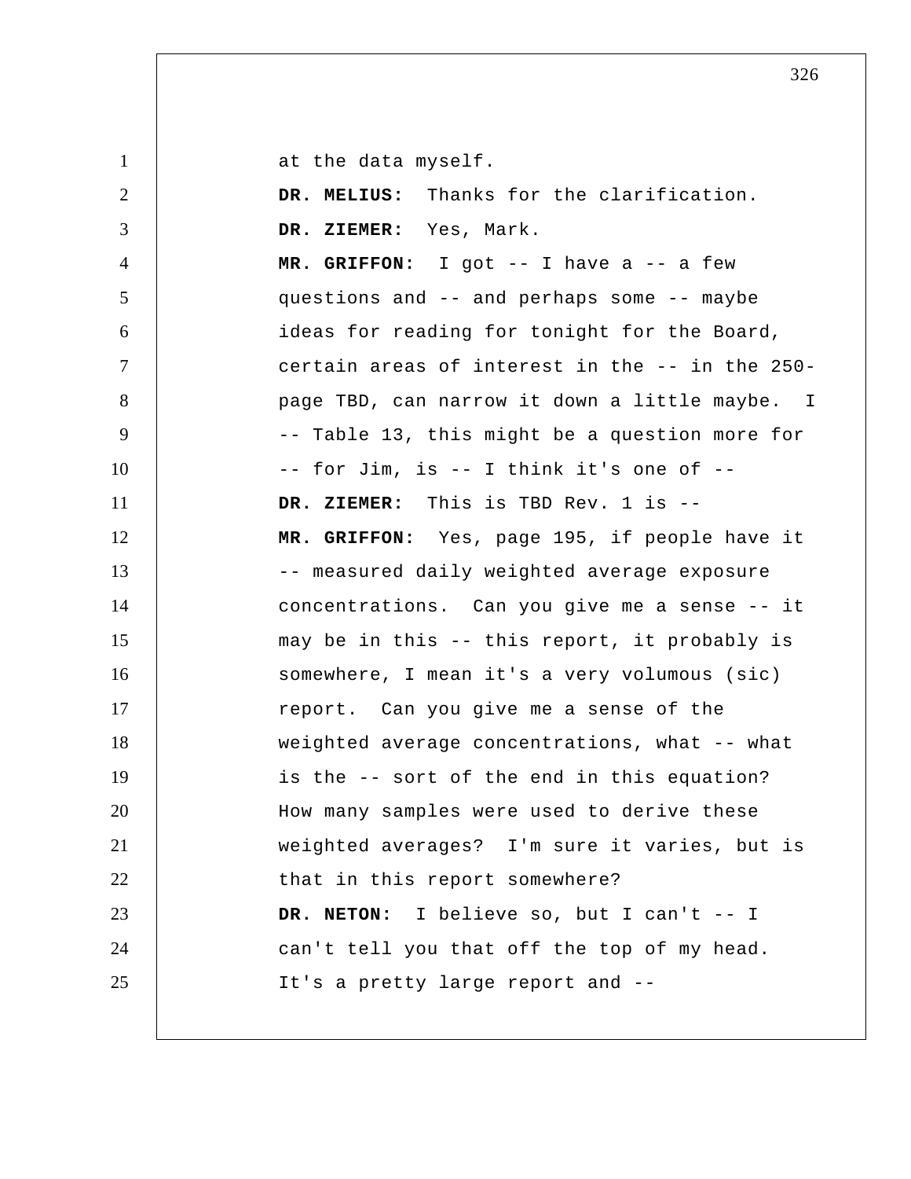at the data myself.

**DR. MELIUS:** Thanks for the clarification.

**DR. ZIEMER:** Yes, Mark.

**MR. GRIFFON:** I got -- I have a -- a few questions and -- and perhaps some -- maybe ideas for reading for tonight for the Board, certain areas of interest in the -- in the 250-page TBD, can narrow it down a little maybe. I -- Table 13, this might be a question more for -- for Jim, is -- I think it's one of --

**DR. ZIEMER:** This is TBD Rev. 1 is --

**MR. GRIFFON:** Yes, page 195, if people have it -- measured daily weighted average exposure concentrations. Can you give me a sense -- it may be in this -- this report, it probably is somewhere, I mean it's a very volumous (sic) report. Can you give me a sense of the weighted average concentrations, what -- what is the -- sort of the end in this equation? How many samples were used to derive these weighted averages? I'm sure it varies, but is that in this report somewhere?

**DR. NETON:** I believe so, but I can't -- I can't tell you that off the top of my head. It's a pretty large report and --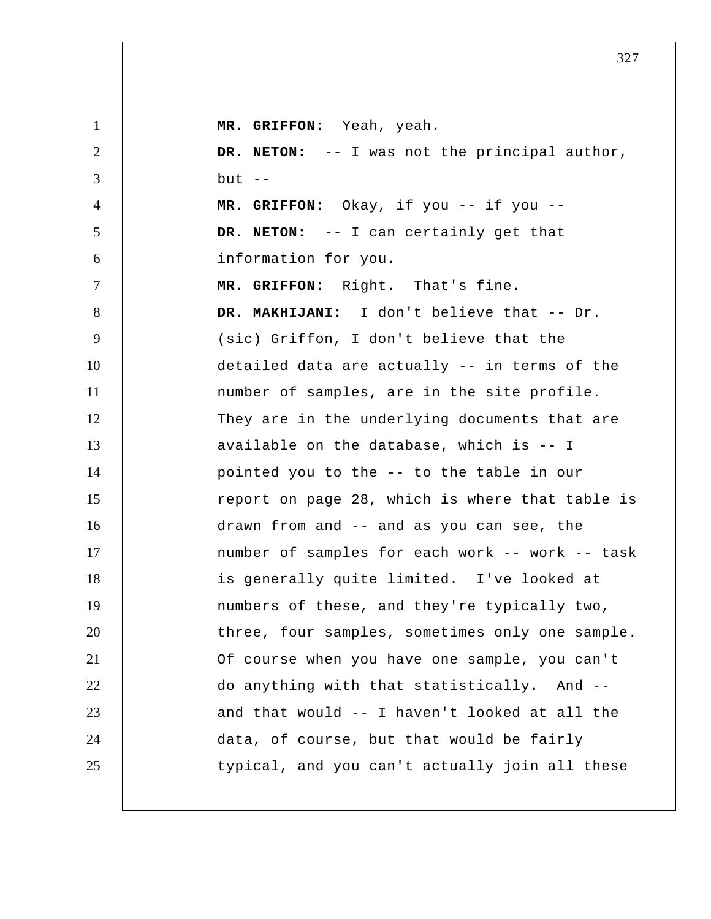**MR. GRIFFON:** Yeah, yeah.

**DR. NETON:** -- I was not the principal author, but --

**MR. GRIFFON:** Okay, if you -- if you --

**DR. NETON:** -- I can certainly get that information for you.

**MR. GRIFFON:** Right. That's fine.

**DR. MAKHIJANI:** I don't believe that -- Dr. (sic) Griffon, I don't believe that the detailed data are actually -- in terms of the number of samples, are in the site profile. They are in the underlying documents that are available on the database, which is -- I pointed you to the -- to the table in our report on page 28, which is where that table is drawn from and -- and as you can see, the number of samples for each work -- work -- task is generally quite limited. I've looked at numbers of these, and they're typically two, three, four samples, sometimes only one sample. Of course when you have one sample, you can't do anything with that statistically. And -- and that would -- I haven't looked at all the data, of course, but that would be fairly typical, and you can't actually join all these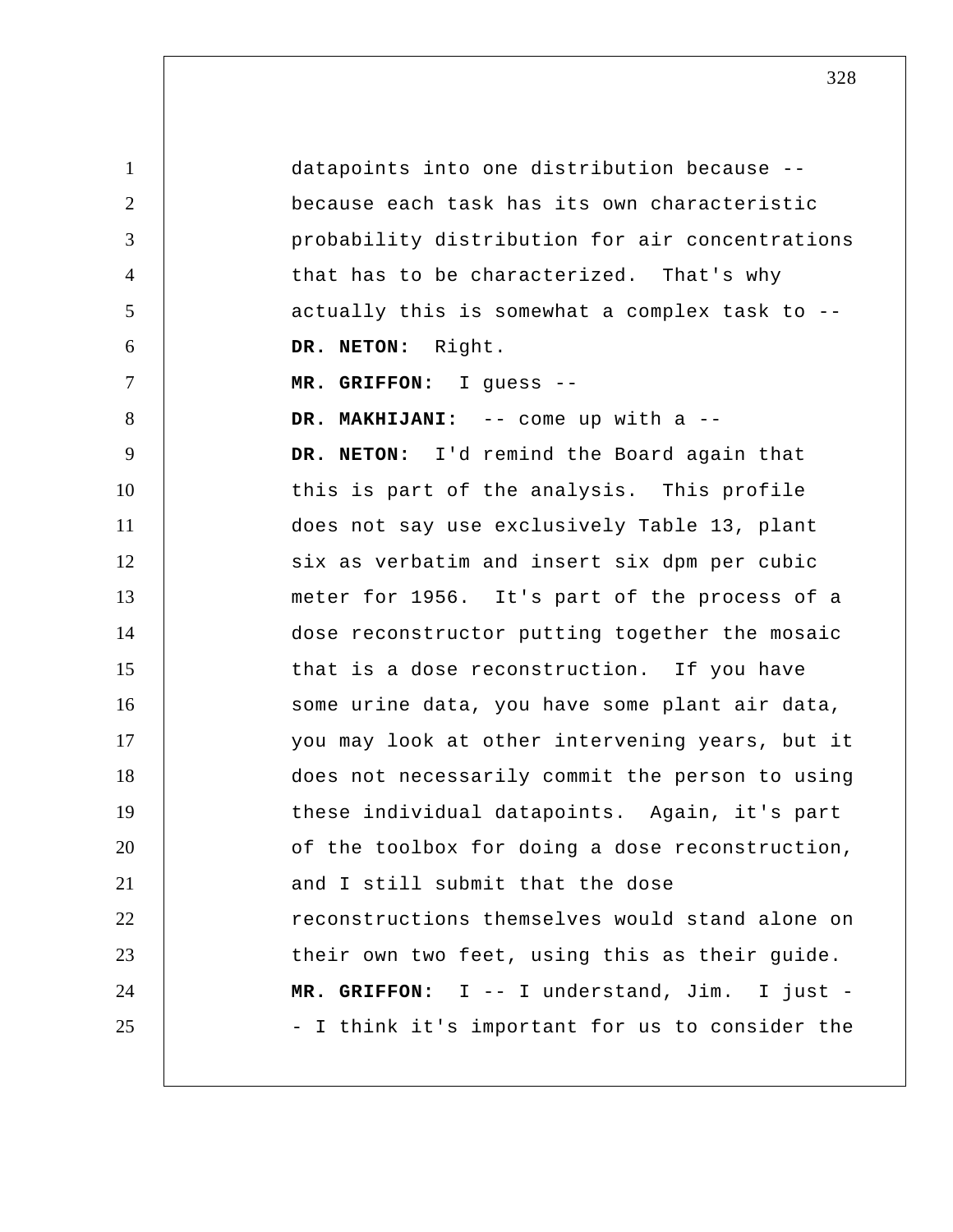datapoints into one distribution because -- because each task has its own characteristic probability distribution for air concentrations that has to be characterized. That's why actually this is somewhat a complex task to --

**DR. NETON:** Right.

**MR. GRIFFON:** I guess --

**DR. MAKHIJANI:** -- come up with a --

**DR. NETON:** I'd remind the Board again that this is part of the analysis. This profile does not say use exclusively Table 13, plant six as verbatim and insert six dpm per cubic meter for 1956. It's part of the process of a dose reconstructor putting together the mosaic that is a dose reconstruction. If you have some urine data, you have some plant air data, you may look at other intervening years, but it does not necessarily commit the person to using these individual datapoints. Again, it's part of the toolbox for doing a dose reconstruction, and I still submit that the dose reconstructions themselves would stand alone on their own two feet, using this as their guide.

**MR. GRIFFON:** I -- I understand, Jim. I just -- I think it's important for us to consider the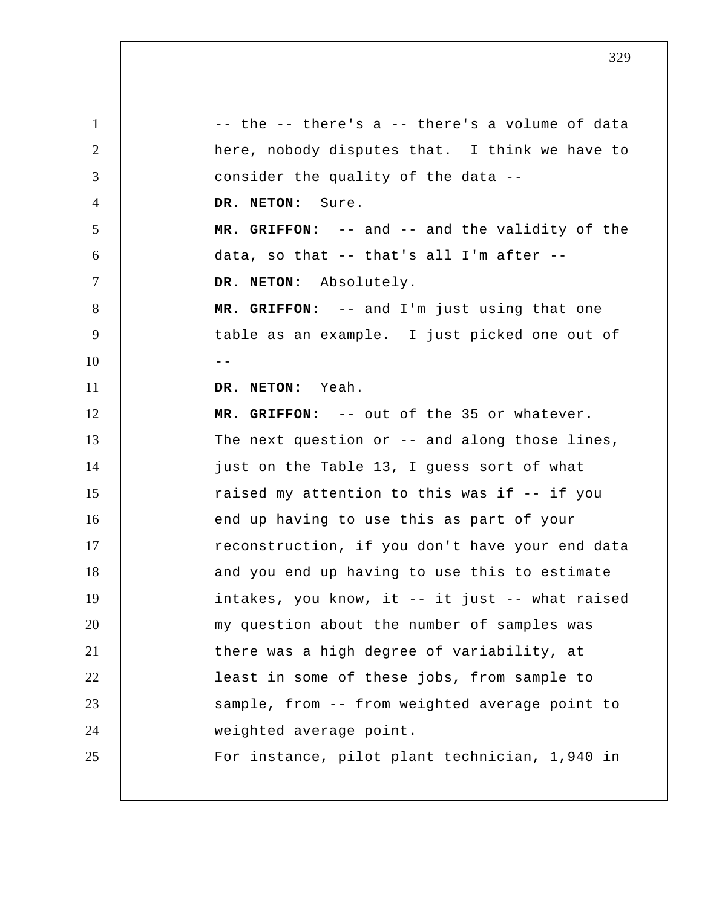-- the -- there's a -- there's a volume of data here, nobody disputes that. I think we have to consider the quality of the data --

**DR. NETON:** Sure.

**MR. GRIFFON:** -- and -- and the validity of the data, so that -- that's all I'm after --

**DR. NETON:** Absolutely.

**MR. GRIFFON:** -- and I'm just using that one table as an example. I just picked one out of --

**DR. NETON:** Yeah.

**MR. GRIFFON:** -- out of the 35 or whatever. The next question or -- and along those lines, just on the Table 13, I guess sort of what raised my attention to this was if -- if you end up having to use this as part of your reconstruction, if you don't have your end data and you end up having to use this to estimate intakes, you know, it -- it just -- what raised my question about the number of samples was there was a high degree of variability, at least in some of these jobs, from sample to sample, from -- from weighted average point to weighted average point.

For instance, pilot plant technician, 1,940 in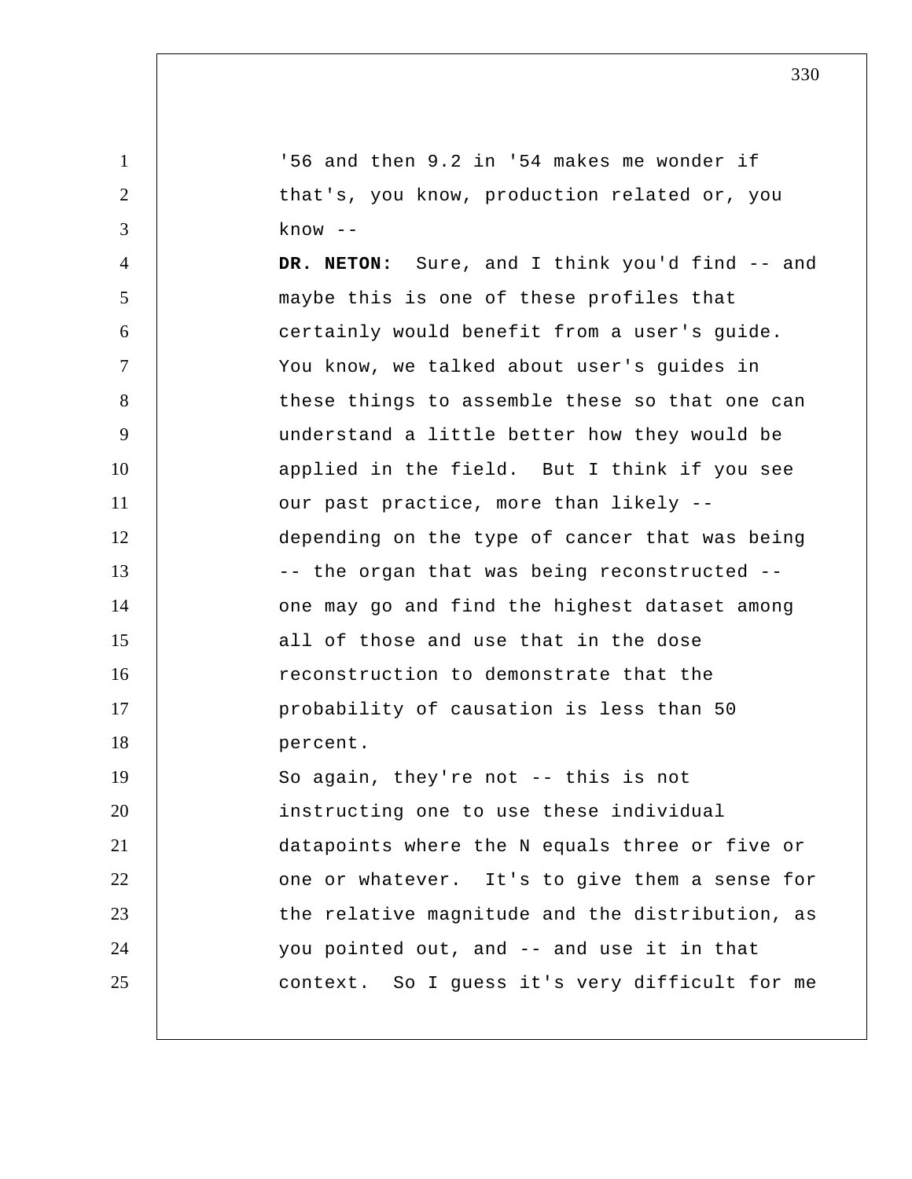'56 and then 9.2 in '54 makes me wonder if that's, you know, production related or, you know --

**DR. NETON:** Sure, and I think you'd find -- and maybe this is one of these profiles that certainly would benefit from a user's guide. You know, we talked about user's guides in these things to assemble these so that one can understand a little better how they would be applied in the field. But I think if you see our past practice, more than likely -- depending on the type of cancer that was being -- the organ that was being reconstructed -- one may go and find the highest dataset among all of those and use that in the dose reconstruction to demonstrate that the probability of causation is less than 50 percent.

So again, they're not -- this is not instructing one to use these individual datapoints where the N equals three or five or one or whatever. It's to give them a sense for the relative magnitude and the distribution, as you pointed out, and -- and use it in that context. So I guess it's very difficult for me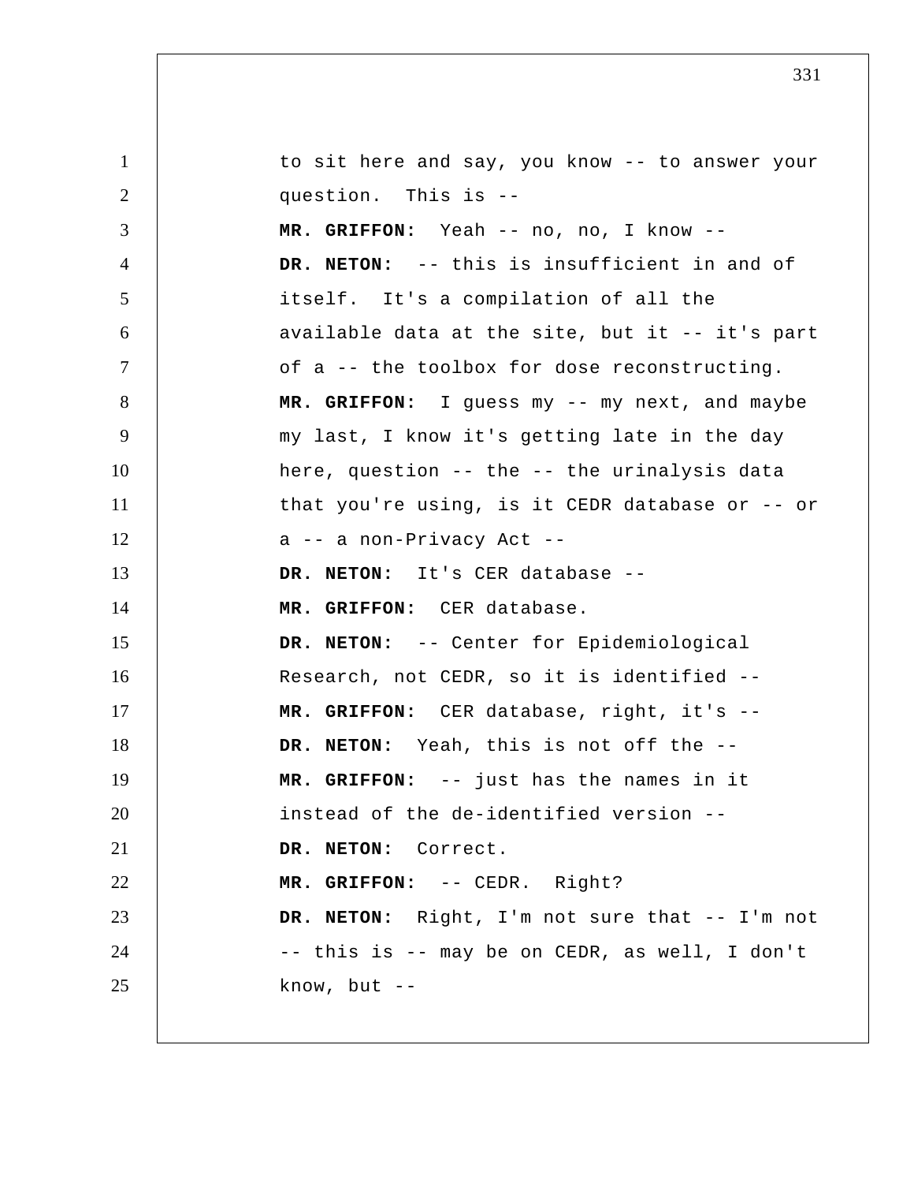to sit here and say, you know -- to answer your question. This is --

**MR. GRIFFON:** Yeah -- no, no, I know --

**DR. NETON:** -- this is insufficient in and of itself. It's a compilation of all the available data at the site, but it -- it's part of a -- the toolbox for dose reconstructing.

**MR. GRIFFON:** I guess my -- my next, and maybe my last, I know it's getting late in the day here, question -- the -- the urinalysis data that you're using, is it CEDR database or -- or a -- a non-Privacy Act --

**DR. NETON:** It's CER database --

**MR. GRIFFON:** CER database.

**DR. NETON:** -- Center for Epidemiological Research, not CEDR, so it is identified --

**MR. GRIFFON:** CER database, right, it's --

**DR. NETON:** Yeah, this is not off the --

**MR. GRIFFON:** -- just has the names in it instead of the de-identified version --

**DR. NETON:** Correct.

**MR. GRIFFON:** -- CEDR. Right?

**DR. NETON:** Right, I'm not sure that -- I'm not -- this is -- may be on CEDR, as well, I don't know, but --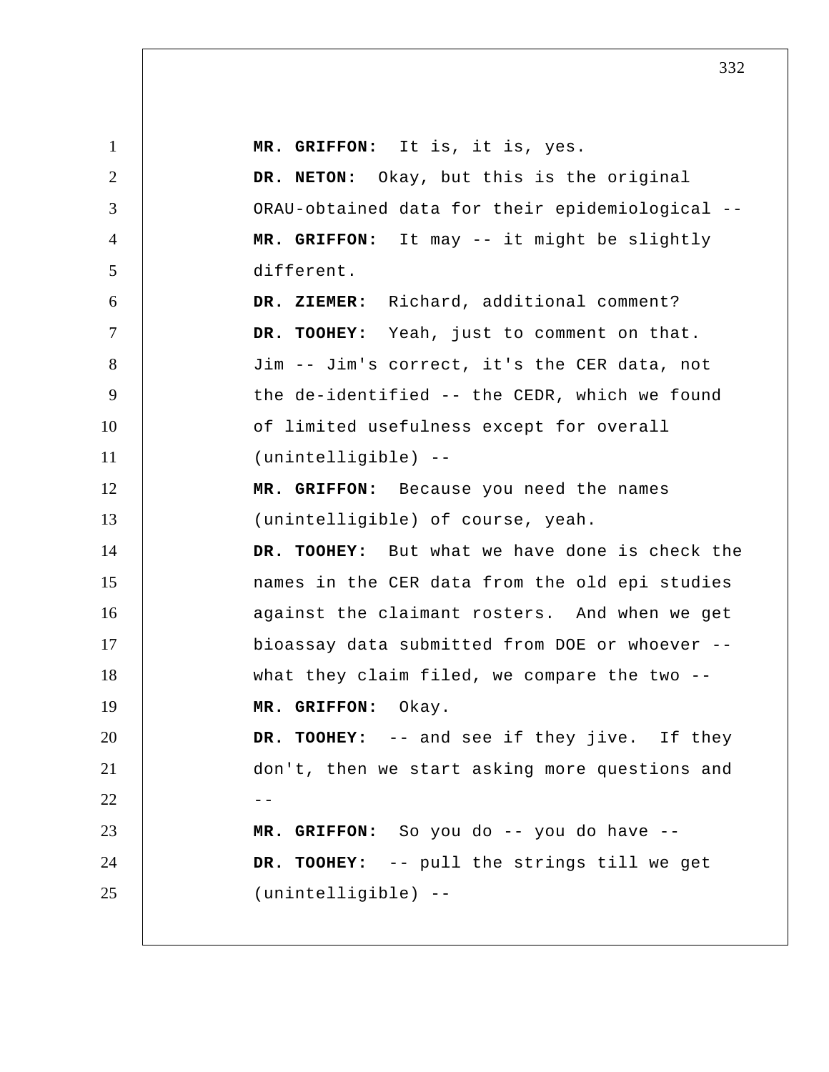**MR. GRIFFON:** It is, it is, yes.

**DR. NETON:** Okay, but this is the original ORAU-obtained data for their epidemiological --

**MR. GRIFFON:** It may -- it might be slightly different.

**DR. ZIEMER:** Richard, additional comment?

**DR. TOOHEY:** Yeah, just to comment on that. Jim -- Jim's correct, it's the CER data, not the de-identified -- the CEDR, which we found of limited usefulness except for overall (unintelligible) --

**MR. GRIFFON:** Because you need the names (unintelligible) of course, yeah.

**DR. TOOHEY:** But what we have done is check the names in the CER data from the old epi studies against the claimant rosters. And when we get bioassay data submitted from DOE or whoever -- what they claim filed, we compare the two --

**MR. GRIFFON:** Okay.

**DR. TOOHEY:** -- and see if they jive. If they don't, then we start asking more questions and --

**MR. GRIFFON:** So you do -- you do have --

**DR. TOOHEY:** -- pull the strings till we get (unintelligible) --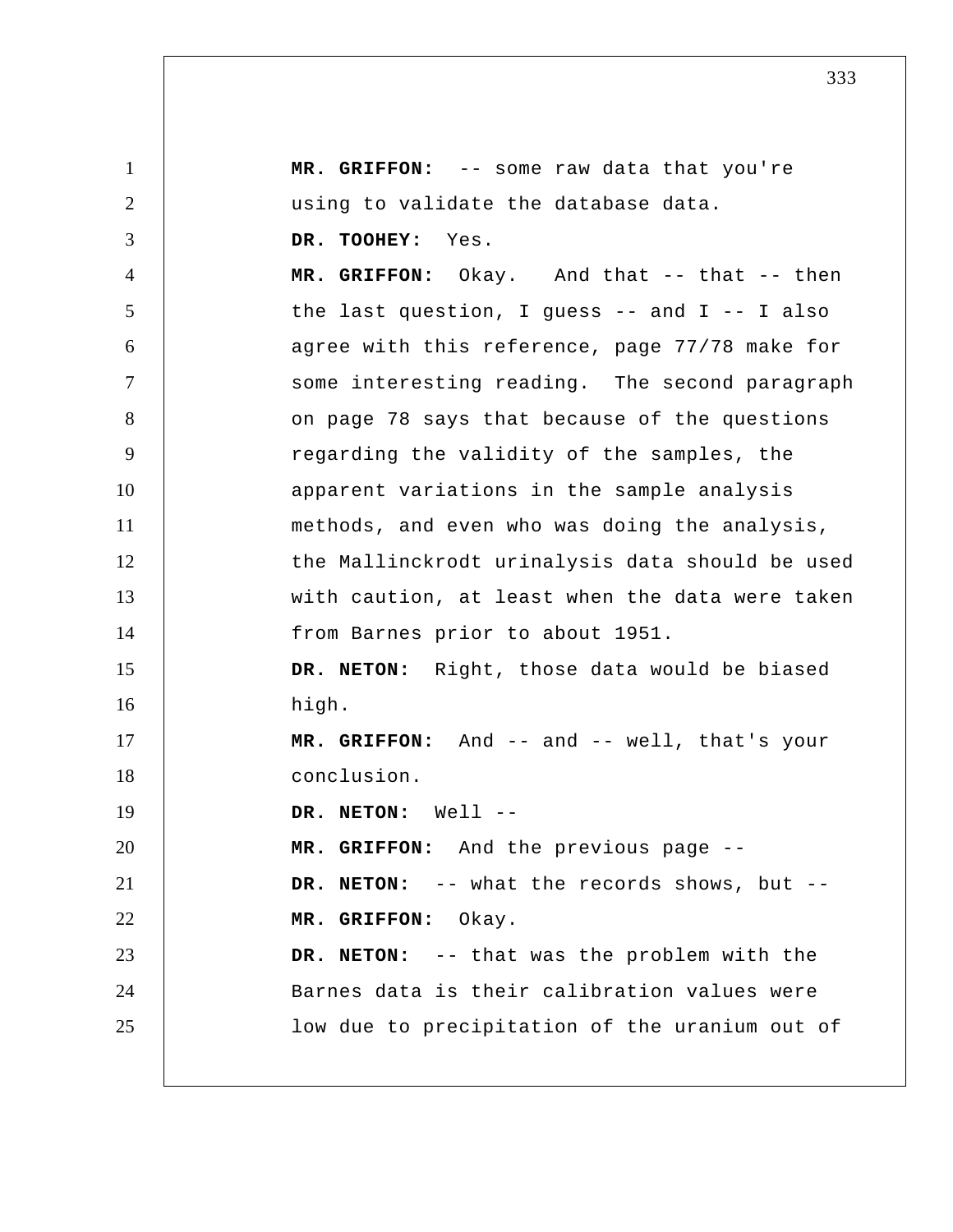**MR. GRIFFON:** -- some raw data that you're using to validate the database data.

**DR. TOOHEY:** Yes.

**MR. GRIFFON:** Okay. And that -- that -- then the last question, I guess -- and I -- I also agree with this reference, page 77/78 make for some interesting reading. The second paragraph on page 78 says that because of the questions regarding the validity of the samples, the apparent variations in the sample analysis methods, and even who was doing the analysis, the Mallinckrodt urinalysis data should be used with caution, at least when the data were taken from Barnes prior to about 1951.

**DR. NETON:** Right, those data would be biased high.

**MR. GRIFFON:** And -- and -- well, that's your conclusion.

**DR. NETON:** Well --

**MR. GRIFFON:** And the previous page --

**DR. NETON:** -- what the records shows, but --

**MR. GRIFFON:** Okay.

**DR. NETON:** -- that was the problem with the Barnes data is their calibration values were low due to precipitation of the uranium out of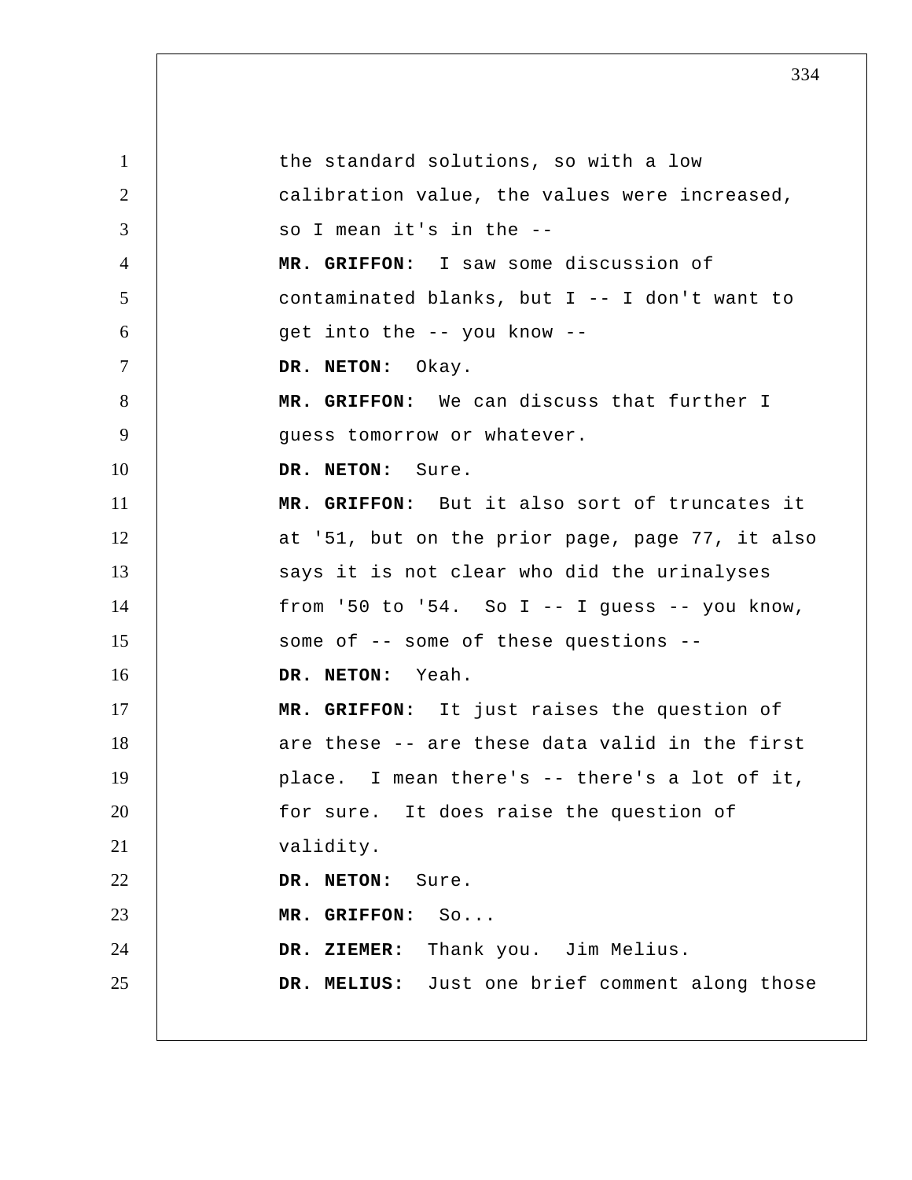the standard solutions, so with a low calibration value, the values were increased, so I mean it's in the --

**MR. GRIFFON:** I saw some discussion of contaminated blanks, but I -- I don't want to get into the -- you know --

**DR. NETON:** Okay.

**MR. GRIFFON:** We can discuss that further I guess tomorrow or whatever.

**DR. NETON:** Sure.

**MR. GRIFFON:** But it also sort of truncates it at '51, but on the prior page, page 77, it also says it is not clear who did the urinalyses from '50 to '54. So I -- I guess -- you know, some of -- some of these questions --

**DR. NETON:** Yeah.

**MR. GRIFFON:** It just raises the question of are these -- are these data valid in the first place. I mean there's -- there's a lot of it, for sure. It does raise the question of validity.

**DR. NETON:** Sure.

**MR. GRIFFON:** So...

**DR. ZIEMER:** Thank you. Jim Melius.

**DR. MELIUS:** Just one brief comment along those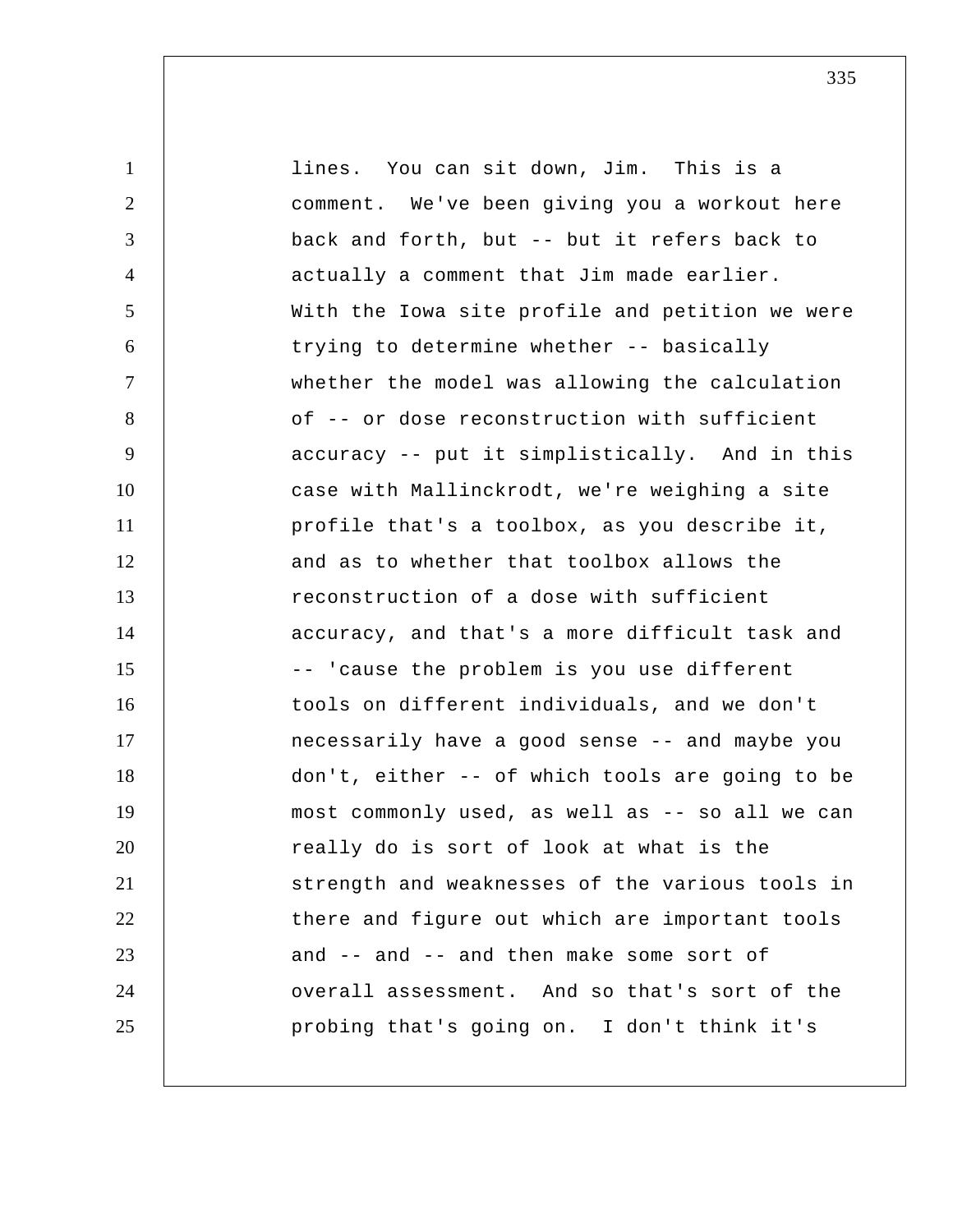lines. You can sit down, Jim. This is a comment. We've been giving you a workout here back and forth, but -- but it refers back to actually a comment that Jim made earlier. With the Iowa site profile and petition we were trying to determine whether -- basically whether the model was allowing the calculation of -- or dose reconstruction with sufficient accuracy -- put it simplistically. And in this case with Mallinckrodt, we're weighing a site profile that's a toolbox, as you describe it, and as to whether that toolbox allows the reconstruction of a dose with sufficient accuracy, and that's a more difficult task and -- 'cause the problem is you use different tools on different individuals, and we don't necessarily have a good sense -- and maybe you don't, either -- of which tools are going to be most commonly used, as well as -- so all we can really do is sort of look at what is the strength and weaknesses of the various tools in there and figure out which are important tools and -- and -- and then make some sort of overall assessment. And so that's sort of the probing that's going on. I don't think it's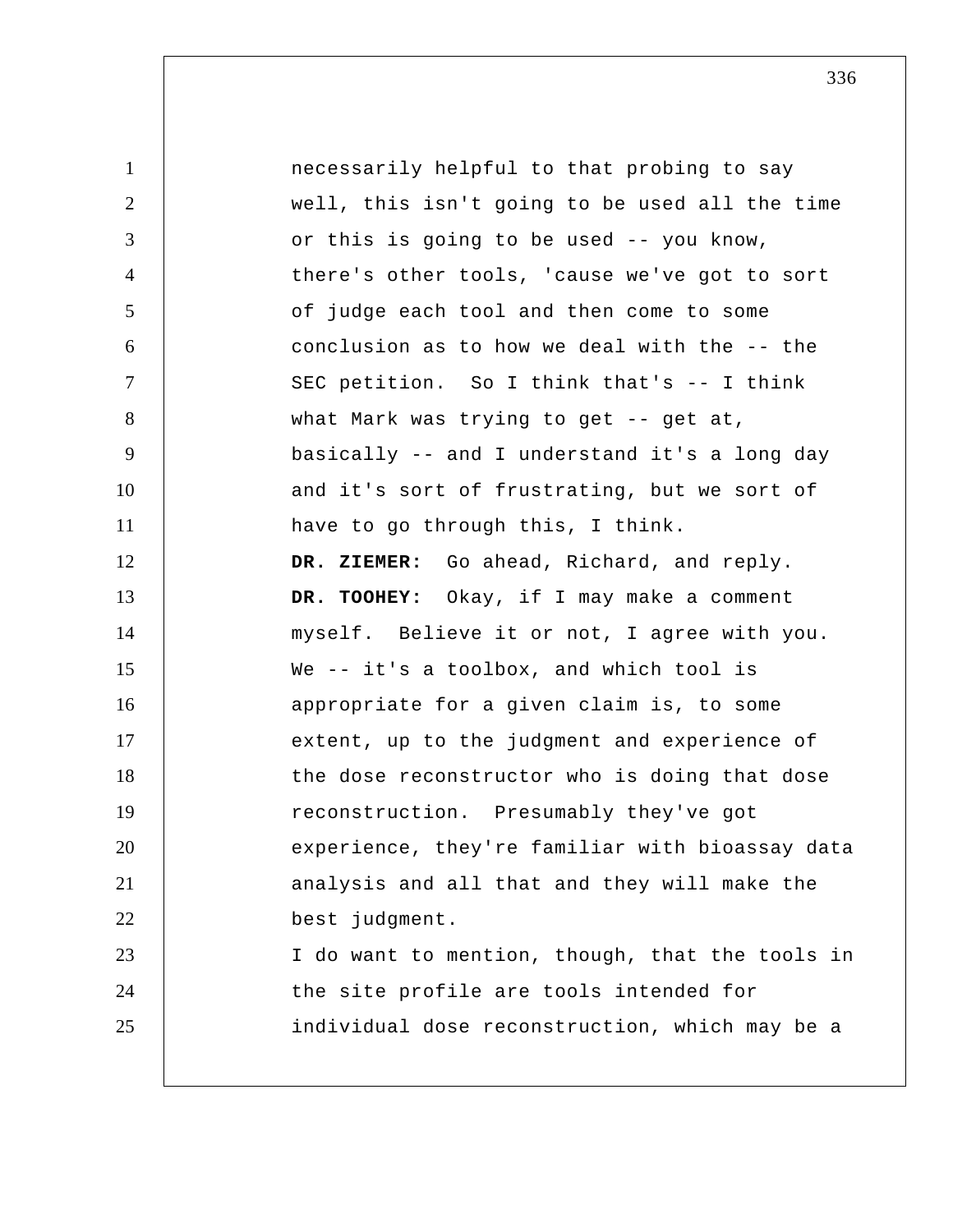necessarily helpful to that probing to say well, this isn't going to be used all the time or this is going to be used -- you know, there's other tools, 'cause we've got to sort of judge each tool and then come to some conclusion as to how we deal with the -- the SEC petition. So I think that's -- I think what Mark was trying to get -- get at, basically -- and I understand it's a long day and it's sort of frustrating, but we sort of have to go through this, I think.

**DR. ZIEMER:** Go ahead, Richard, and reply.

**DR. TOOHEY:** Okay, if I may make a comment myself. Believe it or not, I agree with you. We -- it's a toolbox, and which tool is appropriate for a given claim is, to some extent, up to the judgment and experience of the dose reconstructor who is doing that dose reconstruction. Presumably they've got experience, they're familiar with bioassay data analysis and all that and they will make the best judgment.

I do want to mention, though, that the tools in the site profile are tools intended for individual dose reconstruction, which may be a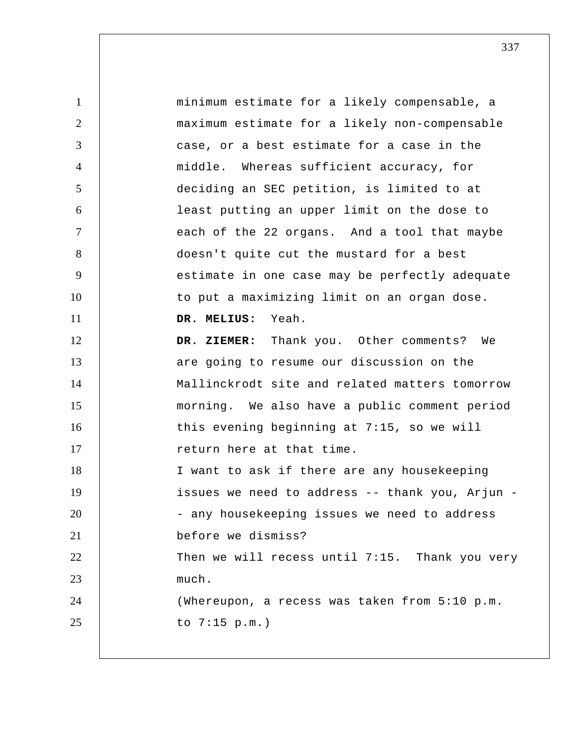minimum estimate for a likely compensable, a maximum estimate for a likely non-compensable case, or a best estimate for a case in the middle. Whereas sufficient accuracy, for deciding an SEC petition, is limited to at least putting an upper limit on the dose to each of the 22 organs. And a tool that maybe doesn't quite cut the mustard for a best estimate in one case may be perfectly adequate to put a maximizing limit on an organ dose.

**DR. MELIUS:** Yeah.

**DR. ZIEMER:** Thank you. Other comments? We are going to resume our discussion on the Mallinckrodt site and related matters tomorrow morning. We also have a public comment period this evening beginning at 7:15, so we will return here at that time.

I want to ask if there are any housekeeping issues we need to address -- thank you, Arjun -- any housekeeping issues we need to address before we dismiss?

Then we will recess until 7:15. Thank you very much.

(Whereupon, a recess was taken from 5:10 p.m. to 7:15 p.m.)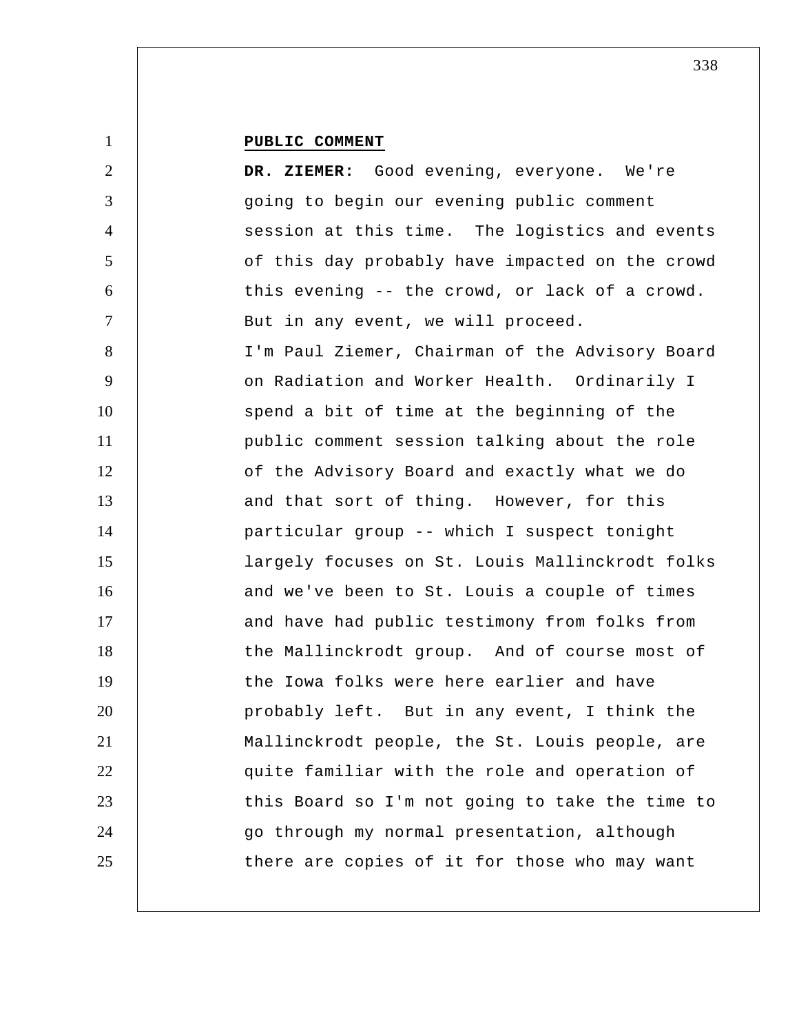**PUBLIC COMMENT**

**DR. ZIEMER:** Good evening, everyone. We're going to begin our evening public comment session at this time. The logistics and events of this day probably have impacted on the crowd this evening -- the crowd, or lack of a crowd. But in any event, we will proceed.

I'm Paul Ziemer, Chairman of the Advisory Board on Radiation and Worker Health. Ordinarily I spend a bit of time at the beginning of the public comment session talking about the role of the Advisory Board and exactly what we do and that sort of thing. However, for this particular group -- which I suspect tonight largely focuses on St. Louis Mallinckrodt folks and we've been to St. Louis a couple of times and have had public testimony from folks from the Mallinckrodt group. And of course most of the Iowa folks were here earlier and have probably left. But in any event, I think the Mallinckrodt people, the St. Louis people, are quite familiar with the role and operation of this Board so I'm not going to take the time to go through my normal presentation, although there are copies of it for those who may want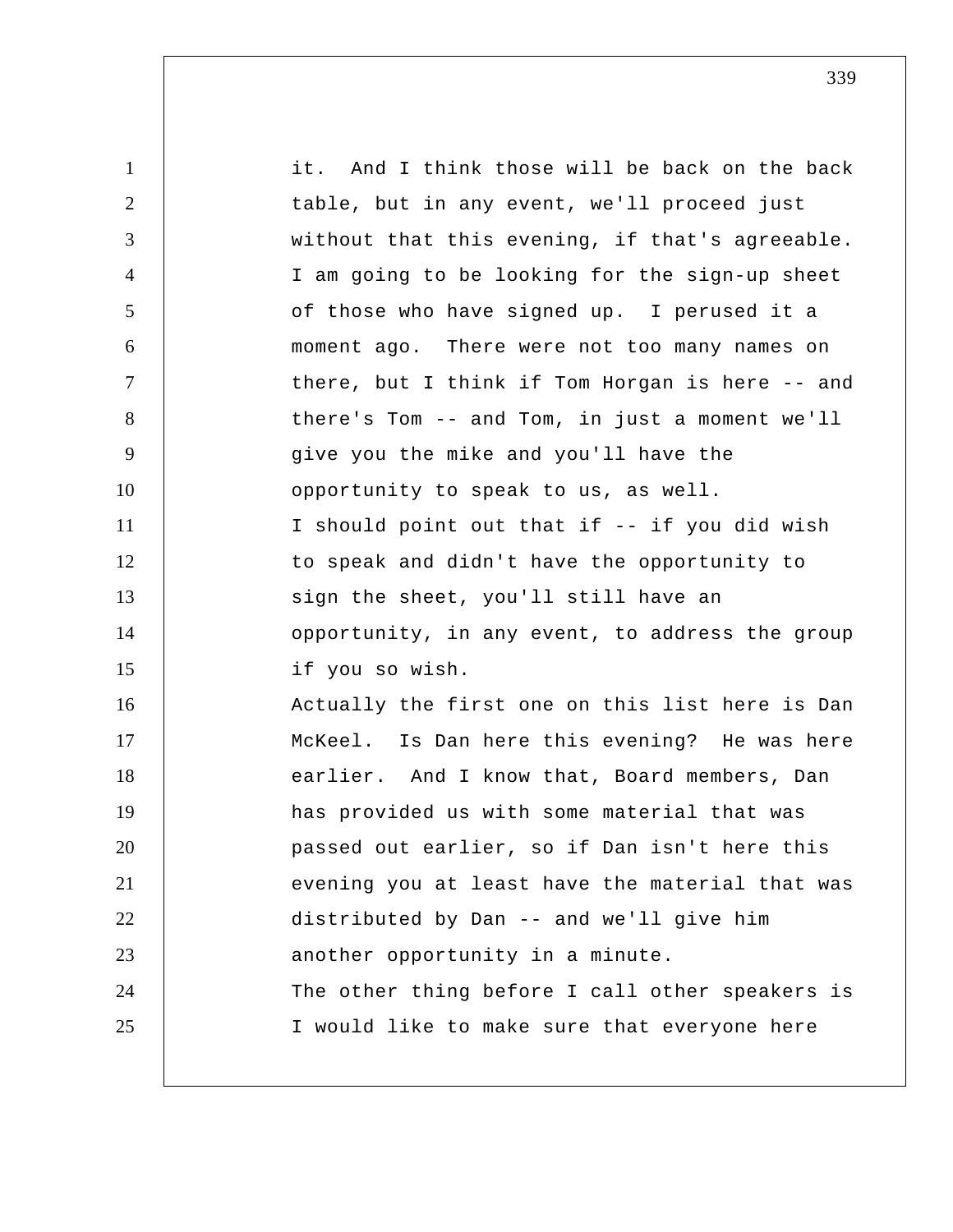it. And I think those will be back on the back table, but in any event, we'll proceed just without that this evening, if that's agreeable.

I am going to be looking for the sign-up sheet of those who have signed up. I perused it a moment ago. There were not too many names on there, but I think if Tom Horgan is here -- and there's Tom -- and Tom, in just a moment we'll give you the mike and you'll have the opportunity to speak to us, as well.

I should point out that if -- if you did wish to speak and didn't have the opportunity to sign the sheet, you'll still have an opportunity, in any event, to address the group if you so wish.

Actually the first one on this list here is Dan McKeel. Is Dan here this evening? He was here earlier. And I know that, Board members, Dan has provided us with some material that was passed out earlier, so if Dan isn't here this evening you at least have the material that was distributed by Dan -- and we'll give him another opportunity in a minute.

The other thing before I call other speakers is I would like to make sure that everyone here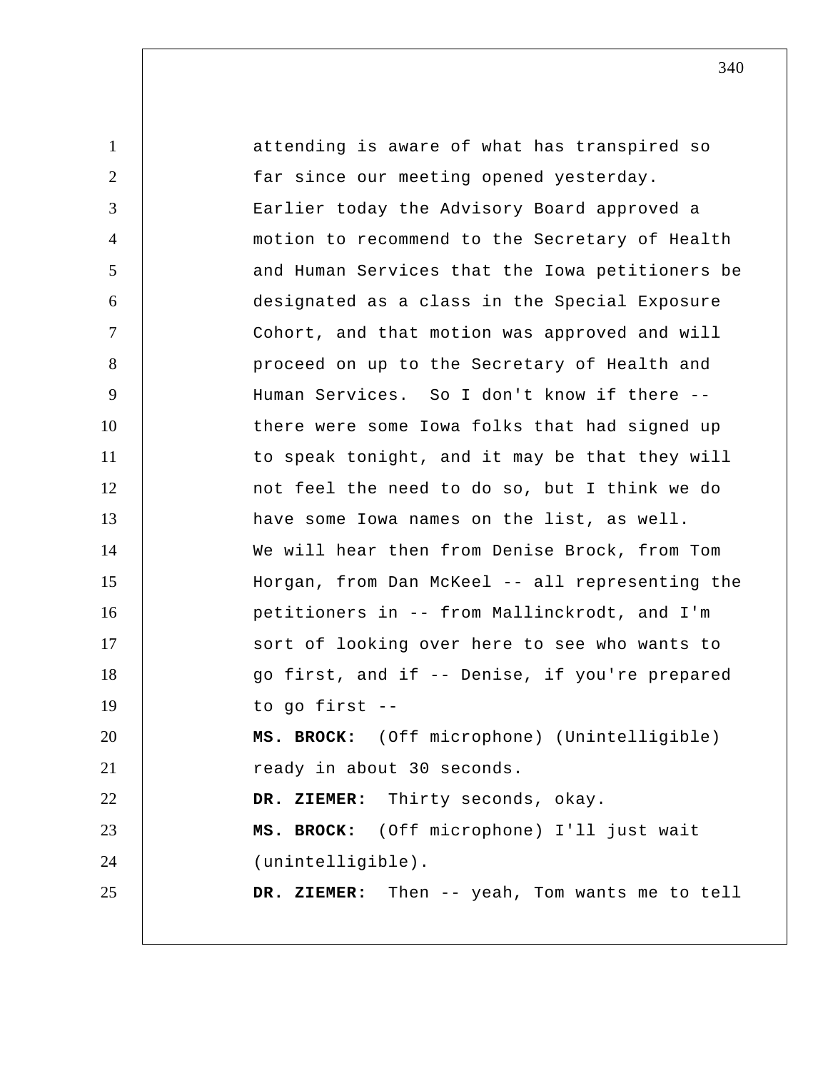attending is aware of what has transpired so far since our meeting opened yesterday. Earlier today the Advisory Board approved a motion to recommend to the Secretary of Health and Human Services that the Iowa petitioners be designated as a class in the Special Exposure Cohort, and that motion was approved and will proceed on up to the Secretary of Health and Human Services. So I don't know if there -- there were some Iowa folks that had signed up to speak tonight, and it may be that they will not feel the need to do so, but I think we do have some Iowa names on the list, as well. We will hear then from Denise Brock, from Tom Horgan, from Dan McKeel -- all representing the petitioners in -- from Mallinckrodt, and I'm sort of looking over here to see who wants to go first, and if -- Denise, if you're prepared to go first --

**MS. BROCK:** (Off microphone) (Unintelligible) ready in about 30 seconds.

**DR. ZIEMER:** Thirty seconds, okay.

**MS. BROCK:** (Off microphone) I'll just wait (unintelligible).

**DR. ZIEMER:** Then -- yeah, Tom wants me to tell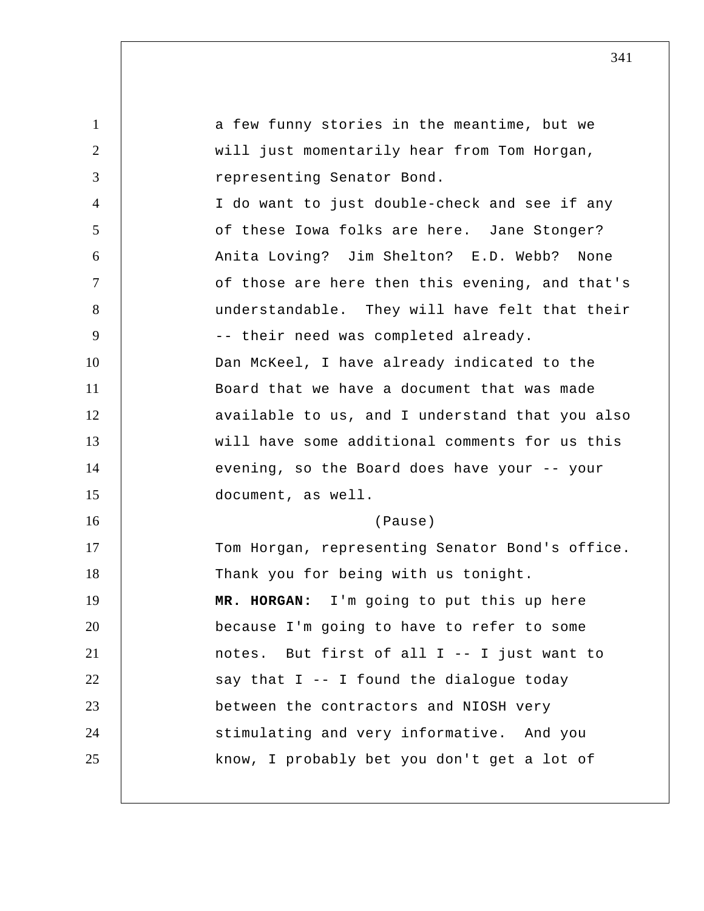a few funny stories in the meantime, but we will just momentarily hear from Tom Horgan, representing Senator Bond.

I do want to just double-check and see if any of these Iowa folks are here. Jane Stonger? Anita Loving? Jim Shelton? E.D. Webb? None of those are here then this evening, and that's understandable. They will have felt that their -- their need was completed already.

Dan McKeel, I have already indicated to the Board that we have a document that was made available to us, and I understand that you also will have some additional comments for us this evening, so the Board does have your -- your document, as well.

(Pause)

Tom Horgan, representing Senator Bond's office. Thank you for being with us tonight.

**MR. HORGAN:** I'm going to put this up here because I'm going to have to refer to some notes. But first of all I -- I just want to say that I -- I found the dialogue today between the contractors and NIOSH very stimulating and very informative. And you know, I probably bet you don't get a lot of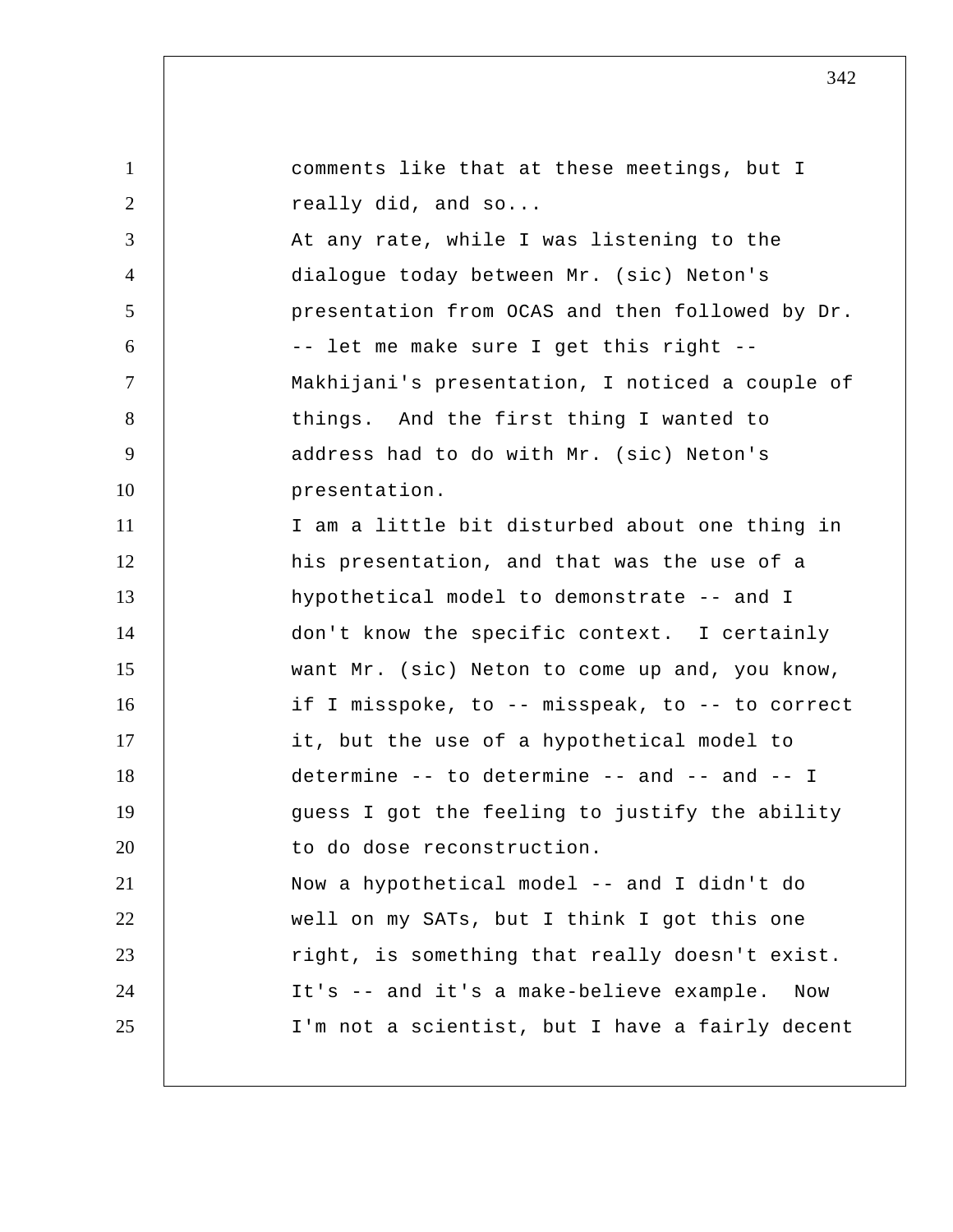comments like that at these meetings, but I really did, and so...

At any rate, while I was listening to the dialogue today between Mr. (sic) Neton's presentation from OCAS and then followed by Dr. -- let me make sure I get this right -- Makhijani's presentation, I noticed a couple of things. And the first thing I wanted to address had to do with Mr. (sic) Neton's presentation.

I am a little bit disturbed about one thing in his presentation, and that was the use of a hypothetical model to demonstrate -- and I don't know the specific context. I certainly want Mr. (sic) Neton to come up and, you know, if I misspoke, to -- misspeak, to -- to correct it, but the use of a hypothetical model to determine -- to determine -- and -- and -- I guess I got the feeling to justify the ability to do dose reconstruction.

Now a hypothetical model -- and I didn't do well on my SATs, but I think I got this one right, is something that really doesn't exist. It's -- and it's a make-believe example. Now I'm not a scientist, but I have a fairly decent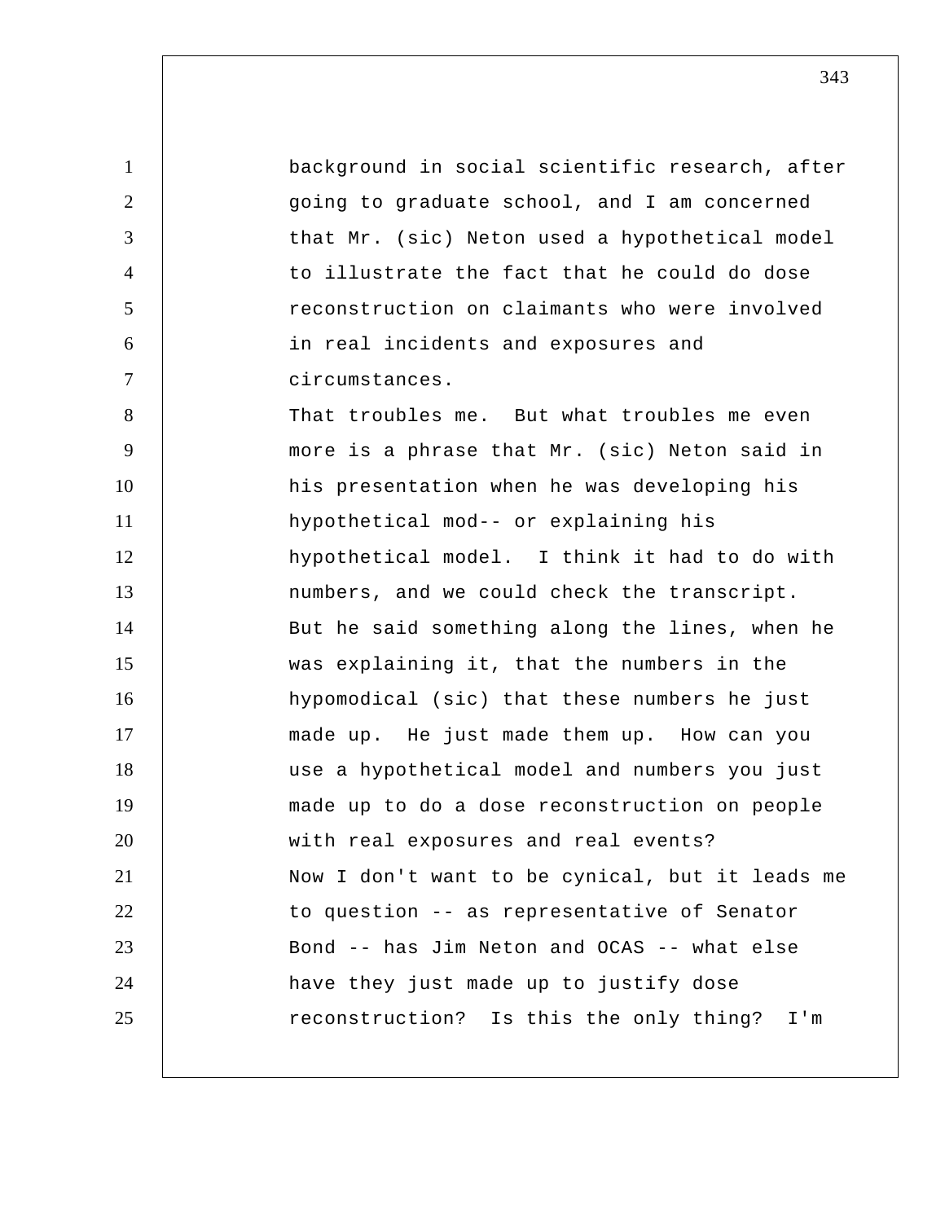background in social scientific research, after going to graduate school, and I am concerned that Mr. (sic) Neton used a hypothetical model to illustrate the fact that he could do dose reconstruction on claimants who were involved in real incidents and exposures and circumstances.

That troubles me. But what troubles me even more is a phrase that Mr. (sic) Neton said in his presentation when he was developing his hypothetical mod-- or explaining his hypothetical model. I think it had to do with numbers, and we could check the transcript. But he said something along the lines, when he was explaining it, that the numbers in the hypomodical (sic) that these numbers he just made up. He just made them up. How can you use a hypothetical model and numbers you just made up to do a dose reconstruction on people with real exposures and real events?

Now I don't want to be cynical, but it leads me to question -- as representative of Senator Bond -- has Jim Neton and OCAS -- what else have they just made up to justify dose reconstruction? Is this the only thing? I'm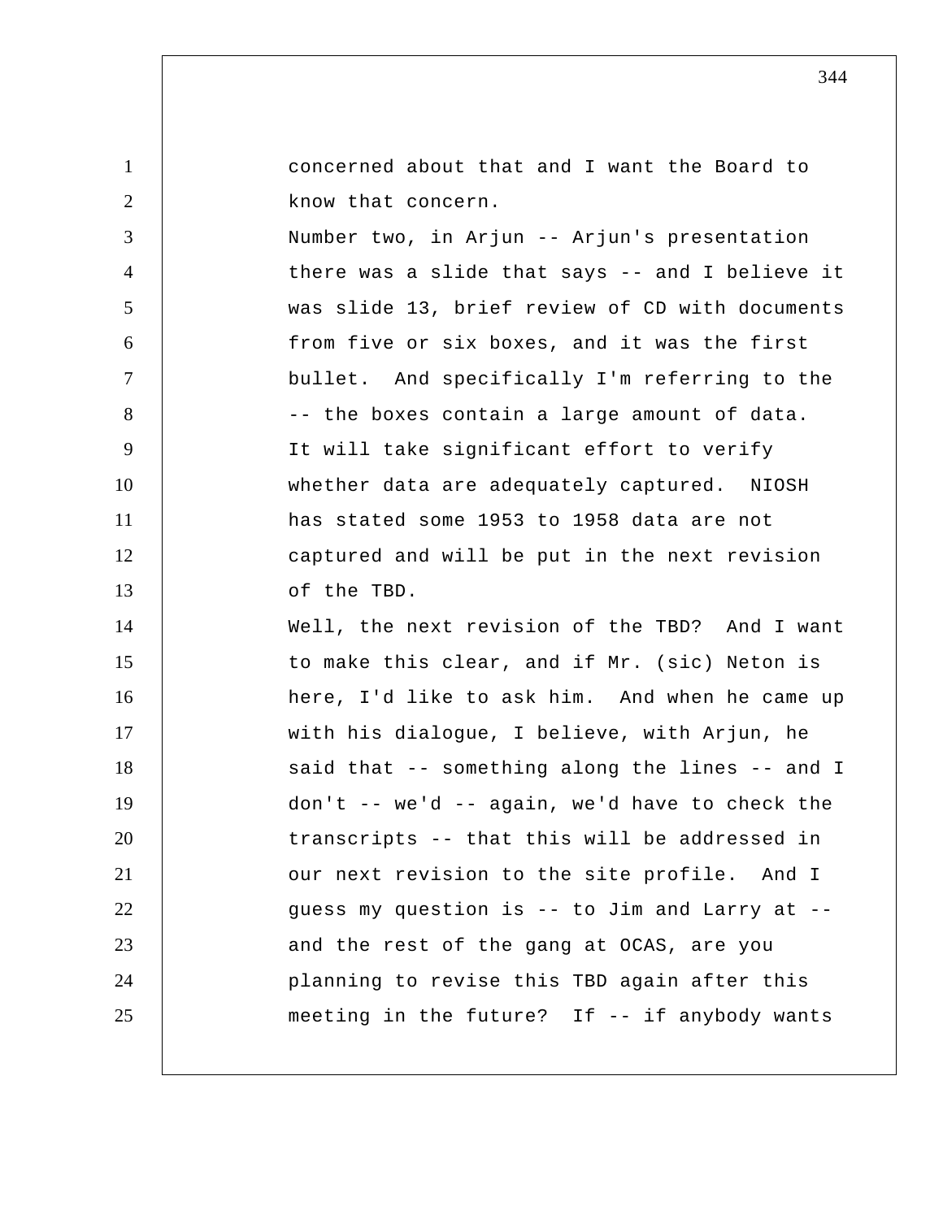concerned about that and I want the Board to know that concern.

Number two, in Arjun -- Arjun's presentation there was a slide that says -- and I believe it was slide 13, brief review of CD with documents from five or six boxes, and it was the first bullet. And specifically I'm referring to the -- the boxes contain a large amount of data. It will take significant effort to verify whether data are adequately captured. NIOSH has stated some 1953 to 1958 data are not captured and will be put in the next revision of the TBD.

Well, the next revision of the TBD? And I want to make this clear, and if Mr. (sic) Neton is here, I'd like to ask him. And when he came up with his dialogue, I believe, with Arjun, he said that -- something along the lines -- and I don't -- we'd -- again, we'd have to check the transcripts -- that this will be addressed in our next revision to the site profile. And I guess my question is -- to Jim and Larry at -- and the rest of the gang at OCAS, are you planning to revise this TBD again after this meeting in the future? If -- if anybody wants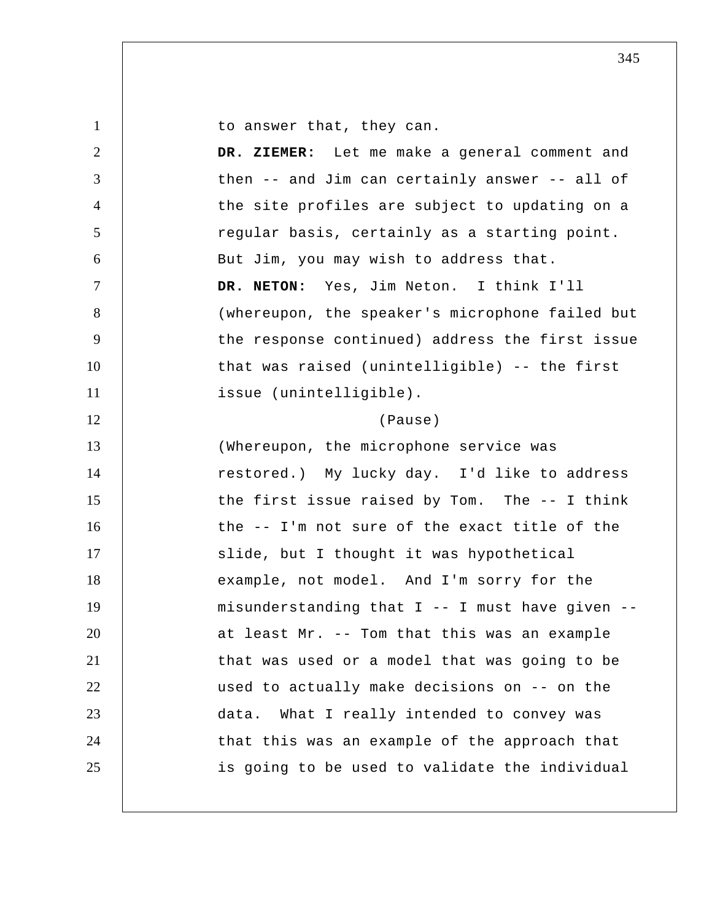to answer that, they can.

**DR. ZIEMER:** Let me make a general comment and then -- and Jim can certainly answer -- all of the site profiles are subject to updating on a regular basis, certainly as a starting point. But Jim, you may wish to address that.

**DR. NETON:** Yes, Jim Neton. I think I'll (whereupon, the speaker's microphone failed but the response continued) address the first issue that was raised (unintelligible) -- the first issue (unintelligible).

(Pause)

(Whereupon, the microphone service was restored.) My lucky day. I'd like to address the first issue raised by Tom. The -- I think the -- I'm not sure of the exact title of the slide, but I thought it was hypothetical example, not model. And I'm sorry for the misunderstanding that I -- I must have given -- at least Mr. -- Tom that this was an example that was used or a model that was going to be used to actually make decisions on -- on the data. What I really intended to convey was that this was an example of the approach that is going to be used to validate the individual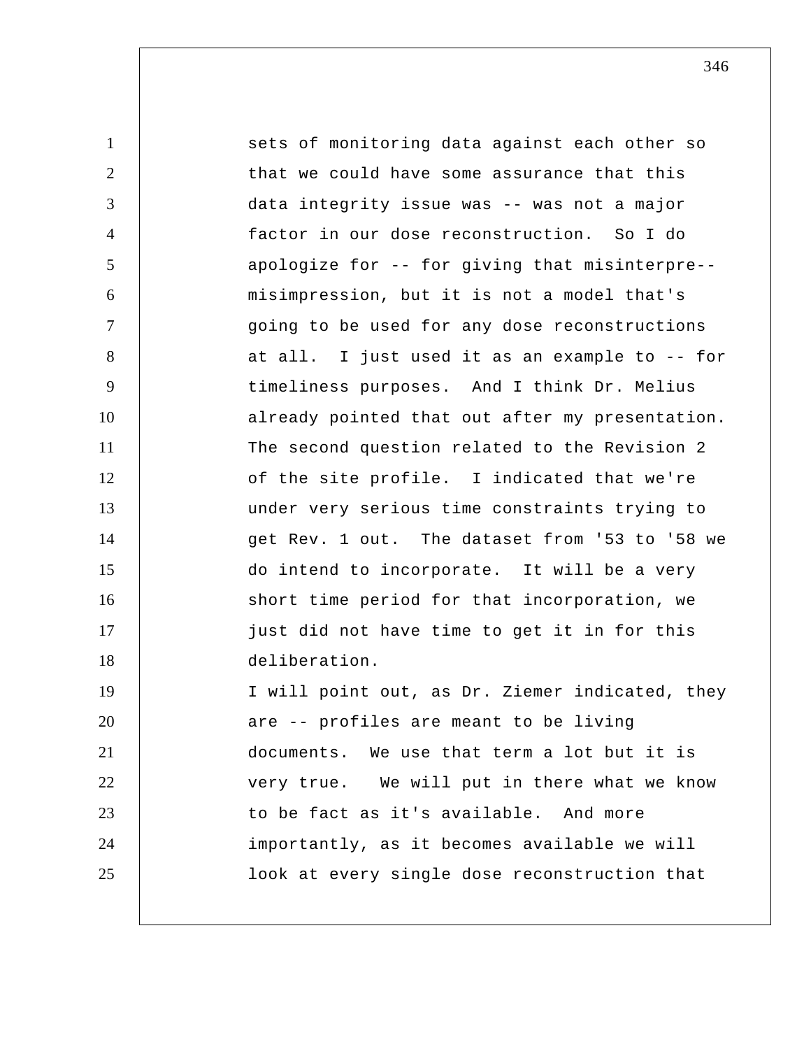sets of monitoring data against each other so that we could have some assurance that this data integrity issue was -- was not a major factor in our dose reconstruction. So I do apologize for -- for giving that misinterpre-- misimpression, but it is not a model that's going to be used for any dose reconstructions at all. I just used it as an example to -- for timeliness purposes. And I think Dr. Melius already pointed that out after my presentation. The second question related to the Revision 2 of the site profile. I indicated that we're under very serious time constraints trying to get Rev. 1 out. The dataset from '53 to '58 we do intend to incorporate. It will be a very short time period for that incorporation, we just did not have time to get it in for this deliberation.

I will point out, as Dr. Ziemer indicated, they are -- profiles are meant to be living documents. We use that term a lot but it is very true. We will put in there what we know to be fact as it's available. And more importantly, as it becomes available we will look at every single dose reconstruction that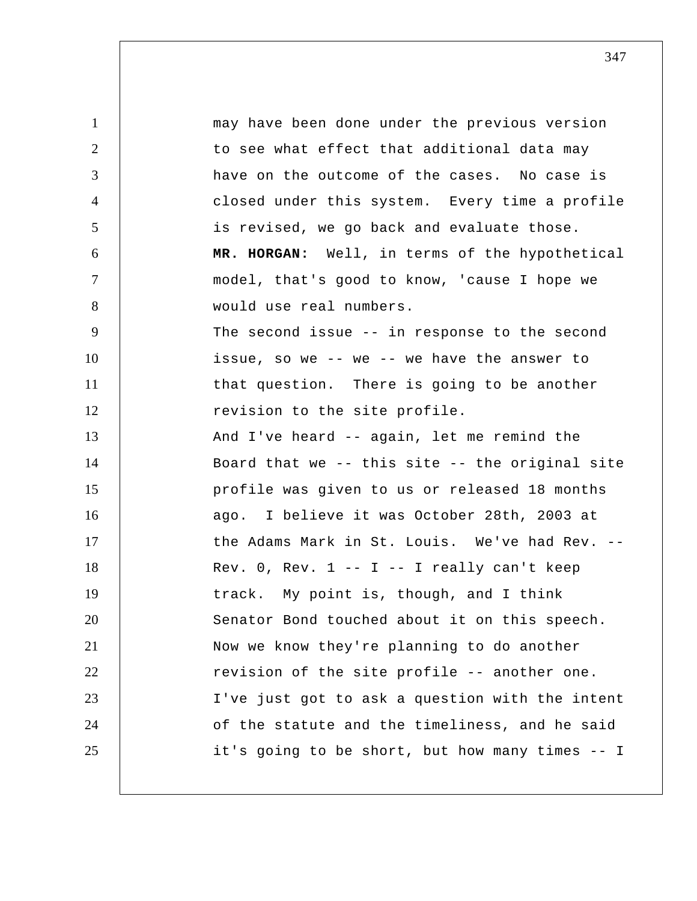may have been done under the previous version to see what effect that additional data may have on the outcome of the cases. No case is closed under this system. Every time a profile is revised, we go back and evaluate those.

**MR. HORGAN:** Well, in terms of the hypothetical model, that's good to know, 'cause I hope we would use real numbers.

The second issue -- in response to the second issue, so we -- we -- we have the answer to that question. There is going to be another revision to the site profile.

And I've heard -- again, let me remind the Board that we -- this site -- the original site profile was given to us or released 18 months ago. I believe it was October 28th, 2003 at the Adams Mark in St. Louis. We've had Rev. -- Rev. 0, Rev. 1 -- I -- I really can't keep track. My point is, though, and I think Senator Bond touched about it on this speech. Now we know they're planning to do another revision of the site profile -- another one. I've just got to ask a question with the intent of the statute and the timeliness, and he said it's going to be short, but how many times -- I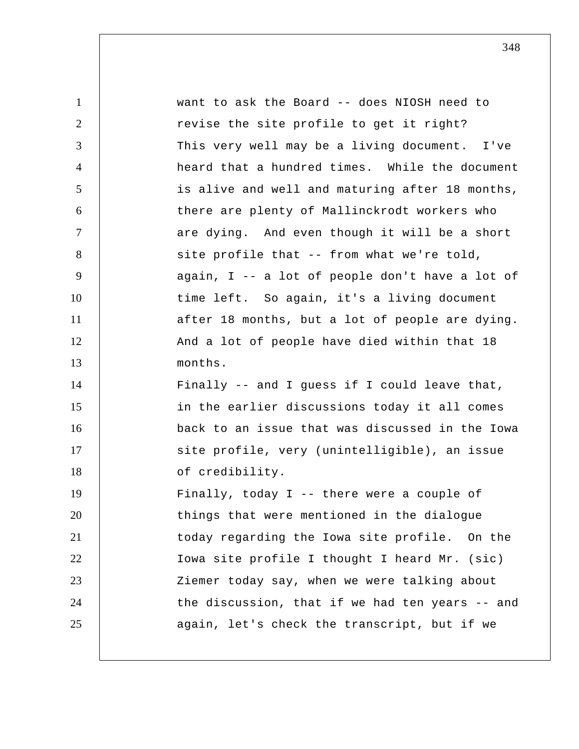want to ask the Board -- does NIOSH need to revise the site profile to get it right? This very well may be a living document. I've heard that a hundred times. While the document is alive and well and maturing after 18 months, there are plenty of Mallinckrodt workers who are dying. And even though it will be a short site profile that -- from what we're told, again, I -- a lot of people don't have a lot of time left. So again, it's a living document after 18 months, but a lot of people are dying. And a lot of people have died within that 18 months.

Finally -- and I guess if I could leave that, in the earlier discussions today it all comes back to an issue that was discussed in the Iowa site profile, very (unintelligible), an issue of credibility.

Finally, today I -- there were a couple of things that were mentioned in the dialogue today regarding the Iowa site profile. On the Iowa site profile I thought I heard Mr. (sic) Ziemer today say, when we were talking about the discussion, that if we had ten years -- and again, let's check the transcript, but if we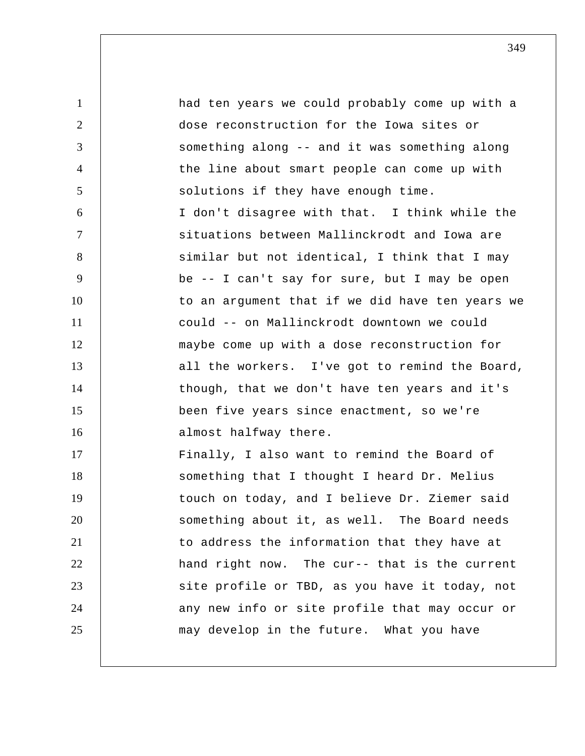had ten years we could probably come up with a dose reconstruction for the Iowa sites or something along -- and it was something along the line about smart people can come up with solutions if they have enough time.

I don't disagree with that. I think while the situations between Mallinckrodt and Iowa are similar but not identical, I think that I may be -- I can't say for sure, but I may be open to an argument that if we did have ten years we could -- on Mallinckrodt downtown we could maybe come up with a dose reconstruction for all the workers. I've got to remind the Board, though, that we don't have ten years and it's been five years since enactment, so we're almost halfway there.

Finally, I also want to remind the Board of something that I thought I heard Dr. Melius touch on today, and I believe Dr. Ziemer said something about it, as well. The Board needs to address the information that they have at hand right now. The cur-- that is the current site profile or TBD, as you have it today, not any new info or site profile that may occur or may develop in the future. What you have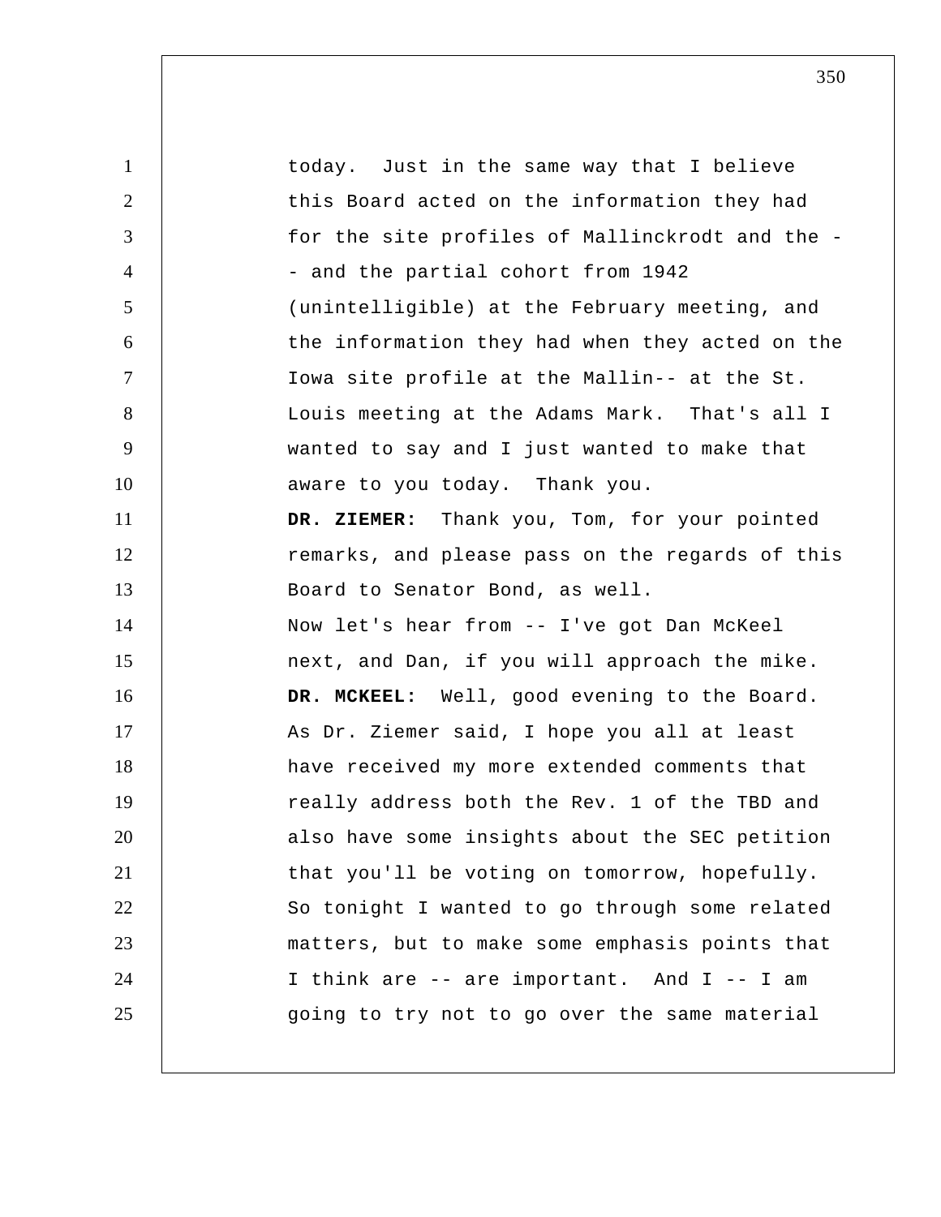today. Just in the same way that I believe this Board acted on the information they had for the site profiles of Mallinckrodt and the -- and the partial cohort from 1942 (unintelligible) at the February meeting, and the information they had when they acted on the Iowa site profile at the Mallin-- at the St. Louis meeting at the Adams Mark. That's all I wanted to say and I just wanted to make that aware to you today. Thank you.

**DR. ZIEMER:** Thank you, Tom, for your pointed remarks, and please pass on the regards of this Board to Senator Bond, as well.

Now let's hear from -- I've got Dan McKeel next, and Dan, if you will approach the mike.

**DR. MCKEEL:** Well, good evening to the Board. As Dr. Ziemer said, I hope you all at least have received my more extended comments that really address both the Rev. 1 of the TBD and also have some insights about the SEC petition that you'll be voting on tomorrow, hopefully. So tonight I wanted to go through some related matters, but to make some emphasis points that I think are -- are important. And I -- I am going to try not to go over the same material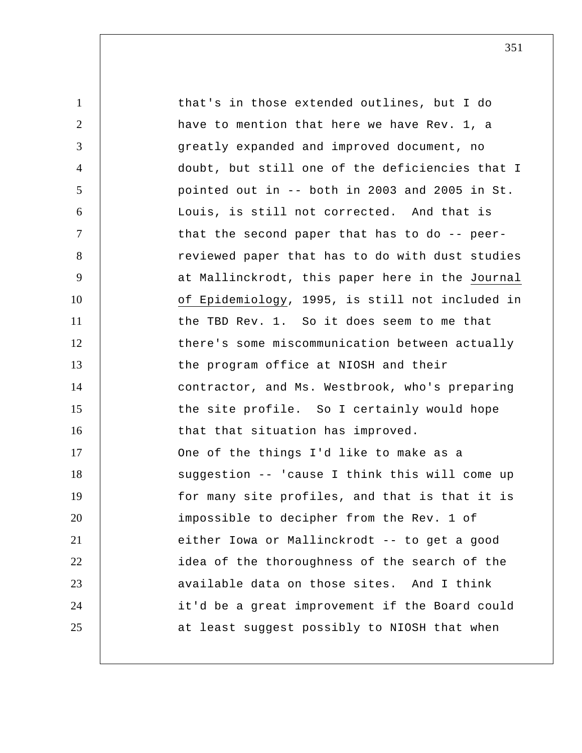that's in those extended outlines, but I do have to mention that here we have Rev. 1, a greatly expanded and improved document, no doubt, but still one of the deficiencies that I pointed out in -- both in 2003 and 2005 in St. Louis, is still not corrected. And that is that the second paper that has to do -- peer-reviewed paper that has to do with dust studies at Mallinckrodt, this paper here in the Journal of Epidemiology, 1995, is still not included in the TBD Rev. 1. So it does seem to me that there's some miscommunication between actually the program office at NIOSH and their contractor, and Ms. Westbrook, who's preparing the site profile. So I certainly would hope that that situation has improved.

One of the things I'd like to make as a suggestion -- 'cause I think this will come up for many site profiles, and that is that it is impossible to decipher from the Rev. 1 of either Iowa or Mallinckrodt -- to get a good idea of the thoroughness of the search of the available data on those sites. And I think it'd be a great improvement if the Board could at least suggest possibly to NIOSH that when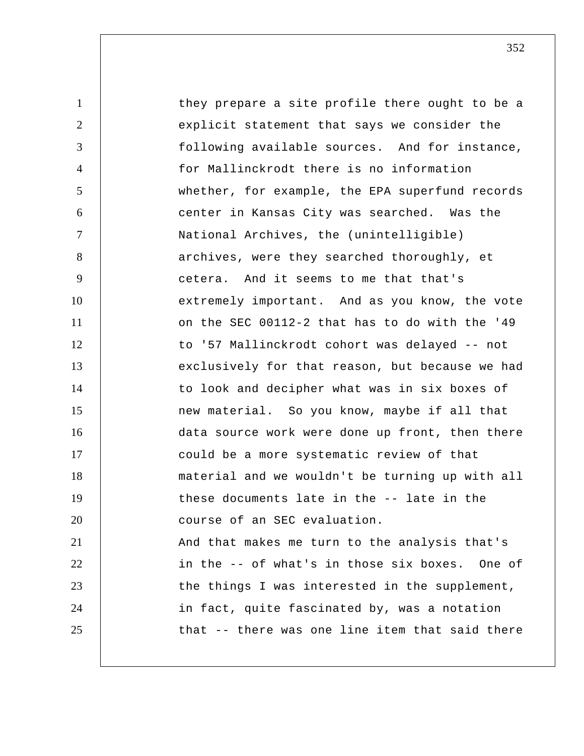they prepare a site profile there ought to be a explicit statement that says we consider the following available sources. And for instance, for Mallinckrodt there is no information whether, for example, the EPA superfund records center in Kansas City was searched. Was the National Archives, the (unintelligible) archives, were they searched thoroughly, et cetera. And it seems to me that that's extremely important. And as you know, the vote on the SEC 00112-2 that has to do with the '49 to '57 Mallinckrodt cohort was delayed -- not exclusively for that reason, but because we had to look and decipher what was in six boxes of new material. So you know, maybe if all that data source work were done up front, then there could be a more systematic review of that material and we wouldn't be turning up with all these documents late in the -- late in the course of an SEC evaluation.

And that makes me turn to the analysis that's in the -- of what's in those six boxes. One of the things I was interested in the supplement, in fact, quite fascinated by, was a notation that -- there was one line item that said there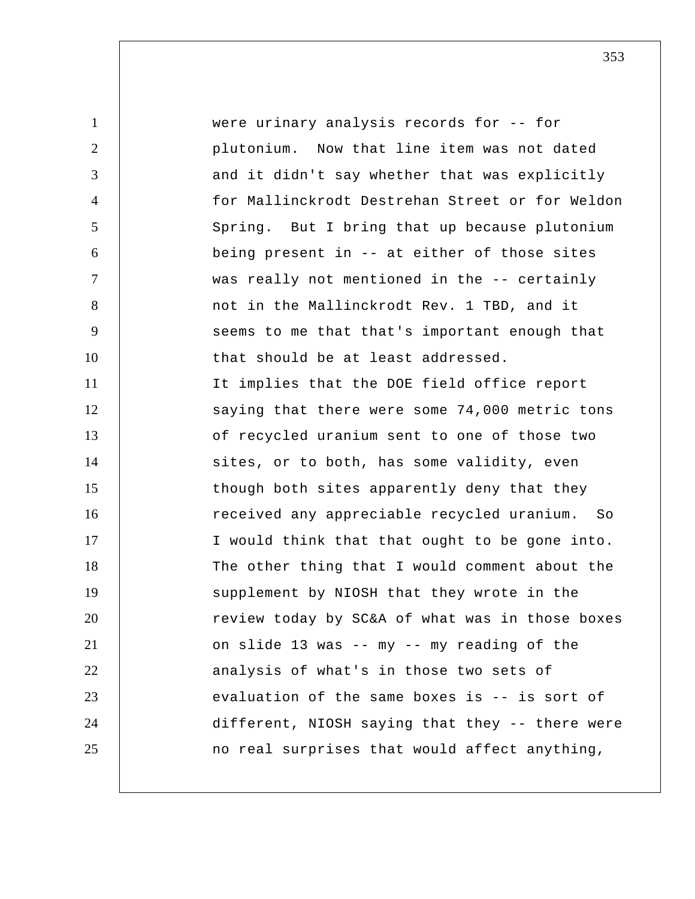were urinary analysis records for -- for plutonium. Now that line item was not dated and it didn't say whether that was explicitly for Mallinckrodt Destrehan Street or for Weldon Spring. But I bring that up because plutonium being present in -- at either of those sites was really not mentioned in the -- certainly not in the Mallinckrodt Rev. 1 TBD, and it seems to me that that's important enough that that should be at least addressed.

It implies that the DOE field office report saying that there were some 74,000 metric tons of recycled uranium sent to one of those two sites, or to both, has some validity, even though both sites apparently deny that they received any appreciable recycled uranium. So I would think that that ought to be gone into.

The other thing that I would comment about the supplement by NIOSH that they wrote in the review today by SC&A of what was in those boxes on slide 13 was -- my -- my reading of the analysis of what's in those two sets of evaluation of the same boxes is -- is sort of different, NIOSH saying that they -- there were no real surprises that would affect anything,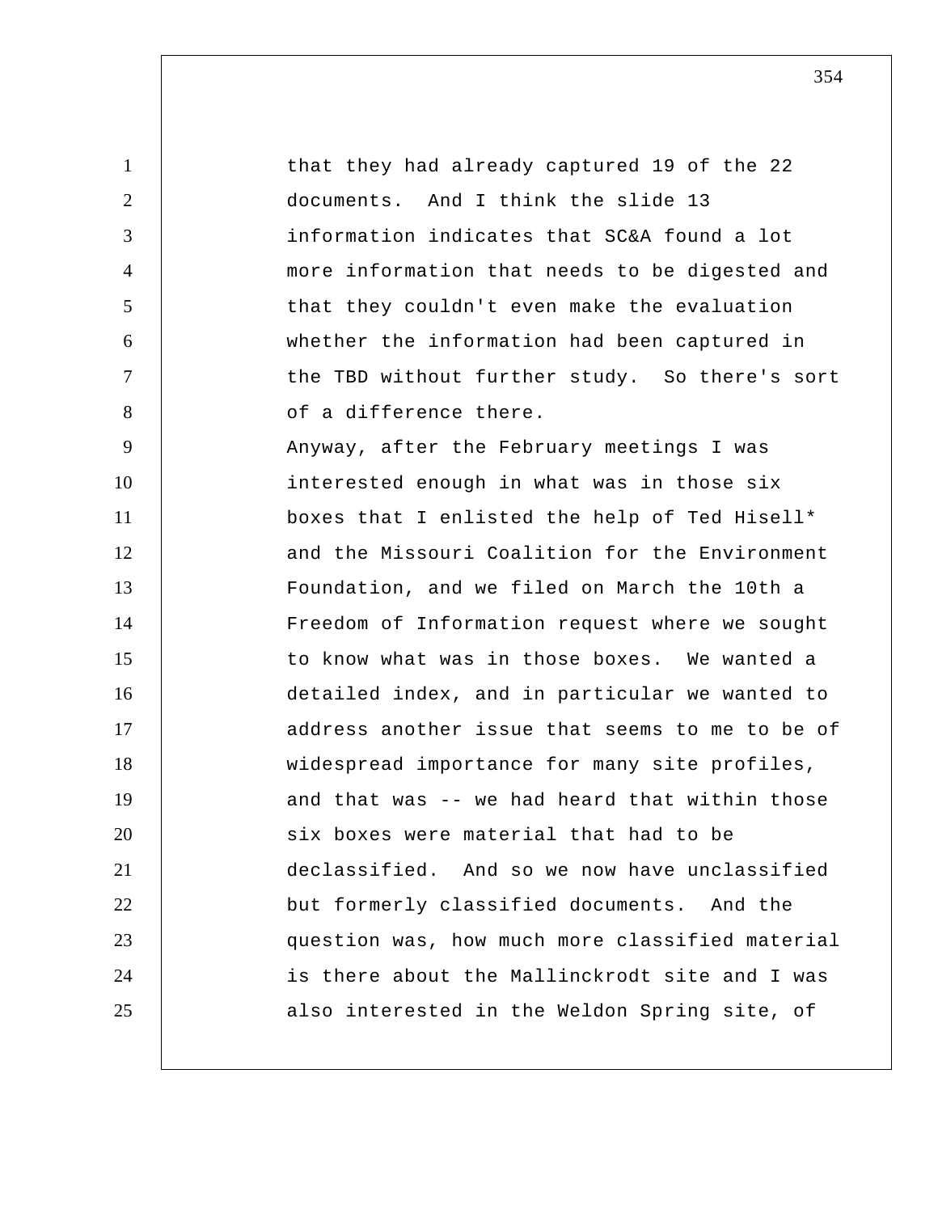that they had already captured 19 of the 22 documents. And I think the slide 13 information indicates that SC&A found a lot more information that needs to be digested and that they couldn't even make the evaluation whether the information had been captured in the TBD without further study. So there's sort of a difference there.

Anyway, after the February meetings I was interested enough in what was in those six boxes that I enlisted the help of Ted Hisell* and the Missouri Coalition for the Environment Foundation, and we filed on March the 10th a Freedom of Information request where we sought to know what was in those boxes. We wanted a detailed index, and in particular we wanted to address another issue that seems to me to be of widespread importance for many site profiles, and that was -- we had heard that within those six boxes were material that had to be declassified. And so we now have unclassified but formerly classified documents. And the question was, how much more classified material is there about the Mallinckrodt site and I was also interested in the Weldon Spring site, of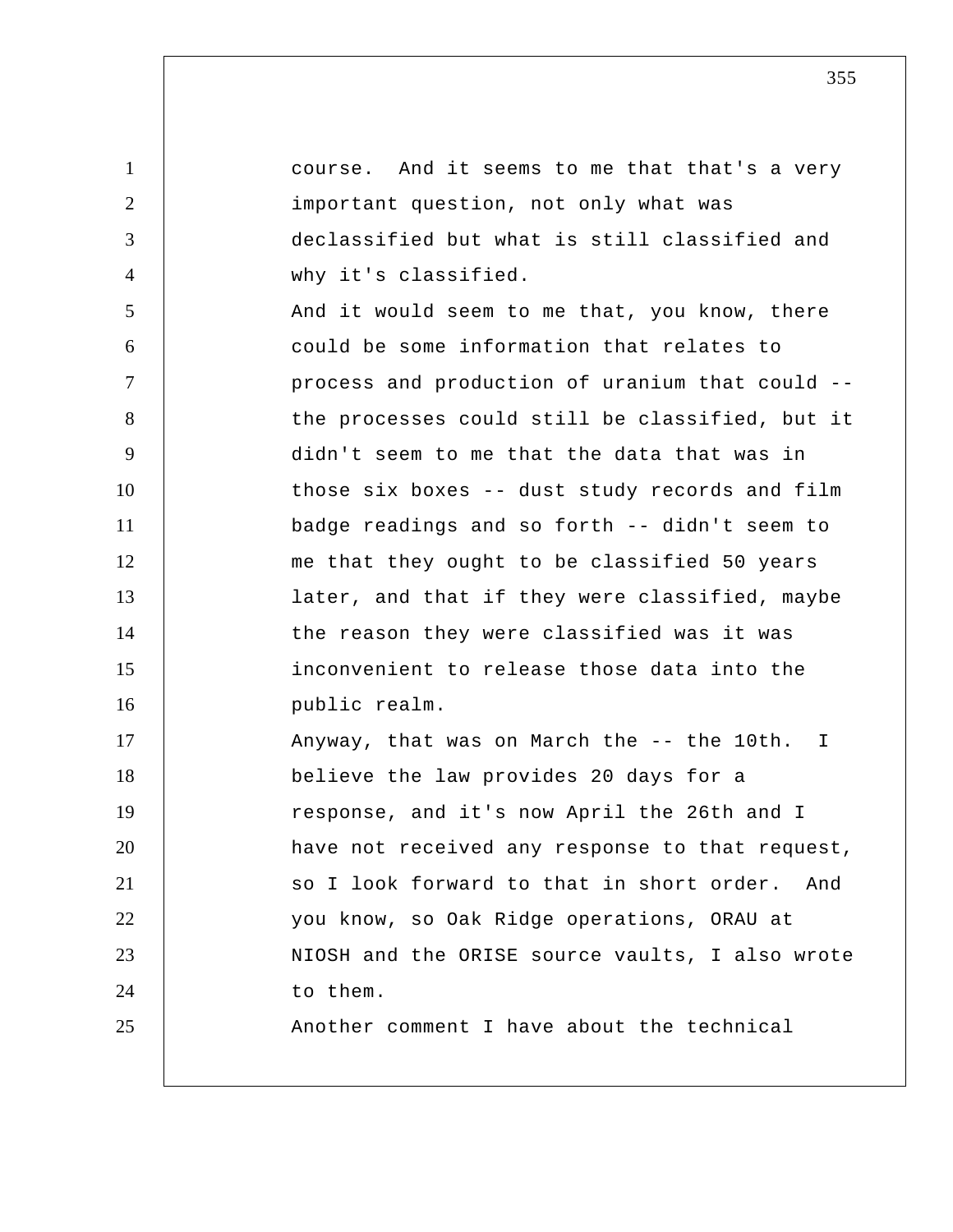course. And it seems to me that that's a very important question, not only what was declassified but what is still classified and why it's classified.

And it would seem to me that, you know, there could be some information that relates to process and production of uranium that could -- the processes could still be classified, but it didn't seem to me that the data that was in those six boxes -- dust study records and film badge readings and so forth -- didn't seem to me that they ought to be classified 50 years later, and that if they were classified, maybe the reason they were classified was it was inconvenient to release those data into the public realm.

Anyway, that was on March the -- the 10th. I believe the law provides 20 days for a response, and it's now April the 26th and I have not received any response to that request, so I look forward to that in short order. And you know, so Oak Ridge operations, ORAU at NIOSH and the ORISE source vaults, I also wrote to them.

Another comment I have about the technical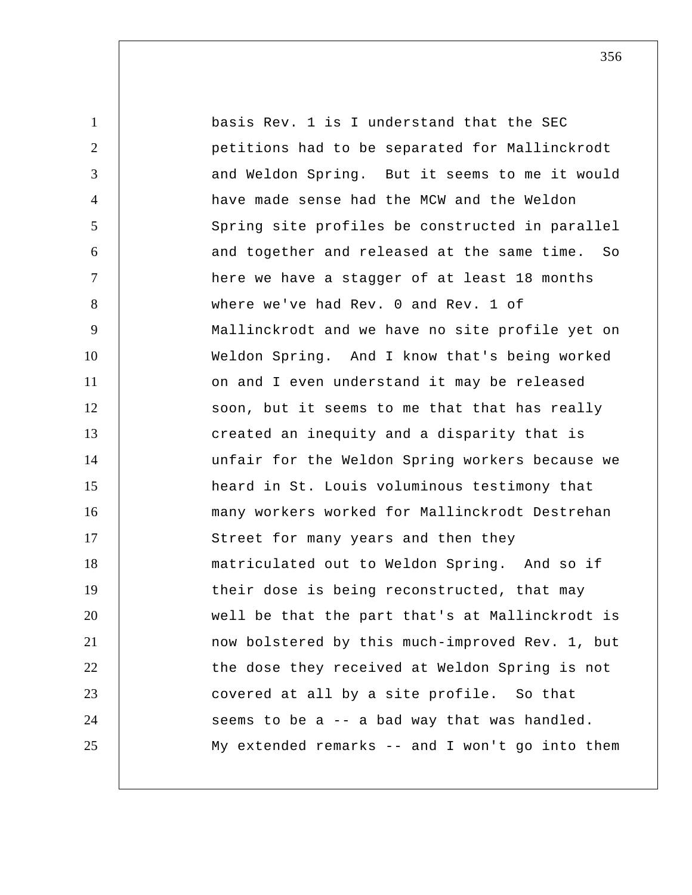basis Rev. 1 is I understand that the SEC petitions had to be separated for Mallinckrodt and Weldon Spring. But it seems to me it would have made sense had the MCW and the Weldon Spring site profiles be constructed in parallel and together and released at the same time. So here we have a stagger of at least 18 months where we've had Rev. 0 and Rev. 1 of Mallinckrodt and we have no site profile yet on Weldon Spring. And I know that's being worked on and I even understand it may be released soon, but it seems to me that that has really created an inequity and a disparity that is unfair for the Weldon Spring workers because we heard in St. Louis voluminous testimony that many workers worked for Mallinckrodt Destrehan Street for many years and then they matriculated out to Weldon Spring. And so if their dose is being reconstructed, that may well be that the part that's at Mallinckrodt is now bolstered by this much-improved Rev. 1, but the dose they received at Weldon Spring is not covered at all by a site profile. So that seems to be a -- a bad way that was handled. My extended remarks -- and I won't go into them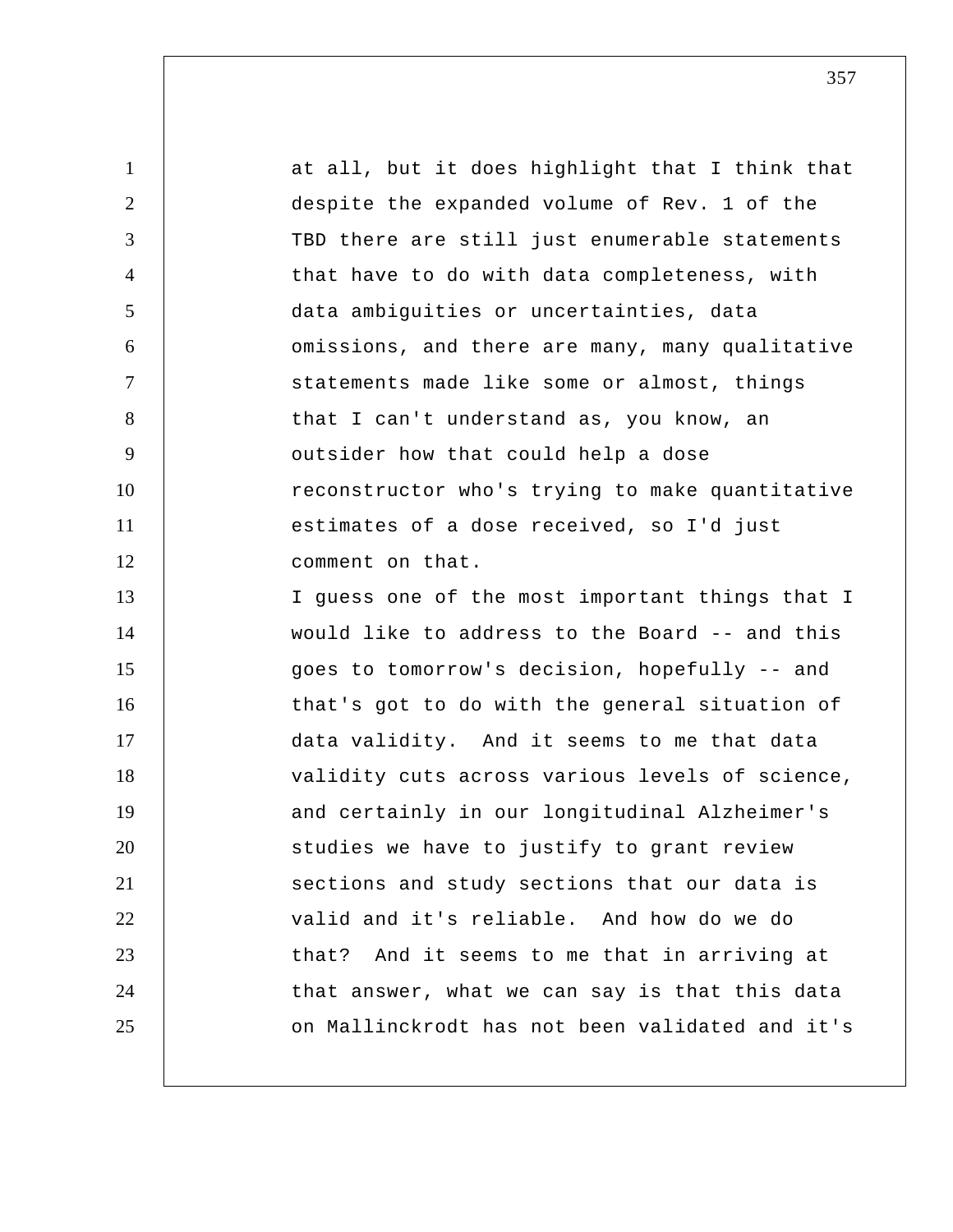at all, but it does highlight that I think that despite the expanded volume of Rev. 1 of the TBD there are still just enumerable statements that have to do with data completeness, with data ambiguities or uncertainties, data omissions, and there are many, many qualitative statements made like some or almost, things that I can't understand as, you know, an outsider how that could help a dose reconstructor who's trying to make quantitative estimates of a dose received, so I'd just comment on that.

I guess one of the most important things that I would like to address to the Board -- and this goes to tomorrow's decision, hopefully -- and that's got to do with the general situation of data validity. And it seems to me that data validity cuts across various levels of science, and certainly in our longitudinal Alzheimer's studies we have to justify to grant review sections and study sections that our data is valid and it's reliable. And how do we do that? And it seems to me that in arriving at that answer, what we can say is that this data on Mallinckrodt has not been validated and it's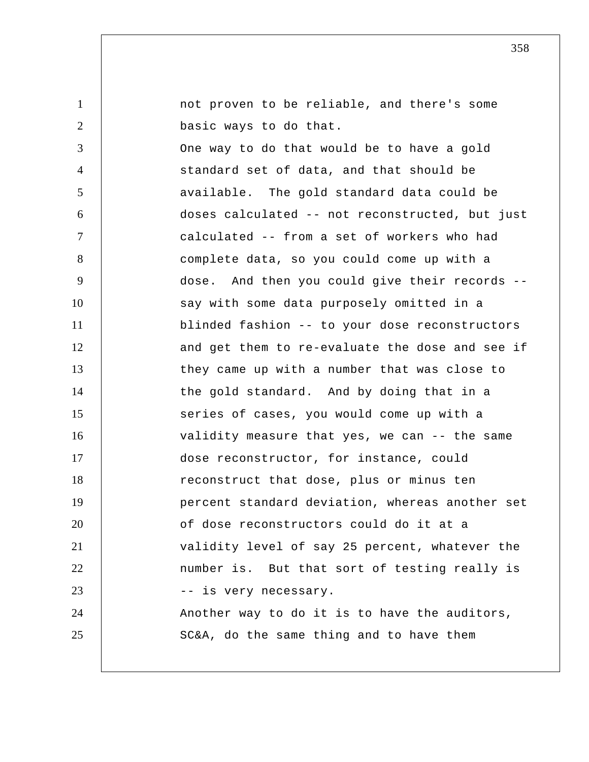not proven to be reliable, and there's some basic ways to do that.

One way to do that would be to have a gold standard set of data, and that should be available. The gold standard data could be doses calculated -- not reconstructed, but just calculated -- from a set of workers who had complete data, so you could come up with a dose. And then you could give their records -- say with some data purposely omitted in a blinded fashion -- to your dose reconstructors and get them to re-evaluate the dose and see if they came up with a number that was close to the gold standard. And by doing that in a series of cases, you would come up with a validity measure that yes, we can -- the same dose reconstructor, for instance, could reconstruct that dose, plus or minus ten percent standard deviation, whereas another set of dose reconstructors could do it at a validity level of say 25 percent, whatever the number is. But that sort of testing really is -- is very necessary.

Another way to do it is to have the auditors, SC&A, do the same thing and to have them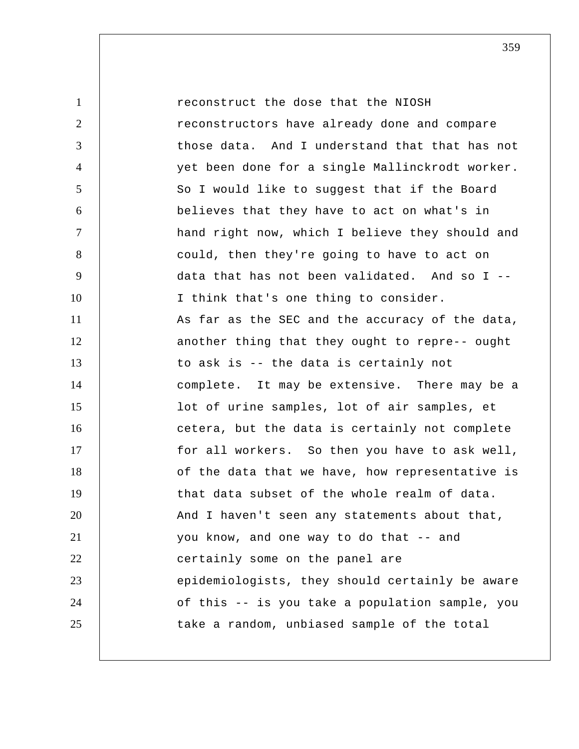reconstruct the dose that the NIOSH reconstructors have already done and compare those data. And I understand that that has not yet been done for a single Mallinckrodt worker. So I would like to suggest that if the Board believes that they have to act on what's in hand right now, which I believe they should and could, then they're going to have to act on data that has not been validated. And so I -- I think that's one thing to consider.

As far as the SEC and the accuracy of the data, another thing that they ought to repre-- ought to ask is -- the data is certainly not complete. It may be extensive. There may be a lot of urine samples, lot of air samples, et cetera, but the data is certainly not complete for all workers. So then you have to ask well, of the data that we have, how representative is that data subset of the whole realm of data. And I haven't seen any statements about that, you know, and one way to do that -- and certainly some on the panel are epidemiologists, they should certainly be aware of this -- is you take a population sample, you take a random, unbiased sample of the total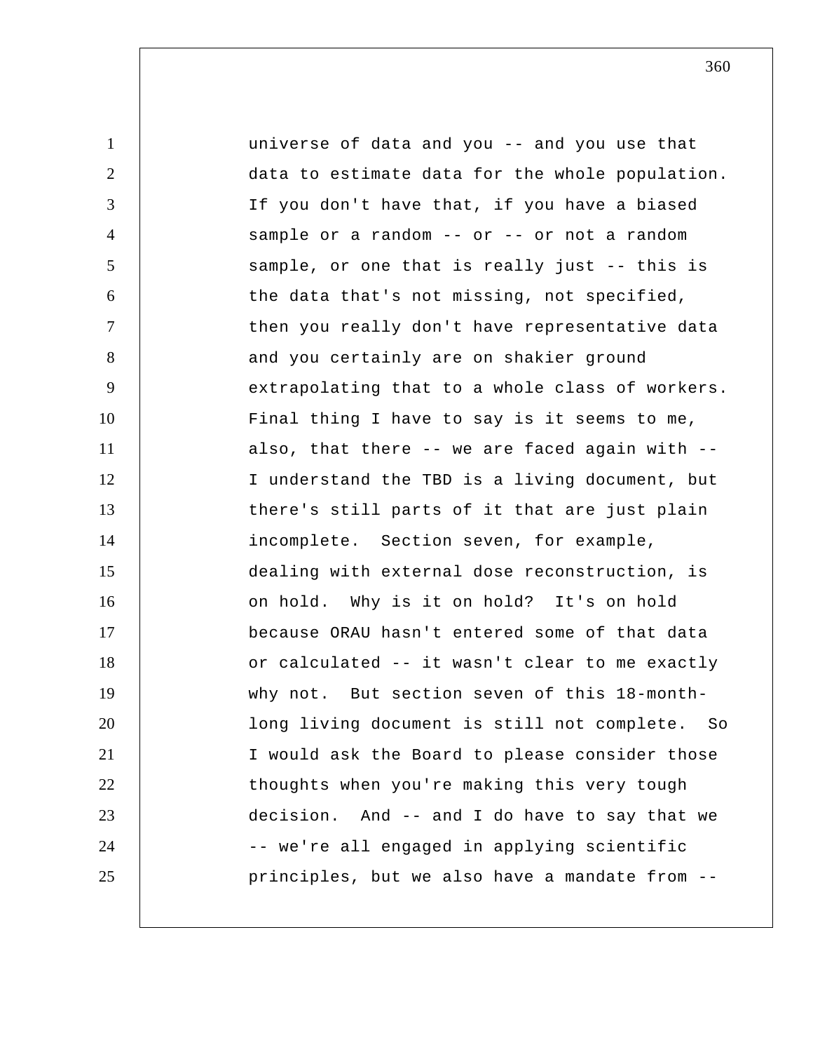universe of data and you -- and you use that data to estimate data for the whole population. If you don't have that, if you have a biased sample or a random -- or -- or not a random sample, or one that is really just -- this is the data that's not missing, not specified, then you really don't have representative data and you certainly are on shakier ground extrapolating that to a whole class of workers. Final thing I have to say is it seems to me, also, that there -- we are faced again with -- I understand the TBD is a living document, but there's still parts of it that are just plain incomplete. Section seven, for example, dealing with external dose reconstruction, is on hold. Why is it on hold? It's on hold because ORAU hasn't entered some of that data or calculated -- it wasn't clear to me exactly why not. But section seven of this 18-month-long living document is still not complete. So I would ask the Board to please consider those thoughts when you're making this very tough decision. And -- and I do have to say that we -- we're all engaged in applying scientific principles, but we also have a mandate from --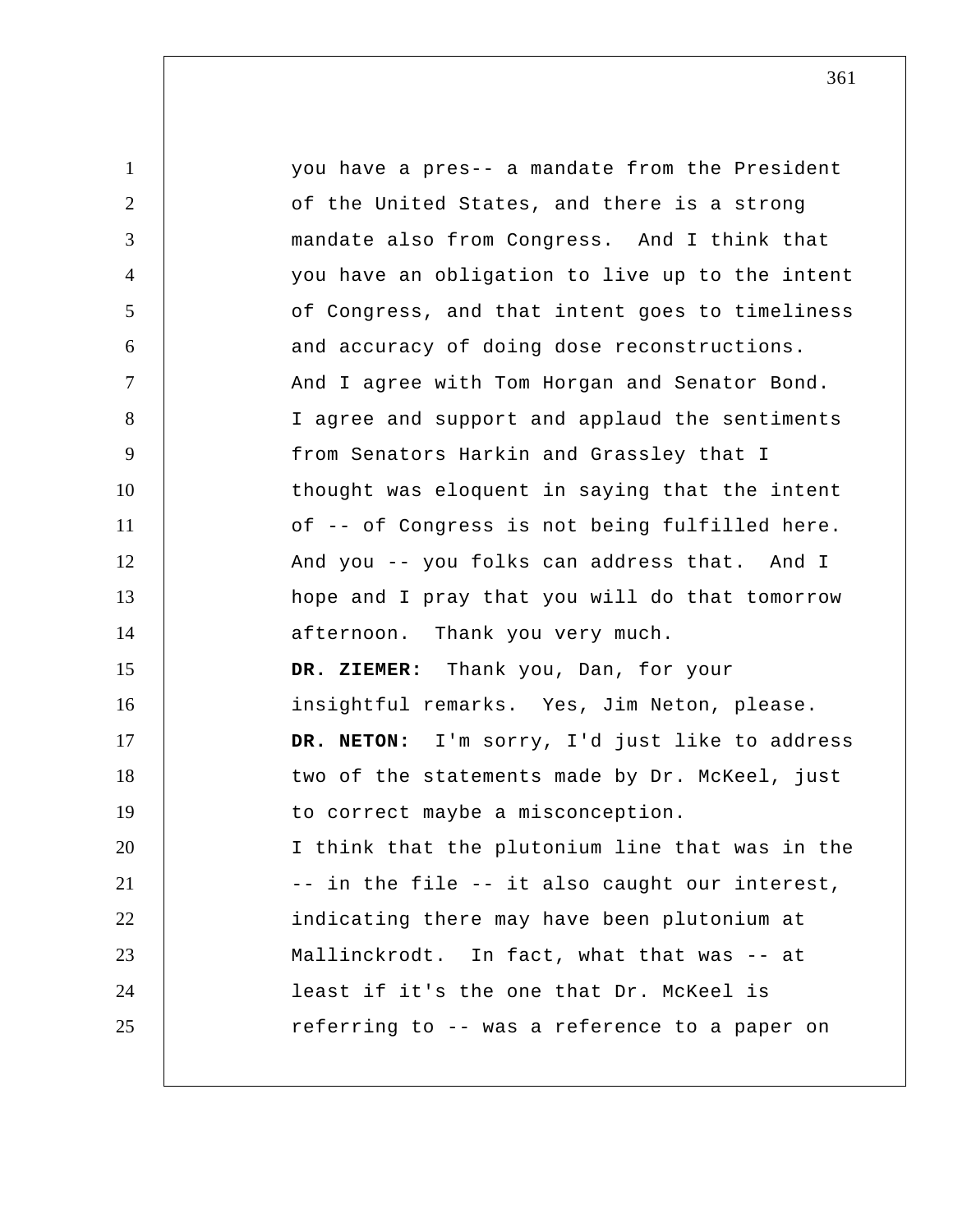you have a pres-- a mandate from the President of the United States, and there is a strong mandate also from Congress. And I think that you have an obligation to live up to the intent of Congress, and that intent goes to timeliness and accuracy of doing dose reconstructions. And I agree with Tom Horgan and Senator Bond. I agree and support and applaud the sentiments from Senators Harkin and Grassley that I thought was eloquent in saying that the intent of -- of Congress is not being fulfilled here. And you -- you folks can address that. And I hope and I pray that you will do that tomorrow afternoon. Thank you very much.

**DR. ZIEMER:** Thank you, Dan, for your insightful remarks. Yes, Jim Neton, please.

**DR. NETON:** I'm sorry, I'd just like to address two of the statements made by Dr. McKeel, just to correct maybe a misconception.

I think that the plutonium line that was in the -- in the file -- it also caught our interest, indicating there may have been plutonium at Mallinckrodt. In fact, what that was -- at least if it's the one that Dr. McKeel is referring to -- was a reference to a paper on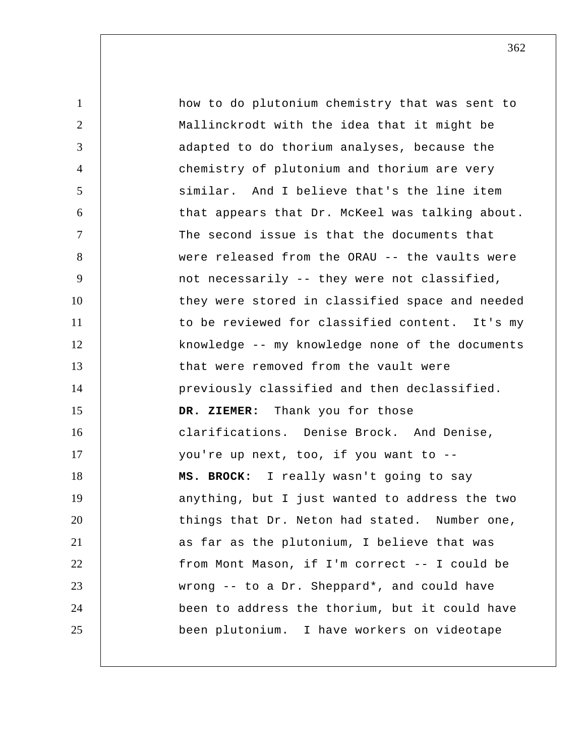how to do plutonium chemistry that was sent to Mallinckrodt with the idea that it might be adapted to do thorium analyses, because the chemistry of plutonium and thorium are very similar. And I believe that's the line item that appears that Dr. McKeel was talking about. The second issue is that the documents that were released from the ORAU -- the vaults were not necessarily -- they were not classified, they were stored in classified space and needed to be reviewed for classified content. It's my knowledge -- my knowledge none of the documents that were removed from the vault were previously classified and then declassified.

**DR. ZIEMER:** Thank you for those clarifications. Denise Brock. And Denise, you're up next, too, if you want to --

**MS. BROCK:** I really wasn't going to say anything, but I just wanted to address the two things that Dr. Neton had stated. Number one, as far as the plutonium, I believe that was from Mont Mason, if I'm correct -- I could be wrong -- to a Dr. Sheppard*, and could have been to address the thorium, but it could have been plutonium. I have workers on videotape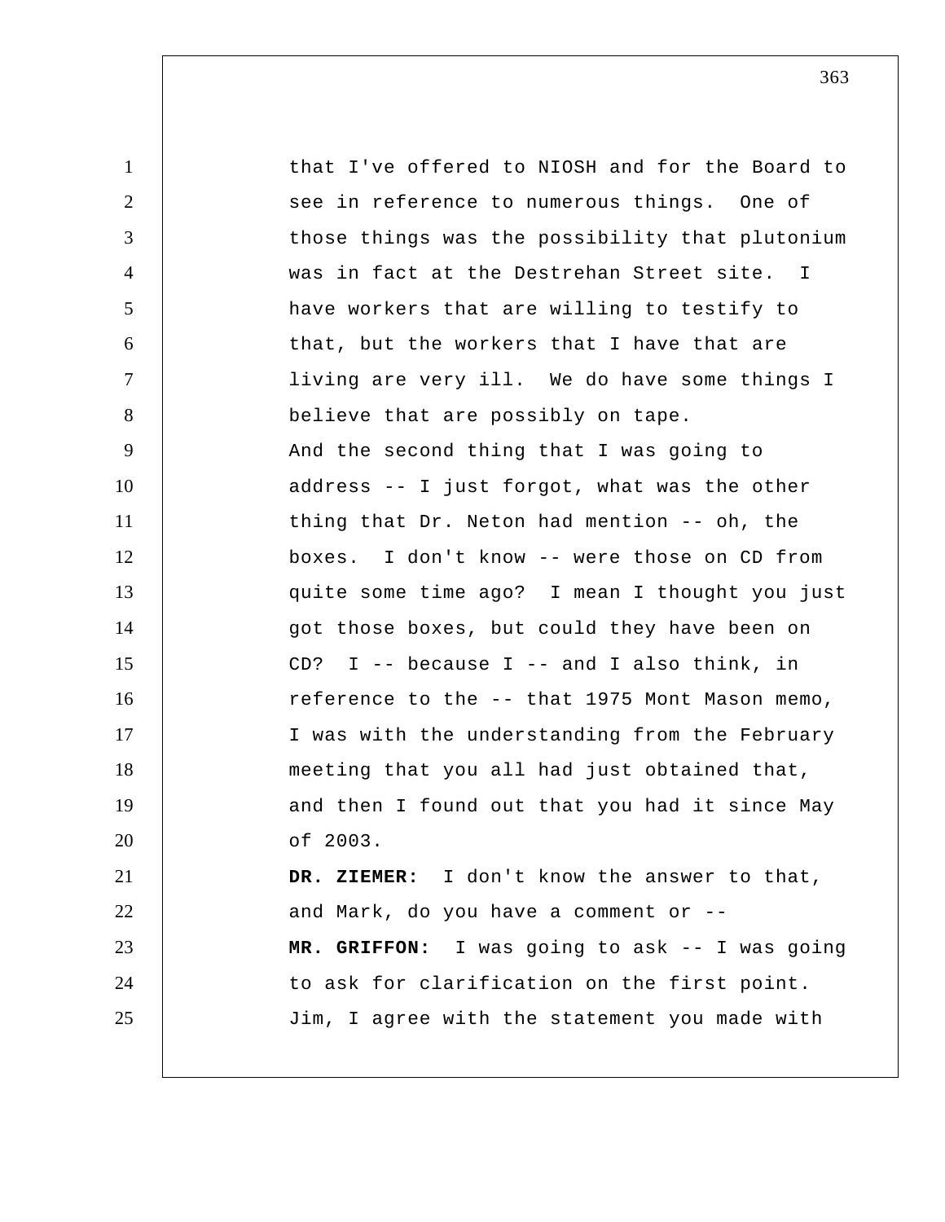that I've offered to NIOSH and for the Board to see in reference to numerous things. One of those things was the possibility that plutonium was in fact at the Destrehan Street site. I have workers that are willing to testify to that, but the workers that I have that are living are very ill. We do have some things I believe that are possibly on tape.

And the second thing that I was going to address -- I just forgot, what was the other thing that Dr. Neton had mention -- oh, the boxes. I don't know -- were those on CD from quite some time ago? I mean I thought you just got those boxes, but could they have been on CD? I -- because I -- and I also think, in reference to the -- that 1975 Mont Mason memo, I was with the understanding from the February meeting that you all had just obtained that, and then I found out that you had it since May of 2003.

**DR. ZIEMER:** I don't know the answer to that, and Mark, do you have a comment or --

**MR. GRIFFON:** I was going to ask -- I was going to ask for clarification on the first point. Jim, I agree with the statement you made with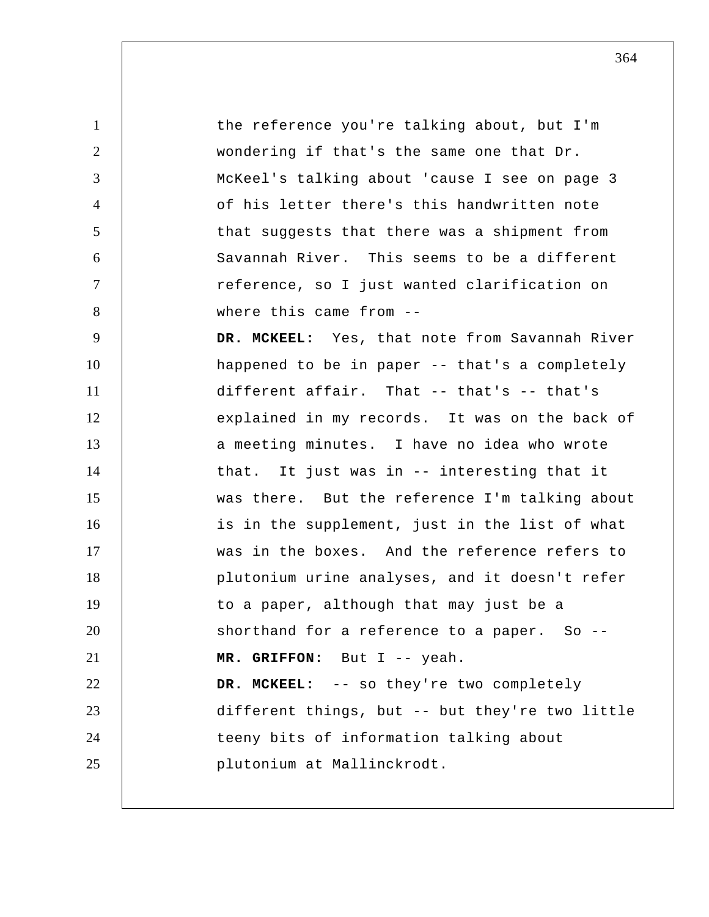the reference you're talking about, but I'm wondering if that's the same one that Dr. McKeel's talking about 'cause I see on page 3 of his letter there's this handwritten note that suggests that there was a shipment from Savannah River. This seems to be a different reference, so I just wanted clarification on where this came from --

**DR. MCKEEL:** Yes, that note from Savannah River happened to be in paper -- that's a completely different affair. That -- that's -- that's explained in my records. It was on the back of a meeting minutes. I have no idea who wrote that. It just was in -- interesting that it was there. But the reference I'm talking about is in the supplement, just in the list of what was in the boxes. And the reference refers to plutonium urine analyses, and it doesn't refer to a paper, although that may just be a shorthand for a reference to a paper. So --

**MR. GRIFFON:** But I -- yeah.

**DR. MCKEEL:** -- so they're two completely different things, but -- but they're two little teeny bits of information talking about plutonium at Mallinckrodt.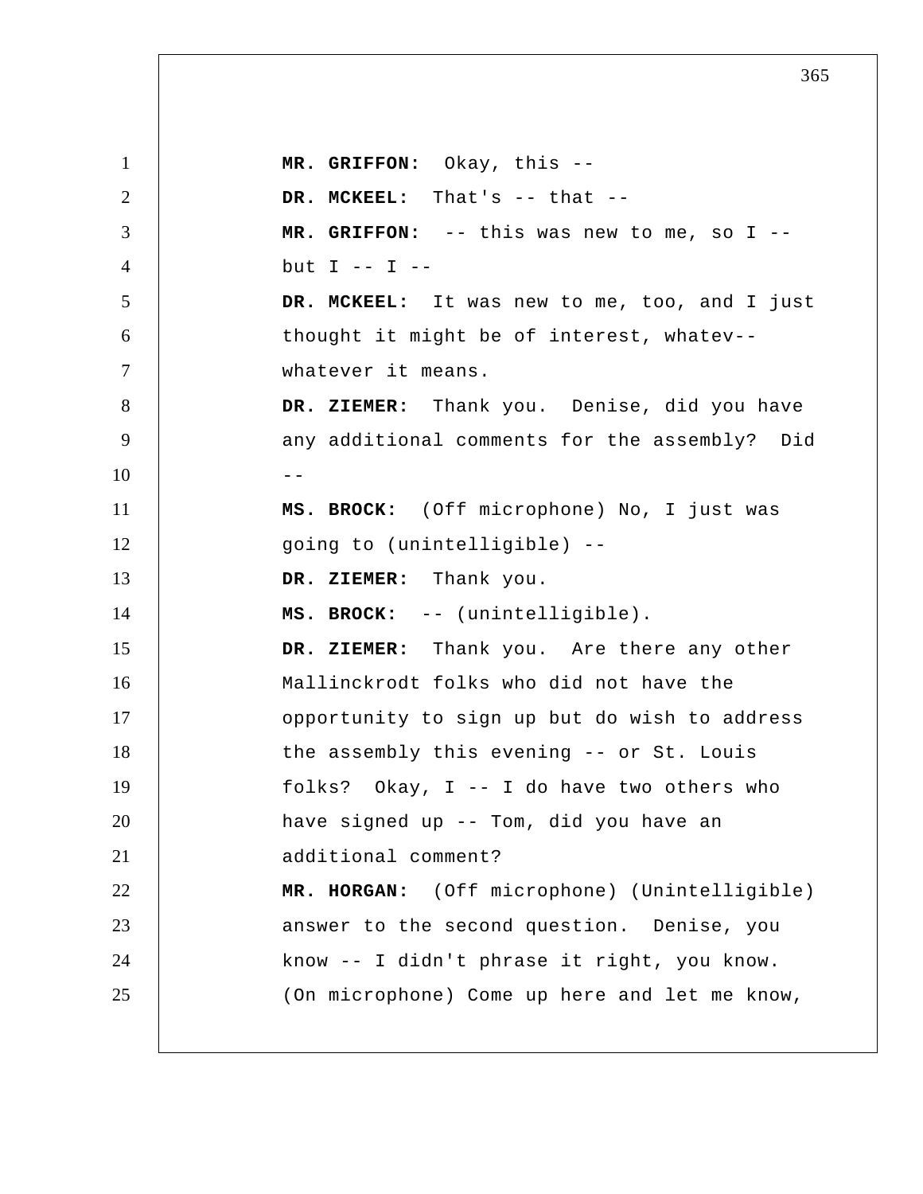**MR. GRIFFON:** Okay, this --

**DR. MCKEEL:** That's -- that --

**MR. GRIFFON:** -- this was new to me, so I -- but I -- I --

**DR. MCKEEL:** It was new to me, too, and I just thought it might be of interest, whatev-- whatever it means.

**DR. ZIEMER:** Thank you. Denise, did you have any additional comments for the assembly? Did --

**MS. BROCK:** (Off microphone) No, I just was going to (unintelligible) --

**DR. ZIEMER:** Thank you.

**MS. BROCK:** -- (unintelligible).

**DR. ZIEMER:** Thank you. Are there any other Mallinckrodt folks who did not have the opportunity to sign up but do wish to address the assembly this evening -- or St. Louis folks? Okay, I -- I do have two others who have signed up -- Tom, did you have an additional comment?

**MR. HORGAN:** (Off microphone) (Unintelligible) answer to the second question. Denise, you know -- I didn't phrase it right, you know. (On microphone) Come up here and let me know,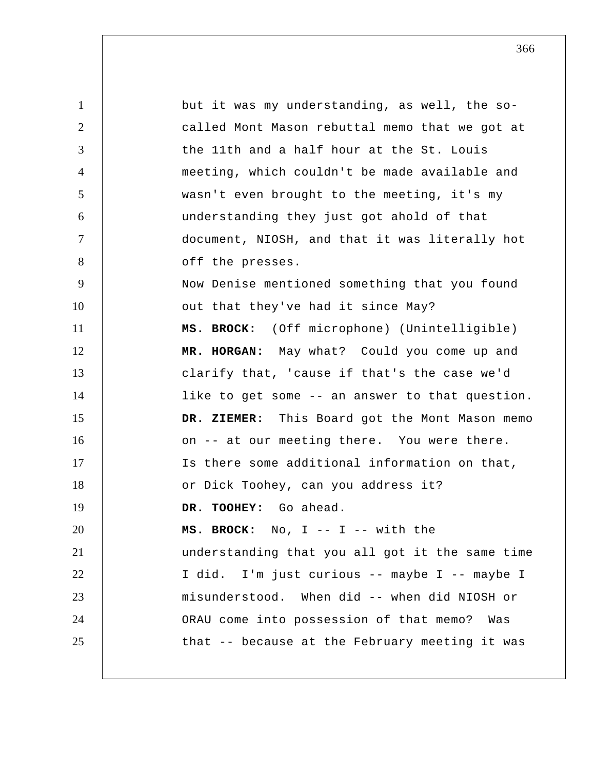but it was my understanding, as well, the so-called Mont Mason rebuttal memo that we got at the 11th and a half hour at the St. Louis meeting, which couldn't be made available and wasn't even brought to the meeting, it's my understanding they just got ahold of that document, NIOSH, and that it was literally hot off the presses.

Now Denise mentioned something that you found out that they've had it since May?

**MS. BROCK:** (Off microphone) (Unintelligible)

**MR. HORGAN:** May what? Could you come up and clarify that, 'cause if that's the case we'd like to get some -- an answer to that question.

**DR. ZIEMER:** This Board got the Mont Mason memo on -- at our meeting there. You were there. Is there some additional information on that, or Dick Toohey, can you address it?

**DR. TOOHEY:** Go ahead.

**MS. BROCK:** No, I -- I -- with the understanding that you all got it the same time I did. I'm just curious -- maybe I -- maybe I misunderstood. When did -- when did NIOSH or ORAU come into possession of that memo? Was that -- because at the February meeting it was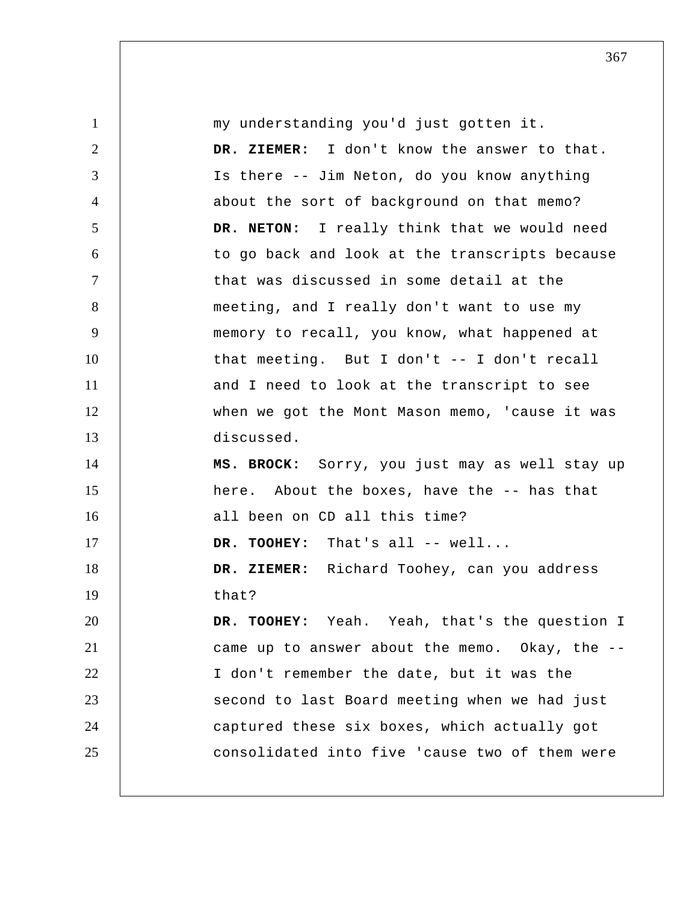my understanding you'd just gotten it.

**DR. ZIEMER:** I don't know the answer to that. Is there -- Jim Neton, do you know anything about the sort of background on that memo?

**DR. NETON:** I really think that we would need to go back and look at the transcripts because that was discussed in some detail at the meeting, and I really don't want to use my memory to recall, you know, what happened at that meeting. But I don't -- I don't recall and I need to look at the transcript to see when we got the Mont Mason memo, 'cause it was discussed.

**MS. BROCK:** Sorry, you just may as well stay up here. About the boxes, have the -- has that all been on CD all this time?

**DR. TOOHEY:** That's all -- well...

**DR. ZIEMER:** Richard Toohey, can you address that?

**DR. TOOHEY:** Yeah. Yeah, that's the question I came up to answer about the memo. Okay, the -- I don't remember the date, but it was the second to last Board meeting when we had just captured these six boxes, which actually got consolidated into five 'cause two of them were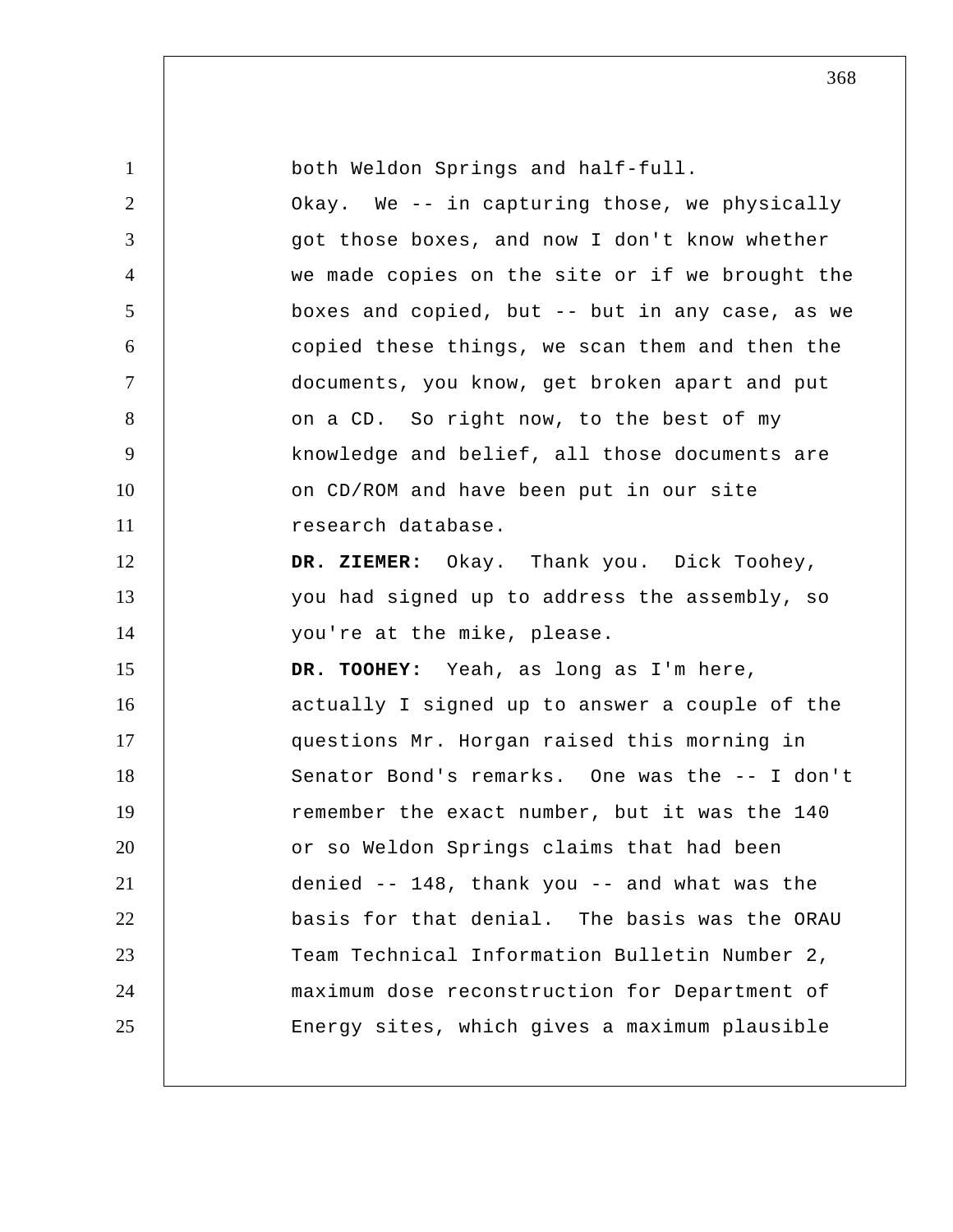both Weldon Springs and half-full.

Okay. We -- in capturing those, we physically got those boxes, and now I don't know whether we made copies on the site or if we brought the boxes and copied, but -- but in any case, as we copied these things, we scan them and then the documents, you know, get broken apart and put on a CD. So right now, to the best of my knowledge and belief, all those documents are on CD/ROM and have been put in our site research database.

**DR. ZIEMER:** Okay. Thank you. Dick Toohey, you had signed up to address the assembly, so you're at the mike, please.

**DR. TOOHEY:** Yeah, as long as I'm here, actually I signed up to answer a couple of the questions Mr. Horgan raised this morning in Senator Bond's remarks. One was the -- I don't remember the exact number, but it was the 140 or so Weldon Springs claims that had been denied -- 148, thank you -- and what was the basis for that denial. The basis was the ORAU Team Technical Information Bulletin Number 2, maximum dose reconstruction for Department of Energy sites, which gives a maximum plausible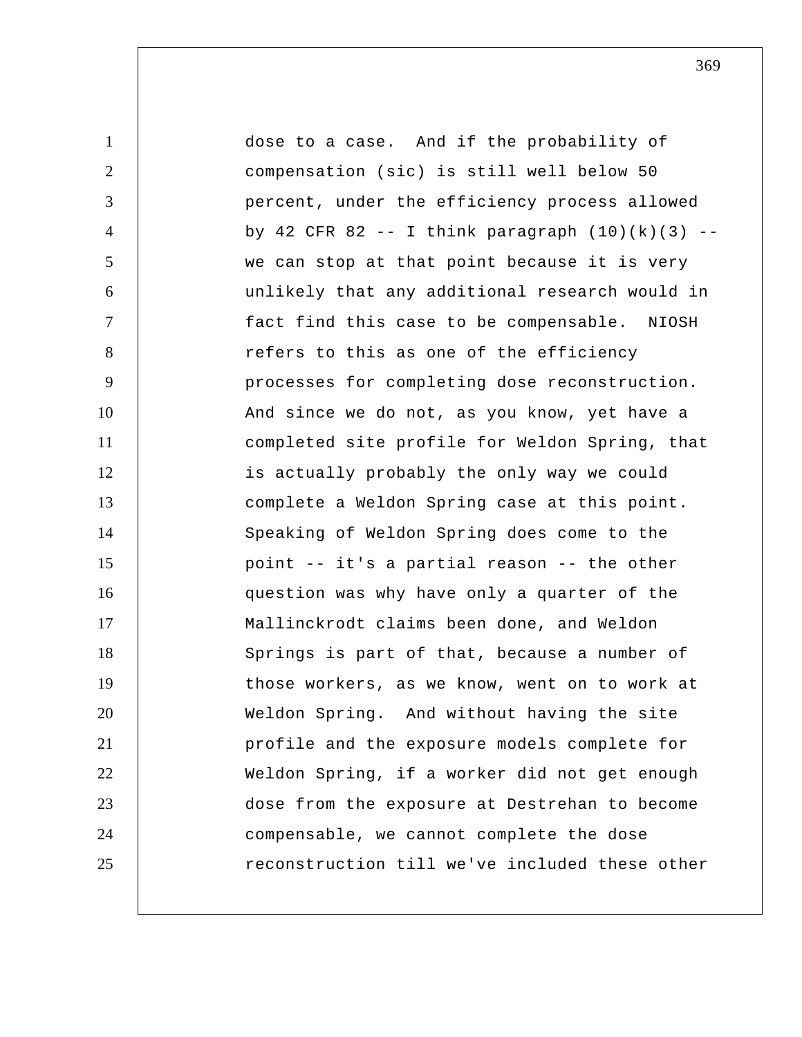dose to a case. And if the probability of compensation (sic) is still well below 50 percent, under the efficiency process allowed by 42 CFR 82 -- I think paragraph (10)(k)(3) -- we can stop at that point because it is very unlikely that any additional research would in fact find this case to be compensable. NIOSH refers to this as one of the efficiency processes for completing dose reconstruction. And since we do not, as you know, yet have a completed site profile for Weldon Spring, that is actually probably the only way we could complete a Weldon Spring case at this point. Speaking of Weldon Spring does come to the point -- it's a partial reason -- the other question was why have only a quarter of the Mallinckrodt claims been done, and Weldon Springs is part of that, because a number of those workers, as we know, went on to work at Weldon Spring. And without having the site profile and the exposure models complete for Weldon Spring, if a worker did not get enough dose from the exposure at Destrehan to become compensable, we cannot complete the dose reconstruction till we've included these other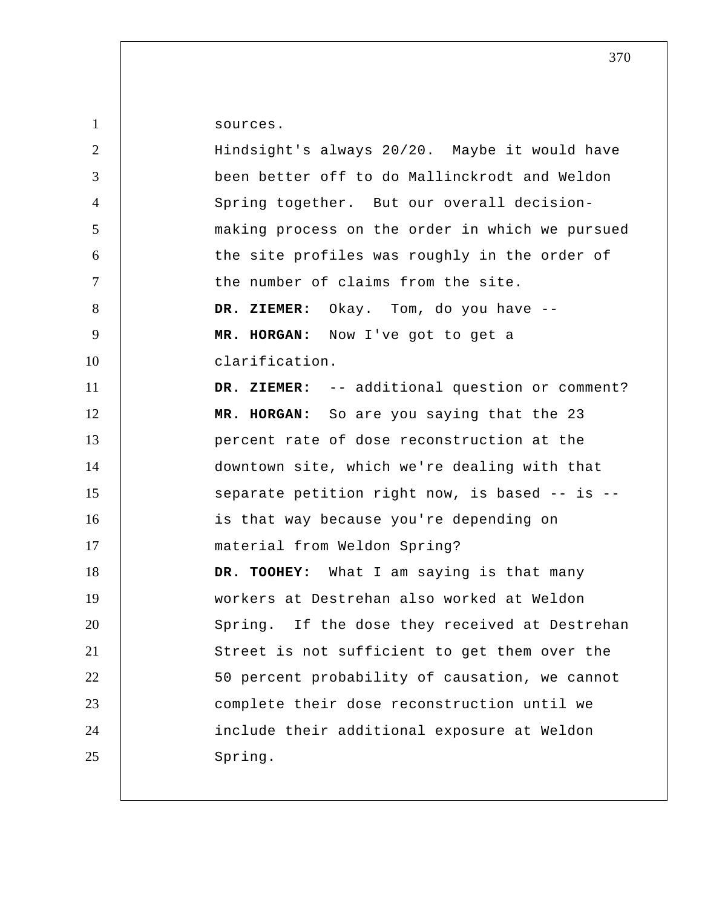sources.

Hindsight's always 20/20. Maybe it would have been better off to do Mallinckrodt and Weldon Spring together. But our overall decision-making process on the order in which we pursued the site profiles was roughly in the order of the number of claims from the site.

**DR. ZIEMER:** Okay. Tom, do you have --

**MR. HORGAN:** Now I've got to get a clarification.

**DR. ZIEMER:** -- additional question or comment?

**MR. HORGAN:** So are you saying that the 23 percent rate of dose reconstruction at the downtown site, which we're dealing with that separate petition right now, is based -- is -- is that way because you're depending on material from Weldon Spring?

**DR. TOOHEY:** What I am saying is that many workers at Destrehan also worked at Weldon Spring. If the dose they received at Destrehan Street is not sufficient to get them over the 50 percent probability of causation, we cannot complete their dose reconstruction until we include their additional exposure at Weldon Spring.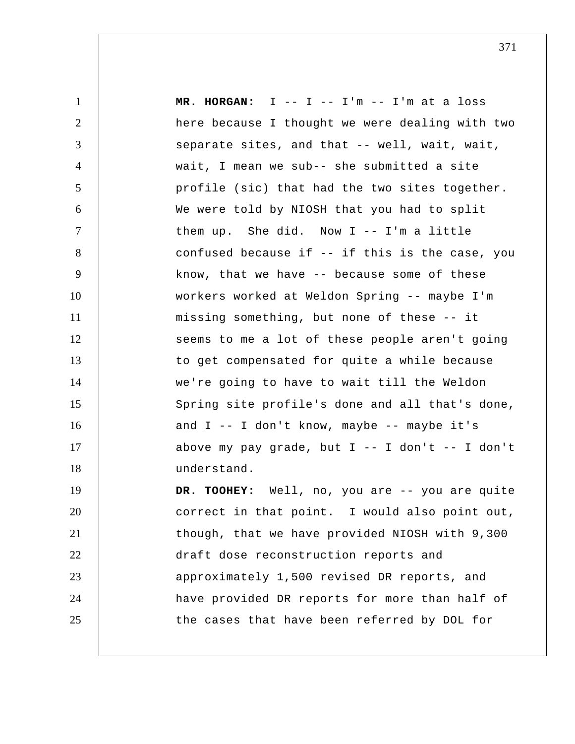**MR. HORGAN:** I -- I -- I'm -- I'm at a loss here because I thought we were dealing with two separate sites, and that -- well, wait, wait, wait, I mean we sub-- she submitted a site profile (sic) that had the two sites together. We were told by NIOSH that you had to split them up. She did. Now I -- I'm a little confused because if -- if this is the case, you know, that we have -- because some of these workers worked at Weldon Spring -- maybe I'm missing something, but none of these -- it seems to me a lot of these people aren't going to get compensated for quite a while because we're going to have to wait till the Weldon Spring site profile's done and all that's done, and I -- I don't know, maybe -- maybe it's above my pay grade, but I -- I don't -- I don't understand.

**DR. TOOHEY:** Well, no, you are -- you are quite correct in that point. I would also point out, though, that we have provided NIOSH with 9,300 draft dose reconstruction reports and approximately 1,500 revised DR reports, and have provided DR reports for more than half of the cases that have been referred by DOL for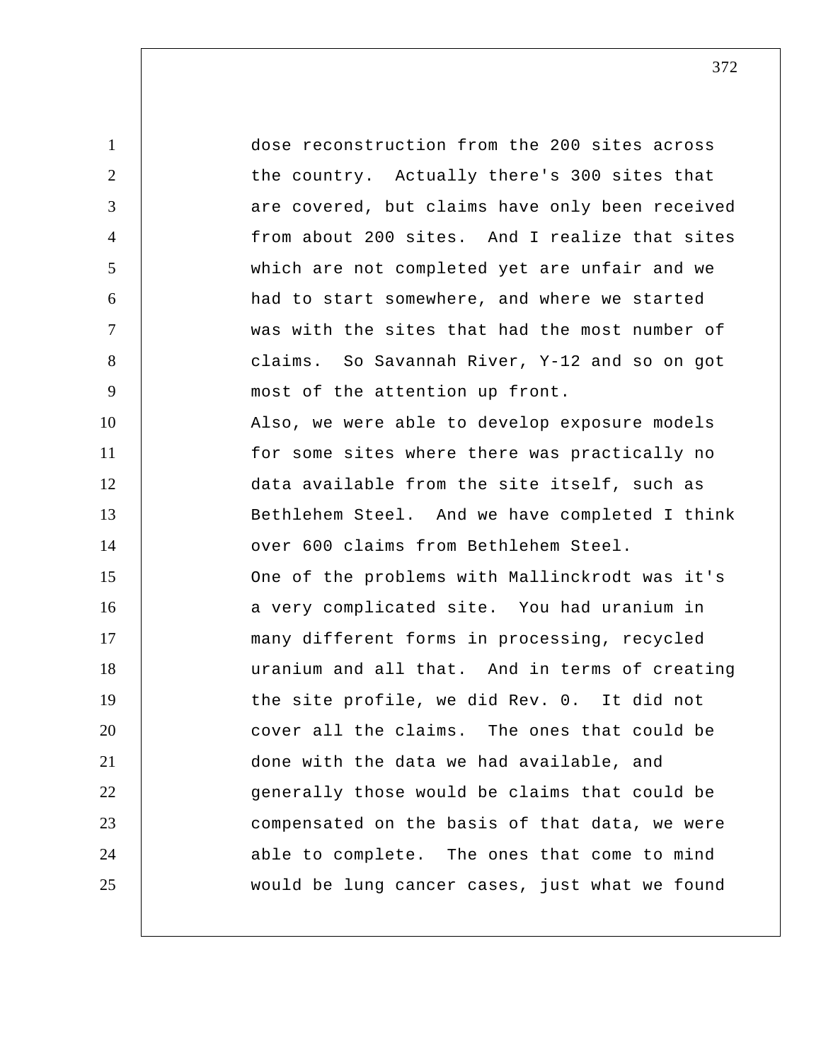dose reconstruction from the 200 sites across the country. Actually there's 300 sites that are covered, but claims have only been received from about 200 sites. And I realize that sites which are not completed yet are unfair and we had to start somewhere, and where we started was with the sites that had the most number of claims. So Savannah River, Y-12 and so on got most of the attention up front.

Also, we were able to develop exposure models for some sites where there was practically no data available from the site itself, such as Bethlehem Steel. And we have completed I think over 600 claims from Bethlehem Steel.

One of the problems with Mallinckrodt was it's a very complicated site. You had uranium in many different forms in processing, recycled uranium and all that. And in terms of creating the site profile, we did Rev. 0. It did not cover all the claims. The ones that could be done with the data we had available, and generally those would be claims that could be compensated on the basis of that data, we were able to complete. The ones that come to mind would be lung cancer cases, just what we found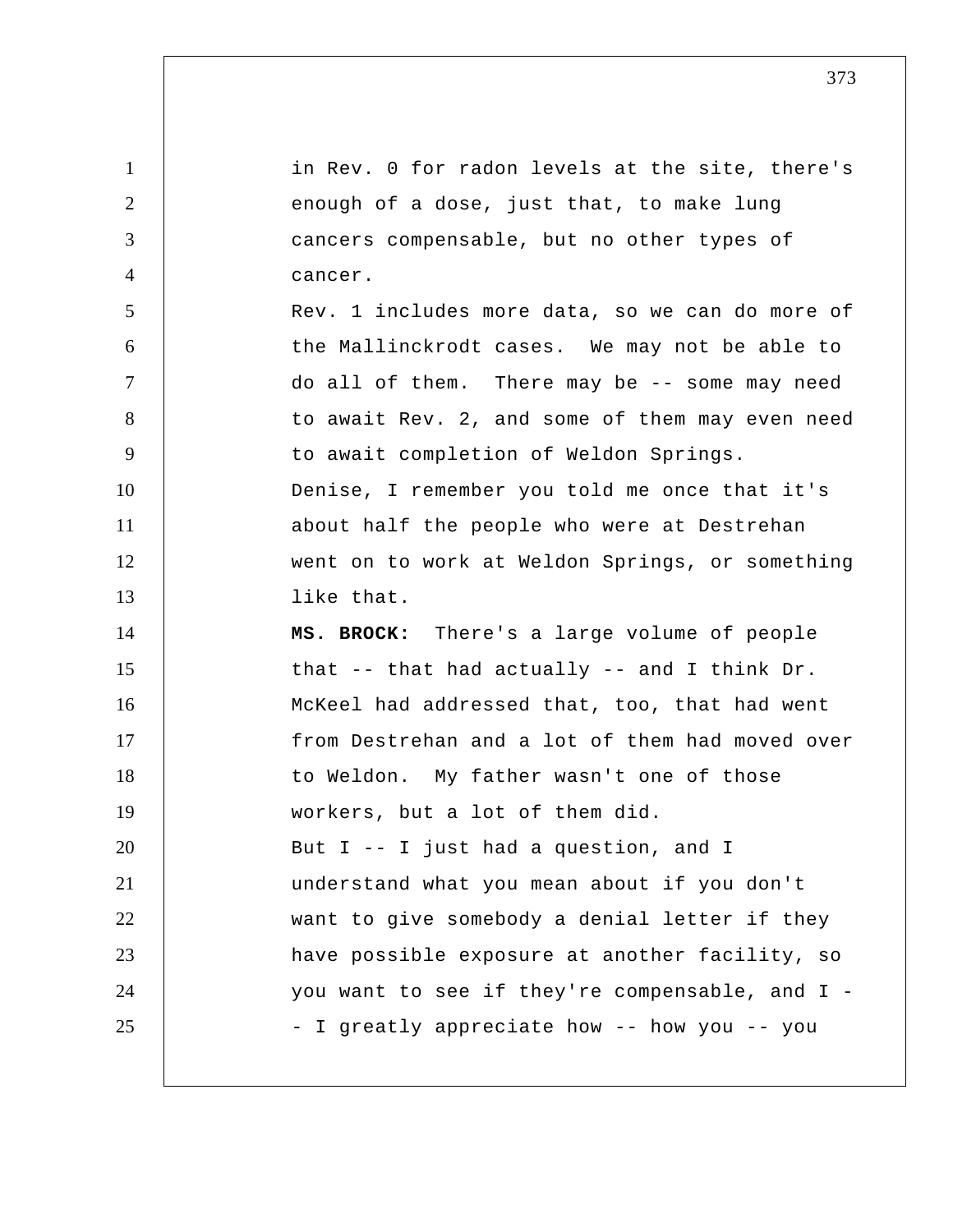in Rev. 0 for radon levels at the site, there's enough of a dose, just that, to make lung cancers compensable, but no other types of cancer.

Rev. 1 includes more data, so we can do more of the Mallinckrodt cases. We may not be able to do all of them. There may be -- some may need to await Rev. 2, and some of them may even need to await completion of Weldon Springs.

Denise, I remember you told me once that it's about half the people who were at Destrehan went on to work at Weldon Springs, or something like that.

**MS. BROCK:** There's a large volume of people that -- that had actually -- and I think Dr. McKeel had addressed that, too, that had went from Destrehan and a lot of them had moved over to Weldon. My father wasn't one of those workers, but a lot of them did.

But I -- I just had a question, and I understand what you mean about if you don't want to give somebody a denial letter if they have possible exposure at another facility, so you want to see if they're compensable, and I -- I greatly appreciate how -- how you -- you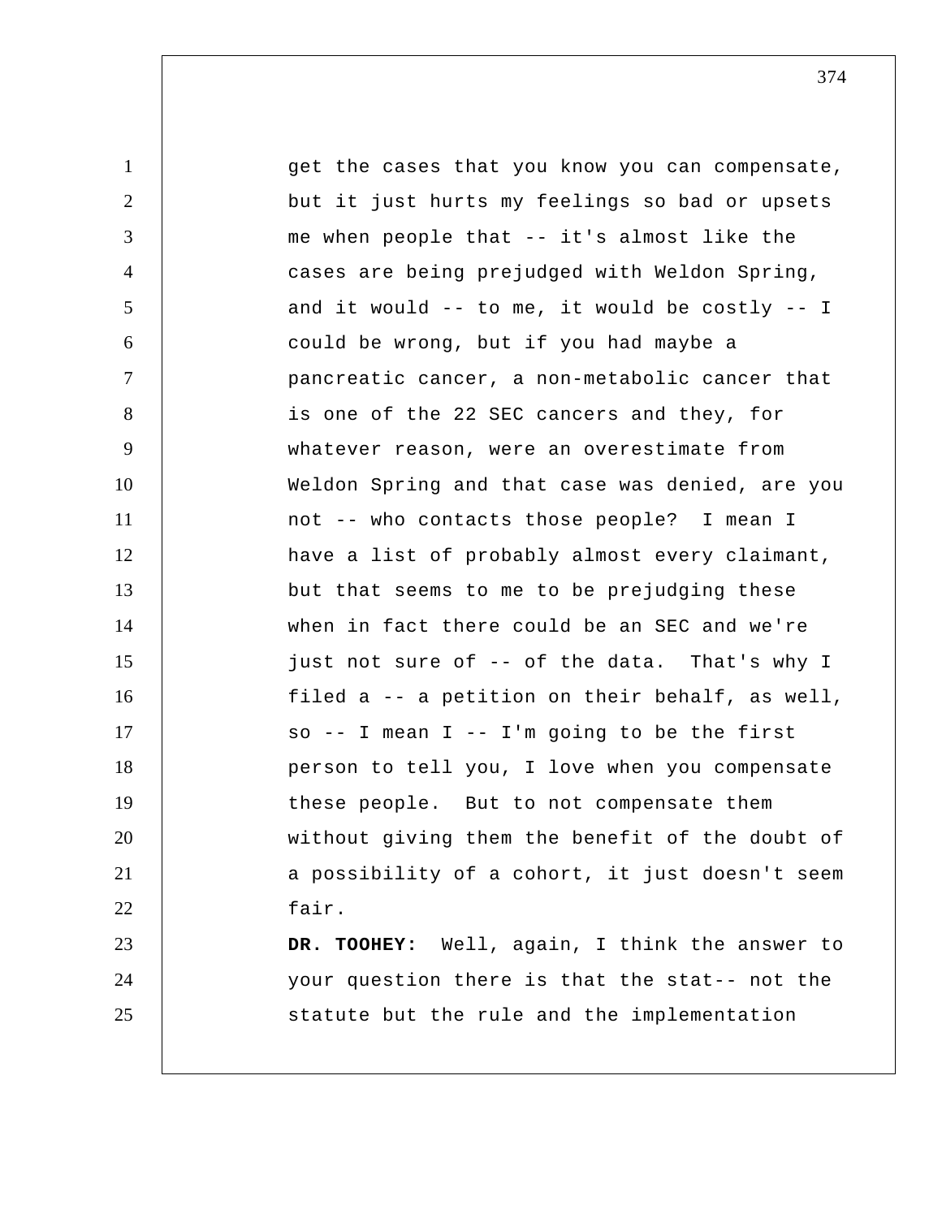get the cases that you know you can compensate, but it just hurts my feelings so bad or upsets me when people that -- it's almost like the cases are being prejudged with Weldon Spring, and it would -- to me, it would be costly -- I could be wrong, but if you had maybe a pancreatic cancer, a non-metabolic cancer that is one of the 22 SEC cancers and they, for whatever reason, were an overestimate from Weldon Spring and that case was denied, are you not -- who contacts those people? I mean I have a list of probably almost every claimant, but that seems to me to be prejudging these when in fact there could be an SEC and we're just not sure of -- of the data. That's why I filed a -- a petition on their behalf, as well, so -- I mean I -- I'm going to be the first person to tell you, I love when you compensate these people. But to not compensate them without giving them the benefit of the doubt of a possibility of a cohort, it just doesn't seem fair.

**DR. TOOHEY:** Well, again, I think the answer to your question there is that the stat-- not the statute but the rule and the implementation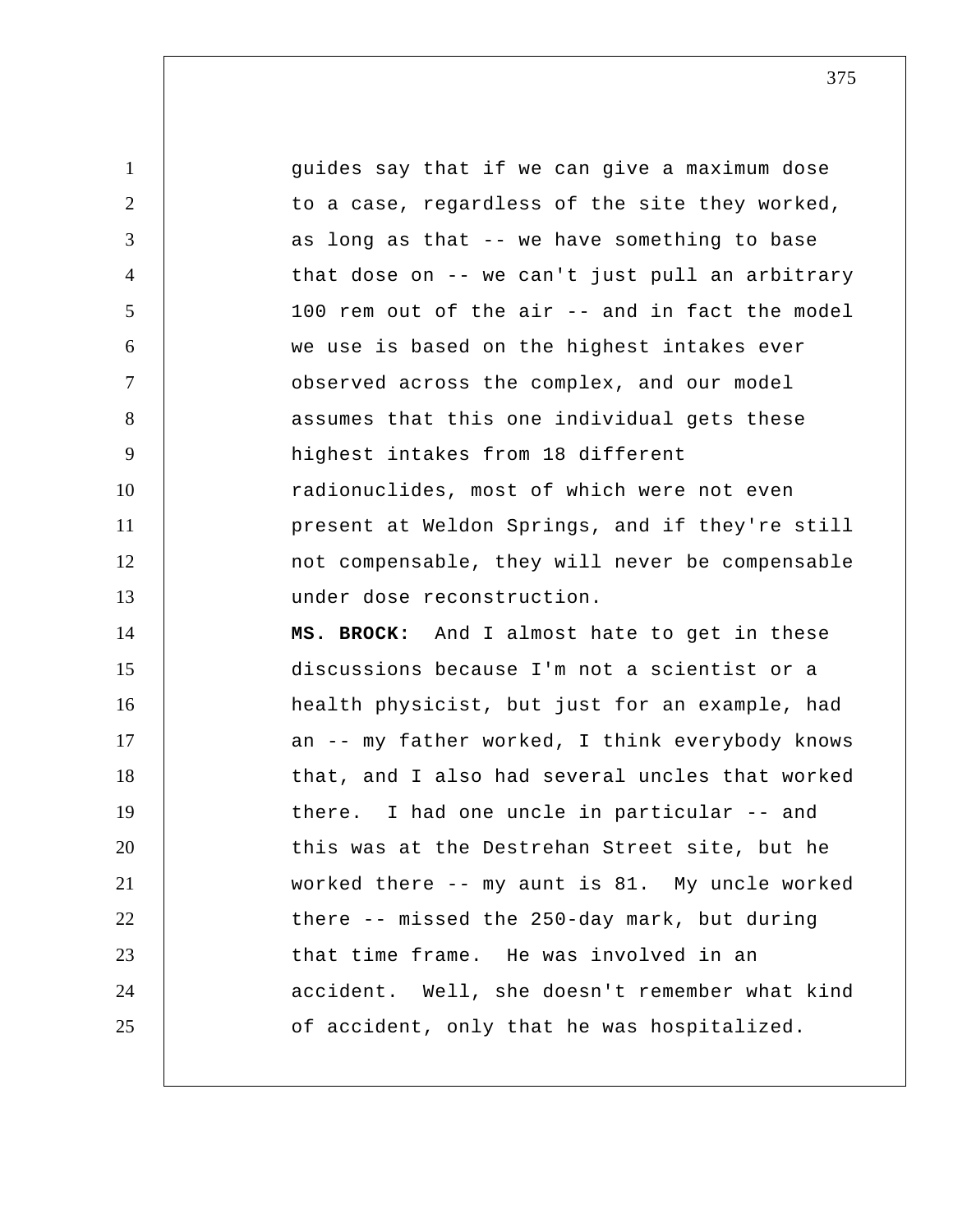guides say that if we can give a maximum dose to a case, regardless of the site they worked, as long as that -- we have something to base that dose on -- we can't just pull an arbitrary 100 rem out of the air -- and in fact the model we use is based on the highest intakes ever observed across the complex, and our model assumes that this one individual gets these highest intakes from 18 different radionuclides, most of which were not even present at Weldon Springs, and if they're still not compensable, they will never be compensable under dose reconstruction.

**MS. BROCK:** And I almost hate to get in these discussions because I'm not a scientist or a health physicist, but just for an example, had an -- my father worked, I think everybody knows that, and I also had several uncles that worked there. I had one uncle in particular -- and this was at the Destrehan Street site, but he worked there -- my aunt is 81. My uncle worked there -- missed the 250-day mark, but during that time frame. He was involved in an accident. Well, she doesn't remember what kind of accident, only that he was hospitalized.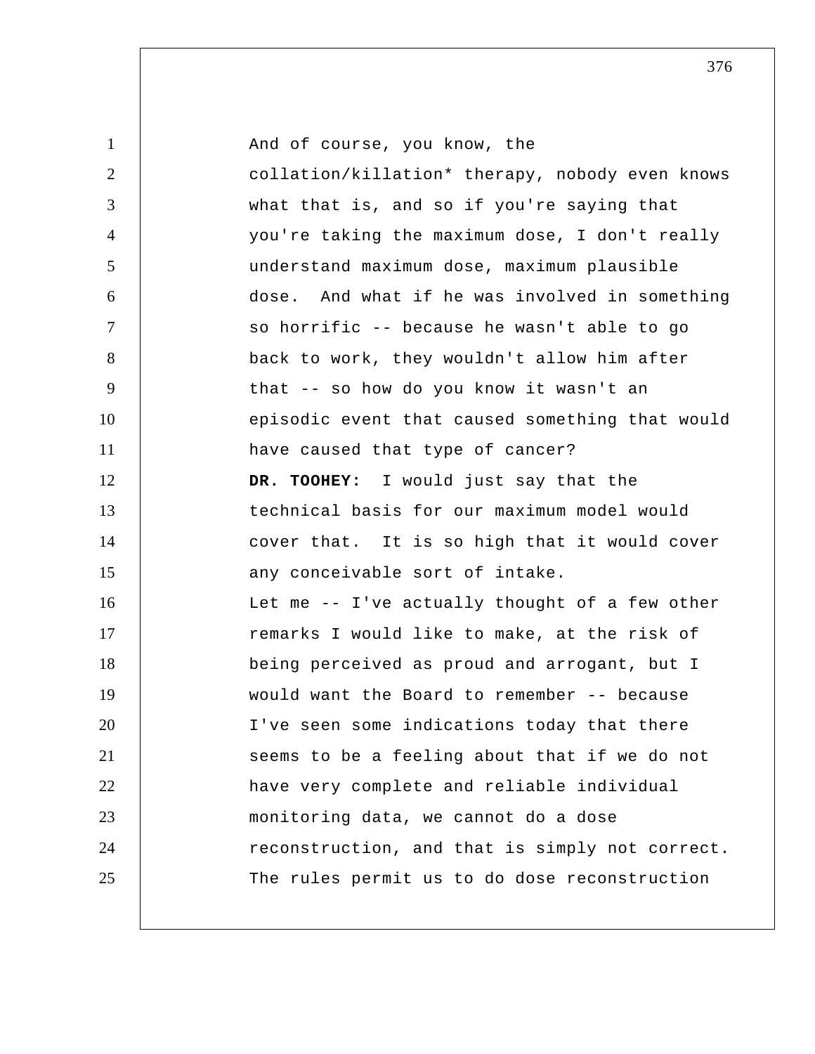And of course, you know, the collation/killation* therapy, nobody even knows what that is, and so if you're saying that you're taking the maximum dose, I don't really understand maximum dose, maximum plausible dose. And what if he was involved in something so horrific -- because he wasn't able to go back to work, they wouldn't allow him after that -- so how do you know it wasn't an episodic event that caused something that would have caused that type of cancer?

**DR. TOOHEY:** I would just say that the technical basis for our maximum model would cover that. It is so high that it would cover any conceivable sort of intake.

Let me -- I've actually thought of a few other remarks I would like to make, at the risk of being perceived as proud and arrogant, but I would want the Board to remember -- because I've seen some indications today that there seems to be a feeling about that if we do not have very complete and reliable individual monitoring data, we cannot do a dose reconstruction, and that is simply not correct. The rules permit us to do dose reconstruction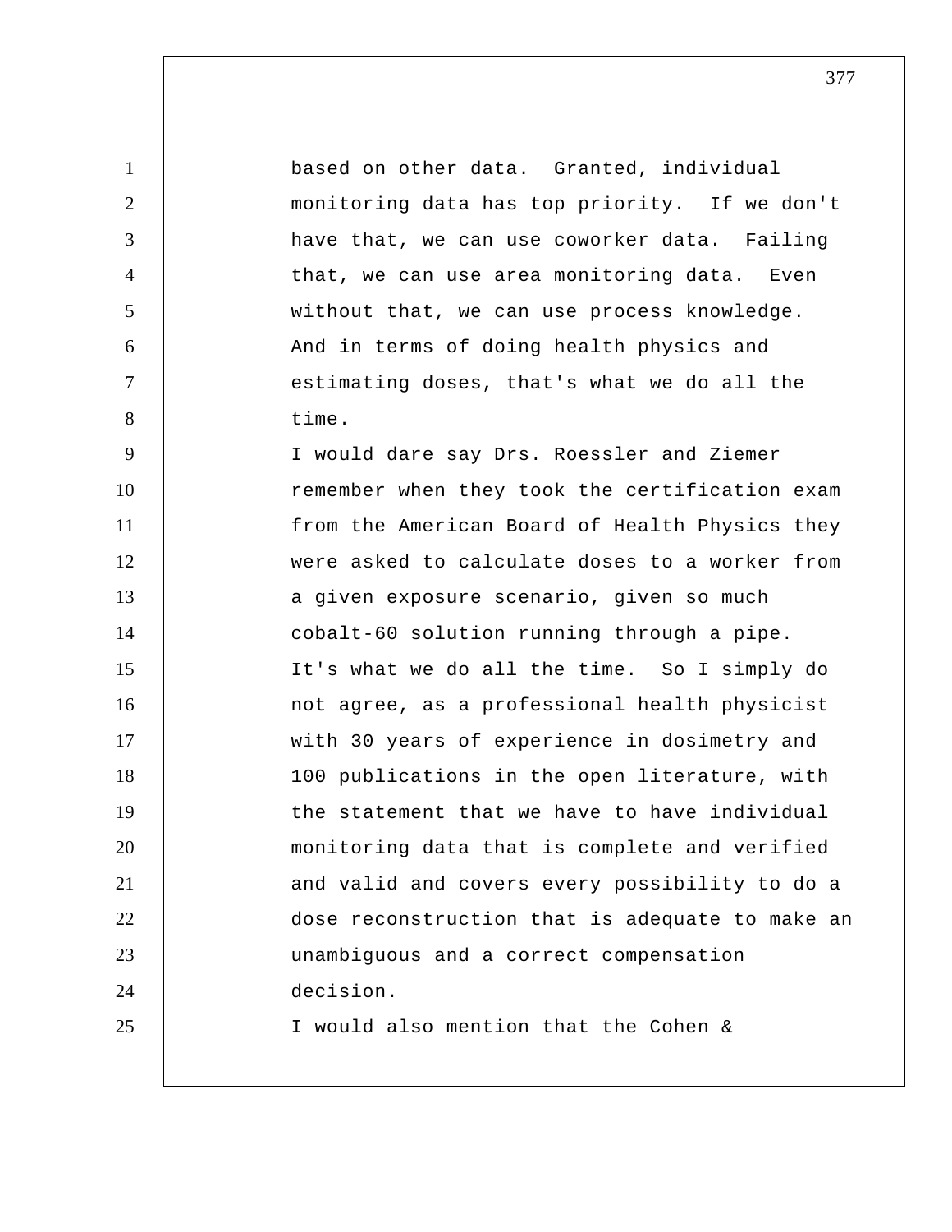based on other data. Granted, individual monitoring data has top priority. If we don't have that, we can use coworker data. Failing that, we can use area monitoring data. Even without that, we can use process knowledge. And in terms of doing health physics and estimating doses, that's what we do all the time.

I would dare say Drs. Roessler and Ziemer remember when they took the certification exam from the American Board of Health Physics they were asked to calculate doses to a worker from a given exposure scenario, given so much cobalt-60 solution running through a pipe. It's what we do all the time. So I simply do not agree, as a professional health physicist with 30 years of experience in dosimetry and 100 publications in the open literature, with the statement that we have to have individual monitoring data that is complete and verified and valid and covers every possibility to do a dose reconstruction that is adequate to make an unambiguous and a correct compensation decision.

I would also mention that the Cohen &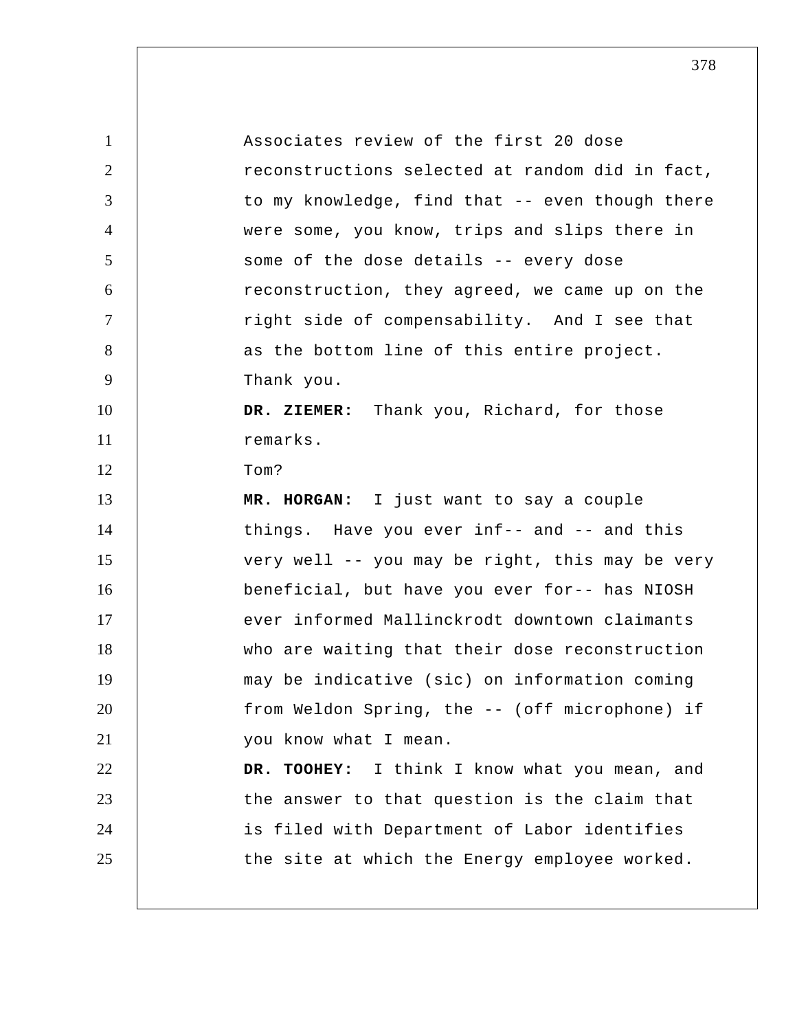Associates review of the first 20 dose reconstructions selected at random did in fact, to my knowledge, find that -- even though there were some, you know, trips and slips there in some of the dose details -- every dose reconstruction, they agreed, we came up on the right side of compensability. And I see that as the bottom line of this entire project. Thank you.

**DR. ZIEMER:** Thank you, Richard, for those remarks.

Tom?

**MR. HORGAN:** I just want to say a couple things. Have you ever inf-- and -- and this very well -- you may be right, this may be very beneficial, but have you ever for-- has NIOSH ever informed Mallinckrodt downtown claimants who are waiting that their dose reconstruction may be indicative (sic) on information coming from Weldon Spring, the -- (off microphone) if you know what I mean.

**DR. TOOHEY:** I think I know what you mean, and the answer to that question is the claim that is filed with Department of Labor identifies the site at which the Energy employee worked.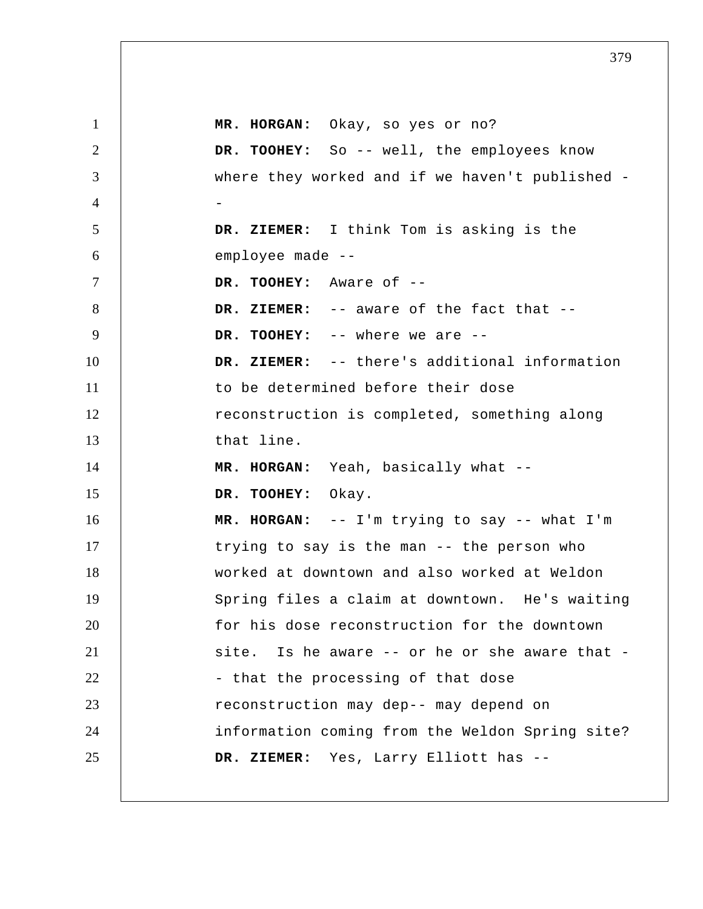**MR. HORGAN:** Okay, so yes or no?

**DR. TOOHEY:** So -- well, the employees know where they worked and if we haven't published --

**DR. ZIEMER:** I think Tom is asking is the employee made --

**DR. TOOHEY:** Aware of --

**DR. ZIEMER:** -- aware of the fact that --

**DR. TOOHEY:** -- where we are --

**DR. ZIEMER:** -- there's additional information to be determined before their dose reconstruction is completed, something along that line.

**MR. HORGAN:** Yeah, basically what --

**DR. TOOHEY:** Okay.

**MR. HORGAN:** -- I'm trying to say -- what I'm trying to say is the man -- the person who worked at downtown and also worked at Weldon Spring files a claim at downtown. He's waiting for his dose reconstruction for the downtown site. Is he aware -- or he or she aware that -- that the processing of that dose reconstruction may dep-- may depend on information coming from the Weldon Spring site?

**DR. ZIEMER:** Yes, Larry Elliott has --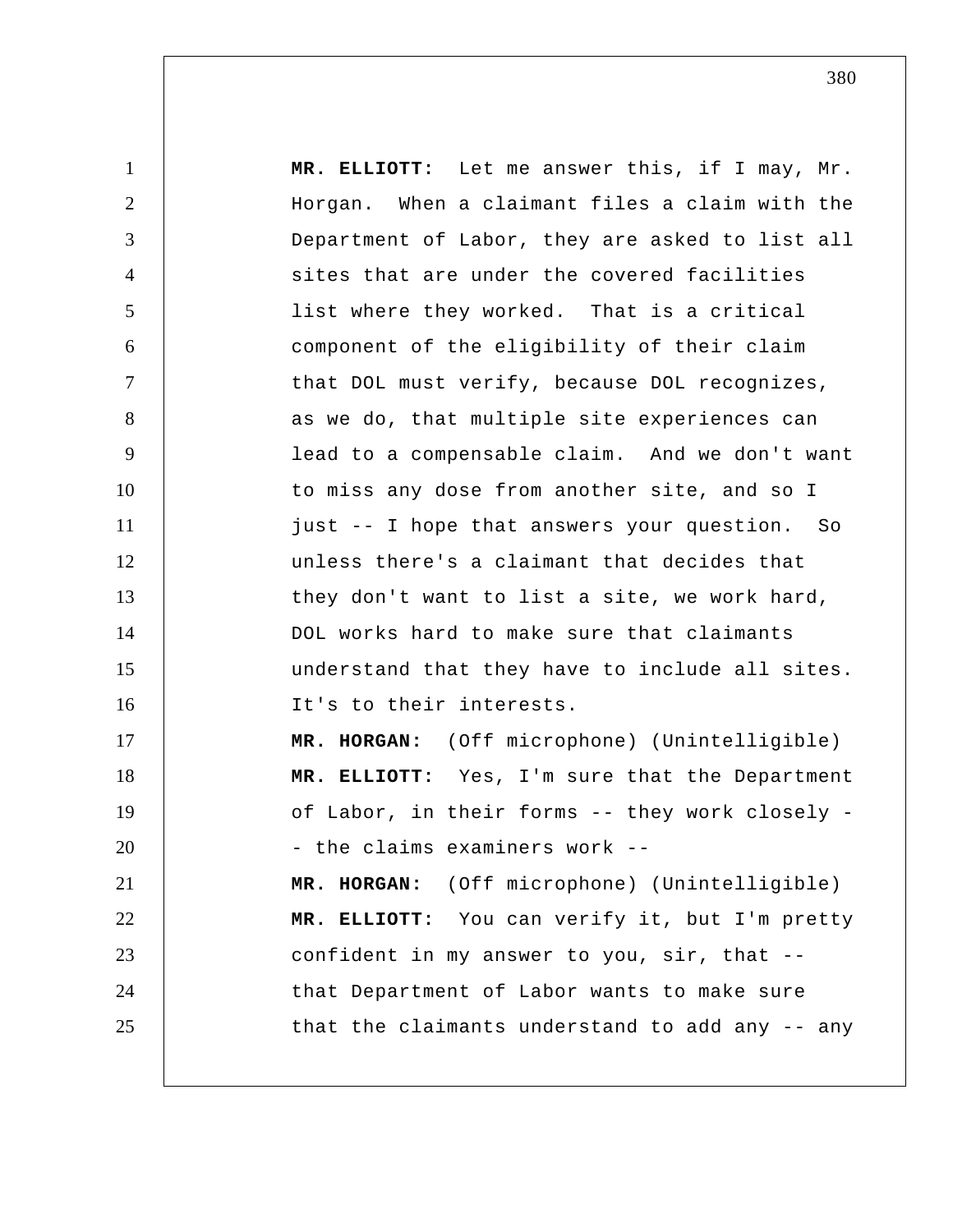**MR. ELLIOTT:** Let me answer this, if I may, Mr. Horgan. When a claimant files a claim with the Department of Labor, they are asked to list all sites that are under the covered facilities list where they worked. That is a critical component of the eligibility of their claim that DOL must verify, because DOL recognizes, as we do, that multiple site experiences can lead to a compensable claim. And we don't want to miss any dose from another site, and so I just -- I hope that answers your question. So unless there's a claimant that decides that they don't want to list a site, we work hard, DOL works hard to make sure that claimants understand that they have to include all sites. It's to their interests.

**MR. HORGAN:** (Off microphone) (Unintelligible)

**MR. ELLIOTT:** Yes, I'm sure that the Department of Labor, in their forms -- they work closely -- the claims examiners work --

**MR. HORGAN:** (Off microphone) (Unintelligible)

**MR. ELLIOTT:** You can verify it, but I'm pretty confident in my answer to you, sir, that -- that Department of Labor wants to make sure that the claimants understand to add any -- any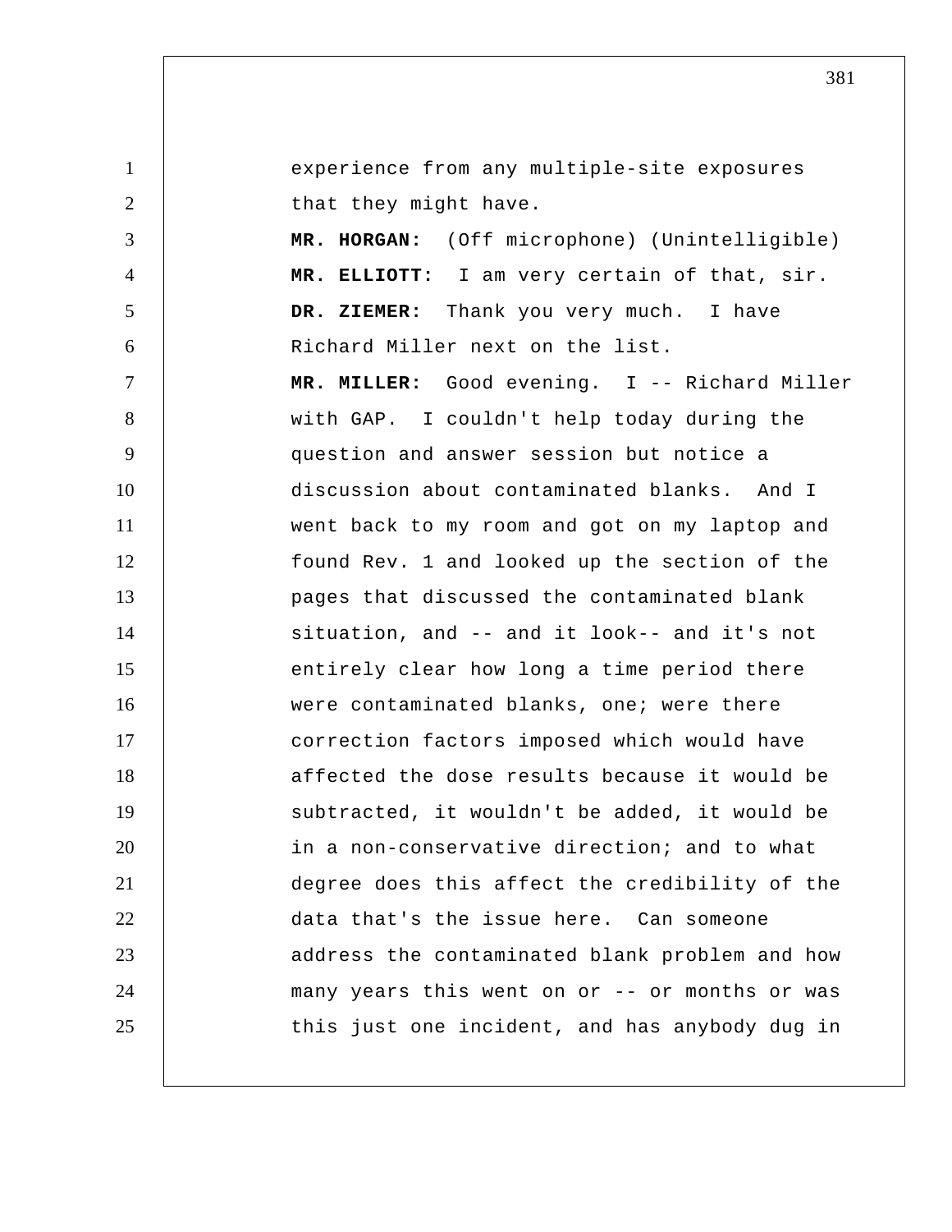experience from any multiple-site exposures that they might have.

**MR. HORGAN:** (Off microphone) (Unintelligible)

**MR. ELLIOTT:** I am very certain of that, sir.

**DR. ZIEMER:** Thank you very much. I have Richard Miller next on the list.

**MR. MILLER:** Good evening. I -- Richard Miller with GAP. I couldn't help today during the question and answer session but notice a discussion about contaminated blanks. And I went back to my room and got on my laptop and found Rev. 1 and looked up the section of the pages that discussed the contaminated blank situation, and -- and it look-- and it's not entirely clear how long a time period there were contaminated blanks, one; were there correction factors imposed which would have affected the dose results because it would be subtracted, it wouldn't be added, it would be in a non-conservative direction; and to what degree does this affect the credibility of the data that's the issue here. Can someone address the contaminated blank problem and how many years this went on or -- or months or was this just one incident, and has anybody dug in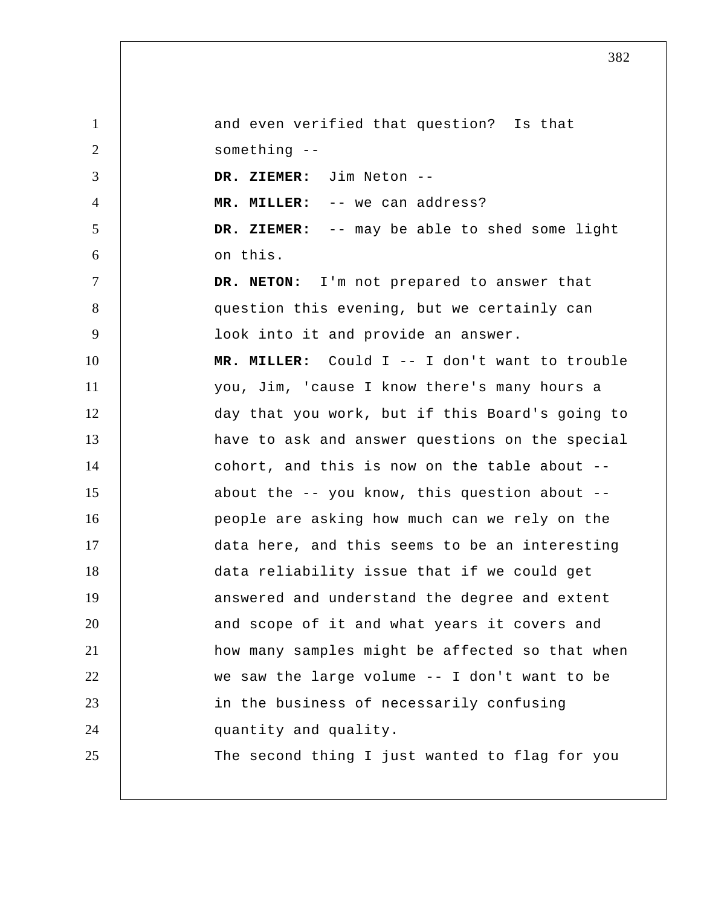and even verified that question? Is that something --

**DR. ZIEMER:** Jim Neton --

**MR. MILLER:** -- we can address?

**DR. ZIEMER:** -- may be able to shed some light on this.

**DR. NETON:** I'm not prepared to answer that question this evening, but we certainly can look into it and provide an answer.

**MR. MILLER:** Could I -- I don't want to trouble you, Jim, 'cause I know there's many hours a day that you work, but if this Board's going to have to ask and answer questions on the special cohort, and this is now on the table about -- about the -- you know, this question about -- people are asking how much can we rely on the data here, and this seems to be an interesting data reliability issue that if we could get answered and understand the degree and extent and scope of it and what years it covers and how many samples might be affected so that when we saw the large volume -- I don't want to be in the business of necessarily confusing quantity and quality.

The second thing I just wanted to flag for you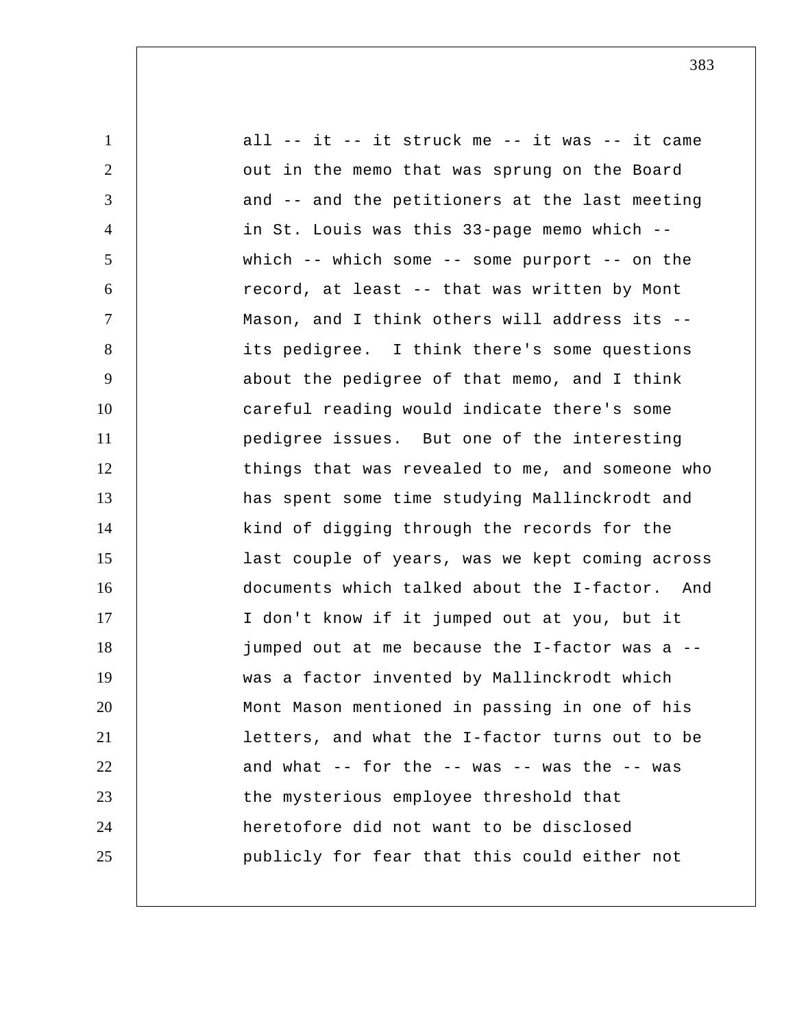all -- it -- it struck me -- it was -- it came out in the memo that was sprung on the Board and -- and the petitioners at the last meeting in St. Louis was this 33-page memo which -- which -- which some -- some purport -- on the record, at least -- that was written by Mont Mason, and I think others will address its -- its pedigree. I think there's some questions about the pedigree of that memo, and I think careful reading would indicate there's some pedigree issues. But one of the interesting things that was revealed to me, and someone who has spent some time studying Mallinckrodt and kind of digging through the records for the last couple of years, was we kept coming across documents which talked about the I-factor. And I don't know if it jumped out at you, but it jumped out at me because the I-factor was a -- was a factor invented by Mallinckrodt which Mont Mason mentioned in passing in one of his letters, and what the I-factor turns out to be and what -- for the -- was -- was the -- was the mysterious employee threshold that heretofore did not want to be disclosed publicly for fear that this could either not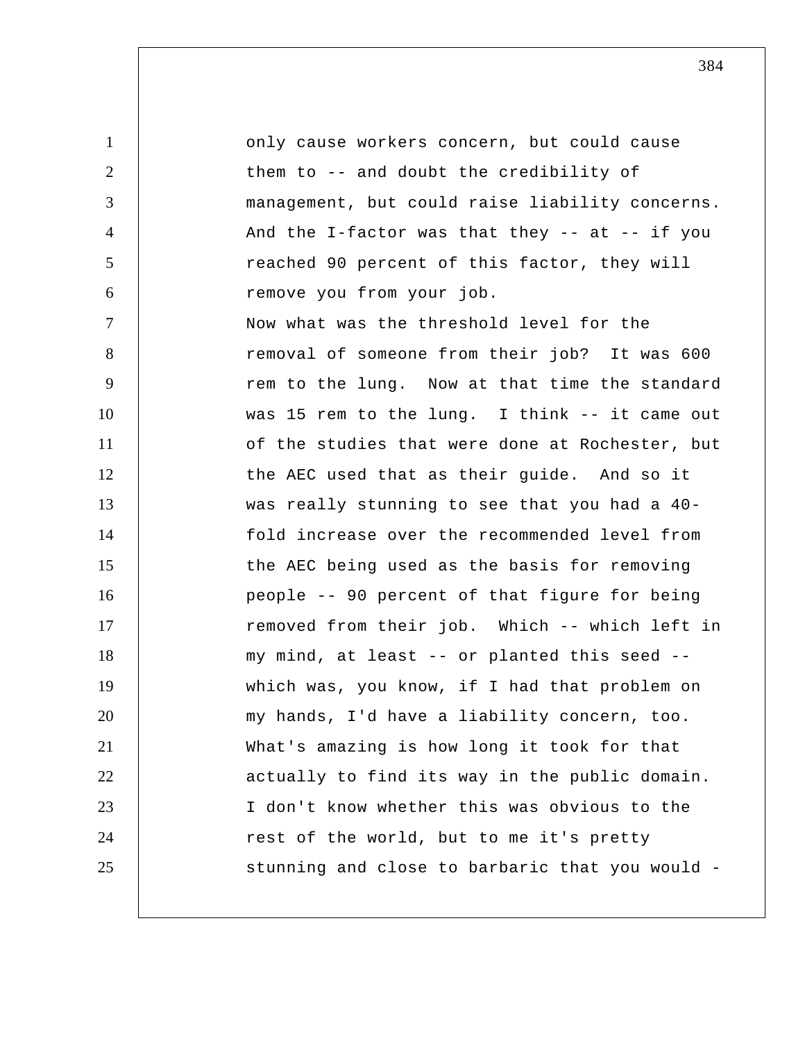only cause workers concern, but could cause them to -- and doubt the credibility of management, but could raise liability concerns. And the I-factor was that they -- at -- if you reached 90 percent of this factor, they will remove you from your job.

Now what was the threshold level for the removal of someone from their job? It was 600 rem to the lung. Now at that time the standard was 15 rem to the lung. I think -- it came out of the studies that were done at Rochester, but the AEC used that as their guide. And so it was really stunning to see that you had a 40-fold increase over the recommended level from the AEC being used as the basis for removing people -- 90 percent of that figure for being removed from their job. Which -- which left in my mind, at least -- or planted this seed -- which was, you know, if I had that problem on my hands, I'd have a liability concern, too. What's amazing is how long it took for that actually to find its way in the public domain. I don't know whether this was obvious to the rest of the world, but to me it's pretty stunning and close to barbaric that you would -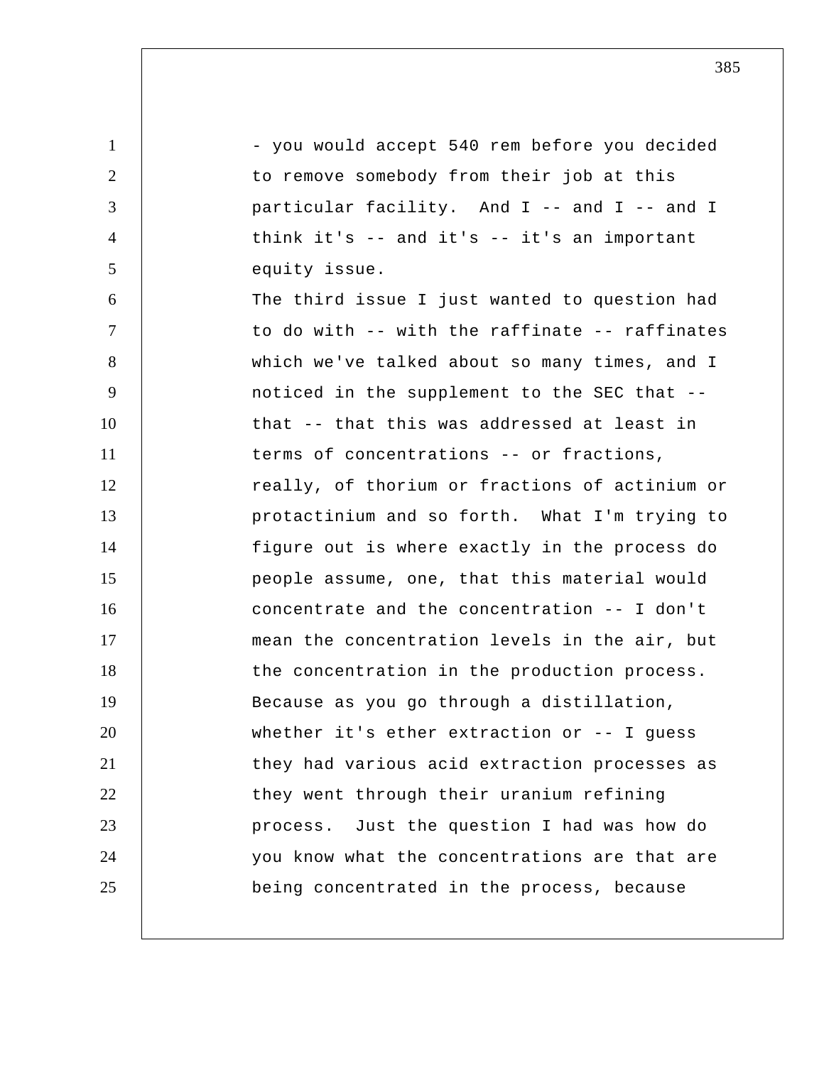- you would accept 540 rem before you decided to remove somebody from their job at this particular facility. And I -- and I -- and I think it's -- and it's -- it's an important equity issue.

The third issue I just wanted to question had to do with -- with the raffinate -- raffinates which we've talked about so many times, and I noticed in the supplement to the SEC that -- that -- that this was addressed at least in terms of concentrations -- or fractions, really, of thorium or fractions of actinium or protactinium and so forth. What I'm trying to figure out is where exactly in the process do people assume, one, that this material would concentrate and the concentration -- I don't mean the concentration levels in the air, but the concentration in the production process. Because as you go through a distillation, whether it's ether extraction or -- I guess they had various acid extraction processes as they went through their uranium refining process. Just the question I had was how do you know what the concentrations are that are being concentrated in the process, because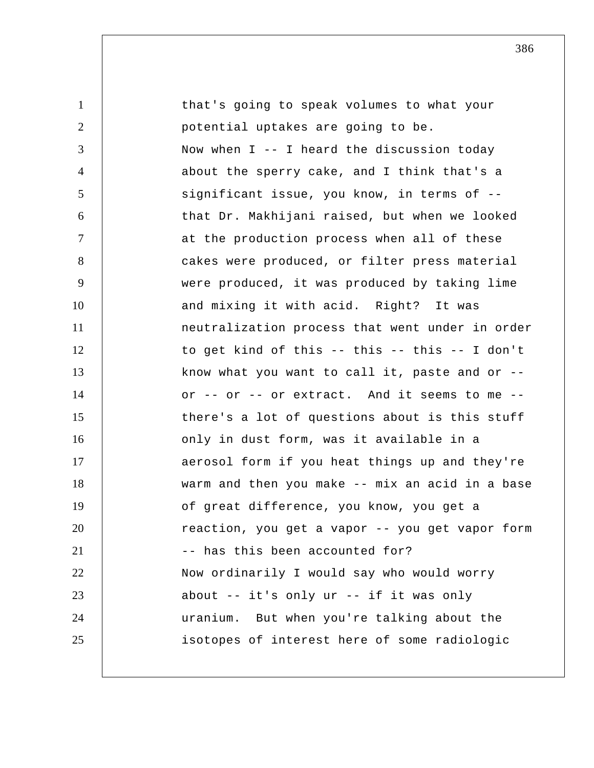that's going to speak volumes to what your potential uptakes are going to be.

Now when I -- I heard the discussion today about the sperry cake, and I think that's a significant issue, you know, in terms of -- that Dr. Makhijani raised, but when we looked at the production process when all of these cakes were produced, or filter press material were produced, it was produced by taking lime and mixing it with acid. Right? It was neutralization process that went under in order to get kind of this -- this -- this -- I don't know what you want to call it, paste and or -- or -- or -- or extract. And it seems to me -- there's a lot of questions about is this stuff only in dust form, was it available in a aerosol form if you heat things up and they're warm and then you make -- mix an acid in a base of great difference, you know, you get a reaction, you get a vapor -- you get vapor form -- has this been accounted for?

Now ordinarily I would say who would worry about -- it's only ur -- if it was only uranium. But when you're talking about the isotopes of interest here of some radiologic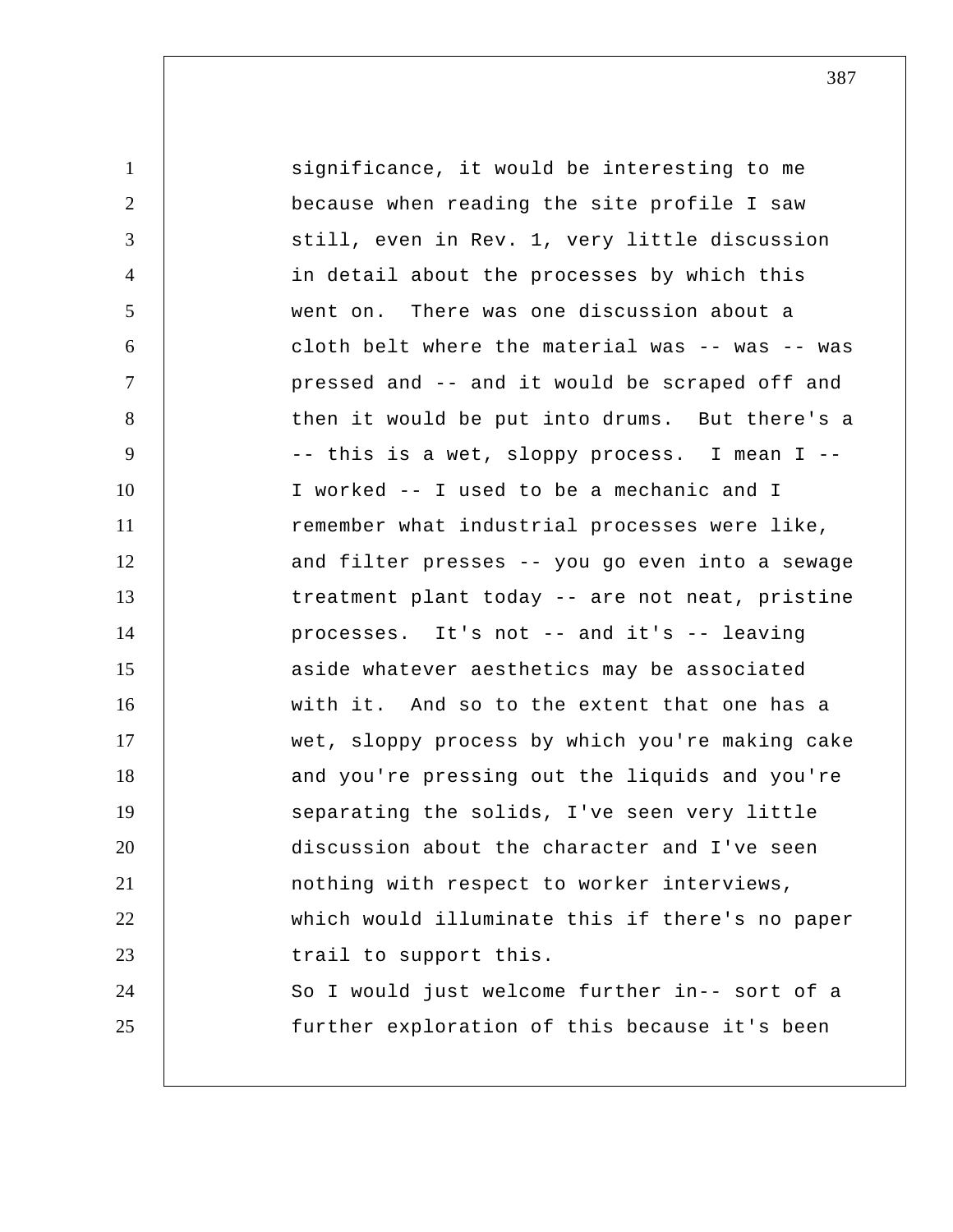significance, it would be interesting to me because when reading the site profile I saw still, even in Rev. 1, very little discussion in detail about the processes by which this went on. There was one discussion about a cloth belt where the material was -- was -- was pressed and -- and it would be scraped off and then it would be put into drums. But there's a -- this is a wet, sloppy process. I mean I -- I worked -- I used to be a mechanic and I remember what industrial processes were like, and filter presses -- you go even into a sewage treatment plant today -- are not neat, pristine processes. It's not -- and it's -- leaving aside whatever aesthetics may be associated with it. And so to the extent that one has a wet, sloppy process by which you're making cake and you're pressing out the liquids and you're separating the solids, I've seen very little discussion about the character and I've seen nothing with respect to worker interviews, which would illuminate this if there's no paper trail to support this.

So I would just welcome further in-- sort of a further exploration of this because it's been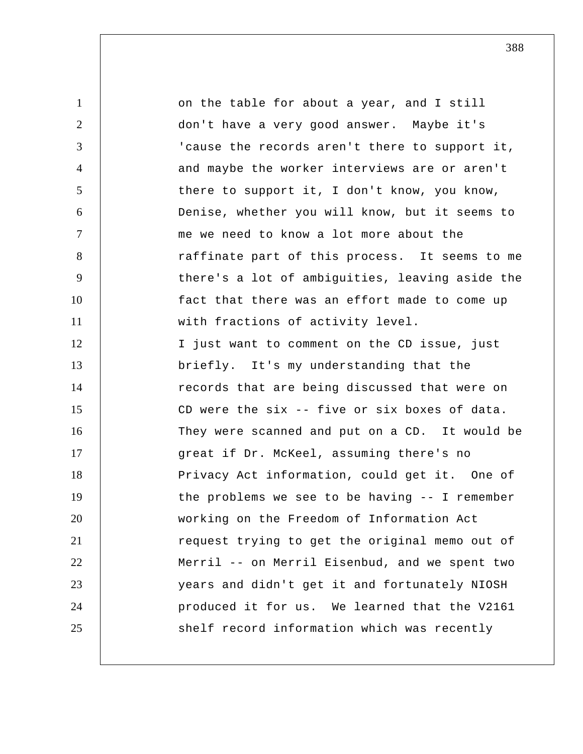on the table for about a year, and I still don't have a very good answer. Maybe it's 'cause the records aren't there to support it, and maybe the worker interviews are or aren't there to support it, I don't know, you know, Denise, whether you will know, but it seems to me we need to know a lot more about the raffinate part of this process. It seems to me there's a lot of ambiguities, leaving aside the fact that there was an effort made to come up with fractions of activity level.

I just want to comment on the CD issue, just briefly. It's my understanding that the records that are being discussed that were on CD were the six -- five or six boxes of data. They were scanned and put on a CD. It would be great if Dr. McKeel, assuming there's no Privacy Act information, could get it. One of the problems we see to be having -- I remember working on the Freedom of Information Act request trying to get the original memo out of Merril -- on Merril Eisenbud, and we spent two years and didn't get it and fortunately NIOSH produced it for us. We learned that the V2161 shelf record information which was recently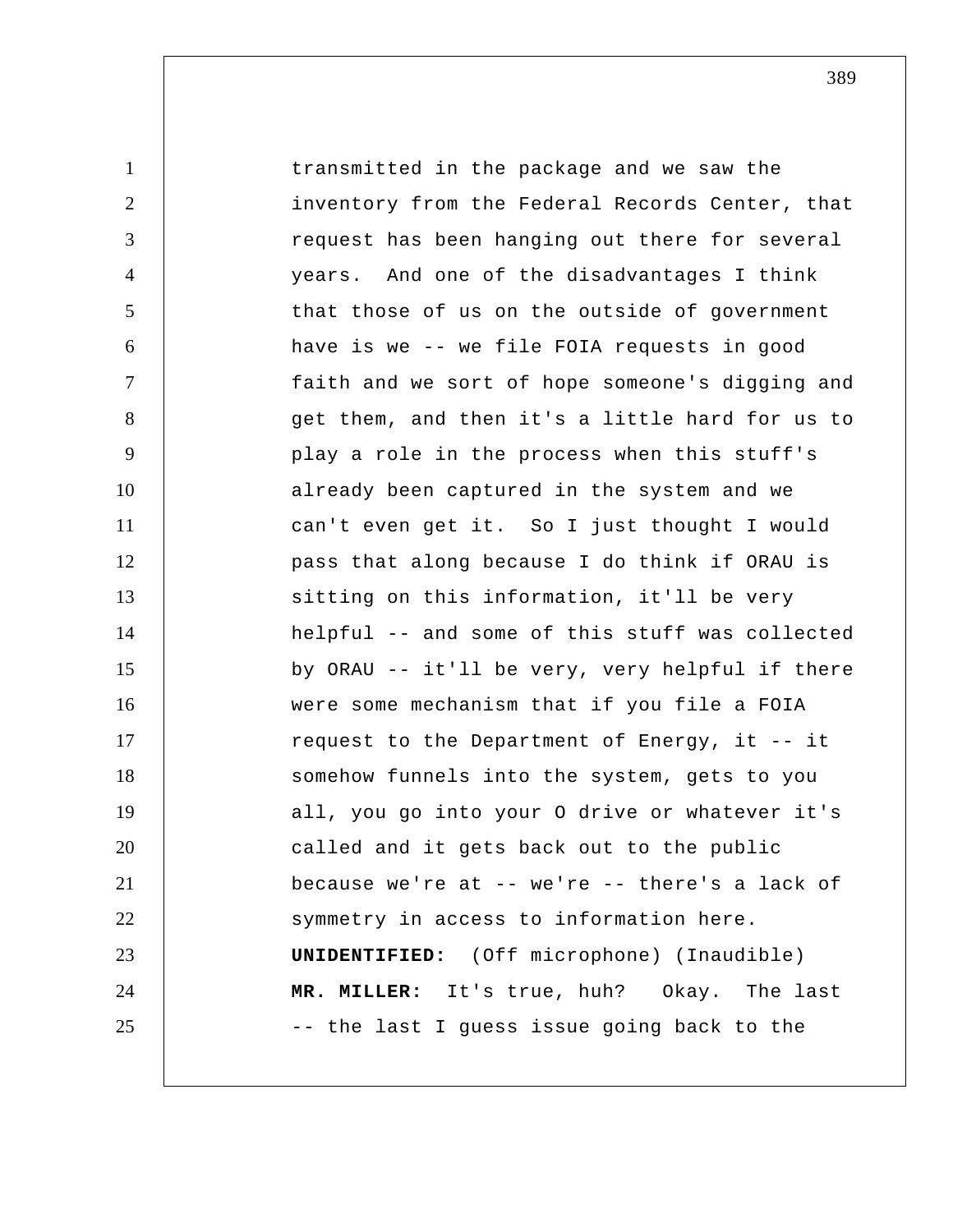transmitted in the package and we saw the inventory from the Federal Records Center, that request has been hanging out there for several years. And one of the disadvantages I think that those of us on the outside of government have is we -- we file FOIA requests in good faith and we sort of hope someone's digging and get them, and then it's a little hard for us to play a role in the process when this stuff's already been captured in the system and we can't even get it. So I just thought I would pass that along because I do think if ORAU is sitting on this information, it'll be very helpful -- and some of this stuff was collected by ORAU -- it'll be very, very helpful if there were some mechanism that if you file a FOIA request to the Department of Energy, it -- it somehow funnels into the system, gets to you all, you go into your O drive or whatever it's called and it gets back out to the public because we're at -- we're -- there's a lack of symmetry in access to information here.

**UNIDENTIFIED:** (Off microphone) (Inaudible)

**MR. MILLER:** It's true, huh? Okay. The last -- the last I guess issue going back to the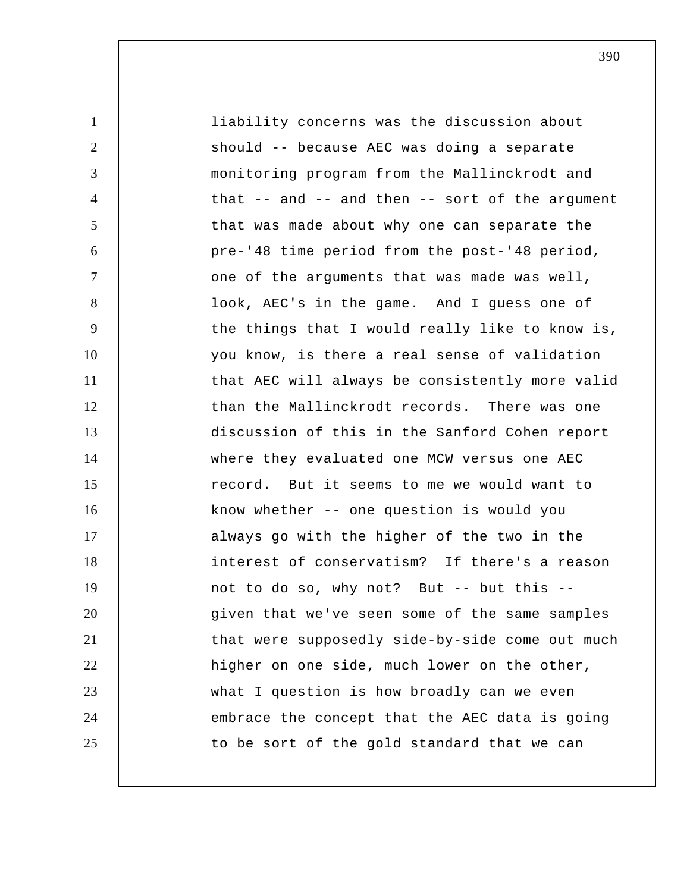liability concerns was the discussion about should -- because AEC was doing a separate monitoring program from the Mallinckrodt and that -- and -- and then -- sort of the argument that was made about why one can separate the pre-'48 time period from the post-'48 period, one of the arguments that was made was well, look, AEC's in the game. And I guess one of the things that I would really like to know is, you know, is there a real sense of validation that AEC will always be consistently more valid than the Mallinckrodt records. There was one discussion of this in the Sanford Cohen report where they evaluated one MCW versus one AEC record. But it seems to me we would want to know whether -- one question is would you always go with the higher of the two in the interest of conservatism? If there's a reason not to do so, why not? But -- but this -- given that we've seen some of the same samples that were supposedly side-by-side come out much higher on one side, much lower on the other, what I question is how broadly can we even embrace the concept that the AEC data is going to be sort of the gold standard that we can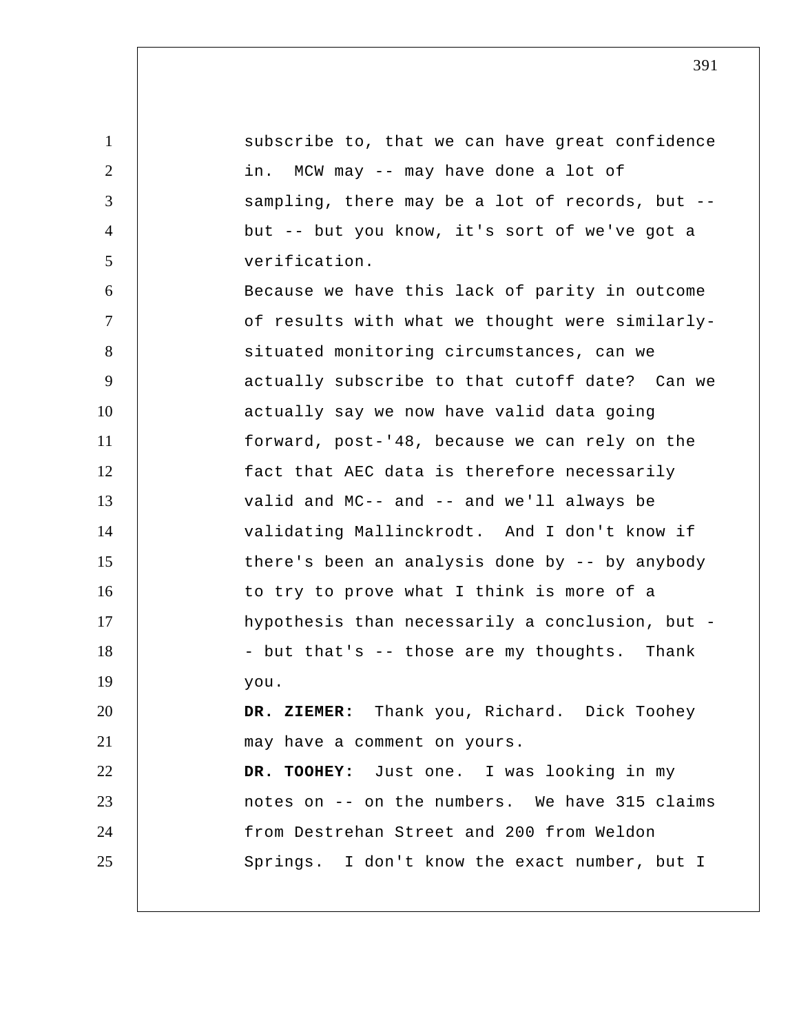subscribe to, that we can have great confidence in. MCW may -- may have done a lot of sampling, there may be a lot of records, but -- but -- but you know, it's sort of we've got a verification.

Because we have this lack of parity in outcome of results with what we thought were similarly-situated monitoring circumstances, can we actually subscribe to that cutoff date? Can we actually say we now have valid data going forward, post-'48, because we can rely on the fact that AEC data is therefore necessarily valid and MC-- and -- and we'll always be validating Mallinckrodt. And I don't know if there's been an analysis done by -- by anybody to try to prove what I think is more of a hypothesis than necessarily a conclusion, but -- but that's -- those are my thoughts. Thank you.

**DR. ZIEMER:** Thank you, Richard. Dick Toohey may have a comment on yours.

**DR. TOOHEY:** Just one. I was looking in my notes on -- on the numbers. We have 315 claims from Destrehan Street and 200 from Weldon Springs. I don't know the exact number, but I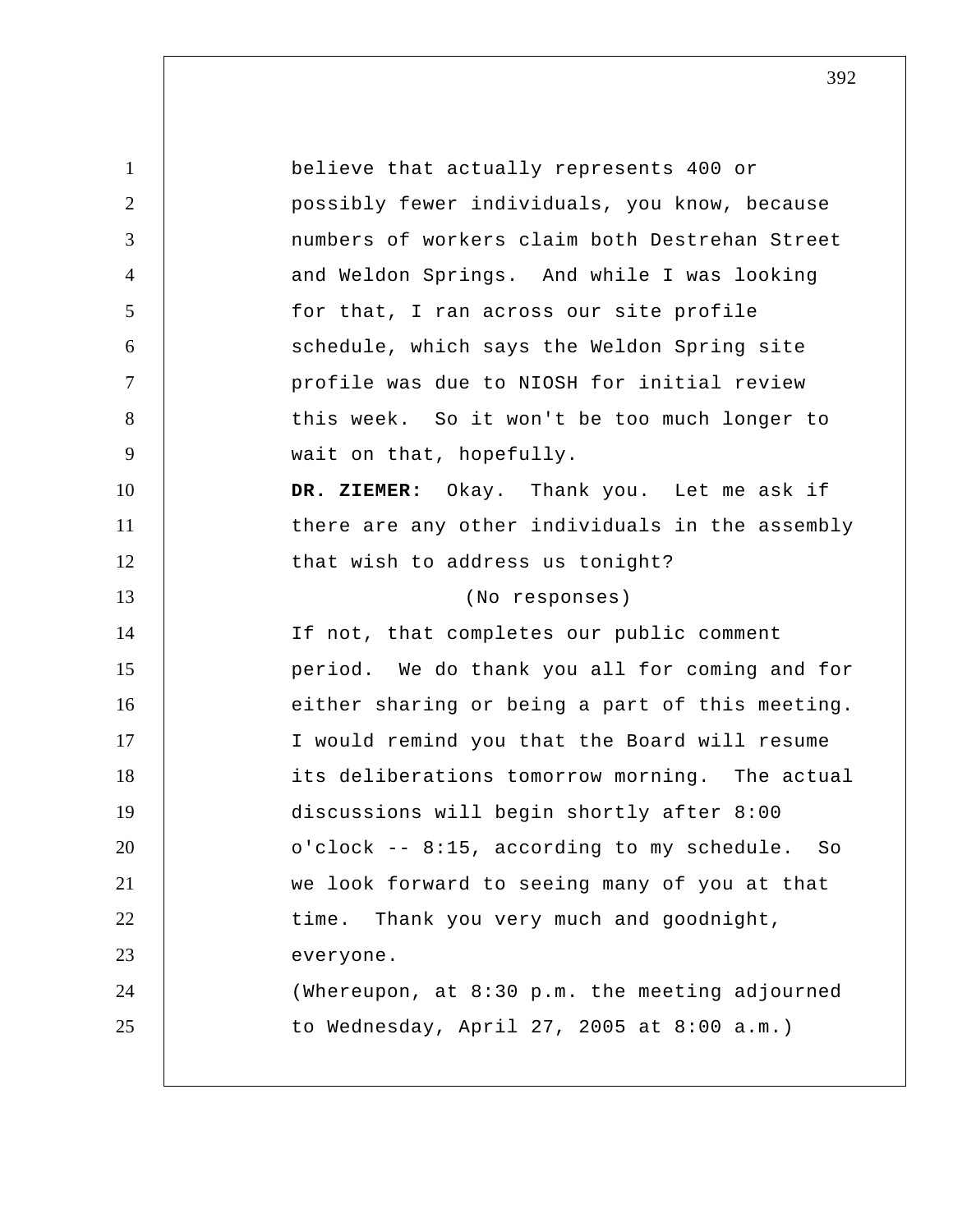believe that actually represents 400 or possibly fewer individuals, you know, because numbers of workers claim both Destrehan Street and Weldon Springs. And while I was looking for that, I ran across our site profile schedule, which says the Weldon Spring site profile was due to NIOSH for initial review this week. So it won't be too much longer to wait on that, hopefully.

**DR. ZIEMER:** Okay. Thank you. Let me ask if there are any other individuals in the assembly that wish to address us tonight?

(No responses)

If not, that completes our public comment period. We do thank you all for coming and for either sharing or being a part of this meeting. I would remind you that the Board will resume its deliberations tomorrow morning. The actual discussions will begin shortly after 8:00 o'clock -- 8:15, according to my schedule. So we look forward to seeing many of you at that time. Thank you very much and goodnight, everyone.

(Whereupon, at 8:30 p.m. the meeting adjourned to Wednesday, April 27, 2005 at 8:00 a.m.)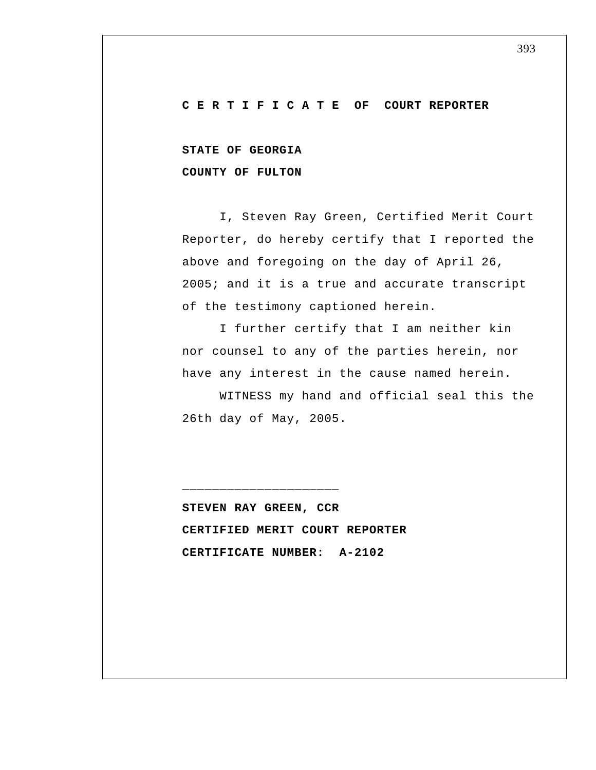**C E R T I F I C A T E  OF  COURT REPORTER**

**STATE OF GEORGIA**
**COUNTY OF FULTON**

I, Steven Ray Green, Certified Merit Court Reporter, do hereby certify that I reported the above and foregoing on the day of April 26, 2005; and it is a true and accurate transcript of the testimony captioned herein.

I further certify that I am neither kin nor counsel to any of the parties herein, nor have any interest in the cause named herein.

WITNESS my hand and official seal this the 26th day of May, 2005.

_____________________

**STEVEN RAY GREEN, CCR**
**CERTIFIED MERIT COURT REPORTER**
**CERTIFICATE NUMBER:  A-2102**